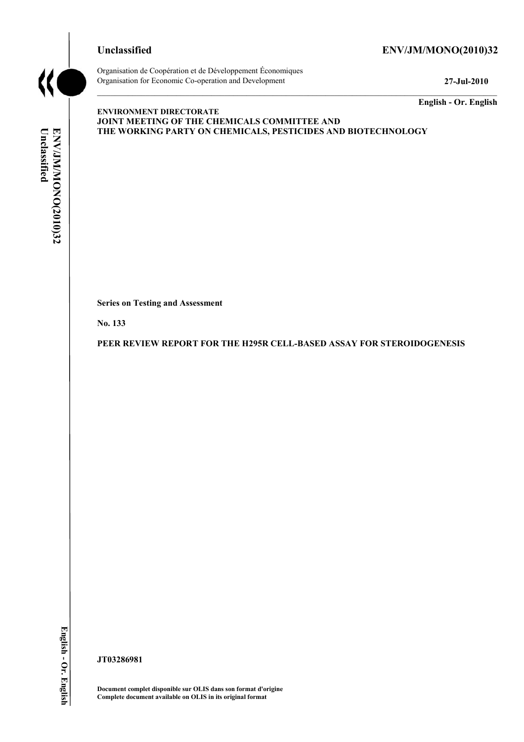**Unclassified** **ENV/JM/MONO(2010)32**

Organisation de Coopération et de Développement Économiques
Organisation for Economic Co-operation and Development **27-Jul-2010**

**English - Or. English**

**ENVIRONMENT DIRECTORATE**
**JOINT MEETING OF THE CHEMICALS COMMITTEE AND**
**THE WORKING PARTY ON CHEMICALS, PESTICIDES AND BIOTECHNOLOGY**

**Series on Testing and Assessment**

**No. 133**

**PEER REVIEW REPORT FOR THE H295R CELL-BASED ASSAY FOR STEROIDOGENESIS**

**JT03286981**

**Document complet disponible sur OLIS dans son format d'origine**
**Complete document available on OLIS in its original format**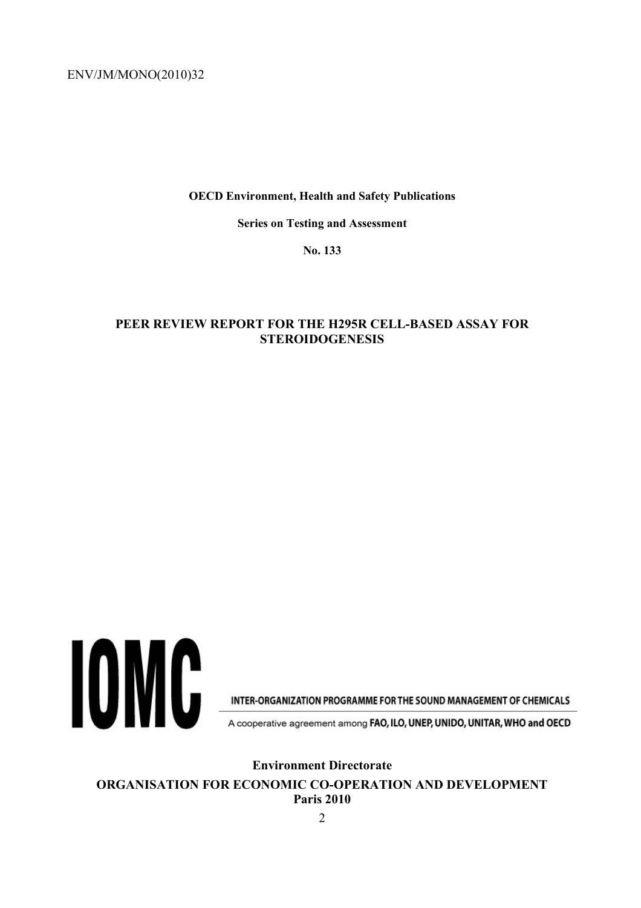ENV/JM/MONO(2010)32

**OECD Environment, Health and Safety Publications**

**Series on Testing and Assessment**

**No. 133**

**PEER REVIEW REPORT FOR THE H295R CELL-BASED ASSAY FOR STEROIDOGENESIS**

**IOMC**

INTER-ORGANIZATION PROGRAMME FOR THE SOUND MANAGEMENT OF CHEMICALS

A cooperative agreement among FAO, ILO, UNEP, UNIDO, UNITAR, WHO and OECD

**Environment Directorate**

**ORGANISATION FOR ECONOMIC CO-OPERATION AND DEVELOPMENT**

**Paris 2010**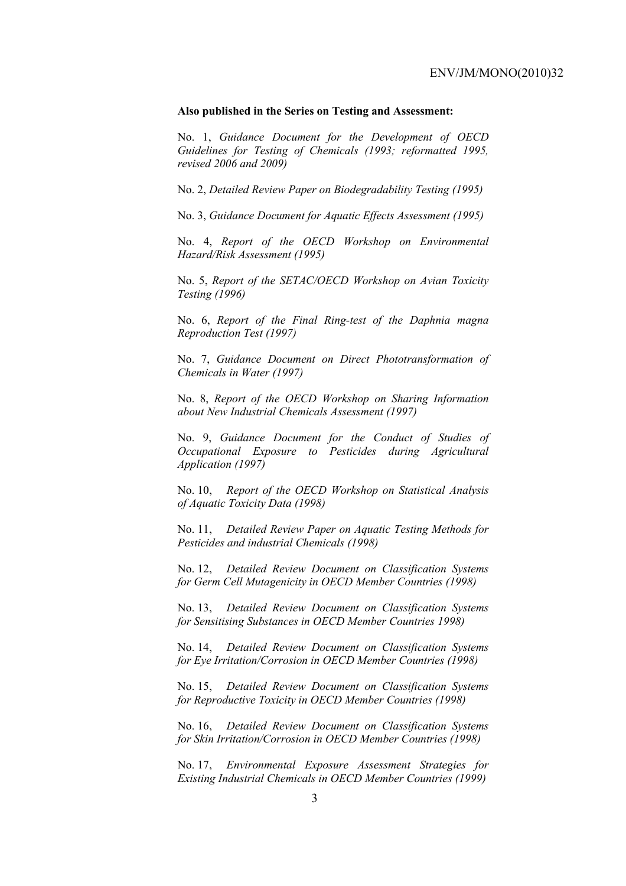**Also published in the Series on Testing and Assessment:**

No. 1, *Guidance Document for the Development of OECD Guidelines for Testing of Chemicals (1993; reformatted 1995, revised 2006 and 2009)*

No. 2, *Detailed Review Paper on Biodegradability Testing (1995)*

No. 3, *Guidance Document for Aquatic Effects Assessment (1995)*

No. 4, *Report of the OECD Workshop on Environmental Hazard/Risk Assessment (1995)*

No. 5, *Report of the SETAC/OECD Workshop on Avian Toxicity Testing (1996)*

No. 6, *Report of the Final Ring-test of the Daphnia magna Reproduction Test (1997)*

No. 7, *Guidance Document on Direct Phototransformation of Chemicals in Water (1997)*

No. 8, *Report of the OECD Workshop on Sharing Information about New Industrial Chemicals Assessment (1997)*

No. 9, *Guidance Document for the Conduct of Studies of Occupational Exposure to Pesticides during Agricultural Application (1997)*

No. 10, *Report of the OECD Workshop on Statistical Analysis of Aquatic Toxicity Data (1998)*

No. 11, *Detailed Review Paper on Aquatic Testing Methods for Pesticides and industrial Chemicals (1998)*

No. 12, *Detailed Review Document on Classification Systems for Germ Cell Mutagenicity in OECD Member Countries (1998)*

No. 13, *Detailed Review Document on Classification Systems for Sensitising Substances in OECD Member Countries 1998)*

No. 14, *Detailed Review Document on Classification Systems for Eye Irritation/Corrosion in OECD Member Countries (1998)*

No. 15, *Detailed Review Document on Classification Systems for Reproductive Toxicity in OECD Member Countries (1998)*

No. 16, *Detailed Review Document on Classification Systems for Skin Irritation/Corrosion in OECD Member Countries (1998)*

No. 17, *Environmental Exposure Assessment Strategies for Existing Industrial Chemicals in OECD Member Countries (1999)*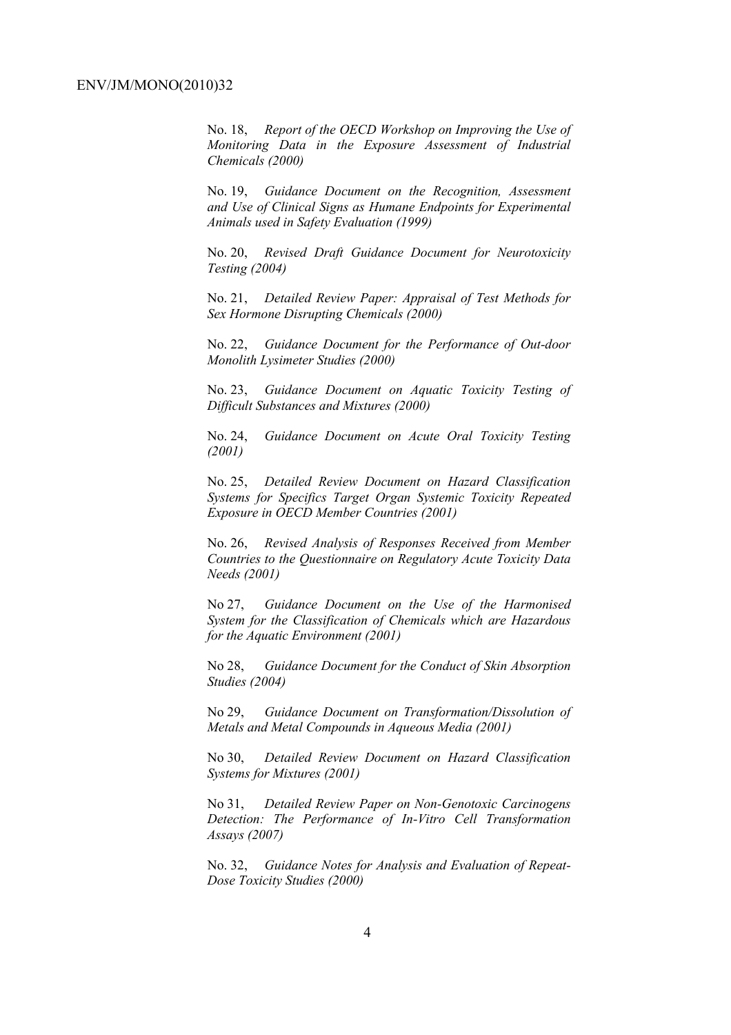No. 18, *Report of the OECD Workshop on Improving the Use of Monitoring Data in the Exposure Assessment of Industrial Chemicals (2000)*

No. 19, *Guidance Document on the Recognition, Assessment and Use of Clinical Signs as Humane Endpoints for Experimental Animals used in Safety Evaluation (1999)*

No. 20, *Revised Draft Guidance Document for Neurotoxicity Testing (2004)*

No. 21, *Detailed Review Paper: Appraisal of Test Methods for Sex Hormone Disrupting Chemicals (2000)*

No. 22, *Guidance Document for the Performance of Out-door Monolith Lysimeter Studies (2000)*

No. 23, *Guidance Document on Aquatic Toxicity Testing of Difficult Substances and Mixtures (2000)*

No. 24, *Guidance Document on Acute Oral Toxicity Testing (2001)*

No. 25, *Detailed Review Document on Hazard Classification Systems for Specifics Target Organ Systemic Toxicity Repeated Exposure in OECD Member Countries (2001)*

No. 26, *Revised Analysis of Responses Received from Member Countries to the Questionnaire on Regulatory Acute Toxicity Data Needs (2001)*

No 27, *Guidance Document on the Use of the Harmonised System for the Classification of Chemicals which are Hazardous for the Aquatic Environment (2001)*

No 28, *Guidance Document for the Conduct of Skin Absorption Studies (2004)*

No 29, *Guidance Document on Transformation/Dissolution of Metals and Metal Compounds in Aqueous Media (2001)*

No 30, *Detailed Review Document on Hazard Classification Systems for Mixtures (2001)*

No 31, *Detailed Review Paper on Non-Genotoxic Carcinogens Detection: The Performance of In-Vitro Cell Transformation Assays (2007)*

No. 32, *Guidance Notes for Analysis and Evaluation of Repeat-Dose Toxicity Studies (2000)*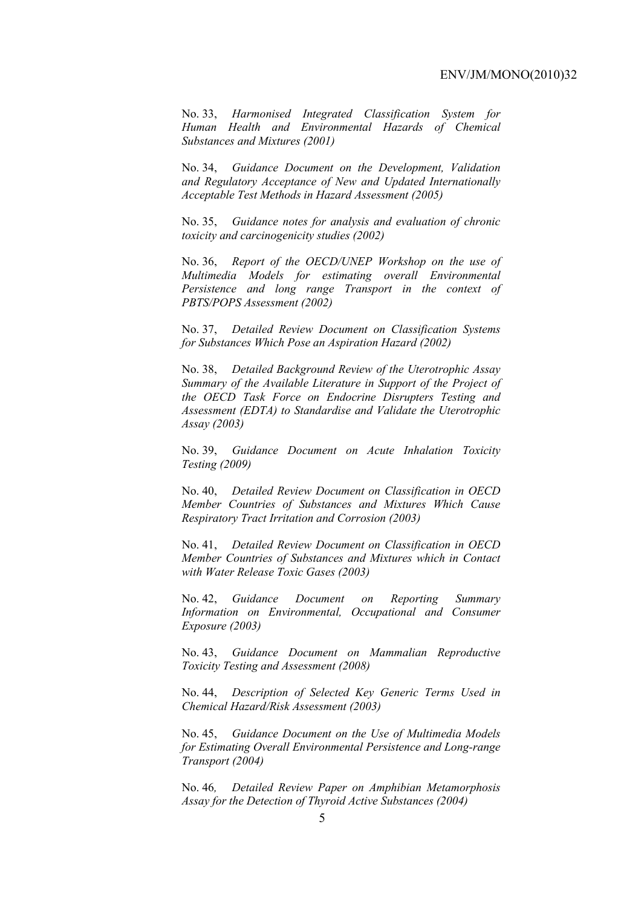No. 33, *Harmonised Integrated Classification System for Human Health and Environmental Hazards of Chemical Substances and Mixtures (2001)*

No. 34, *Guidance Document on the Development, Validation and Regulatory Acceptance of New and Updated Internationally Acceptable Test Methods in Hazard Assessment (2005)*

No. 35, *Guidance notes for analysis and evaluation of chronic toxicity and carcinogenicity studies (2002)*

No. 36, *Report of the OECD/UNEP Workshop on the use of Multimedia Models for estimating overall Environmental Persistence and long range Transport in the context of PBTS/POPS Assessment (2002)*

No. 37, *Detailed Review Document on Classification Systems for Substances Which Pose an Aspiration Hazard (2002)*

No. 38, *Detailed Background Review of the Uterotrophic Assay Summary of the Available Literature in Support of the Project of the OECD Task Force on Endocrine Disrupters Testing and Assessment (EDTA) to Standardise and Validate the Uterotrophic Assay (2003)*

No. 39, *Guidance Document on Acute Inhalation Toxicity Testing (2009)*

No. 40, *Detailed Review Document on Classification in OECD Member Countries of Substances and Mixtures Which Cause Respiratory Tract Irritation and Corrosion (2003)*

No. 41, *Detailed Review Document on Classification in OECD Member Countries of Substances and Mixtures which in Contact with Water Release Toxic Gases (2003)*

No. 42, *Guidance Document on Reporting Summary Information on Environmental, Occupational and Consumer Exposure (2003)*

No. 43, *Guidance Document on Mammalian Reproductive Toxicity Testing and Assessment (2008)*

No. 44, *Description of Selected Key Generic Terms Used in Chemical Hazard/Risk Assessment (2003)*

No. 45, *Guidance Document on the Use of Multimedia Models for Estimating Overall Environmental Persistence and Long-range Transport (2004)*

No. 46*, Detailed Review Paper on Amphibian Metamorphosis Assay for the Detection of Thyroid Active Substances (2004)*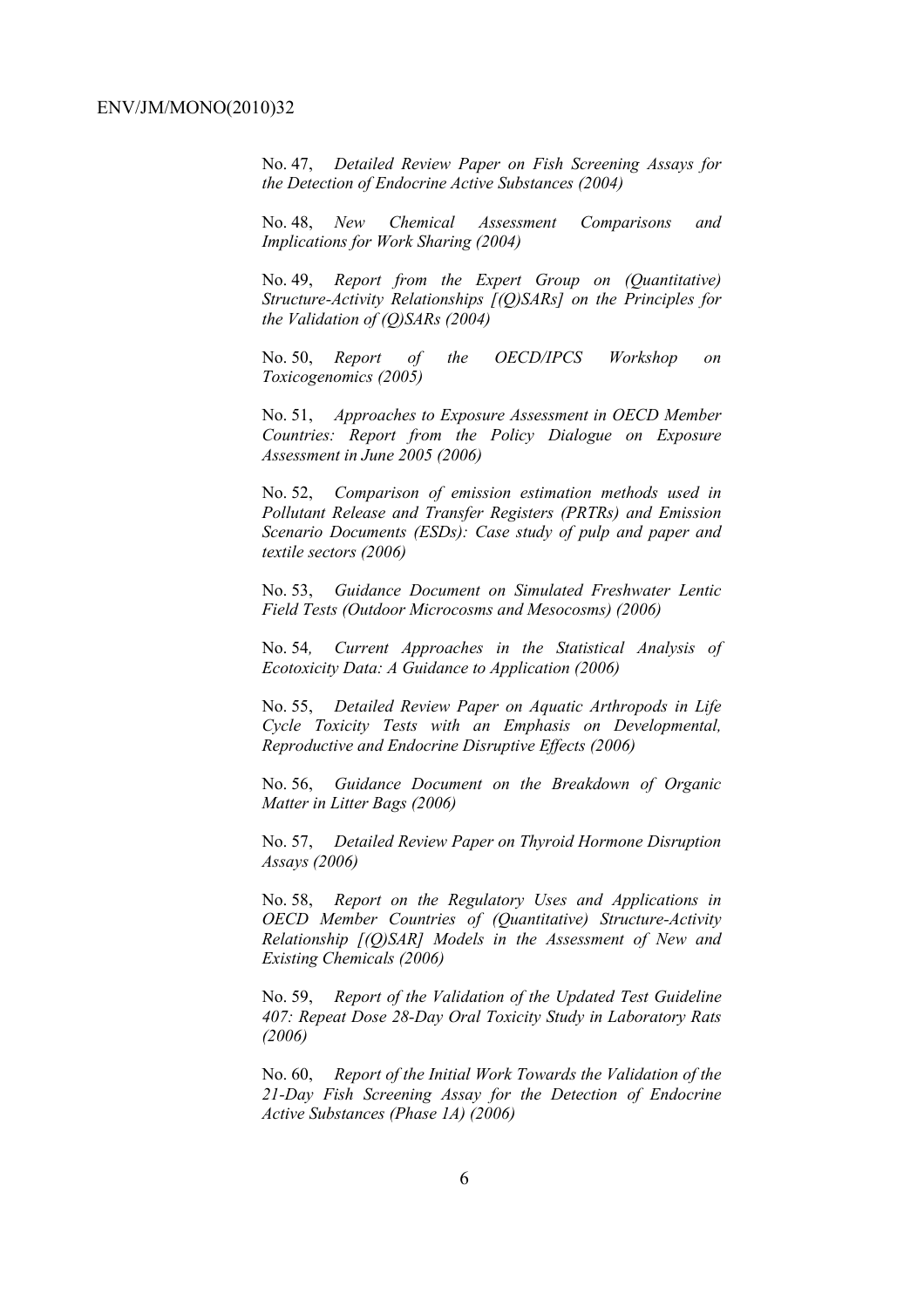No. 47, *Detailed Review Paper on Fish Screening Assays for the Detection of Endocrine Active Substances (2004)*

No. 48, *New Chemical Assessment Comparisons and Implications for Work Sharing (2004)*

No. 49, *Report from the Expert Group on (Quantitative) Structure-Activity Relationships [(Q)SARs] on the Principles for the Validation of (Q)SARs (2004)*

No. 50, *Report of the OECD/IPCS Workshop on Toxicogenomics (2005)*

No. 51, *Approaches to Exposure Assessment in OECD Member Countries: Report from the Policy Dialogue on Exposure Assessment in June 2005 (2006)*

No. 52, *Comparison of emission estimation methods used in Pollutant Release and Transfer Registers (PRTRs) and Emission Scenario Documents (ESDs): Case study of pulp and paper and textile sectors (2006)*

No. 53, *Guidance Document on Simulated Freshwater Lentic Field Tests (Outdoor Microcosms and Mesocosms) (2006)*

No. 54*, Current Approaches in the Statistical Analysis of Ecotoxicity Data: A Guidance to Application (2006)*

No. 55, *Detailed Review Paper on Aquatic Arthropods in Life Cycle Toxicity Tests with an Emphasis on Developmental, Reproductive and Endocrine Disruptive Effects (2006)*

No. 56, *Guidance Document on the Breakdown of Organic Matter in Litter Bags (2006)*

No. 57, *Detailed Review Paper on Thyroid Hormone Disruption Assays (2006)*

No. 58, *Report on the Regulatory Uses and Applications in OECD Member Countries of (Quantitative) Structure-Activity Relationship [(Q)SAR] Models in the Assessment of New and Existing Chemicals (2006)*

No. 59, *Report of the Validation of the Updated Test Guideline 407: Repeat Dose 28-Day Oral Toxicity Study in Laboratory Rats (2006)*

No. 60, *Report of the Initial Work Towards the Validation of the 21-Day Fish Screening Assay for the Detection of Endocrine Active Substances (Phase 1A) (2006)*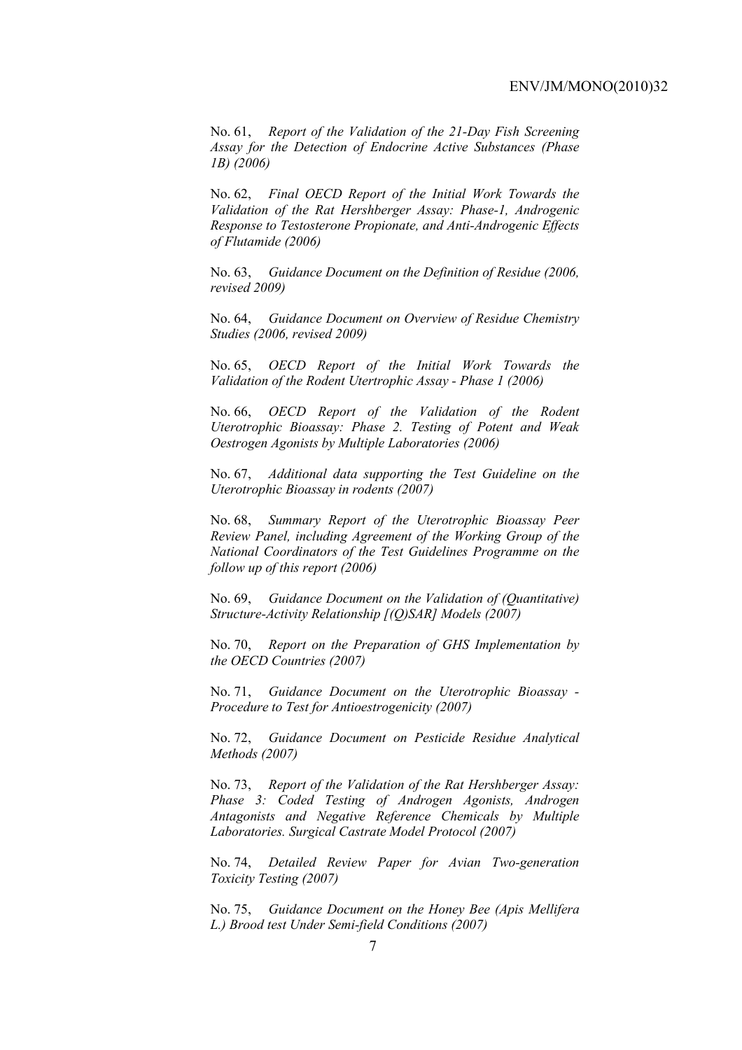No. 61, *Report of the Validation of the 21-Day Fish Screening Assay for the Detection of Endocrine Active Substances (Phase 1B) (2006)*

No. 62, *Final OECD Report of the Initial Work Towards the Validation of the Rat Hershberger Assay: Phase-1, Androgenic Response to Testosterone Propionate, and Anti-Androgenic Effects of Flutamide (2006)*

No. 63, *Guidance Document on the Definition of Residue (2006, revised 2009)*

No. 64, *Guidance Document on Overview of Residue Chemistry Studies (2006, revised 2009)*

No. 65, *OECD Report of the Initial Work Towards the Validation of the Rodent Utertrophic Assay - Phase 1 (2006)*

No. 66, *OECD Report of the Validation of the Rodent Uterotrophic Bioassay: Phase 2. Testing of Potent and Weak Oestrogen Agonists by Multiple Laboratories (2006)*

No. 67, *Additional data supporting the Test Guideline on the Uterotrophic Bioassay in rodents (2007)*

No. 68, *Summary Report of the Uterotrophic Bioassay Peer Review Panel, including Agreement of the Working Group of the National Coordinators of the Test Guidelines Programme on the follow up of this report (2006)*

No. 69, *Guidance Document on the Validation of (Quantitative) Structure-Activity Relationship [(Q)SAR] Models (2007)*

No. 70, *Report on the Preparation of GHS Implementation by the OECD Countries (2007)*

No. 71, *Guidance Document on the Uterotrophic Bioassay - Procedure to Test for Antioestrogenicity (2007)*

No. 72, *Guidance Document on Pesticide Residue Analytical Methods (2007)*

No. 73, *Report of the Validation of the Rat Hershberger Assay: Phase 3: Coded Testing of Androgen Agonists, Androgen Antagonists and Negative Reference Chemicals by Multiple Laboratories. Surgical Castrate Model Protocol (2007)*

No. 74, *Detailed Review Paper for Avian Two-generation Toxicity Testing (2007)*

No. 75, *Guidance Document on the Honey Bee (Apis Mellifera L.) Brood test Under Semi-field Conditions (2007)*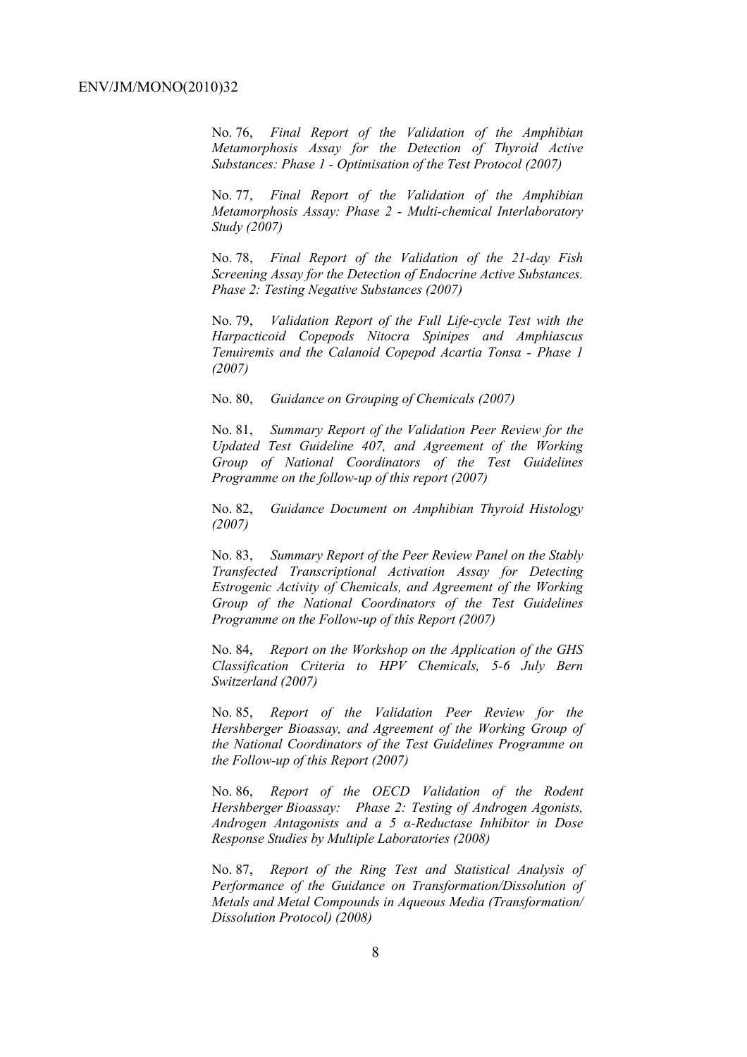No. 76, *Final Report of the Validation of the Amphibian Metamorphosis Assay for the Detection of Thyroid Active Substances: Phase 1 - Optimisation of the Test Protocol (2007)*

No. 77, *Final Report of the Validation of the Amphibian Metamorphosis Assay: Phase 2 - Multi-chemical Interlaboratory Study (2007)*

No. 78, *Final Report of the Validation of the 21-day Fish Screening Assay for the Detection of Endocrine Active Substances. Phase 2: Testing Negative Substances (2007)*

No. 79, *Validation Report of the Full Life-cycle Test with the Harpacticoid Copepods Nitocra Spinipes and Amphiascus Tenuiremis and the Calanoid Copepod Acartia Tonsa - Phase 1 (2007)*

No. 80, *Guidance on Grouping of Chemicals (2007)*

No. 81, *Summary Report of the Validation Peer Review for the Updated Test Guideline 407, and Agreement of the Working Group of National Coordinators of the Test Guidelines Programme on the follow-up of this report (2007)*

No. 82, *Guidance Document on Amphibian Thyroid Histology (2007)*

No. 83, *Summary Report of the Peer Review Panel on the Stably Transfected Transcriptional Activation Assay for Detecting Estrogenic Activity of Chemicals, and Agreement of the Working Group of the National Coordinators of the Test Guidelines Programme on the Follow-up of this Report (2007)*

No. 84, *Report on the Workshop on the Application of the GHS Classification Criteria to HPV Chemicals, 5-6 July Bern Switzerland (2007)*

No. 85, *Report of the Validation Peer Review for the Hershberger Bioassay, and Agreement of the Working Group of the National Coordinators of the Test Guidelines Programme on the Follow-up of this Report (2007)*

No. 86, *Report of the OECD Validation of the Rodent Hershberger Bioassay: Phase 2: Testing of Androgen Agonists, Androgen Antagonists and a 5 α-Reductase Inhibitor in Dose Response Studies by Multiple Laboratories (2008)*

No. 87, *Report of the Ring Test and Statistical Analysis of Performance of the Guidance on Transformation/Dissolution of Metals and Metal Compounds in Aqueous Media (Transformation/ Dissolution Protocol) (2008)*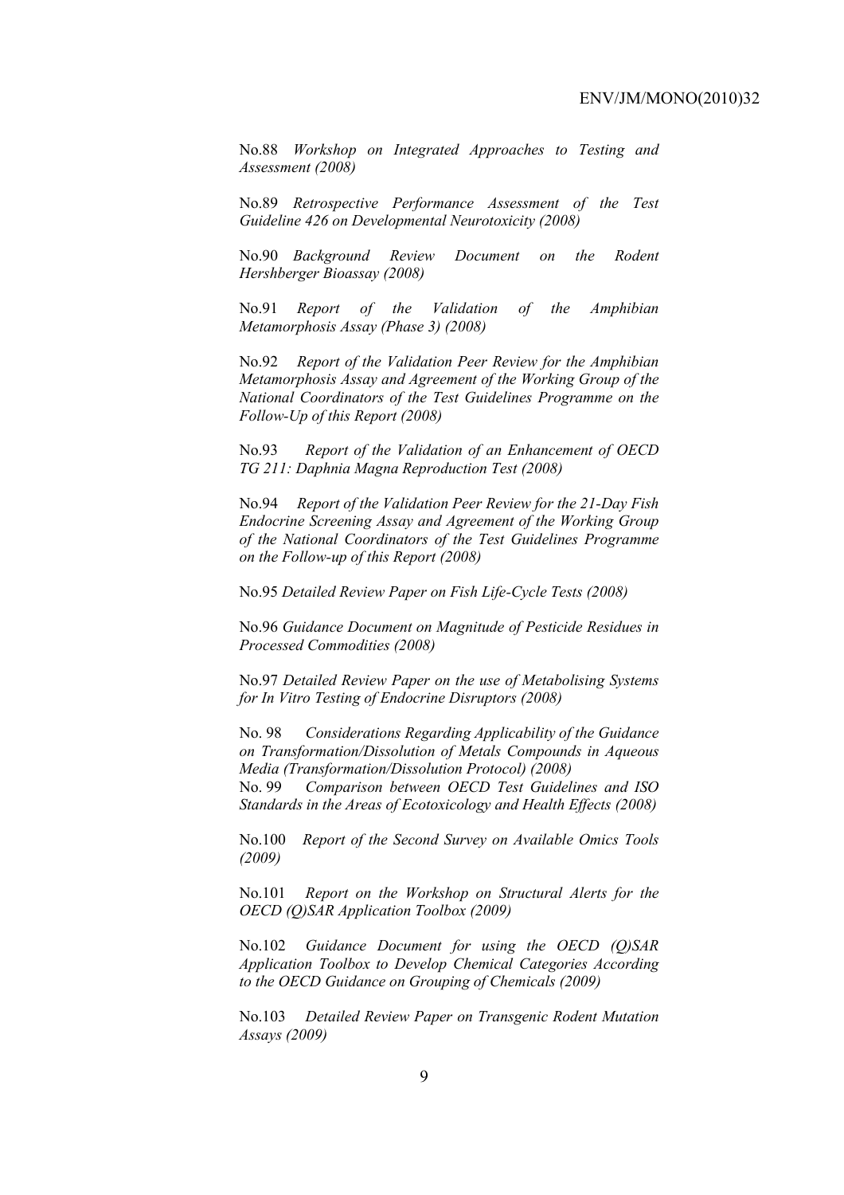No.88 *Workshop on Integrated Approaches to Testing and Assessment (2008)*

No.89 *Retrospective Performance Assessment of the Test Guideline 426 on Developmental Neurotoxicity (2008)*

No.90 *Background Review Document on the Rodent Hershberger Bioassay (2008)*

No.91 *Report of the Validation of the Amphibian Metamorphosis Assay (Phase 3) (2008)*

No.92 *Report of the Validation Peer Review for the Amphibian Metamorphosis Assay and Agreement of the Working Group of the National Coordinators of the Test Guidelines Programme on the Follow-Up of this Report (2008)*

No.93 *Report of the Validation of an Enhancement of OECD TG 211: Daphnia Magna Reproduction Test (2008)*

No.94 *Report of the Validation Peer Review for the 21-Day Fish Endocrine Screening Assay and Agreement of the Working Group of the National Coordinators of the Test Guidelines Programme on the Follow-up of this Report (2008)*

No.95 *Detailed Review Paper on Fish Life-Cycle Tests (2008)*

No.96 *Guidance Document on Magnitude of Pesticide Residues in Processed Commodities (2008)*

No.97 *Detailed Review Paper on the use of Metabolising Systems for In Vitro Testing of Endocrine Disruptors (2008)*

No. 98 *Considerations Regarding Applicability of the Guidance on Transformation/Dissolution of Metals Compounds in Aqueous Media (Transformation/Dissolution Protocol) (2008)*

No. 99 *Comparison between OECD Test Guidelines and ISO Standards in the Areas of Ecotoxicology and Health Effects (2008)*

No.100 *Report of the Second Survey on Available Omics Tools (2009)*

No.101 *Report on the Workshop on Structural Alerts for the OECD (Q)SAR Application Toolbox (2009)*

No.102 *Guidance Document for using the OECD (Q)SAR Application Toolbox to Develop Chemical Categories According to the OECD Guidance on Grouping of Chemicals (2009)*

No.103 *Detailed Review Paper on Transgenic Rodent Mutation Assays (2009)*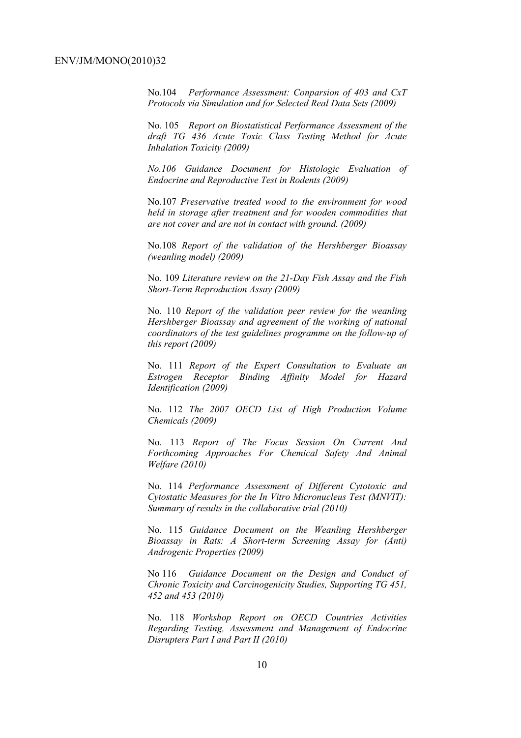No.104 *Performance Assessment: Conparsion of 403 and CxT Protocols via Simulation and for Selected Real Data Sets (2009)*

No. 105 *Report on Biostatistical Performance Assessment of the draft TG 436 Acute Toxic Class Testing Method for Acute Inhalation Toxicity (2009)*

*No.106 Guidance Document for Histologic Evaluation of Endocrine and Reproductive Test in Rodents (2009)*

No.107 *Preservative treated wood to the environment for wood held in storage after treatment and for wooden commodities that are not cover and are not in contact with ground. (2009)*

No.108 *Report of the validation of the Hershberger Bioassay (weanling model) (2009)*

No. 109 *Literature review on the 21-Day Fish Assay and the Fish Short-Term Reproduction Assay (2009)*

No. 110 *Report of the validation peer review for the weanling Hershberger Bioassay and agreement of the working of national coordinators of the test guidelines programme on the follow-up of this report (2009)*

No. 111 *Report of the Expert Consultation to Evaluate an Estrogen Receptor Binding Affinity Model for Hazard Identification (2009)*

No. 112 *The 2007 OECD List of High Production Volume Chemicals (2009)*

No. 113 *Report of The Focus Session On Current And Forthcoming Approaches For Chemical Safety And Animal Welfare (2010)*

No. 114 *Performance Assessment of Different Cytotoxic and Cytostatic Measures for the In Vitro Micronucleus Test (MNVIT): Summary of results in the collaborative trial (2010)*

No. 115 *Guidance Document on the Weanling Hershberger Bioassay in Rats: A Short-term Screening Assay for (Anti) Androgenic Properties (2009)*

No 116 *Guidance Document on the Design and Conduct of Chronic Toxicity and Carcinogenicity Studies, Supporting TG 451, 452 and 453 (2010)*

No. 118 *Workshop Report on OECD Countries Activities Regarding Testing, Assessment and Management of Endocrine Disrupters Part I and Part II (2010)*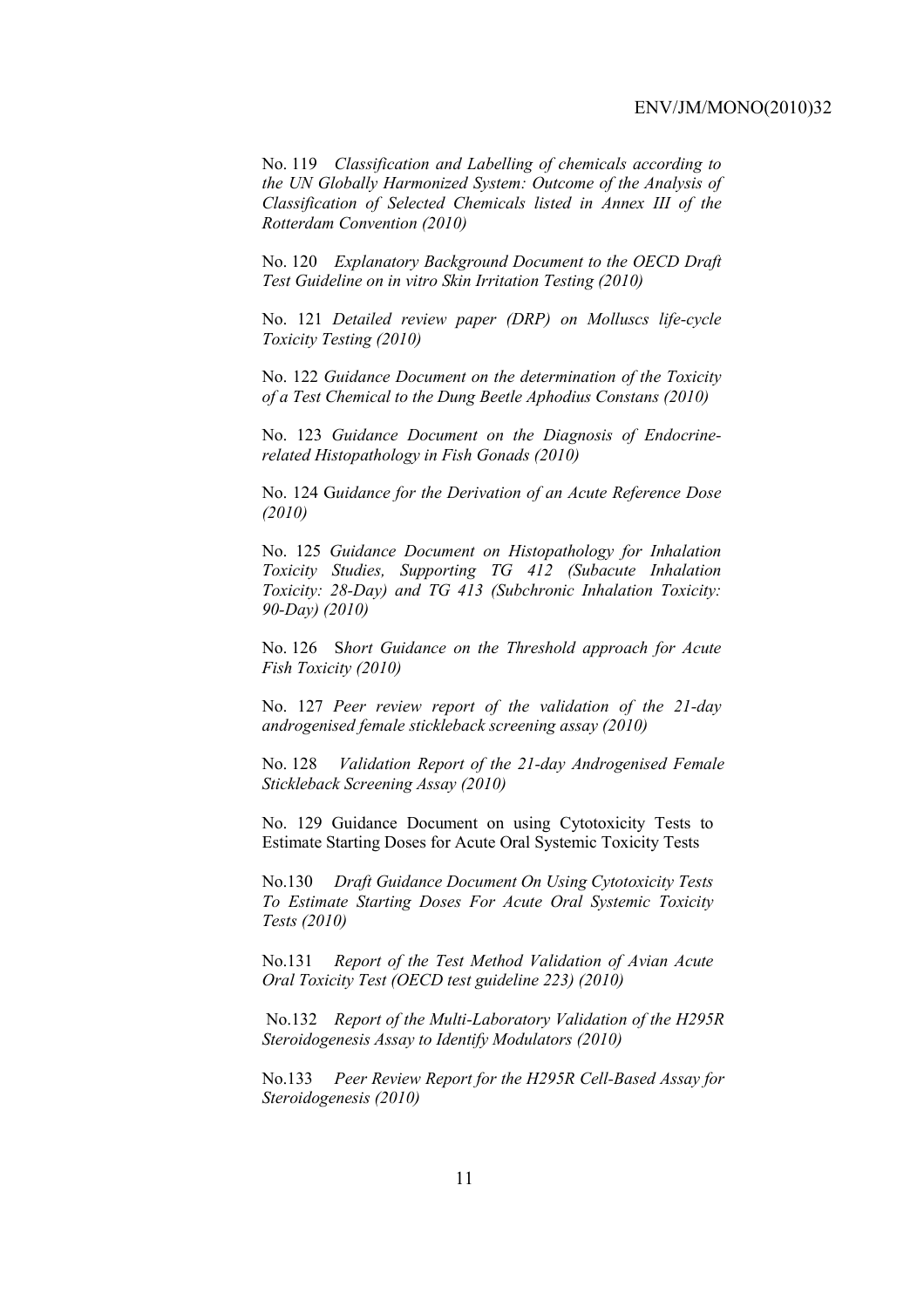No. 119 *Classification and Labelling of chemicals according to the UN Globally Harmonized System: Outcome of the Analysis of Classification of Selected Chemicals listed in Annex III of the Rotterdam Convention (2010)*

No. 120 *Explanatory Background Document to the OECD Draft Test Guideline on in vitro Skin Irritation Testing (2010)*

No. 121 *Detailed review paper (DRP) on Molluscs life-cycle Toxicity Testing (2010)*

No. 122 *Guidance Document on the determination of the Toxicity of a Test Chemical to the Dung Beetle Aphodius Constans (2010)*

No. 123 *Guidance Document on the Diagnosis of Endocrine-related Histopathology in Fish Gonads (2010)*

No. 124 G*uidance for the Derivation of an Acute Reference Dose (2010)*

No. 125 *Guidance Document on Histopathology for Inhalation Toxicity Studies, Supporting TG 412 (Subacute Inhalation Toxicity: 28-Day) and TG 413 (Subchronic Inhalation Toxicity: 90-Day) (2010)*

No. 126 S*hort Guidance on the Threshold approach for Acute Fish Toxicity (2010)*

No. 127 *Peer review report of the validation of the 21-day androgenised female stickleback screening assay (2010)*

No. 128 *Validation Report of the 21-day Androgenised Female Stickleback Screening Assay (2010)*

No. 129 Guidance Document on using Cytotoxicity Tests to Estimate Starting Doses for Acute Oral Systemic Toxicity Tests

No.130 *Draft Guidance Document On Using Cytotoxicity Tests To Estimate Starting Doses For Acute Oral Systemic Toxicity Tests (2010)*

No.131 *Report of the Test Method Validation of Avian Acute Oral Toxicity Test (OECD test guideline 223) (2010)*

No.132 *Report of the Multi-Laboratory Validation of the H295R Steroidogenesis Assay to Identify Modulators (2010)*

No.133 *Peer Review Report for the H295R Cell-Based Assay for Steroidogenesis (2010)*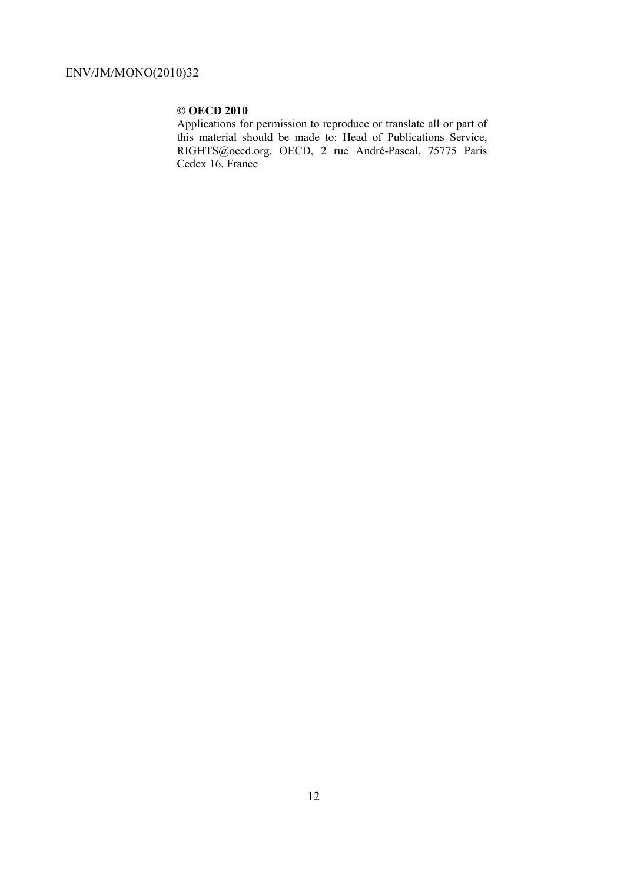**© OECD 2010**

Applications for permission to reproduce or translate all or part of this material should be made to: Head of Publications Service, RIGHTS@oecd.org, OECD, 2 rue André-Pascal, 75775 Paris Cedex 16, France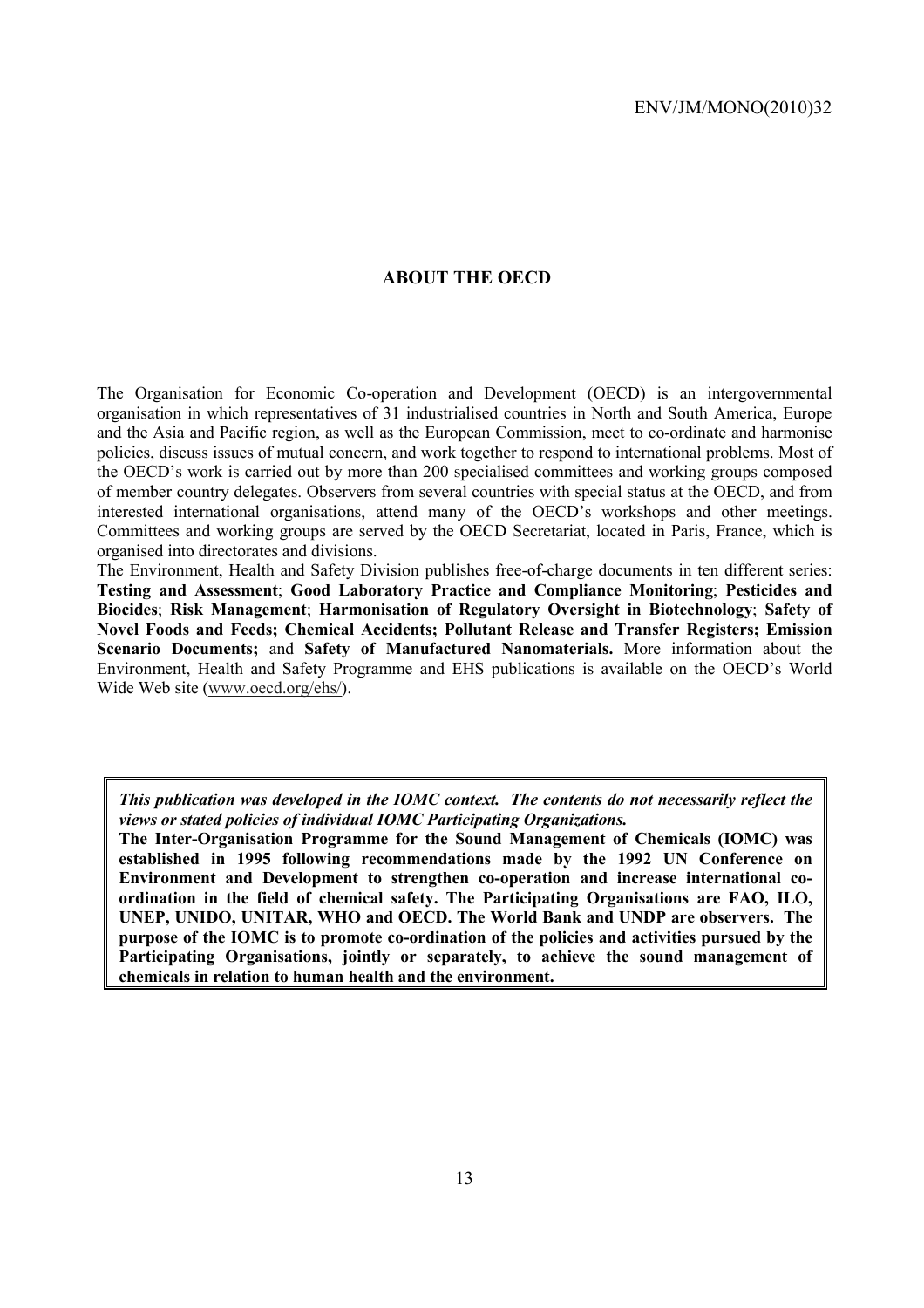## ABOUT THE OECD

The Organisation for Economic Co-operation and Development (OECD) is an intergovernmental organisation in which representatives of 31 industrialised countries in North and South America, Europe and the Asia and Pacific region, as well as the European Commission, meet to co-ordinate and harmonise policies, discuss issues of mutual concern, and work together to respond to international problems. Most of the OECD's work is carried out by more than 200 specialised committees and working groups composed of member country delegates. Observers from several countries with special status at the OECD, and from interested international organisations, attend many of the OECD's workshops and other meetings. Committees and working groups are served by the OECD Secretariat, located in Paris, France, which is organised into directorates and divisions.

The Environment, Health and Safety Division publishes free-of-charge documents in ten different series: **Testing and Assessment**; **Good Laboratory Practice and Compliance Monitoring**; **Pesticides and Biocides**; **Risk Management**; **Harmonisation of Regulatory Oversight in Biotechnology**; **Safety of Novel Foods and Feeds; Chemical Accidents; Pollutant Release and Transfer Registers; Emission Scenario Documents;** and **Safety of Manufactured Nanomaterials.** More information about the Environment, Health and Safety Programme and EHS publications is available on the OECD's World Wide Web site (www.oecd.org/ehs/).

***This publication was developed in the IOMC context. The contents do not necessarily reflect the views or stated policies of individual IOMC Participating Organizations.***

**The Inter-Organisation Programme for the Sound Management of Chemicals (IOMC) was established in 1995 following recommendations made by the 1992 UN Conference on Environment and Development to strengthen co-operation and increase international co-ordination in the field of chemical safety. The Participating Organisations are FAO, ILO, UNEP, UNIDO, UNITAR, WHO and OECD. The World Bank and UNDP are observers. The purpose of the IOMC is to promote co-ordination of the policies and activities pursued by the Participating Organisations, jointly or separately, to achieve the sound management of chemicals in relation to human health and the environment.**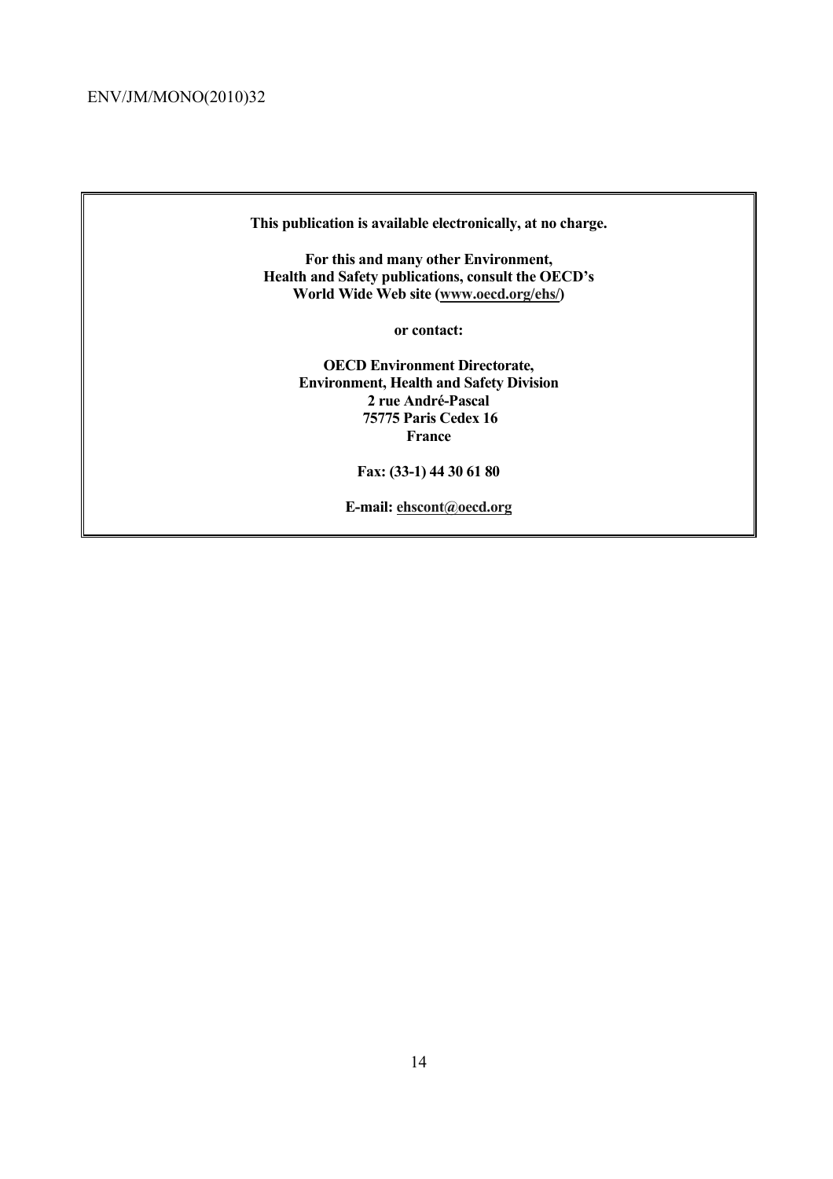**This publication is available electronically, at no charge.**

**For this and many other Environment, Health and Safety publications, consult the OECD's World Wide Web site (www.oecd.org/ehs/)**

**or contact:**

**OECD Environment Directorate,**
**Environment, Health and Safety Division**
**2 rue André-Pascal**
**75775 Paris Cedex 16**
**France**

**Fax: (33-1) 44 30 61 80**

**E-mail: ehscont@oecd.org**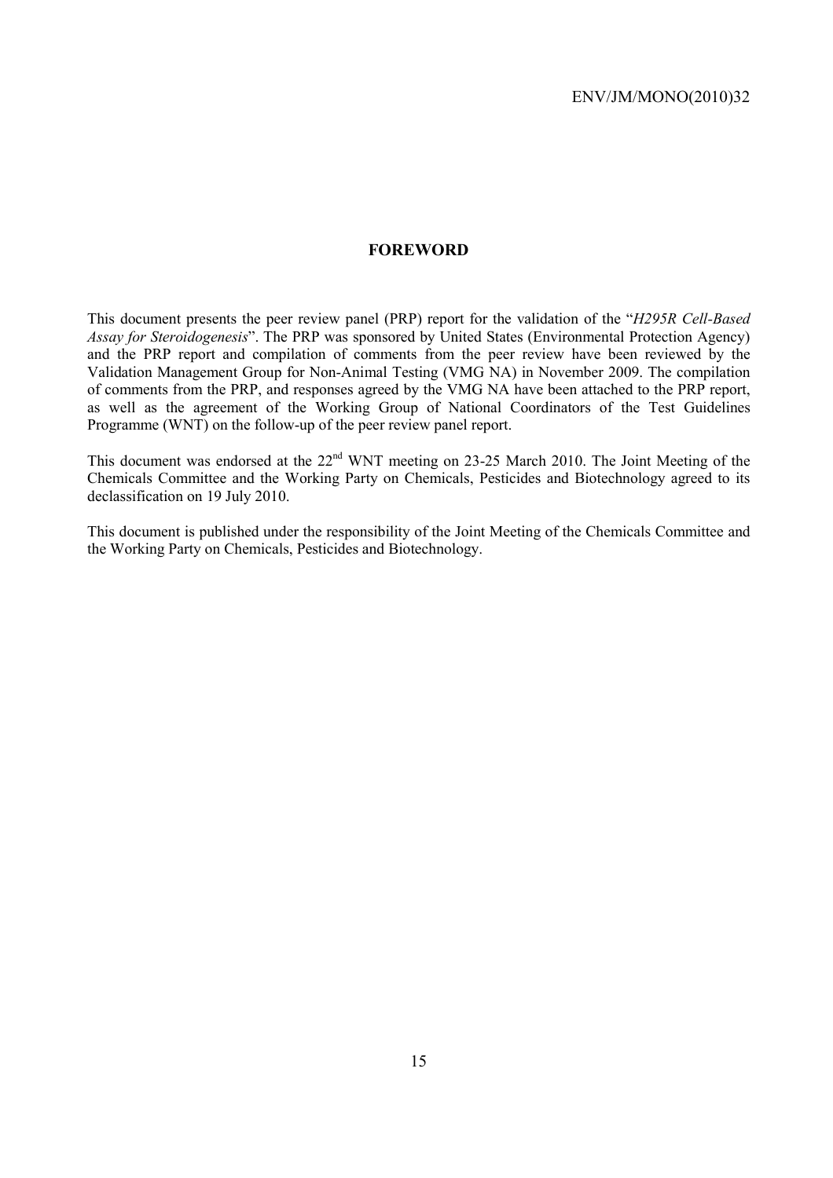# FOREWORD

This document presents the peer review panel (PRP) report for the validation of the "*H295R Cell-Based Assay for Steroidogenesis*". The PRP was sponsored by United States (Environmental Protection Agency) and the PRP report and compilation of comments from the peer review have been reviewed by the Validation Management Group for Non-Animal Testing (VMG NA) in November 2009. The compilation of comments from the PRP, and responses agreed by the VMG NA have been attached to the PRP report, as well as the agreement of the Working Group of National Coordinators of the Test Guidelines Programme (WNT) on the follow-up of the peer review panel report.

This document was endorsed at the 22nd WNT meeting on 23-25 March 2010. The Joint Meeting of the Chemicals Committee and the Working Party on Chemicals, Pesticides and Biotechnology agreed to its declassification on 19 July 2010.

This document is published under the responsibility of the Joint Meeting of the Chemicals Committee and the Working Party on Chemicals, Pesticides and Biotechnology.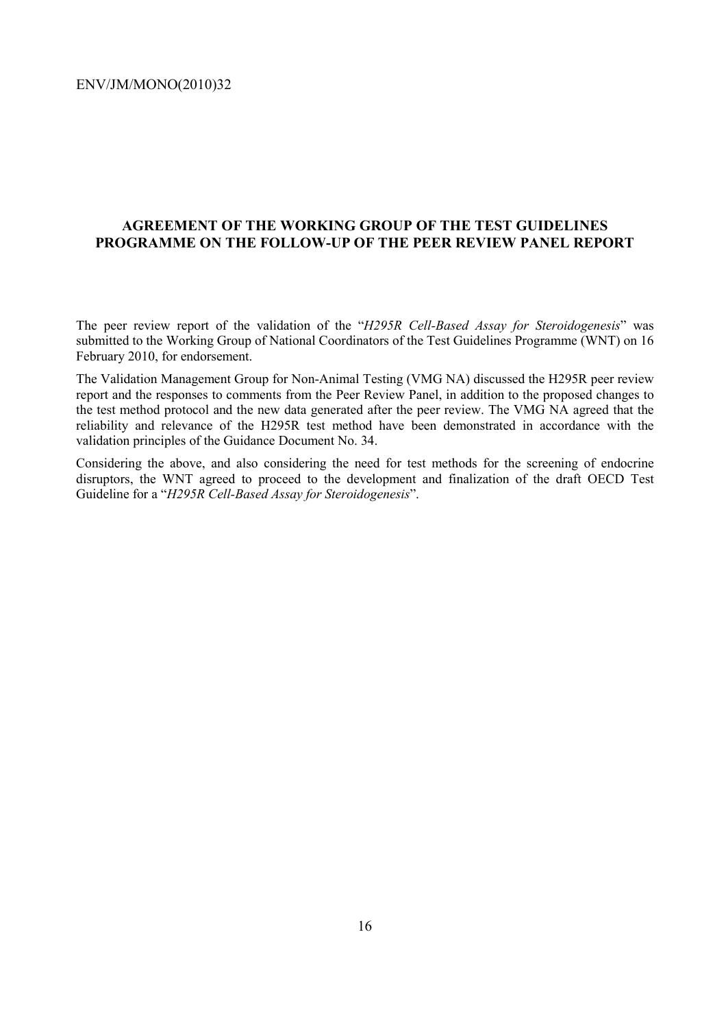## AGREEMENT OF THE WORKING GROUP OF THE TEST GUIDELINES PROGRAMME ON THE FOLLOW-UP OF THE PEER REVIEW PANEL REPORT

The peer review report of the validation of the "*H295R Cell-Based Assay for Steroidogenesis*" was submitted to the Working Group of National Coordinators of the Test Guidelines Programme (WNT) on 16 February 2010, for endorsement.

The Validation Management Group for Non-Animal Testing (VMG NA) discussed the H295R peer review report and the responses to comments from the Peer Review Panel, in addition to the proposed changes to the test method protocol and the new data generated after the peer review. The VMG NA agreed that the reliability and relevance of the H295R test method have been demonstrated in accordance with the validation principles of the Guidance Document No. 34.

Considering the above, and also considering the need for test methods for the screening of endocrine disruptors, the WNT agreed to proceed to the development and finalization of the draft OECD Test Guideline for a "*H295R Cell-Based Assay for Steroidogenesis*".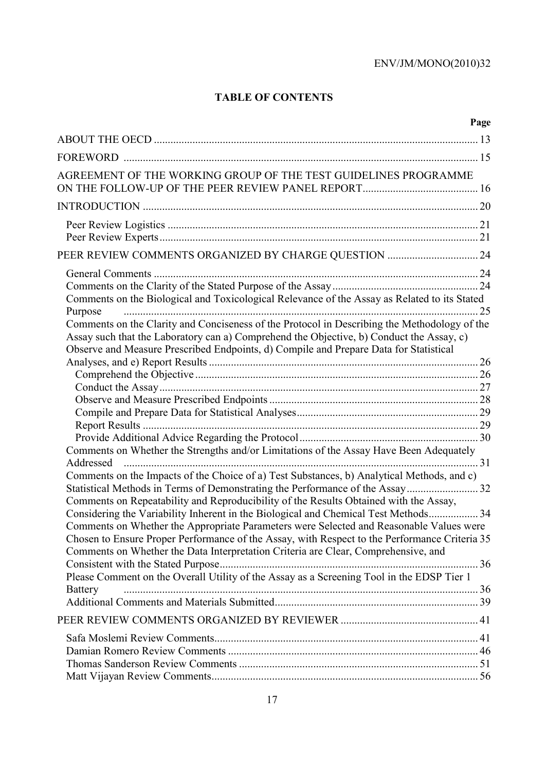# TABLE OF CONTENTS

| | Page |
|---|---|
| ABOUT THE OECD | 13 |
| FOREWORD | 15 |
| AGREEMENT OF THE WORKING GROUP OF THE TEST GUIDELINES PROGRAMME ON THE FOLLOW-UP OF THE PEER REVIEW PANEL REPORT | 16 |
| INTRODUCTION | 20 |
| Peer Review Logistics | 21 |
| Peer Review Experts | 21 |
| PEER REVIEW COMMENTS ORGANIZED BY CHARGE QUESTION | 24 |
| General Comments | 24 |
| Comments on the Clarity of the Stated Purpose of the Assay | 24 |
| Comments on the Biological and Toxicological Relevance of the Assay as Related to its Stated Purpose | 25 |
| Comments on the Clarity and Conciseness of the Protocol in Describing the Methodology of the Assay such that the Laboratory can a) Comprehend the Objective, b) Conduct the Assay, c) Observe and Measure Prescribed Endpoints, d) Compile and Prepare Data for Statistical Analyses, and e) Report Results | 26 |
| Comprehend the Objective | 26 |
| Conduct the Assay | 27 |
| Observe and Measure Prescribed Endpoints | 28 |
| Compile and Prepare Data for Statistical Analyses | 29 |
| Report Results | 29 |
| Provide Additional Advice Regarding the Protocol | 30 |
| Comments on Whether the Strengths and/or Limitations of the Assay Have Been Adequately Addressed | 31 |
| Comments on the Impacts of the Choice of a) Test Substances, b) Analytical Methods, and c) Statistical Methods in Terms of Demonstrating the Performance of the Assay | 32 |
| Comments on Repeatability and Reproducibility of the Results Obtained with the Assay, Considering the Variability Inherent in the Biological and Chemical Test Methods | 34 |
| Comments on Whether the Appropriate Parameters were Selected and Reasonable Values were Chosen to Ensure Proper Performance of the Assay, with Respect to the Performance Criteria | 35 |
| Comments on Whether the Data Interpretation Criteria are Clear, Comprehensive, and Consistent with the Stated Purpose | 36 |
| Please Comment on the Overall Utility of the Assay as a Screening Tool in the EDSP Tier 1 Battery | 36 |
| Additional Comments and Materials Submitted | 39 |
| PEER REVIEW COMMENTS ORGANIZED BY REVIEWER | 41 |
| Safa Moslemi Review Comments | 41 |
| Damian Romero Review Comments | 46 |
| Thomas Sanderson Review Comments | 51 |
| Matt Vijayan Review Comments | 56 |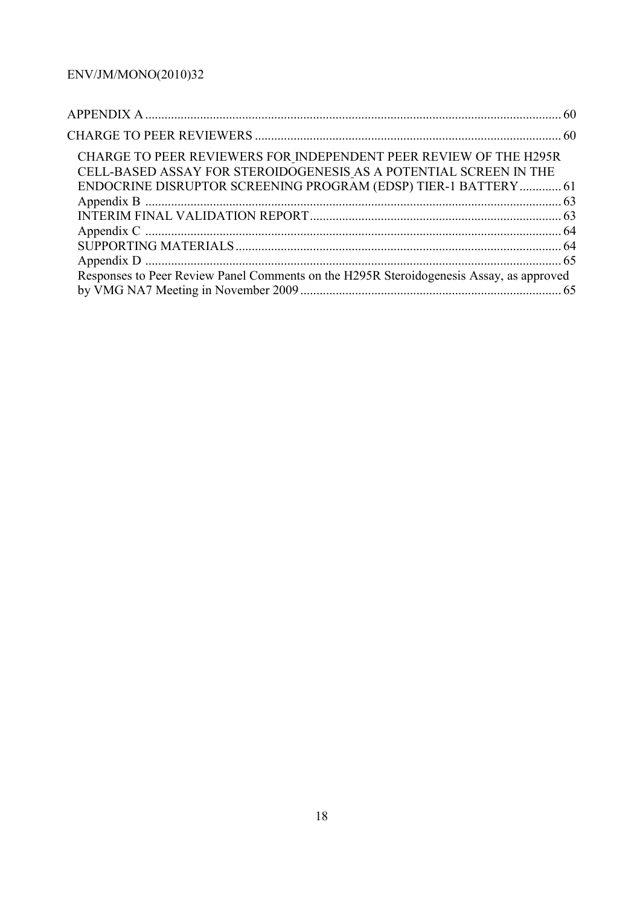APPENDIX A ........................................................................................................................................ 60

CHARGE TO PEER REVIEWERS ...................................................................................................... 60

CHARGE TO PEER REVIEWERS FOR INDEPENDENT PEER REVIEW OF THE H295R CELL-BASED ASSAY FOR STEROIDOGENESIS AS A POTENTIAL SCREEN IN THE ENDOCRINE DISRUPTOR SCREENING PROGRAM (EDSP) TIER-1 BATTERY ............. 61

Appendix B ........................................................................................................................................ 63

INTERIM FINAL VALIDATION REPORT .................................................................................... 63

Appendix C ........................................................................................................................................ 64

SUPPORTING MATERIALS ............................................................................................................ 64

Appendix D ........................................................................................................................................ 65

Responses to Peer Review Panel Comments on the H295R Steroidogenesis Assay, as approved by VMG NA7 Meeting in November 2009 ............................................................................... 65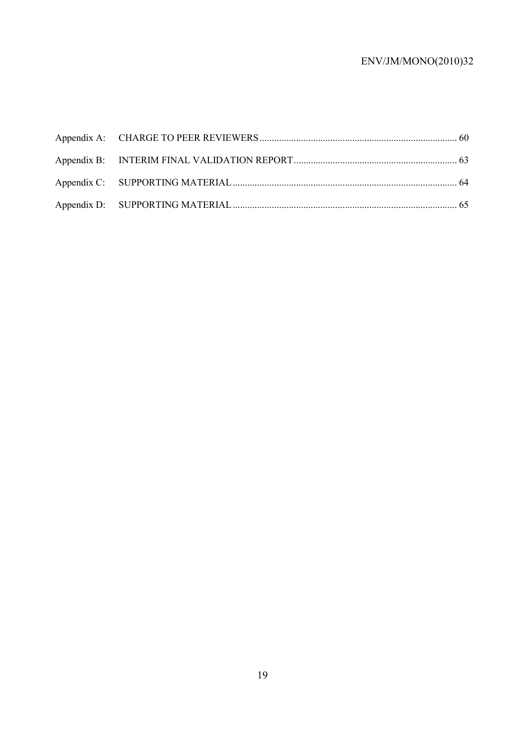Appendix A: CHARGE TO PEER REVIEWERS ............................................................................... 60

Appendix B: INTERIM FINAL VALIDATION REPORT ................................................................. 63

Appendix C: SUPPORTING MATERIAL ......................................................................................... 64

Appendix D: SUPPORTING MATERIAL ......................................................................................... 65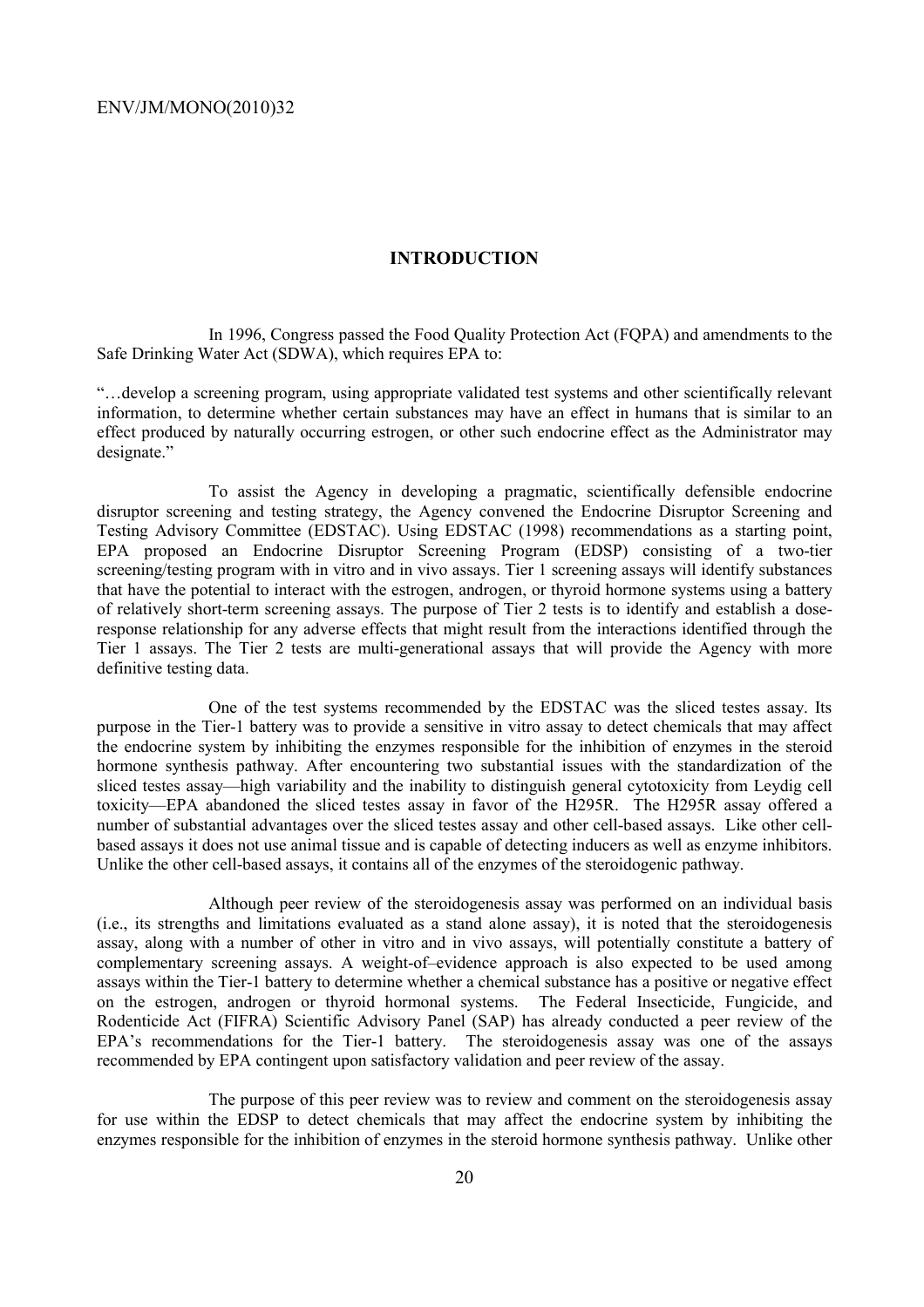## INTRODUCTION

In 1996, Congress passed the Food Quality Protection Act (FQPA) and amendments to the Safe Drinking Water Act (SDWA), which requires EPA to:

"…develop a screening program, using appropriate validated test systems and other scientifically relevant information, to determine whether certain substances may have an effect in humans that is similar to an effect produced by naturally occurring estrogen, or other such endocrine effect as the Administrator may designate."

To assist the Agency in developing a pragmatic, scientifically defensible endocrine disruptor screening and testing strategy, the Agency convened the Endocrine Disruptor Screening and Testing Advisory Committee (EDSTAC). Using EDSTAC (1998) recommendations as a starting point, EPA proposed an Endocrine Disruptor Screening Program (EDSP) consisting of a two-tier screening/testing program with in vitro and in vivo assays. Tier 1 screening assays will identify substances that have the potential to interact with the estrogen, androgen, or thyroid hormone systems using a battery of relatively short-term screening assays. The purpose of Tier 2 tests is to identify and establish a dose-response relationship for any adverse effects that might result from the interactions identified through the Tier 1 assays. The Tier 2 tests are multi-generational assays that will provide the Agency with more definitive testing data.

One of the test systems recommended by the EDSTAC was the sliced testes assay. Its purpose in the Tier-1 battery was to provide a sensitive in vitro assay to detect chemicals that may affect the endocrine system by inhibiting the enzymes responsible for the inhibition of enzymes in the steroid hormone synthesis pathway. After encountering two substantial issues with the standardization of the sliced testes assay—high variability and the inability to distinguish general cytotoxicity from Leydig cell toxicity—EPA abandoned the sliced testes assay in favor of the H295R. The H295R assay offered a number of substantial advantages over the sliced testes assay and other cell-based assays. Like other cell-based assays it does not use animal tissue and is capable of detecting inducers as well as enzyme inhibitors. Unlike the other cell-based assays, it contains all of the enzymes of the steroidogenic pathway.

Although peer review of the steroidogenesis assay was performed on an individual basis (i.e., its strengths and limitations evaluated as a stand alone assay), it is noted that the steroidogenesis assay, along with a number of other in vitro and in vivo assays, will potentially constitute a battery of complementary screening assays. A weight-of–evidence approach is also expected to be used among assays within the Tier-1 battery to determine whether a chemical substance has a positive or negative effect on the estrogen, androgen or thyroid hormonal systems. The Federal Insecticide, Fungicide, and Rodenticide Act (FIFRA) Scientific Advisory Panel (SAP) has already conducted a peer review of the EPA's recommendations for the Tier-1 battery. The steroidogenesis assay was one of the assays recommended by EPA contingent upon satisfactory validation and peer review of the assay.

The purpose of this peer review was to review and comment on the steroidogenesis assay for use within the EDSP to detect chemicals that may affect the endocrine system by inhibiting the enzymes responsible for the inhibition of enzymes in the steroid hormone synthesis pathway. Unlike other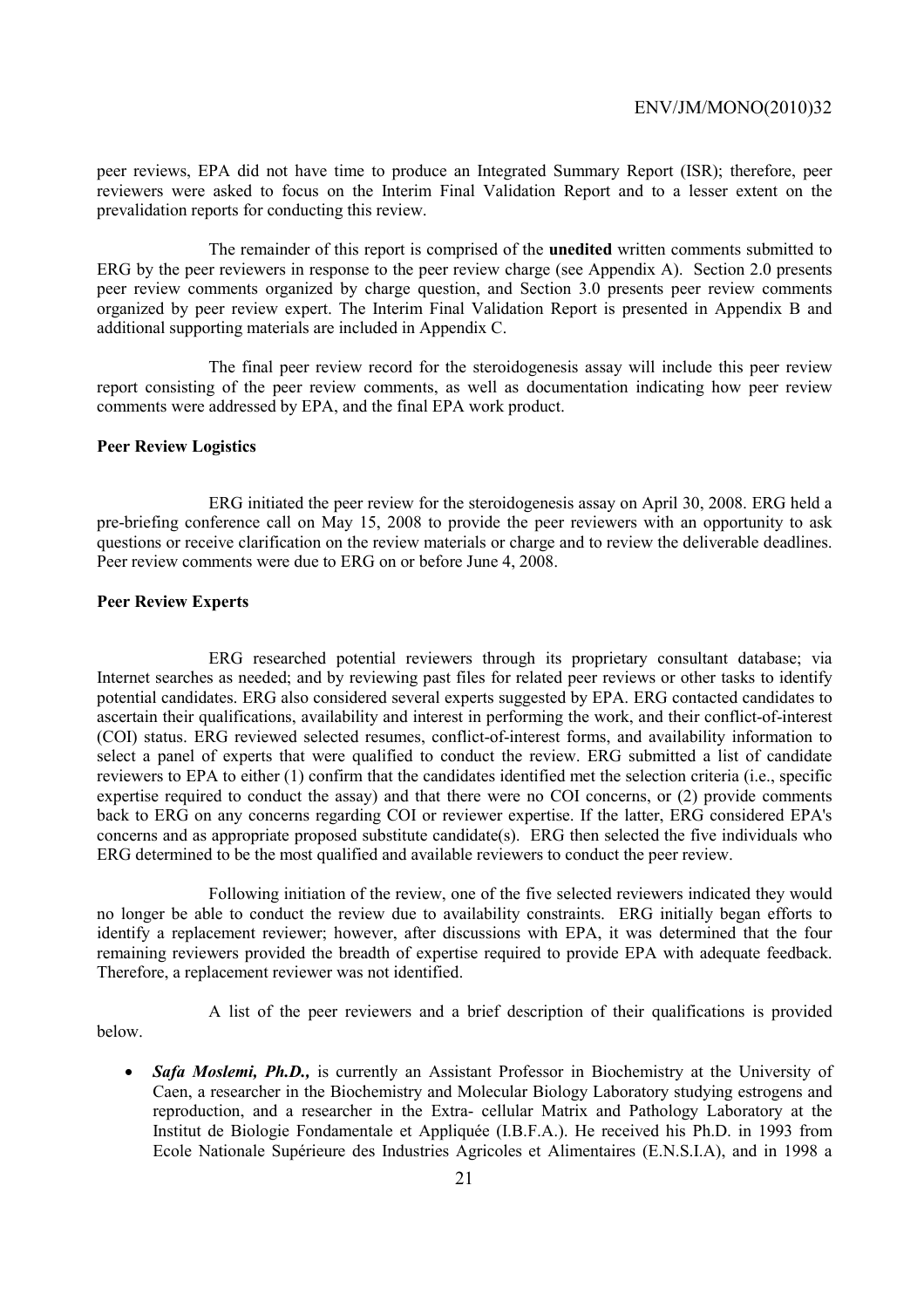peer reviews, EPA did not have time to produce an Integrated Summary Report (ISR); therefore, peer reviewers were asked to focus on the Interim Final Validation Report and to a lesser extent on the prevalidation reports for conducting this review.

The remainder of this report is comprised of the **unedited** written comments submitted to ERG by the peer reviewers in response to the peer review charge (see Appendix A). Section 2.0 presents peer review comments organized by charge question, and Section 3.0 presents peer review comments organized by peer review expert. The Interim Final Validation Report is presented in Appendix B and additional supporting materials are included in Appendix C.

The final peer review record for the steroidogenesis assay will include this peer review report consisting of the peer review comments, as well as documentation indicating how peer review comments were addressed by EPA, and the final EPA work product.

**Peer Review Logistics**

ERG initiated the peer review for the steroidogenesis assay on April 30, 2008. ERG held a pre-briefing conference call on May 15, 2008 to provide the peer reviewers with an opportunity to ask questions or receive clarification on the review materials or charge and to review the deliverable deadlines. Peer review comments were due to ERG on or before June 4, 2008.

**Peer Review Experts**

ERG researched potential reviewers through its proprietary consultant database; via Internet searches as needed; and by reviewing past files for related peer reviews or other tasks to identify potential candidates. ERG also considered several experts suggested by EPA. ERG contacted candidates to ascertain their qualifications, availability and interest in performing the work, and their conflict-of-interest (COI) status. ERG reviewed selected resumes, conflict-of-interest forms, and availability information to select a panel of experts that were qualified to conduct the review. ERG submitted a list of candidate reviewers to EPA to either (1) confirm that the candidates identified met the selection criteria (i.e., specific expertise required to conduct the assay) and that there were no COI concerns, or (2) provide comments back to ERG on any concerns regarding COI or reviewer expertise. If the latter, ERG considered EPA's concerns and as appropriate proposed substitute candidate(s). ERG then selected the five individuals who ERG determined to be the most qualified and available reviewers to conduct the peer review.

Following initiation of the review, one of the five selected reviewers indicated they would no longer be able to conduct the review due to availability constraints. ERG initially began efforts to identify a replacement reviewer; however, after discussions with EPA, it was determined that the four remaining reviewers provided the breadth of expertise required to provide EPA with adequate feedback. Therefore, a replacement reviewer was not identified.

A list of the peer reviewers and a brief description of their qualifications is provided below.

- ***Safa Moslemi, Ph.D.,*** is currently an Assistant Professor in Biochemistry at the University of Caen, a researcher in the Biochemistry and Molecular Biology Laboratory studying estrogens and reproduction, and a researcher in the Extra- cellular Matrix and Pathology Laboratory at the Institut de Biologie Fondamentale et Appliquée (I.B.F.A.). He received his Ph.D. in 1993 from Ecole Nationale Supérieure des Industries Agricoles et Alimentaires (E.N.S.I.A), and in 1998 a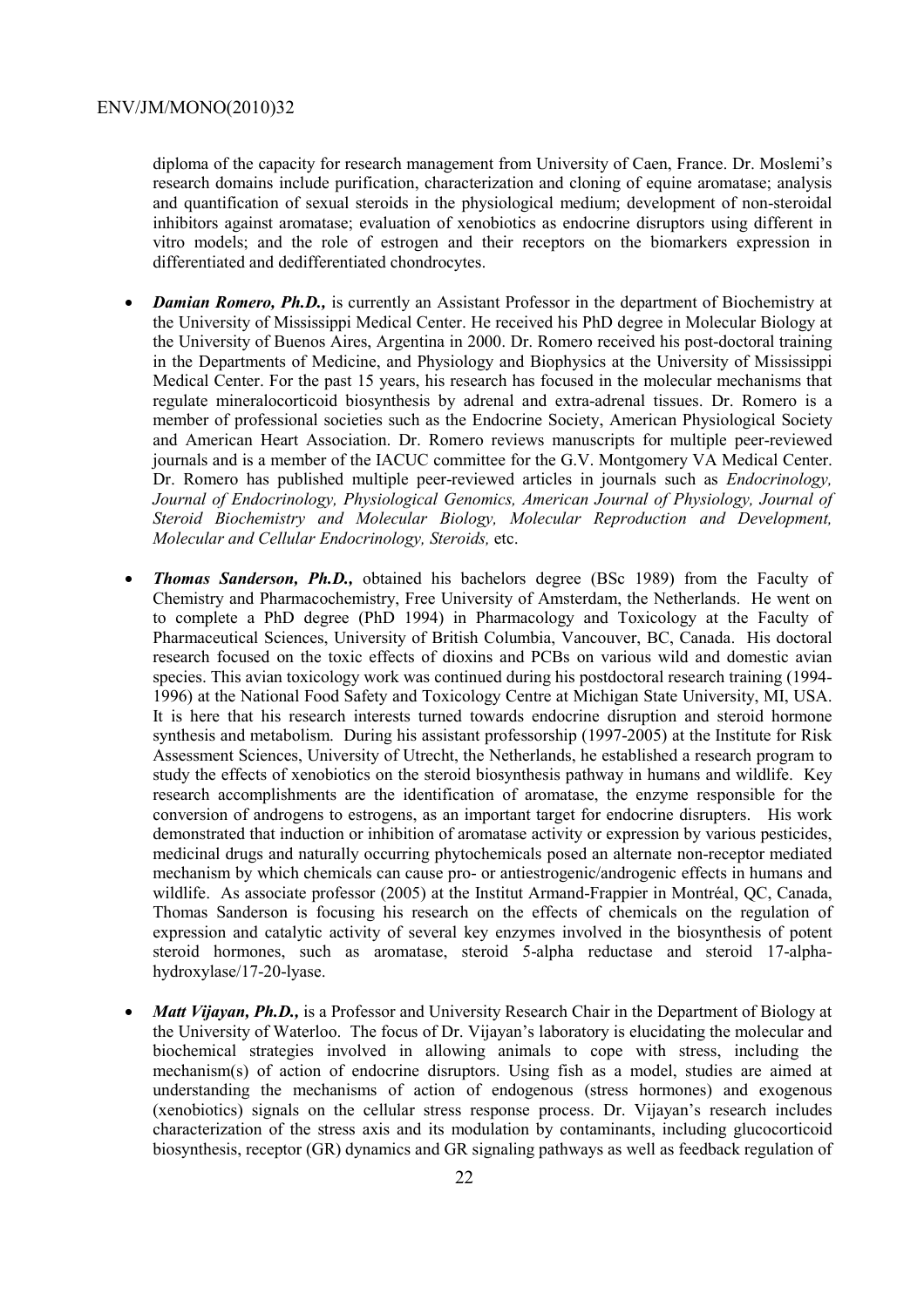diploma of the capacity for research management from University of Caen, France. Dr. Moslemi's research domains include purification, characterization and cloning of equine aromatase; analysis and quantification of sexual steroids in the physiological medium; development of non-steroidal inhibitors against aromatase; evaluation of xenobiotics as endocrine disruptors using different in vitro models; and the role of estrogen and their receptors on the biomarkers expression in differentiated and dedifferentiated chondrocytes.

- ***Damian Romero, Ph.D.,*** is currently an Assistant Professor in the department of Biochemistry at the University of Mississippi Medical Center. He received his PhD degree in Molecular Biology at the University of Buenos Aires, Argentina in 2000. Dr. Romero received his post-doctoral training in the Departments of Medicine, and Physiology and Biophysics at the University of Mississippi Medical Center. For the past 15 years, his research has focused in the molecular mechanisms that regulate mineralocorticoid biosynthesis by adrenal and extra-adrenal tissues. Dr. Romero is a member of professional societies such as the Endocrine Society, American Physiological Society and American Heart Association. Dr. Romero reviews manuscripts for multiple peer-reviewed journals and is a member of the IACUC committee for the G.V. Montgomery VA Medical Center. Dr. Romero has published multiple peer-reviewed articles in journals such as *Endocrinology, Journal of Endocrinology, Physiological Genomics, American Journal of Physiology, Journal of Steroid Biochemistry and Molecular Biology, Molecular Reproduction and Development, Molecular and Cellular Endocrinology, Steroids,* etc.

- ***Thomas Sanderson, Ph.D.,*** obtained his bachelors degree (BSc 1989) from the Faculty of Chemistry and Pharmacochemistry, Free University of Amsterdam, the Netherlands. He went on to complete a PhD degree (PhD 1994) in Pharmacology and Toxicology at the Faculty of Pharmaceutical Sciences, University of British Columbia, Vancouver, BC, Canada. His doctoral research focused on the toxic effects of dioxins and PCBs on various wild and domestic avian species. This avian toxicology work was continued during his postdoctoral research training (1994-1996) at the National Food Safety and Toxicology Centre at Michigan State University, MI, USA. It is here that his research interests turned towards endocrine disruption and steroid hormone synthesis and metabolism. During his assistant professorship (1997-2005) at the Institute for Risk Assessment Sciences, University of Utrecht, the Netherlands, he established a research program to study the effects of xenobiotics on the steroid biosynthesis pathway in humans and wildlife. Key research accomplishments are the identification of aromatase, the enzyme responsible for the conversion of androgens to estrogens, as an important target for endocrine disrupters. His work demonstrated that induction or inhibition of aromatase activity or expression by various pesticides, medicinal drugs and naturally occurring phytochemicals posed an alternate non-receptor mediated mechanism by which chemicals can cause pro- or antiestrogenic/androgenic effects in humans and wildlife. As associate professor (2005) at the Institut Armand-Frappier in Montréal, QC, Canada, Thomas Sanderson is focusing his research on the effects of chemicals on the regulation of expression and catalytic activity of several key enzymes involved in the biosynthesis of potent steroid hormones, such as aromatase, steroid 5-alpha reductase and steroid 17-alpha-hydroxylase/17-20-lyase.

- ***Matt Vijayan, Ph.D.,*** is a Professor and University Research Chair in the Department of Biology at the University of Waterloo. The focus of Dr. Vijayan's laboratory is elucidating the molecular and biochemical strategies involved in allowing animals to cope with stress, including the mechanism(s) of action of endocrine disruptors. Using fish as a model, studies are aimed at understanding the mechanisms of action of endogenous (stress hormones) and exogenous (xenobiotics) signals on the cellular stress response process. Dr. Vijayan's research includes characterization of the stress axis and its modulation by contaminants, including glucocorticoid biosynthesis, receptor (GR) dynamics and GR signaling pathways as well as feedback regulation of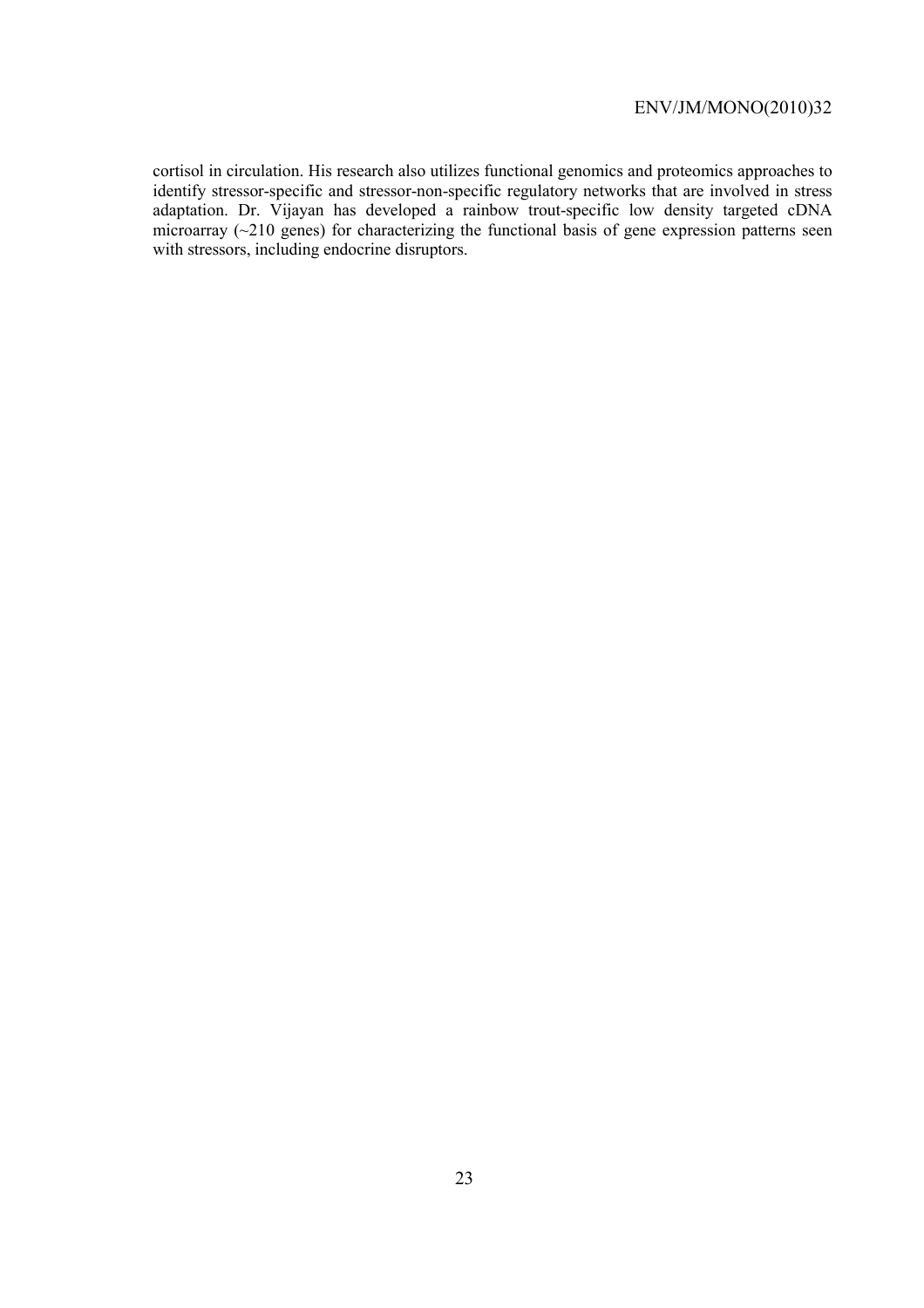cortisol in circulation. His research also utilizes functional genomics and proteomics approaches to identify stressor-specific and stressor-non-specific regulatory networks that are involved in stress adaptation. Dr. Vijayan has developed a rainbow trout-specific low density targeted cDNA microarray (~210 genes) for characterizing the functional basis of gene expression patterns seen with stressors, including endocrine disruptors.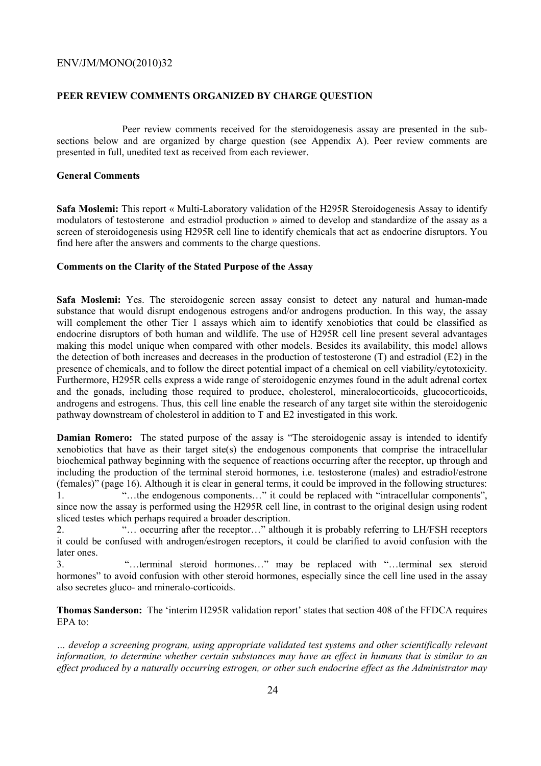## PEER REVIEW COMMENTS ORGANIZED BY CHARGE QUESTION

Peer review comments received for the steroidogenesis assay are presented in the sub-sections below and are organized by charge question (see Appendix A). Peer review comments are presented in full, unedited text as received from each reviewer.

### General Comments

**Safa Moslemi:** This report « Multi-Laboratory validation of the H295R Steroidogenesis Assay to identify modulators of testosterone and estradiol production » aimed to develop and standardize of the assay as a screen of steroidogenesis using H295R cell line to identify chemicals that act as endocrine disruptors. You find here after the answers and comments to the charge questions.

### Comments on the Clarity of the Stated Purpose of the Assay

**Safa Moslemi:** Yes. The steroidogenic screen assay consist to detect any natural and human-made substance that would disrupt endogenous estrogens and/or androgens production. In this way, the assay will complement the other Tier 1 assays which aim to identify xenobiotics that could be classified as endocrine disruptors of both human and wildlife. The use of H295R cell line present several advantages making this model unique when compared with other models. Besides its availability, this model allows the detection of both increases and decreases in the production of testosterone (T) and estradiol (E2) in the presence of chemicals, and to follow the direct potential impact of a chemical on cell viability/cytotoxicity. Furthermore, H295R cells express a wide range of steroidogenic enzymes found in the adult adrenal cortex and the gonads, including those required to produce, cholesterol, mineralocorticoids, glucocorticoids, androgens and estrogens. Thus, this cell line enable the research of any target site within the steroidogenic pathway downstream of cholesterol in addition to T and E2 investigated in this work.

**Damian Romero:** The stated purpose of the assay is "The steroidogenic assay is intended to identify xenobiotics that have as their target site(s) the endogenous components that comprise the intracellular biochemical pathway beginning with the sequence of reactions occurring after the receptor, up through and including the production of the terminal steroid hormones, i.e. testosterone (males) and estradiol/estrone (females)" (page 16). Although it is clear in general terms, it could be improved in the following structures:

1. "…the endogenous components…" it could be replaced with "intracellular components", since now the assay is performed using the H295R cell line, in contrast to the original design using rodent sliced testes which perhaps required a broader description.
2. "… occurring after the receptor…" although it is probably referring to LH/FSH receptors it could be confused with androgen/estrogen receptors, it could be clarified to avoid confusion with the later ones.
3. "…terminal steroid hormones…" may be replaced with "…terminal sex steroid hormones" to avoid confusion with other steroid hormones, especially since the cell line used in the assay also secretes gluco- and mineralo-corticoids.

**Thomas Sanderson:** The 'interim H295R validation report' states that section 408 of the FFDCA requires EPA to:

*… develop a screening program, using appropriate validated test systems and other scientifically relevant information, to determine whether certain substances may have an effect in humans that is similar to an effect produced by a naturally occurring estrogen, or other such endocrine effect as the Administrator may*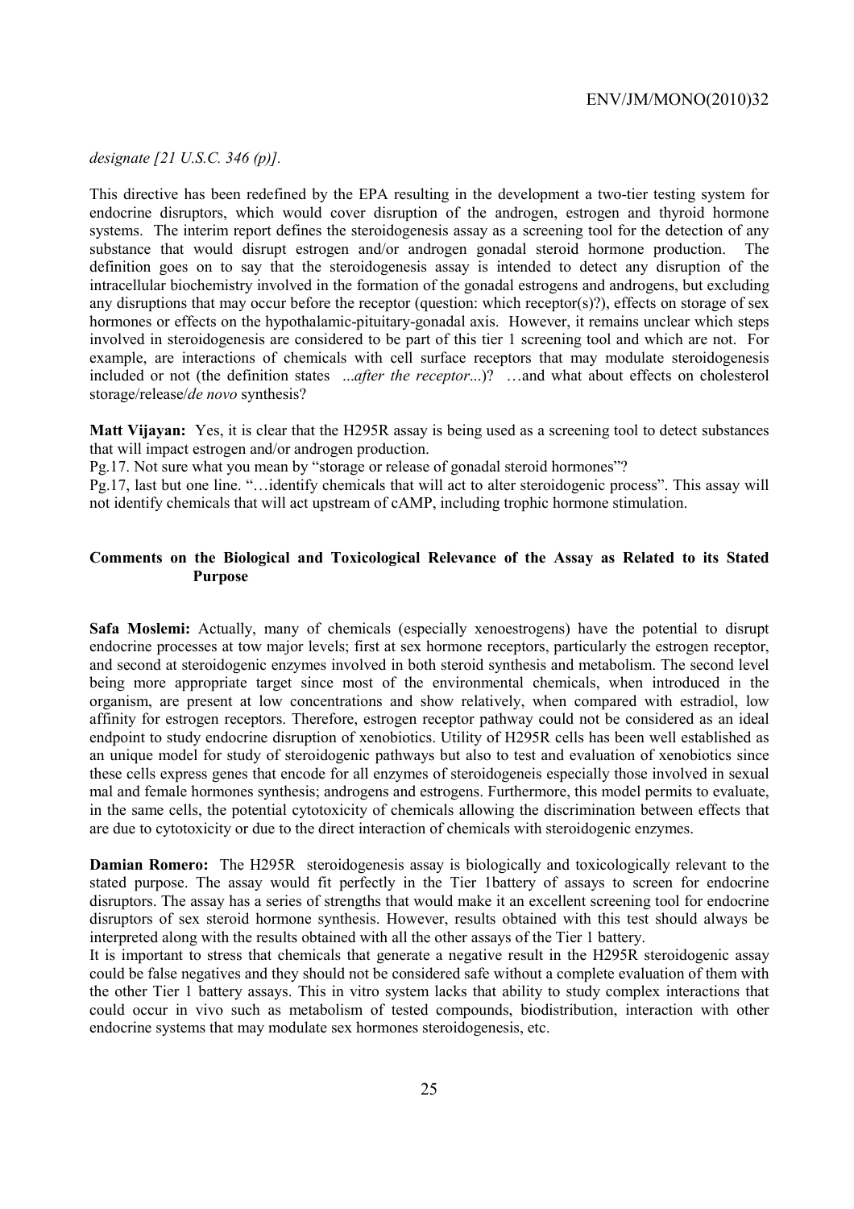*designate [21 U.S.C. 346 (p)].*

This directive has been redefined by the EPA resulting in the development a two-tier testing system for endocrine disruptors, which would cover disruption of the androgen, estrogen and thyroid hormone systems. The interim report defines the steroidogenesis assay as a screening tool for the detection of any substance that would disrupt estrogen and/or androgen gonadal steroid hormone production. The definition goes on to say that the steroidogenesis assay is intended to detect any disruption of the intracellular biochemistry involved in the formation of the gonadal estrogens and androgens, but excluding any disruptions that may occur before the receptor (question: which receptor(s)?), effects on storage of sex hormones or effects on the hypothalamic-pituitary-gonadal axis. However, it remains unclear which steps involved in steroidogenesis are considered to be part of this tier 1 screening tool and which are not. For example, are interactions of chemicals with cell surface receptors that may modulate steroidogenesis included or not (the definition states *...after the receptor...*)? …and what about effects on cholesterol storage/release/*de novo* synthesis?

**Matt Vijayan:** Yes, it is clear that the H295R assay is being used as a screening tool to detect substances that will impact estrogen and/or androgen production.

Pg.17. Not sure what you mean by "storage or release of gonadal steroid hormones"?

Pg.17, last but one line. "…identify chemicals that will act to alter steroidogenic process". This assay will not identify chemicals that will act upstream of cAMP, including trophic hormone stimulation.

### Comments on the Biological and Toxicological Relevance of the Assay as Related to its Stated Purpose

**Safa Moslemi:** Actually, many of chemicals (especially xenoestrogens) have the potential to disrupt endocrine processes at tow major levels; first at sex hormone receptors, particularly the estrogen receptor, and second at steroidogenic enzymes involved in both steroid synthesis and metabolism. The second level being more appropriate target since most of the environmental chemicals, when introduced in the organism, are present at low concentrations and show relatively, when compared with estradiol, low affinity for estrogen receptors. Therefore, estrogen receptor pathway could not be considered as an ideal endpoint to study endocrine disruption of xenobiotics. Utility of H295R cells has been well established as an unique model for study of steroidogenic pathways but also to test and evaluation of xenobiotics since these cells express genes that encode for all enzymes of steroidogeneis especially those involved in sexual mal and female hormones synthesis; androgens and estrogens. Furthermore, this model permits to evaluate, in the same cells, the potential cytotoxicity of chemicals allowing the discrimination between effects that are due to cytotoxicity or due to the direct interaction of chemicals with steroidogenic enzymes.

**Damian Romero:** The H295R steroidogenesis assay is biologically and toxicologically relevant to the stated purpose. The assay would fit perfectly in the Tier 1battery of assays to screen for endocrine disruptors. The assay has a series of strengths that would make it an excellent screening tool for endocrine disruptors of sex steroid hormone synthesis. However, results obtained with this test should always be interpreted along with the results obtained with all the other assays of the Tier 1 battery.

It is important to stress that chemicals that generate a negative result in the H295R steroidogenic assay could be false negatives and they should not be considered safe without a complete evaluation of them with the other Tier 1 battery assays. This in vitro system lacks that ability to study complex interactions that could occur in vivo such as metabolism of tested compounds, biodistribution, interaction with other endocrine systems that may modulate sex hormones steroidogenesis, etc.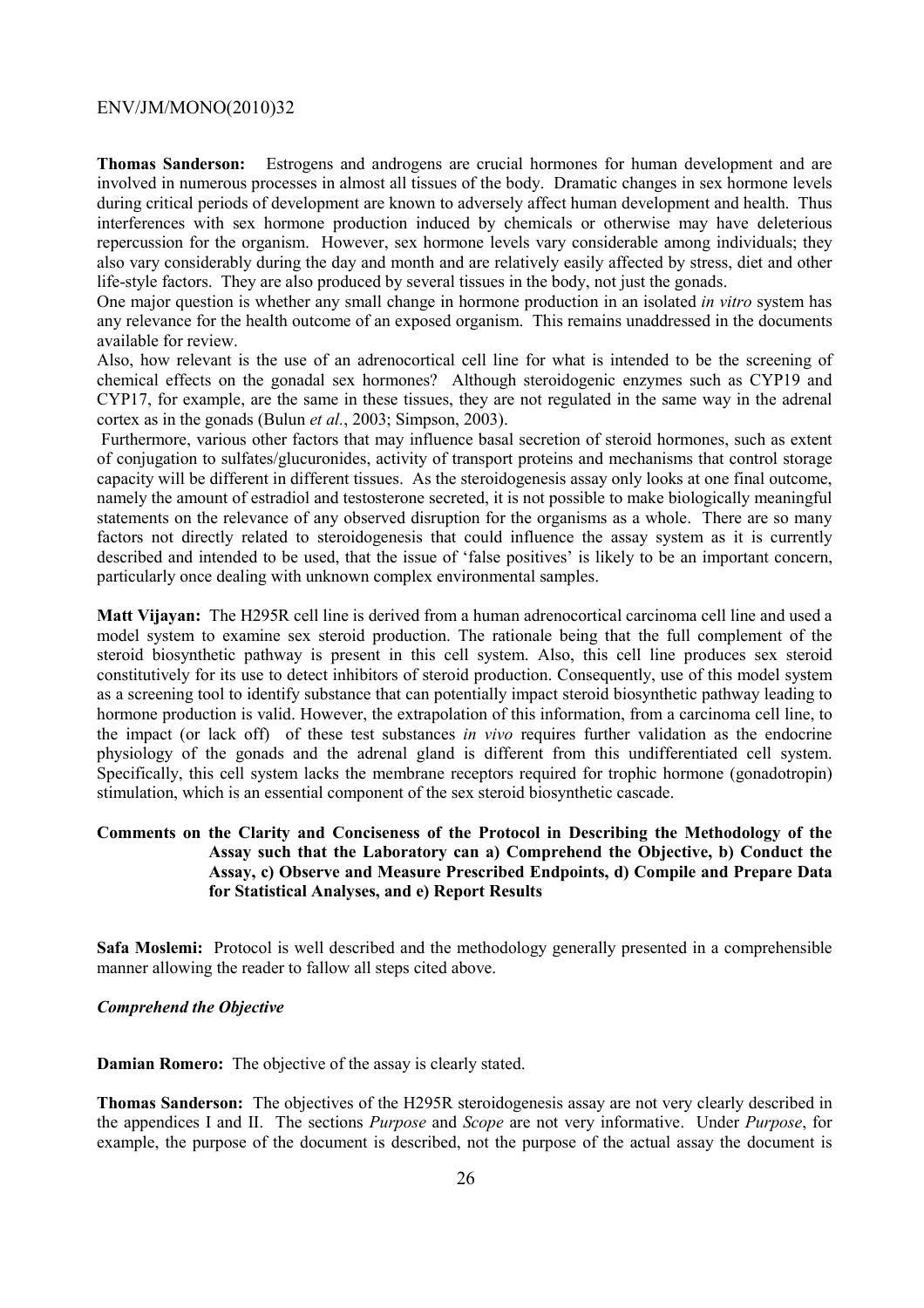**Thomas Sanderson:** Estrogens and androgens are crucial hormones for human development and are involved in numerous processes in almost all tissues of the body. Dramatic changes in sex hormone levels during critical periods of development are known to adversely affect human development and health. Thus interferences with sex hormone production induced by chemicals or otherwise may have deleterious repercussion for the organism. However, sex hormone levels vary considerable among individuals; they also vary considerably during the day and month and are relatively easily affected by stress, diet and other life-style factors. They are also produced by several tissues in the body, not just the gonads.

One major question is whether any small change in hormone production in an isolated *in vitro* system has any relevance for the health outcome of an exposed organism. This remains unaddressed in the documents available for review.

Also, how relevant is the use of an adrenocortical cell line for what is intended to be the screening of chemical effects on the gonadal sex hormones? Although steroidogenic enzymes such as CYP19 and CYP17, for example, are the same in these tissues, they are not regulated in the same way in the adrenal cortex as in the gonads (Bulun *et al.*, 2003; Simpson, 2003).

Furthermore, various other factors that may influence basal secretion of steroid hormones, such as extent of conjugation to sulfates/glucuronides, activity of transport proteins and mechanisms that control storage capacity will be different in different tissues. As the steroidogenesis assay only looks at one final outcome, namely the amount of estradiol and testosterone secreted, it is not possible to make biologically meaningful statements on the relevance of any observed disruption for the organisms as a whole. There are so many factors not directly related to steroidogenesis that could influence the assay system as it is currently described and intended to be used, that the issue of 'false positives' is likely to be an important concern, particularly once dealing with unknown complex environmental samples.

**Matt Vijayan:** The H295R cell line is derived from a human adrenocortical carcinoma cell line and used a model system to examine sex steroid production. The rationale being that the full complement of the steroid biosynthetic pathway is present in this cell system. Also, this cell line produces sex steroid constitutively for its use to detect inhibitors of steroid production. Consequently, use of this model system as a screening tool to identify substance that can potentially impact steroid biosynthetic pathway leading to hormone production is valid. However, the extrapolation of this information, from a carcinoma cell line, to the impact (or lack off) of these test substances *in vivo* requires further validation as the endocrine physiology of the gonads and the adrenal gland is different from this undifferentiated cell system. Specifically, this cell system lacks the membrane receptors required for trophic hormone (gonadotropin) stimulation, which is an essential component of the sex steroid biosynthetic cascade.

### Comments on the Clarity and Conciseness of the Protocol in Describing the Methodology of the Assay such that the Laboratory can a) Comprehend the Objective, b) Conduct the Assay, c) Observe and Measure Prescribed Endpoints, d) Compile and Prepare Data for Statistical Analyses, and e) Report Results

**Safa Moslemi:** Protocol is well described and the methodology generally presented in a comprehensible manner allowing the reader to fallow all steps cited above.

#### *Comprehend the Objective*

**Damian Romero:** The objective of the assay is clearly stated.

**Thomas Sanderson:** The objectives of the H295R steroidogenesis assay are not very clearly described in the appendices I and II. The sections *Purpose* and *Scope* are not very informative. Under *Purpose*, for example, the purpose of the document is described, not the purpose of the actual assay the document is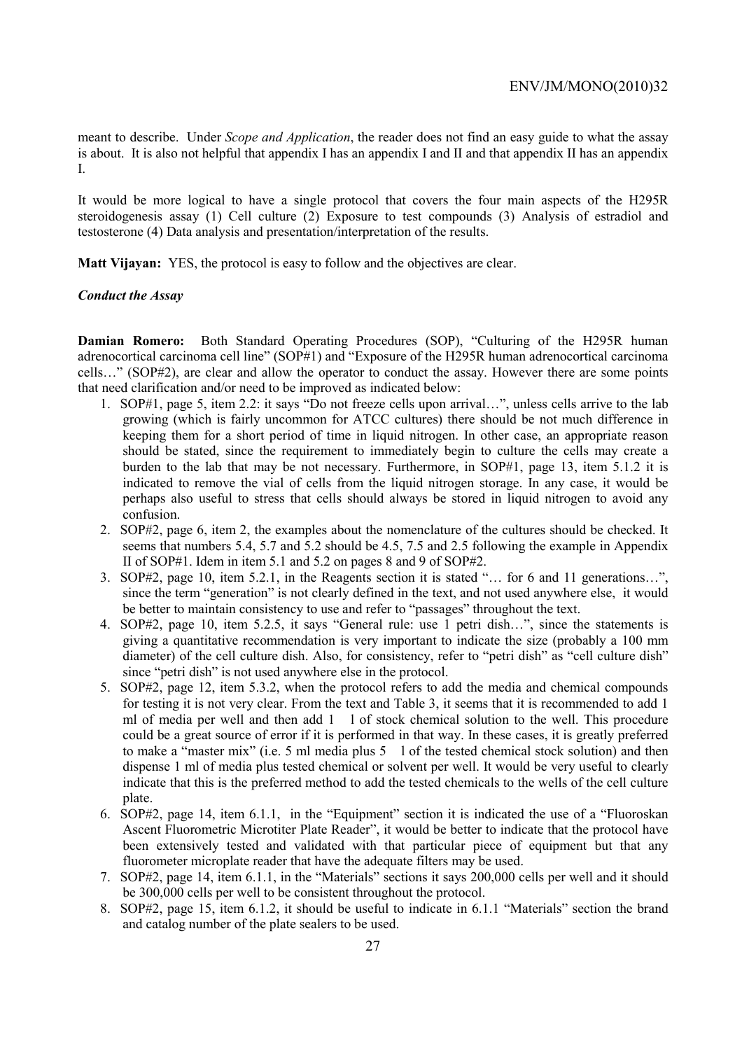meant to describe. Under *Scope and Application*, the reader does not find an easy guide to what the assay is about. It is also not helpful that appendix I has an appendix I and II and that appendix II has an appendix I.

It would be more logical to have a single protocol that covers the four main aspects of the H295R steroidogenesis assay (1) Cell culture (2) Exposure to test compounds (3) Analysis of estradiol and testosterone (4) Data analysis and presentation/interpretation of the results.

**Matt Vijayan:** YES, the protocol is easy to follow and the objectives are clear.

***Conduct the Assay***

**Damian Romero:** Both Standard Operating Procedures (SOP), "Culturing of the H295R human adrenocortical carcinoma cell line" (SOP#1) and "Exposure of the H295R human adrenocortical carcinoma cells…" (SOP#2), are clear and allow the operator to conduct the assay. However there are some points that need clarification and/or need to be improved as indicated below:

1. SOP#1, page 5, item 2.2: it says "Do not freeze cells upon arrival…", unless cells arrive to the lab growing (which is fairly uncommon for ATCC cultures) there should be not much difference in keeping them for a short period of time in liquid nitrogen. In other case, an appropriate reason should be stated, since the requirement to immediately begin to culture the cells may create a burden to the lab that may be not necessary. Furthermore, in SOP#1, page 13, item 5.1.2 it is indicated to remove the vial of cells from the liquid nitrogen storage. In any case, it would be perhaps also useful to stress that cells should always be stored in liquid nitrogen to avoid any confusion.
2. SOP#2, page 6, item 2, the examples about the nomenclature of the cultures should be checked. It seems that numbers 5.4, 5.7 and 5.2 should be 4.5, 7.5 and 2.5 following the example in Appendix II of SOP#1. Idem in item 5.1 and 5.2 on pages 8 and 9 of SOP#2.
3. SOP#2, page 10, item 5.2.1, in the Reagents section it is stated "… for 6 and 11 generations…", since the term "generation" is not clearly defined in the text, and not used anywhere else, it would be better to maintain consistency to use and refer to "passages" throughout the text.
4. SOP#2, page 10, item 5.2.5, it says "General rule: use 1 petri dish…", since the statements is giving a quantitative recommendation is very important to indicate the size (probably a 100 mm diameter) of the cell culture dish. Also, for consistency, refer to "petri dish" as "cell culture dish" since "petri dish" is not used anywhere else in the protocol.
5. SOP#2, page 12, item 5.3.2, when the protocol refers to add the media and chemical compounds for testing it is not very clear. From the text and Table 3, it seems that it is recommended to add 1 ml of media per well and then add 1 μl of stock chemical solution to the well. This procedure could be a great source of error if it is performed in that way. In these cases, it is greatly preferred to make a "master mix" (i.e. 5 ml media plus 5 μl of the tested chemical stock solution) and then dispense 1 ml of media plus tested chemical or solvent per well. It would be very useful to clearly indicate that this is the preferred method to add the tested chemicals to the wells of the cell culture plate.
6. SOP#2, page 14, item 6.1.1, in the "Equipment" section it is indicated the use of a "Fluoroskan Ascent Fluorometric Microtiter Plate Reader", it would be better to indicate that the protocol have been extensively tested and validated with that particular piece of equipment but that any fluorometer microplate reader that have the adequate filters may be used.
7. SOP#2, page 14, item 6.1.1, in the "Materials" sections it says 200,000 cells per well and it should be 300,000 cells per well to be consistent throughout the protocol.
8. SOP#2, page 15, item 6.1.2, it should be useful to indicate in 6.1.1 "Materials" section the brand and catalog number of the plate sealers to be used.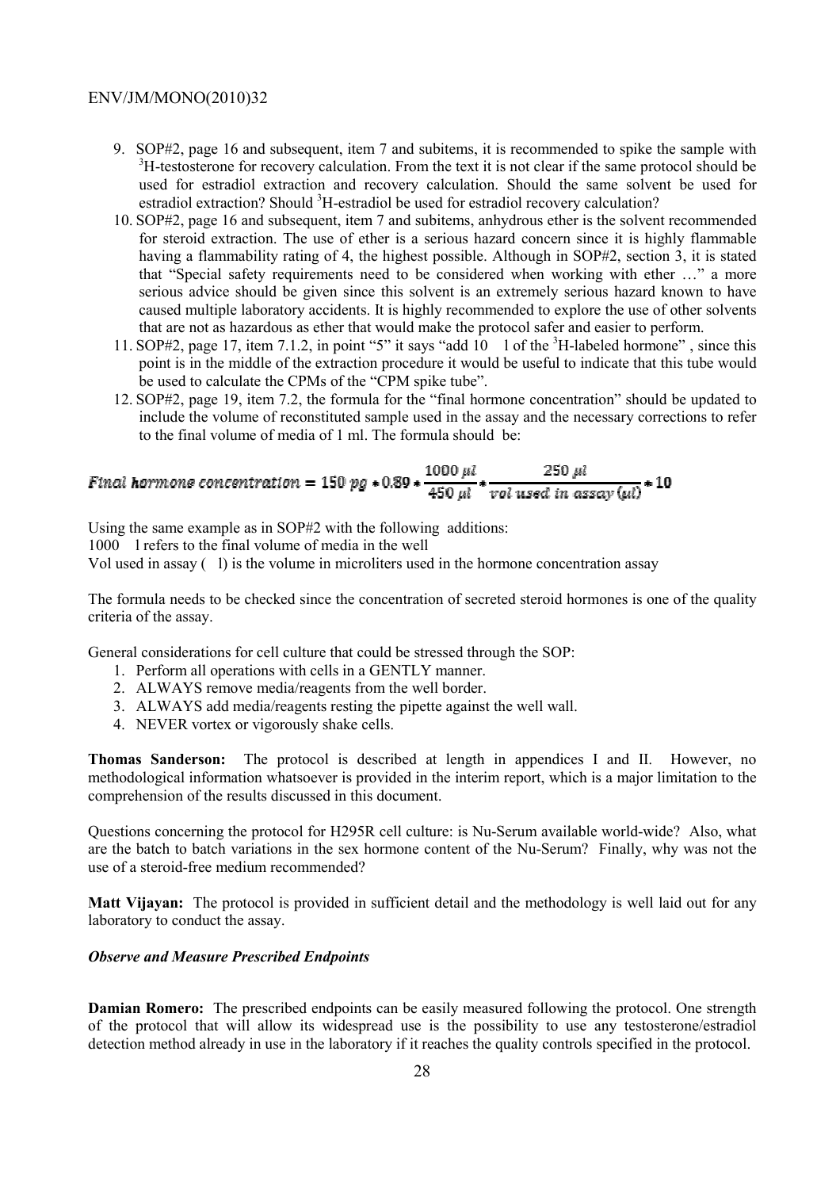9. SOP#2, page 16 and subsequent, item 7 and subitems, it is recommended to spike the sample with $^{3}$H-testosterone for recovery calculation. From the text it is not clear if the same protocol should be used for estradiol extraction and recovery calculation. Should the same solvent be used for estradiol extraction? Should $^{3}$H-estradiol be used for estradiol recovery calculation?
10. SOP#2, page 16 and subsequent, item 7 and subitems, anhydrous ether is the solvent recommended for steroid extraction. The use of ether is a serious hazard concern since it is highly flammable having a flammability rating of 4, the highest possible. Although in SOP#2, section 3, it is stated that "Special safety requirements need to be considered when working with ether …" a more serious advice should be given since this solvent is an extremely serious hazard known to have caused multiple laboratory accidents. It is highly recommended to explore the use of other solvents that are not as hazardous as ether that would make the protocol safer and easier to perform.
11. SOP#2, page 17, item 7.1.2, in point "5" it says "add 10 l of the $^{3}$H-labeled hormone" , since this point is in the middle of the extraction procedure it would be useful to indicate that this tube would be used to calculate the CPMs of the "CPM spike tube".
12. SOP#2, page 19, item 7.2, the formula for the "final hormone concentration" should be updated to include the volume of reconstituted sample used in the assay and the necessary corrections to refer to the final volume of media of 1 ml. The formula should be:

$$Final\ hormone\ concentration = 150\ pg * 0.89 * \frac{1000\ \mu l}{450\ \mu l} * \frac{250\ \mu l}{vol\ used\ in\ assay\ (\mu l)} * 10$$

Using the same example as in SOP#2 with the following additions:

1000 l refers to the final volume of media in the well

Vol used in assay ( l) is the volume in microliters used in the hormone concentration assay

The formula needs to be checked since the concentration of secreted steroid hormones is one of the quality criteria of the assay.

General considerations for cell culture that could be stressed through the SOP:

1. Perform all operations with cells in a GENTLY manner.
2. ALWAYS remove media/reagents from the well border.
3. ALWAYS add media/reagents resting the pipette against the well wall.
4. NEVER vortex or vigorously shake cells.

**Thomas Sanderson:** The protocol is described at length in appendices I and II. However, no methodological information whatsoever is provided in the interim report, which is a major limitation to the comprehension of the results discussed in this document.

Questions concerning the protocol for H295R cell culture: is Nu-Serum available world-wide? Also, what are the batch to batch variations in the sex hormone content of the Nu-Serum? Finally, why was not the use of a steroid-free medium recommended?

**Matt Vijayan:** The protocol is provided in sufficient detail and the methodology is well laid out for any laboratory to conduct the assay.

***Observe and Measure Prescribed Endpoints***

**Damian Romero:** The prescribed endpoints can be easily measured following the protocol. One strength of the protocol that will allow its widespread use is the possibility to use any testosterone/estradiol detection method already in use in the laboratory if it reaches the quality controls specified in the protocol.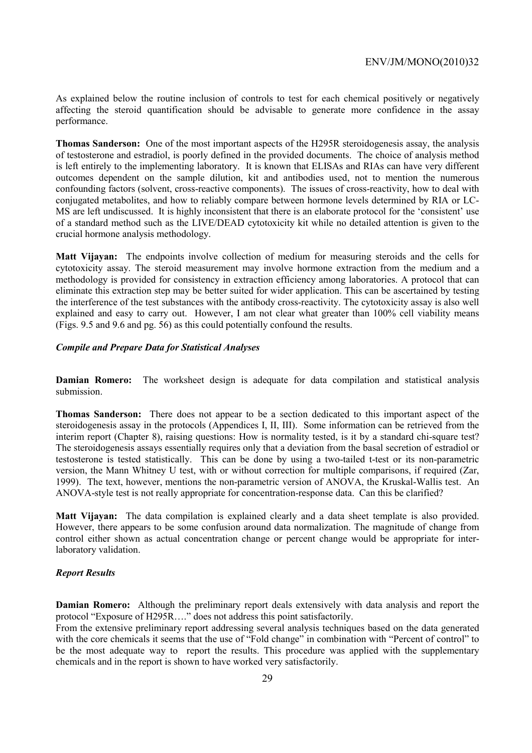As explained below the routine inclusion of controls to test for each chemical positively or negatively affecting the steroid quantification should be advisable to generate more confidence in the assay performance.

**Thomas Sanderson:** One of the most important aspects of the H295R steroidogenesis assay, the analysis of testosterone and estradiol, is poorly defined in the provided documents. The choice of analysis method is left entirely to the implementing laboratory. It is known that ELISAs and RIAs can have very different outcomes dependent on the sample dilution, kit and antibodies used, not to mention the numerous confounding factors (solvent, cross-reactive components). The issues of cross-reactivity, how to deal with conjugated metabolites, and how to reliably compare between hormone levels determined by RIA or LC-MS are left undiscussed. It is highly inconsistent that there is an elaborate protocol for the 'consistent' use of a standard method such as the LIVE/DEAD cytotoxicity kit while no detailed attention is given to the crucial hormone analysis methodology.

**Matt Vijayan:** The endpoints involve collection of medium for measuring steroids and the cells for cytotoxicity assay. The steroid measurement may involve hormone extraction from the medium and a methodology is provided for consistency in extraction efficiency among laboratories. A protocol that can eliminate this extraction step may be better suited for wider application. This can be ascertained by testing the interference of the test substances with the antibody cross-reactivity. The cytotoxicity assay is also well explained and easy to carry out. However, I am not clear what greater than 100% cell viability means (Figs. 9.5 and 9.6 and pg. 56) as this could potentially confound the results.

***Compile and Prepare Data for Statistical Analyses***

**Damian Romero:** The worksheet design is adequate for data compilation and statistical analysis submission.

**Thomas Sanderson:** There does not appear to be a section dedicated to this important aspect of the steroidogenesis assay in the protocols (Appendices I, II, III). Some information can be retrieved from the interim report (Chapter 8), raising questions: How is normality tested, is it by a standard chi-square test? The steroidogenesis assays essentially requires only that a deviation from the basal secretion of estradiol or testosterone is tested statistically. This can be done by using a two-tailed t-test or its non-parametric version, the Mann Whitney U test, with or without correction for multiple comparisons, if required (Zar, 1999). The text, however, mentions the non-parametric version of ANOVA, the Kruskal-Wallis test. An ANOVA-style test is not really appropriate for concentration-response data. Can this be clarified?

**Matt Vijayan:** The data compilation is explained clearly and a data sheet template is also provided. However, there appears to be some confusion around data normalization. The magnitude of change from control either shown as actual concentration change or percent change would be appropriate for inter-laboratory validation.

***Report Results***

**Damian Romero:** Although the preliminary report deals extensively with data analysis and report the protocol "Exposure of H295R…." does not address this point satisfactorily.

From the extensive preliminary report addressing several analysis techniques based on the data generated with the core chemicals it seems that the use of "Fold change" in combination with "Percent of control" to be the most adequate way to report the results. This procedure was applied with the supplementary chemicals and in the report is shown to have worked very satisfactorily.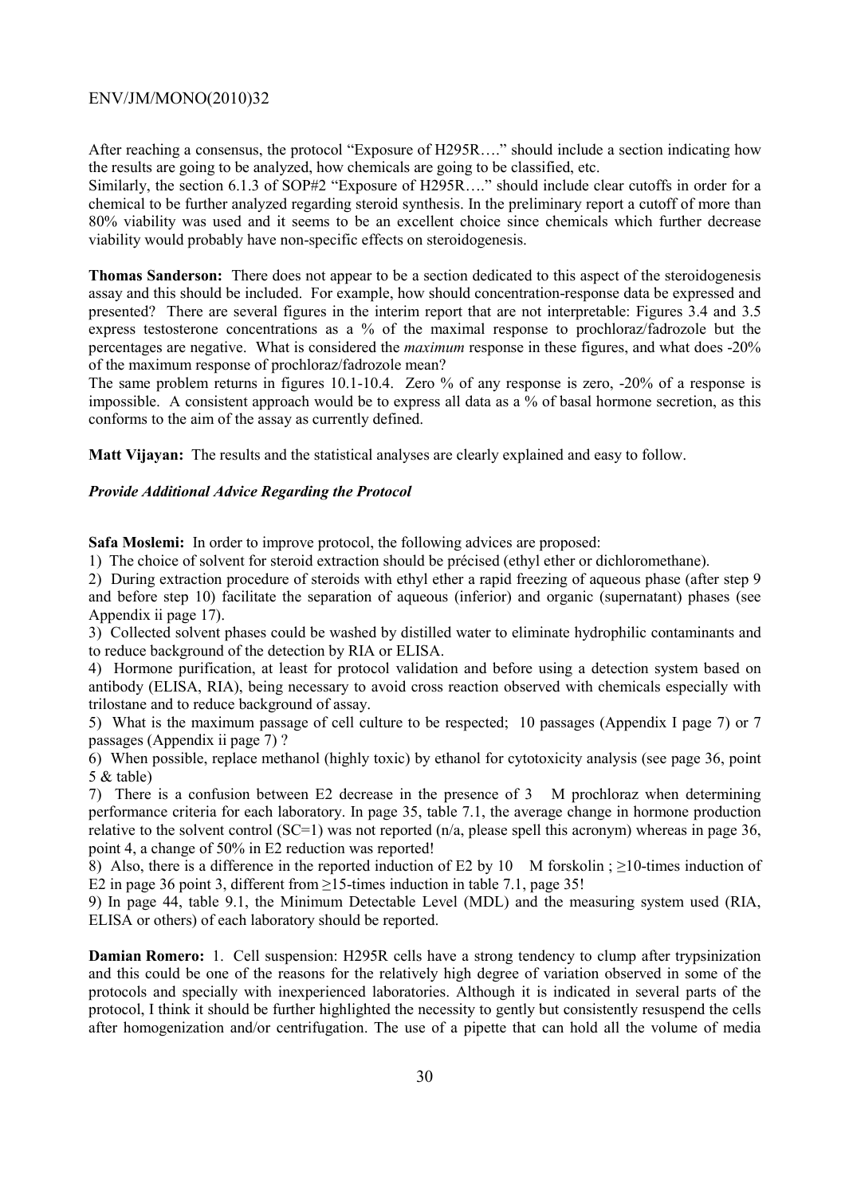After reaching a consensus, the protocol "Exposure of H295R…." should include a section indicating how the results are going to be analyzed, how chemicals are going to be classified, etc.

Similarly, the section 6.1.3 of SOP#2 "Exposure of H295R…." should include clear cutoffs in order for a chemical to be further analyzed regarding steroid synthesis. In the preliminary report a cutoff of more than 80% viability was used and it seems to be an excellent choice since chemicals which further decrease viability would probably have non-specific effects on steroidogenesis.

**Thomas Sanderson:** There does not appear to be a section dedicated to this aspect of the steroidogenesis assay and this should be included. For example, how should concentration-response data be expressed and presented? There are several figures in the interim report that are not interpretable: Figures 3.4 and 3.5 express testosterone concentrations as a % of the maximal response to prochloraz/fadrozole but the percentages are negative. What is considered the *maximum* response in these figures, and what does -20% of the maximum response of prochloraz/fadrozole mean?

The same problem returns in figures 10.1-10.4. Zero % of any response is zero, -20% of a response is impossible. A consistent approach would be to express all data as a % of basal hormone secretion, as this conforms to the aim of the assay as currently defined.

**Matt Vijayan:** The results and the statistical analyses are clearly explained and easy to follow.

### *Provide Additional Advice Regarding the Protocol*

**Safa Moslemi:** In order to improve protocol, the following advices are proposed:

1) The choice of solvent for steroid extraction should be précised (ethyl ether or dichloromethane).

2) During extraction procedure of steroids with ethyl ether a rapid freezing of aqueous phase (after step 9 and before step 10) facilitate the separation of aqueous (inferior) and organic (supernatant) phases (see Appendix ii page 17).

3) Collected solvent phases could be washed by distilled water to eliminate hydrophilic contaminants and to reduce background of the detection by RIA or ELISA.

4) Hormone purification, at least for protocol validation and before using a detection system based on antibody (ELISA, RIA), being necessary to avoid cross reaction observed with chemicals especially with trilostane and to reduce background of assay.

5) What is the maximum passage of cell culture to be respected; 10 passages (Appendix I page 7) or 7 passages (Appendix ii page 7) ?

6) When possible, replace methanol (highly toxic) by ethanol for cytotoxicity analysis (see page 36, point 5 & table)

7) There is a confusion between E2 decrease in the presence of 3 M prochloraz when determining performance criteria for each laboratory. In page 35, table 7.1, the average change in hormone production relative to the solvent control (SC=1) was not reported (n/a, please spell this acronym) whereas in page 36, point 4, a change of 50% in E2 reduction was reported!

8) Also, there is a difference in the reported induction of E2 by 10 M forskolin ; ≥10-times induction of E2 in page 36 point 3, different from ≥15-times induction in table 7.1, page 35!

9) In page 44, table 9.1, the Minimum Detectable Level (MDL) and the measuring system used (RIA, ELISA or others) of each laboratory should be reported.

**Damian Romero:** 1. Cell suspension: H295R cells have a strong tendency to clump after trypsinization and this could be one of the reasons for the relatively high degree of variation observed in some of the protocols and specially with inexperienced laboratories. Although it is indicated in several parts of the protocol, I think it should be further highlighted the necessity to gently but consistently resuspend the cells after homogenization and/or centrifugation. The use of a pipette that can hold all the volume of media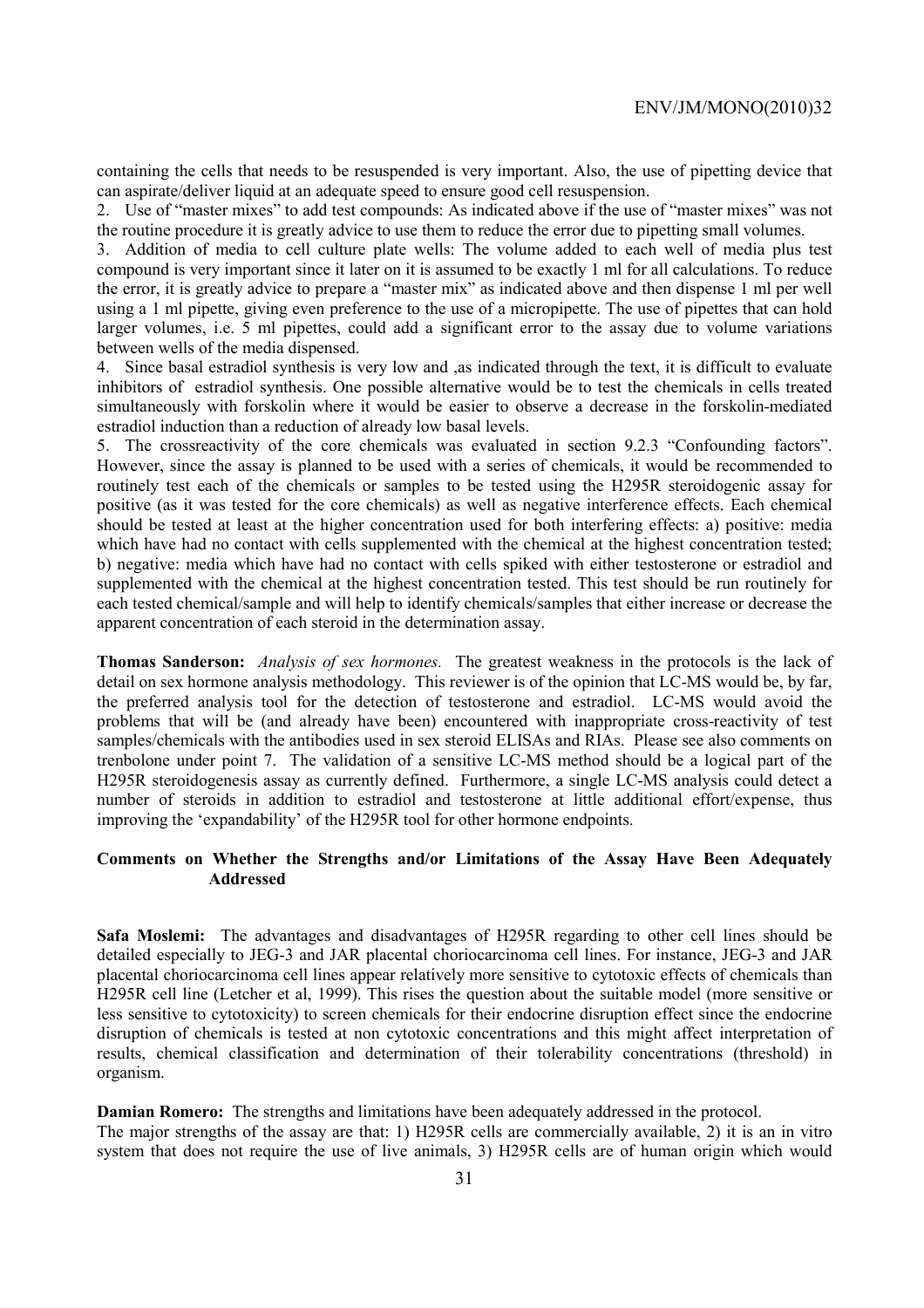containing the cells that needs to be resuspended is very important. Also, the use of pipetting device that can aspirate/deliver liquid at an adequate speed to ensure good cell resuspension.

2. Use of "master mixes" to add test compounds: As indicated above if the use of "master mixes" was not the routine procedure it is greatly advice to use them to reduce the error due to pipetting small volumes.

3. Addition of media to cell culture plate wells: The volume added to each well of media plus test compound is very important since it later on it is assumed to be exactly 1 ml for all calculations. To reduce the error, it is greatly advice to prepare a "master mix" as indicated above and then dispense 1 ml per well using a 1 ml pipette, giving even preference to the use of a micropipette. The use of pipettes that can hold larger volumes, i.e. 5 ml pipettes, could add a significant error to the assay due to volume variations between wells of the media dispensed.

4. Since basal estradiol synthesis is very low and ,as indicated through the text, it is difficult to evaluate inhibitors of estradiol synthesis. One possible alternative would be to test the chemicals in cells treated simultaneously with forskolin where it would be easier to observe a decrease in the forskolin-mediated estradiol induction than a reduction of already low basal levels.

5. The crossreactivity of the core chemicals was evaluated in section 9.2.3 "Confounding factors". However, since the assay is planned to be used with a series of chemicals, it would be recommended to routinely test each of the chemicals or samples to be tested using the H295R steroidogenic assay for positive (as it was tested for the core chemicals) as well as negative interference effects. Each chemical should be tested at least at the higher concentration used for both interfering effects: a) positive: media which have had no contact with cells supplemented with the chemical at the highest concentration tested; b) negative: media which have had no contact with cells spiked with either testosterone or estradiol and supplemented with the chemical at the highest concentration tested. This test should be run routinely for each tested chemical/sample and will help to identify chemicals/samples that either increase or decrease the apparent concentration of each steroid in the determination assay.

**Thomas Sanderson:** *Analysis of sex hormones.* The greatest weakness in the protocols is the lack of detail on sex hormone analysis methodology. This reviewer is of the opinion that LC-MS would be, by far, the preferred analysis tool for the detection of testosterone and estradiol. LC-MS would avoid the problems that will be (and already have been) encountered with inappropriate cross-reactivity of test samples/chemicals with the antibodies used in sex steroid ELISAs and RIAs. Please see also comments on trenbolone under point 7. The validation of a sensitive LC-MS method should be a logical part of the H295R steroidogenesis assay as currently defined. Furthermore, a single LC-MS analysis could detect a number of steroids in addition to estradiol and testosterone at little additional effort/expense, thus improving the 'expandability' of the H295R tool for other hormone endpoints.

## Comments on Whether the Strengths and/or Limitations of the Assay Have Been Adequately Addressed

**Safa Moslemi:** The advantages and disadvantages of H295R regarding to other cell lines should be detailed especially to JEG-3 and JAR placental choriocarcinoma cell lines. For instance, JEG-3 and JAR placental choriocarcinoma cell lines appear relatively more sensitive to cytotoxic effects of chemicals than H295R cell line (Letcher et al, 1999). This rises the question about the suitable model (more sensitive or less sensitive to cytotoxicity) to screen chemicals for their endocrine disruption effect since the endocrine disruption of chemicals is tested at non cytotoxic concentrations and this might affect interpretation of results, chemical classification and determination of their tolerability concentrations (threshold) in organism.

**Damian Romero:** The strengths and limitations have been adequately addressed in the protocol.

The major strengths of the assay are that: 1) H295R cells are commercially available, 2) it is an in vitro system that does not require the use of live animals, 3) H295R cells are of human origin which would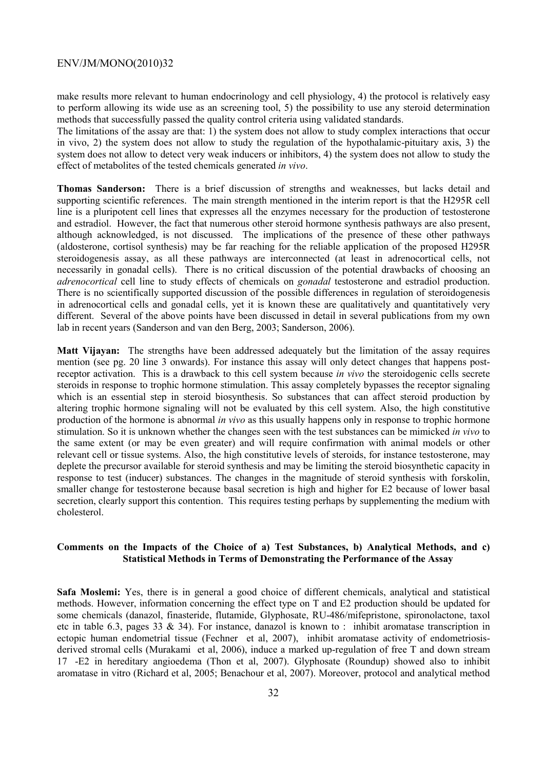make results more relevant to human endocrinology and cell physiology, 4) the protocol is relatively easy to perform allowing its wide use as an screening tool, 5) the possibility to use any steroid determination methods that successfully passed the quality control criteria using validated standards.

The limitations of the assay are that: 1) the system does not allow to study complex interactions that occur in vivo, 2) the system does not allow to study the regulation of the hypothalamic-pituitary axis, 3) the system does not allow to detect very weak inducers or inhibitors, 4) the system does not allow to study the effect of metabolites of the tested chemicals generated *in vivo*.

**Thomas Sanderson:** There is a brief discussion of strengths and weaknesses, but lacks detail and supporting scientific references. The main strength mentioned in the interim report is that the H295R cell line is a pluripotent cell lines that expresses all the enzymes necessary for the production of testosterone and estradiol. However, the fact that numerous other steroid hormone synthesis pathways are also present, although acknowledged, is not discussed. The implications of the presence of these other pathways (aldosterone, cortisol synthesis) may be far reaching for the reliable application of the proposed H295R steroidogenesis assay, as all these pathways are interconnected (at least in adrenocortical cells, not necessarily in gonadal cells). There is no critical discussion of the potential drawbacks of choosing an *adrenocortical* cell line to study effects of chemicals on *gonadal* testosterone and estradiol production. There is no scientifically supported discussion of the possible differences in regulation of steroidogenesis in adrenocortical cells and gonadal cells, yet it is known these are qualitatively and quantitatively very different. Several of the above points have been discussed in detail in several publications from my own lab in recent years (Sanderson and van den Berg, 2003; Sanderson, 2006).

**Matt Vijayan:** The strengths have been addressed adequately but the limitation of the assay requires mention (see pg. 20 line 3 onwards). For instance this assay will only detect changes that happens post-receptor activation. This is a drawback to this cell system because *in vivo* the steroidogenic cells secrete steroids in response to trophic hormone stimulation. This assay completely bypasses the receptor signaling which is an essential step in steroid biosynthesis. So substances that can affect steroid production by altering trophic hormone signaling will not be evaluated by this cell system. Also, the high constitutive production of the hormone is abnormal *in vivo* as this usually happens only in response to trophic hormone stimulation. So it is unknown whether the changes seen with the test substances can be mimicked *in vivo* to the same extent (or may be even greater) and will require confirmation with animal models or other relevant cell or tissue systems. Also, the high constitutive levels of steroids, for instance testosterone, may deplete the precursor available for steroid synthesis and may be limiting the steroid biosynthetic capacity in response to test (inducer) substances. The changes in the magnitude of steroid synthesis with forskolin, smaller change for testosterone because basal secretion is high and higher for E2 because of lower basal secretion, clearly support this contention. This requires testing perhaps by supplementing the medium with cholesterol.

## Comments on the Impacts of the Choice of a) Test Substances, b) Analytical Methods, and c) Statistical Methods in Terms of Demonstrating the Performance of the Assay

**Safa Moslemi:** Yes, there is in general a good choice of different chemicals, analytical and statistical methods. However, information concerning the effect type on T and E2 production should be updated for some chemicals (danazol, finasteride, flutamide, Glyphosate, RU-486/mifepristone, spironolactone, taxol etc in table 6.3, pages 33 & 34). For instance, danazol is known to : inhibit aromatase transcription in ectopic human endometrial tissue (Fechner et al, 2007), inhibit aromatase activity of endometriosis-derived stromal cells (Murakami et al, 2006), induce a marked up-regulation of free T and down stream 17 -E2 in hereditary angioedema (Thon et al, 2007). Glyphosate (Roundup) showed also to inhibit aromatase in vitro (Richard et al, 2005; Benachour et al, 2007). Moreover, protocol and analytical method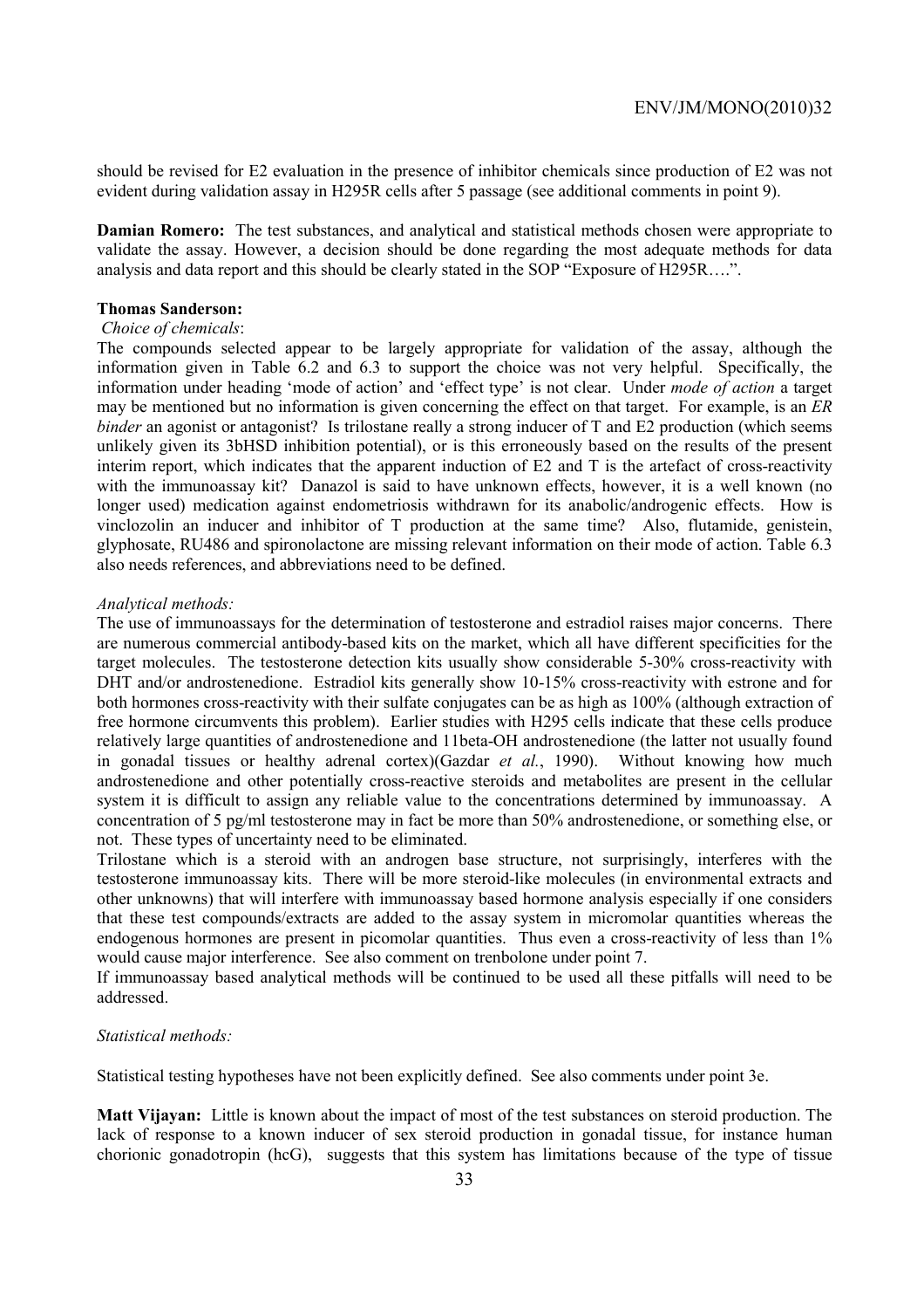should be revised for E2 evaluation in the presence of inhibitor chemicals since production of E2 was not evident during validation assay in H295R cells after 5 passage (see additional comments in point 9).

**Damian Romero:** The test substances, and analytical and statistical methods chosen were appropriate to validate the assay. However, a decision should be done regarding the most adequate methods for data analysis and data report and this should be clearly stated in the SOP "Exposure of H295R….".

**Thomas Sanderson:**

*Choice of chemicals*:

The compounds selected appear to be largely appropriate for validation of the assay, although the information given in Table 6.2 and 6.3 to support the choice was not very helpful. Specifically, the information under heading 'mode of action' and 'effect type' is not clear. Under *mode of action* a target may be mentioned but no information is given concerning the effect on that target. For example, is an *ER binder* an agonist or antagonist? Is trilostane really a strong inducer of T and E2 production (which seems unlikely given its 3bHSD inhibition potential), or is this erroneously based on the results of the present interim report, which indicates that the apparent induction of E2 and T is the artefact of cross-reactivity with the immunoassay kit? Danazol is said to have unknown effects, however, it is a well known (no longer used) medication against endometriosis withdrawn for its anabolic/androgenic effects. How is vinclozolin an inducer and inhibitor of T production at the same time? Also, flutamide, genistein, glyphosate, RU486 and spironolactone are missing relevant information on their mode of action. Table 6.3 also needs references, and abbreviations need to be defined.

*Analytical methods:*

The use of immunoassays for the determination of testosterone and estradiol raises major concerns. There are numerous commercial antibody-based kits on the market, which all have different specificities for the target molecules. The testosterone detection kits usually show considerable 5-30% cross-reactivity with DHT and/or androstenedione. Estradiol kits generally show 10-15% cross-reactivity with estrone and for both hormones cross-reactivity with their sulfate conjugates can be as high as 100% (although extraction of free hormone circumvents this problem). Earlier studies with H295 cells indicate that these cells produce relatively large quantities of androstenedione and 11beta-OH androstenedione (the latter not usually found in gonadal tissues or healthy adrenal cortex)(Gazdar *et al.*, 1990). Without knowing how much androstenedione and other potentially cross-reactive steroids and metabolites are present in the cellular system it is difficult to assign any reliable value to the concentrations determined by immunoassay. A concentration of 5 pg/ml testosterone may in fact be more than 50% androstenedione, or something else, or not. These types of uncertainty need to be eliminated.

Trilostane which is a steroid with an androgen base structure, not surprisingly, interferes with the testosterone immunoassay kits. There will be more steroid-like molecules (in environmental extracts and other unknowns) that will interfere with immunoassay based hormone analysis especially if one considers that these test compounds/extracts are added to the assay system in micromolar quantities whereas the endogenous hormones are present in picomolar quantities. Thus even a cross-reactivity of less than 1% would cause major interference. See also comment on trenbolone under point 7.

If immunoassay based analytical methods will be continued to be used all these pitfalls will need to be addressed.

*Statistical methods:*

Statistical testing hypotheses have not been explicitly defined. See also comments under point 3e.

**Matt Vijayan:** Little is known about the impact of most of the test substances on steroid production. The lack of response to a known inducer of sex steroid production in gonadal tissue, for instance human chorionic gonadotropin (hcG), suggests that this system has limitations because of the type of tissue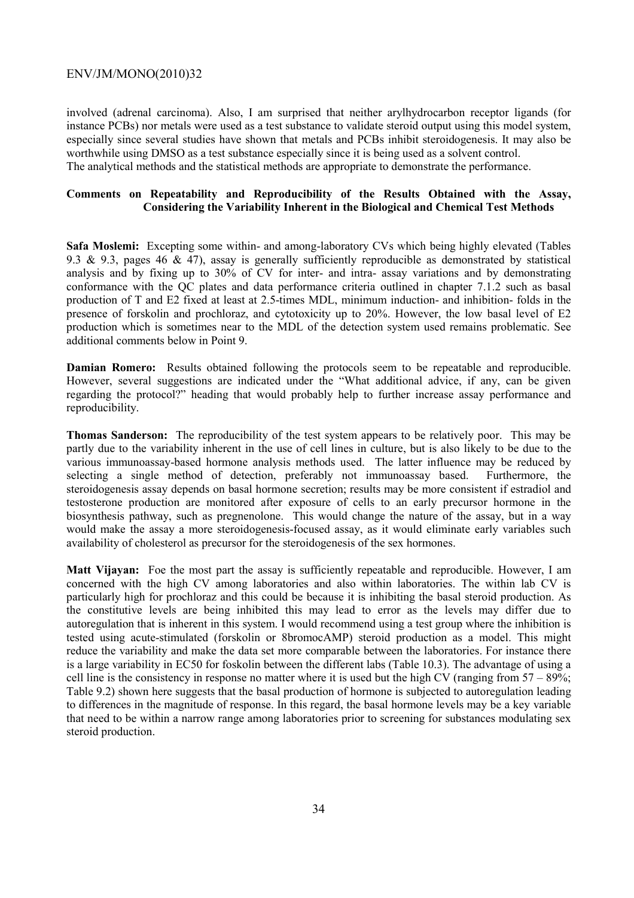involved (adrenal carcinoma). Also, I am surprised that neither arylhydrocarbon receptor ligands (for instance PCBs) nor metals were used as a test substance to validate steroid output using this model system, especially since several studies have shown that metals and PCBs inhibit steroidogenesis. It may also be worthwhile using DMSO as a test substance especially since it is being used as a solvent control.
The analytical methods and the statistical methods are appropriate to demonstrate the performance.

### Comments on Repeatability and Reproducibility of the Results Obtained with the Assay, Considering the Variability Inherent in the Biological and Chemical Test Methods

**Safa Moslemi:** Excepting some within- and among-laboratory CVs which being highly elevated (Tables 9.3 & 9.3, pages 46 & 47), assay is generally sufficiently reproducible as demonstrated by statistical analysis and by fixing up to 30% of CV for inter- and intra- assay variations and by demonstrating conformance with the QC plates and data performance criteria outlined in chapter 7.1.2 such as basal production of T and E2 fixed at least at 2.5-times MDL, minimum induction- and inhibition- folds in the presence of forskolin and prochloraz, and cytotoxicity up to 20%. However, the low basal level of E2 production which is sometimes near to the MDL of the detection system used remains problematic. See additional comments below in Point 9.

**Damian Romero:** Results obtained following the protocols seem to be repeatable and reproducible. However, several suggestions are indicated under the "What additional advice, if any, can be given regarding the protocol?" heading that would probably help to further increase assay performance and reproducibility.

**Thomas Sanderson:** The reproducibility of the test system appears to be relatively poor. This may be partly due to the variability inherent in the use of cell lines in culture, but is also likely to be due to the various immunoassay-based hormone analysis methods used. The latter influence may be reduced by selecting a single method of detection, preferably not immunoassay based. Furthermore, the steroidogenesis assay depends on basal hormone secretion; results may be more consistent if estradiol and testosterone production are monitored after exposure of cells to an early precursor hormone in the biosynthesis pathway, such as pregnenolone. This would change the nature of the assay, but in a way would make the assay a more steroidogenesis-focused assay, as it would eliminate early variables such availability of cholesterol as precursor for the steroidogenesis of the sex hormones.

**Matt Vijayan:** Foe the most part the assay is sufficiently repeatable and reproducible. However, I am concerned with the high CV among laboratories and also within laboratories. The within lab CV is particularly high for prochloraz and this could be because it is inhibiting the basal steroid production. As the constitutive levels are being inhibited this may lead to error as the levels may differ due to autoregulation that is inherent in this system. I would recommend using a test group where the inhibition is tested using acute-stimulated (forskolin or 8bromocAMP) steroid production as a model. This might reduce the variability and make the data set more comparable between the laboratories. For instance there is a large variability in EC50 for foskolin between the different labs (Table 10.3). The advantage of using a cell line is the consistency in response no matter where it is used but the high CV (ranging from 57 – 89%; Table 9.2) shown here suggests that the basal production of hormone is subjected to autoregulation leading to differences in the magnitude of response. In this regard, the basal hormone levels may be a key variable that need to be within a narrow range among laboratories prior to screening for substances modulating sex steroid production.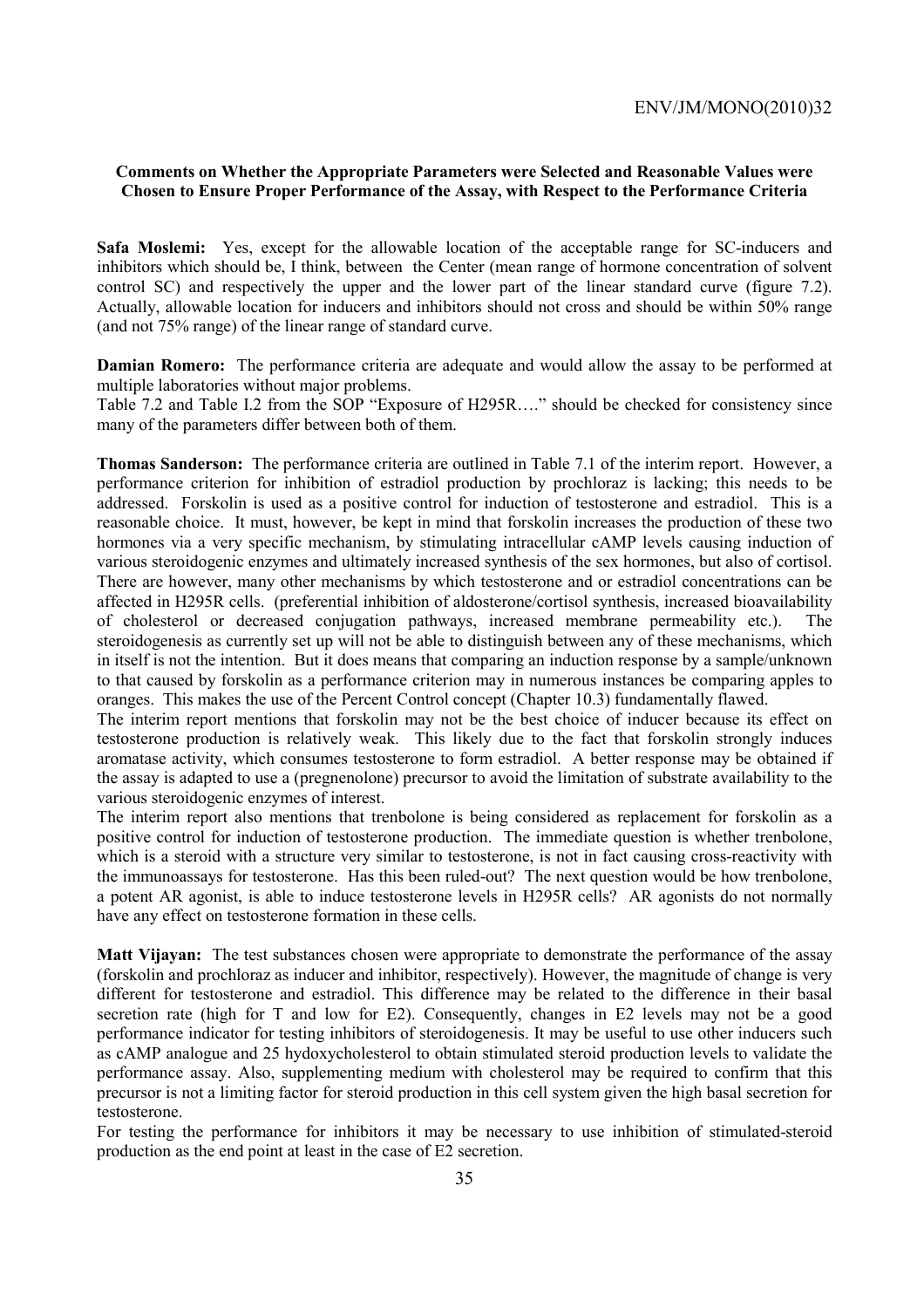**Comments on Whether the Appropriate Parameters were Selected and Reasonable Values were Chosen to Ensure Proper Performance of the Assay, with Respect to the Performance Criteria**

**Safa Moslemi:** Yes, except for the allowable location of the acceptable range for SC-inducers and inhibitors which should be, I think, between the Center (mean range of hormone concentration of solvent control SC) and respectively the upper and the lower part of the linear standard curve (figure 7.2). Actually, allowable location for inducers and inhibitors should not cross and should be within 50% range (and not 75% range) of the linear range of standard curve.

**Damian Romero:** The performance criteria are adequate and would allow the assay to be performed at multiple laboratories without major problems.
Table 7.2 and Table I.2 from the SOP "Exposure of H295R…." should be checked for consistency since many of the parameters differ between both of them.

**Thomas Sanderson:** The performance criteria are outlined in Table 7.1 of the interim report. However, a performance criterion for inhibition of estradiol production by prochloraz is lacking; this needs to be addressed. Forskolin is used as a positive control for induction of testosterone and estradiol. This is a reasonable choice. It must, however, be kept in mind that forskolin increases the production of these two hormones via a very specific mechanism, by stimulating intracellular cAMP levels causing induction of various steroidogenic enzymes and ultimately increased synthesis of the sex hormones, but also of cortisol. There are however, many other mechanisms by which testosterone and or estradiol concentrations can be affected in H295R cells. (preferential inhibition of aldosterone/cortisol synthesis, increased bioavailability of cholesterol or decreased conjugation pathways, increased membrane permeability etc.). The steroidogenesis as currently set up will not be able to distinguish between any of these mechanisms, which in itself is not the intention. But it does means that comparing an induction response by a sample/unknown to that caused by forskolin as a performance criterion may in numerous instances be comparing apples to oranges. This makes the use of the Percent Control concept (Chapter 10.3) fundamentally flawed.
The interim report mentions that forskolin may not be the best choice of inducer because its effect on testosterone production is relatively weak. This likely due to the fact that forskolin strongly induces aromatase activity, which consumes testosterone to form estradiol. A better response may be obtained if the assay is adapted to use a (pregnenolone) precursor to avoid the limitation of substrate availability to the various steroidogenic enzymes of interest.
The interim report also mentions that trenbolone is being considered as replacement for forskolin as a positive control for induction of testosterone production. The immediate question is whether trenbolone, which is a steroid with a structure very similar to testosterone, is not in fact causing cross-reactivity with the immunoassays for testosterone. Has this been ruled-out? The next question would be how trenbolone, a potent AR agonist, is able to induce testosterone levels in H295R cells? AR agonists do not normally have any effect on testosterone formation in these cells.

**Matt Vijayan:** The test substances chosen were appropriate to demonstrate the performance of the assay (forskolin and prochloraz as inducer and inhibitor, respectively). However, the magnitude of change is very different for testosterone and estradiol. This difference may be related to the difference in their basal secretion rate (high for T and low for E2). Consequently, changes in E2 levels may not be a good performance indicator for testing inhibitors of steroidogenesis. It may be useful to use other inducers such as cAMP analogue and 25 hydoxycholesterol to obtain stimulated steroid production levels to validate the performance assay. Also, supplementing medium with cholesterol may be required to confirm that this precursor is not a limiting factor for steroid production in this cell system given the high basal secretion for testosterone.
For testing the performance for inhibitors it may be necessary to use inhibition of stimulated-steroid production as the end point at least in the case of E2 secretion.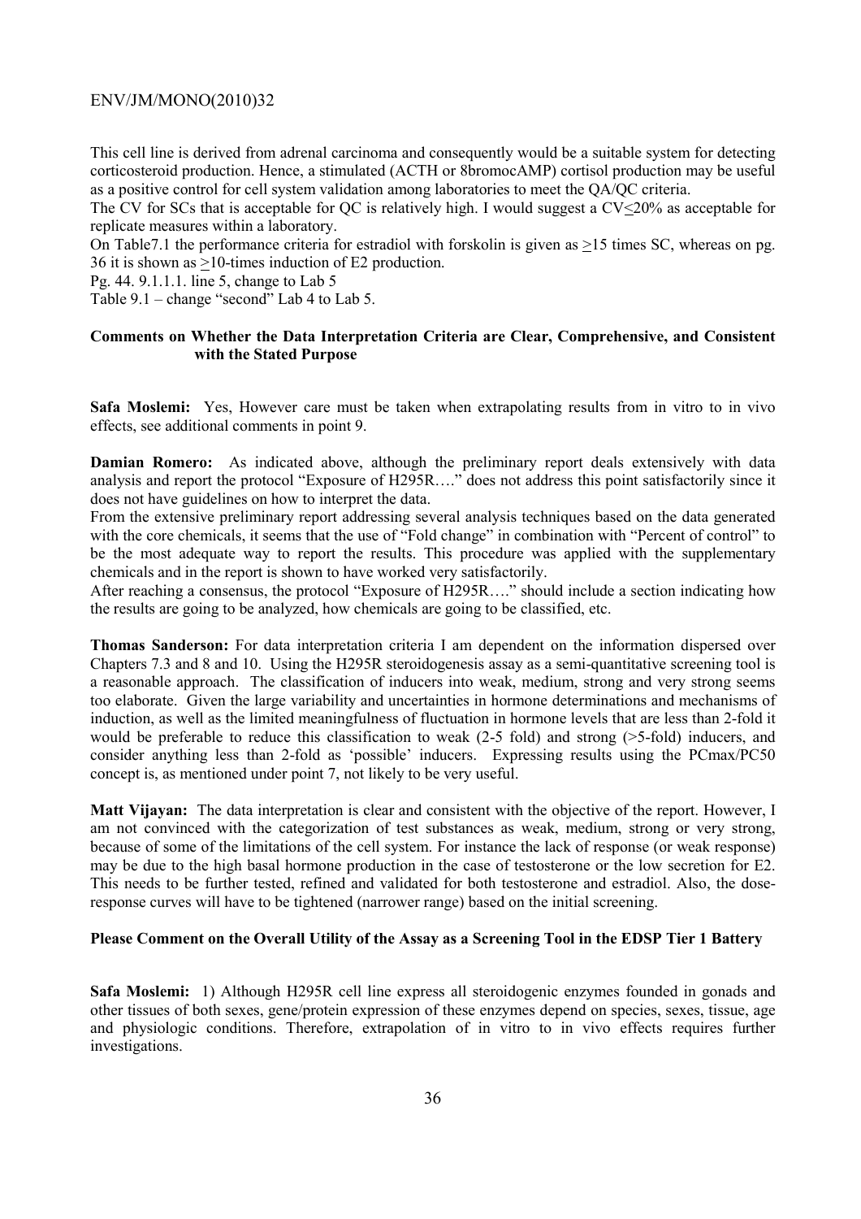This cell line is derived from adrenal carcinoma and consequently would be a suitable system for detecting corticosteroid production. Hence, a stimulated (ACTH or 8bromocAMP) cortisol production may be useful as a positive control for cell system validation among laboratories to meet the QA/QC criteria.

The CV for SCs that is acceptable for QC is relatively high. I would suggest a CV≤20% as acceptable for replicate measures within a laboratory.

On Table7.1 the performance criteria for estradiol with forskolin is given as ≥15 times SC, whereas on pg. 36 it is shown as ≥10-times induction of E2 production.

Pg. 44. 9.1.1.1. line 5, change to Lab 5

Table 9.1 – change "second" Lab 4 to Lab 5.

### Comments on Whether the Data Interpretation Criteria are Clear, Comprehensive, and Consistent with the Stated Purpose

**Safa Moslemi:** Yes, However care must be taken when extrapolating results from in vitro to in vivo effects, see additional comments in point 9.

**Damian Romero:** As indicated above, although the preliminary report deals extensively with data analysis and report the protocol "Exposure of H295R…." does not address this point satisfactorily since it does not have guidelines on how to interpret the data.

From the extensive preliminary report addressing several analysis techniques based on the data generated with the core chemicals, it seems that the use of "Fold change" in combination with "Percent of control" to be the most adequate way to report the results. This procedure was applied with the supplementary chemicals and in the report is shown to have worked very satisfactorily.

After reaching a consensus, the protocol "Exposure of H295R…." should include a section indicating how the results are going to be analyzed, how chemicals are going to be classified, etc.

**Thomas Sanderson:** For data interpretation criteria I am dependent on the information dispersed over Chapters 7.3 and 8 and 10. Using the H295R steroidogenesis assay as a semi-quantitative screening tool is a reasonable approach. The classification of inducers into weak, medium, strong and very strong seems too elaborate. Given the large variability and uncertainties in hormone determinations and mechanisms of induction, as well as the limited meaningfulness of fluctuation in hormone levels that are less than 2-fold it would be preferable to reduce this classification to weak (2-5 fold) and strong (>5-fold) inducers, and consider anything less than 2-fold as 'possible' inducers. Expressing results using the PCmax/PC50 concept is, as mentioned under point 7, not likely to be very useful.

**Matt Vijayan:** The data interpretation is clear and consistent with the objective of the report. However, I am not convinced with the categorization of test substances as weak, medium, strong or very strong, because of some of the limitations of the cell system. For instance the lack of response (or weak response) may be due to the high basal hormone production in the case of testosterone or the low secretion for E2. This needs to be further tested, refined and validated for both testosterone and estradiol. Also, the dose-response curves will have to be tightened (narrower range) based on the initial screening.

### Please Comment on the Overall Utility of the Assay as a Screening Tool in the EDSP Tier 1 Battery

**Safa Moslemi:** 1) Although H295R cell line express all steroidogenic enzymes founded in gonads and other tissues of both sexes, gene/protein expression of these enzymes depend on species, sexes, tissue, age and physiologic conditions. Therefore, extrapolation of in vitro to in vivo effects requires further investigations.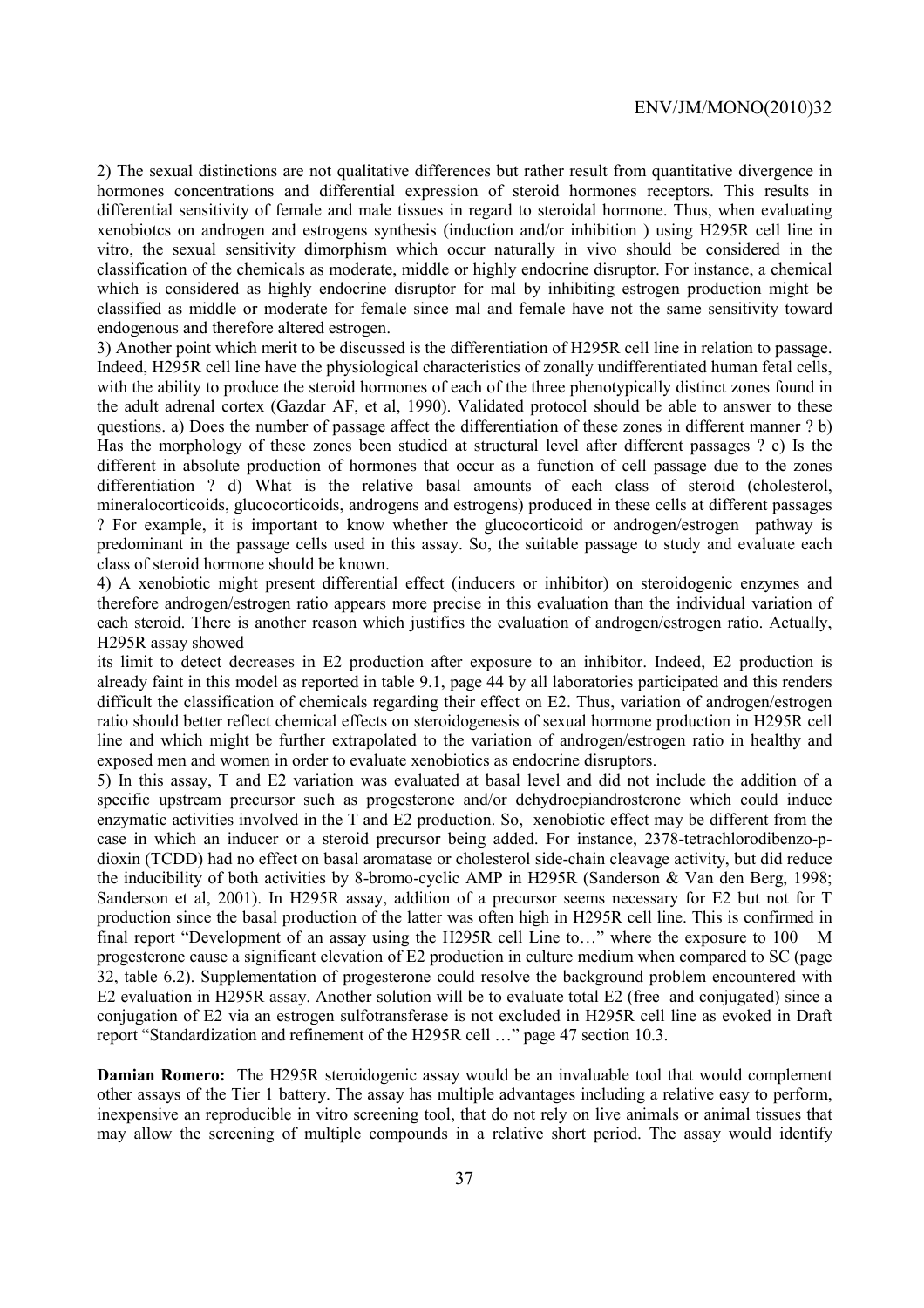2) The sexual distinctions are not qualitative differences but rather result from quantitative divergence in hormones concentrations and differential expression of steroid hormones receptors. This results in differential sensitivity of female and male tissues in regard to steroidal hormone. Thus, when evaluating xenobiotcs on androgen and estrogens synthesis (induction and/or inhibition ) using H295R cell line in vitro, the sexual sensitivity dimorphism which occur naturally in vivo should be considered in the classification of the chemicals as moderate, middle or highly endocrine disruptor. For instance, a chemical which is considered as highly endocrine disruptor for mal by inhibiting estrogen production might be classified as middle or moderate for female since mal and female have not the same sensitivity toward endogenous and therefore altered estrogen.

3) Another point which merit to be discussed is the differentiation of H295R cell line in relation to passage. Indeed, H295R cell line have the physiological characteristics of zonally undifferentiated human fetal cells, with the ability to produce the steroid hormones of each of the three phenotypically distinct zones found in the adult adrenal cortex (Gazdar AF, et al, 1990). Validated protocol should be able to answer to these questions. a) Does the number of passage affect the differentiation of these zones in different manner ? b) Has the morphology of these zones been studied at structural level after different passages ? c) Is the different in absolute production of hormones that occur as a function of cell passage due to the zones differentiation ? d) What is the relative basal amounts of each class of steroid (cholesterol, mineralocorticoids, glucocorticoids, androgens and estrogens) produced in these cells at different passages ? For example, it is important to know whether the glucocorticoid or androgen/estrogen pathway is predominant in the passage cells used in this assay. So, the suitable passage to study and evaluate each class of steroid hormone should be known.

4) A xenobiotic might present differential effect (inducers or inhibitor) on steroidogenic enzymes and therefore androgen/estrogen ratio appears more precise in this evaluation than the individual variation of each steroid. There is another reason which justifies the evaluation of androgen/estrogen ratio. Actually, H295R assay showed its limit to detect decreases in E2 production after exposure to an inhibitor. Indeed, E2 production is already faint in this model as reported in table 9.1, page 44 by all laboratories participated and this renders difficult the classification of chemicals regarding their effect on E2. Thus, variation of androgen/estrogen ratio should better reflect chemical effects on steroidogenesis of sexual hormone production in H295R cell line and which might be further extrapolated to the variation of androgen/estrogen ratio in healthy and exposed men and women in order to evaluate xenobiotics as endocrine disruptors.

5) In this assay, T and E2 variation was evaluated at basal level and did not include the addition of a specific upstream precursor such as progesterone and/or dehydroepiandrosterone which could induce enzymatic activities involved in the T and E2 production. So, xenobiotic effect may be different from the case in which an inducer or a steroid precursor being added. For instance, 2378-tetrachlorodibenzo-p-dioxin (TCDD) had no effect on basal aromatase or cholesterol side-chain cleavage activity, but did reduce the inducibility of both activities by 8-bromo-cyclic AMP in H295R (Sanderson & Van den Berg, 1998; Sanderson et al, 2001). In H295R assay, addition of a precursor seems necessary for E2 but not for T production since the basal production of the latter was often high in H295R cell line. This is confirmed in final report "Development of an assay using the H295R cell Line to…" where the exposure to 100 M progesterone cause a significant elevation of E2 production in culture medium when compared to SC (page 32, table 6.2). Supplementation of progesterone could resolve the background problem encountered with E2 evaluation in H295R assay. Another solution will be to evaluate total E2 (free and conjugated) since a conjugation of E2 via an estrogen sulfotransferase is not excluded in H295R cell line as evoked in Draft report "Standardization and refinement of the H295R cell …" page 47 section 10.3.

**Damian Romero:** The H295R steroidogenic assay would be an invaluable tool that would complement other assays of the Tier 1 battery. The assay has multiple advantages including a relative easy to perform, inexpensive an reproducible in vitro screening tool, that do not rely on live animals or animal tissues that may allow the screening of multiple compounds in a relative short period. The assay would identify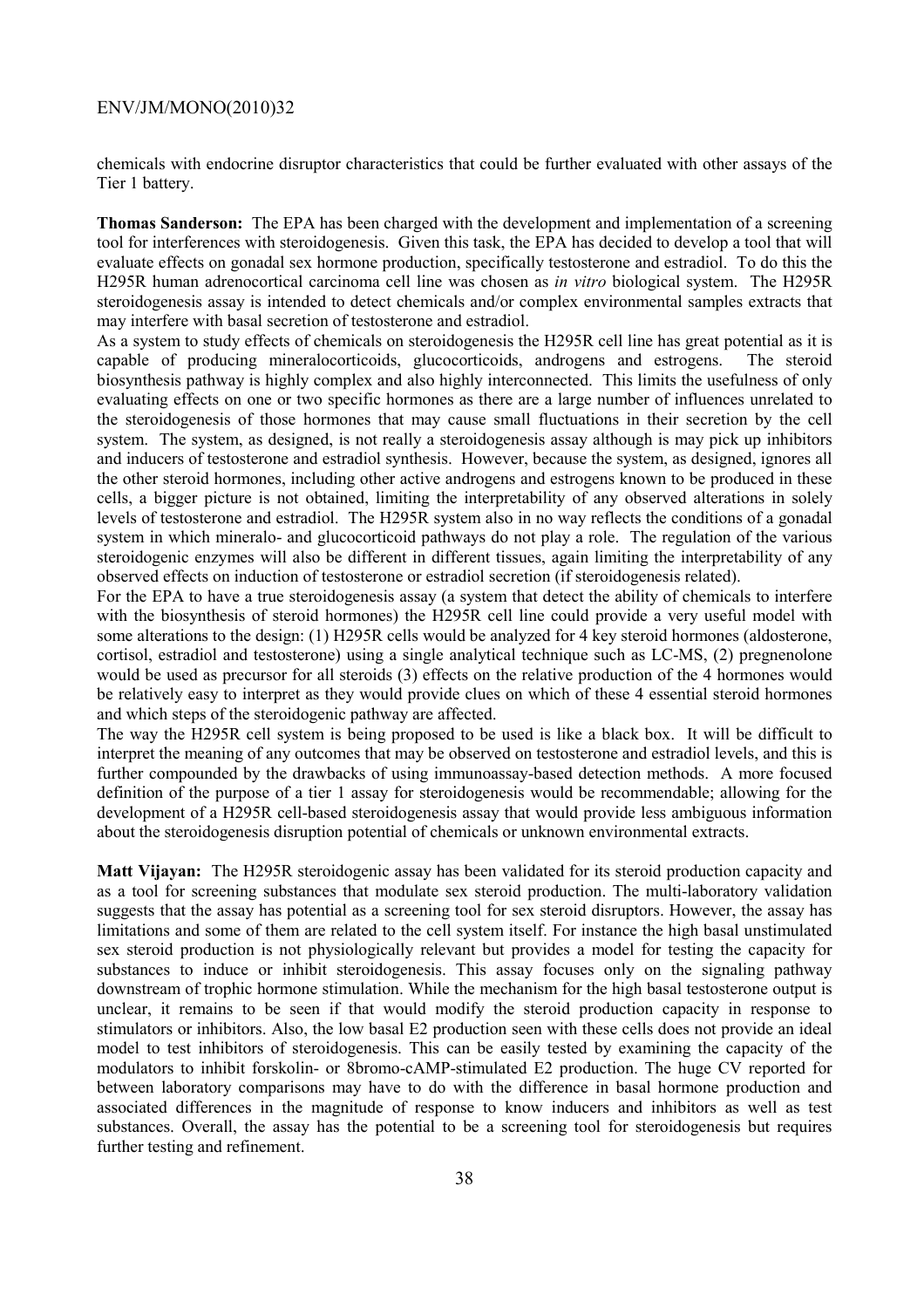chemicals with endocrine disruptor characteristics that could be further evaluated with other assays of the Tier 1 battery.

**Thomas Sanderson:** The EPA has been charged with the development and implementation of a screening tool for interferences with steroidogenesis. Given this task, the EPA has decided to develop a tool that will evaluate effects on gonadal sex hormone production, specifically testosterone and estradiol. To do this the H295R human adrenocortical carcinoma cell line was chosen as *in vitro* biological system. The H295R steroidogenesis assay is intended to detect chemicals and/or complex environmental samples extracts that may interfere with basal secretion of testosterone and estradiol.

As a system to study effects of chemicals on steroidogenesis the H295R cell line has great potential as it is capable of producing mineralocorticoids, glucocorticoids, androgens and estrogens. The steroid biosynthesis pathway is highly complex and also highly interconnected. This limits the usefulness of only evaluating effects on one or two specific hormones as there are a large number of influences unrelated to the steroidogenesis of those hormones that may cause small fluctuations in their secretion by the cell system. The system, as designed, is not really a steroidogenesis assay although is may pick up inhibitors and inducers of testosterone and estradiol synthesis. However, because the system, as designed, ignores all the other steroid hormones, including other active androgens and estrogens known to be produced in these cells, a bigger picture is not obtained, limiting the interpretability of any observed alterations in solely levels of testosterone and estradiol. The H295R system also in no way reflects the conditions of a gonadal system in which mineralo- and glucocorticoid pathways do not play a role. The regulation of the various steroidogenic enzymes will also be different in different tissues, again limiting the interpretability of any observed effects on induction of testosterone or estradiol secretion (if steroidogenesis related).

For the EPA to have a true steroidogenesis assay (a system that detect the ability of chemicals to interfere with the biosynthesis of steroid hormones) the H295R cell line could provide a very useful model with some alterations to the design: (1) H295R cells would be analyzed for 4 key steroid hormones (aldosterone, cortisol, estradiol and testosterone) using a single analytical technique such as LC-MS, (2) pregnenolone would be used as precursor for all steroids (3) effects on the relative production of the 4 hormones would be relatively easy to interpret as they would provide clues on which of these 4 essential steroid hormones and which steps of the steroidogenic pathway are affected.

The way the H295R cell system is being proposed to be used is like a black box. It will be difficult to interpret the meaning of any outcomes that may be observed on testosterone and estradiol levels, and this is further compounded by the drawbacks of using immunoassay-based detection methods. A more focused definition of the purpose of a tier 1 assay for steroidogenesis would be recommendable; allowing for the development of a H295R cell-based steroidogenesis assay that would provide less ambiguous information about the steroidogenesis disruption potential of chemicals or unknown environmental extracts.

**Matt Vijayan:** The H295R steroidogenic assay has been validated for its steroid production capacity and as a tool for screening substances that modulate sex steroid production. The multi-laboratory validation suggests that the assay has potential as a screening tool for sex steroid disruptors. However, the assay has limitations and some of them are related to the cell system itself. For instance the high basal unstimulated sex steroid production is not physiologically relevant but provides a model for testing the capacity for substances to induce or inhibit steroidogenesis. This assay focuses only on the signaling pathway downstream of trophic hormone stimulation. While the mechanism for the high basal testosterone output is unclear, it remains to be seen if that would modify the steroid production capacity in response to stimulators or inhibitors. Also, the low basal E2 production seen with these cells does not provide an ideal model to test inhibitors of steroidogenesis. This can be easily tested by examining the capacity of the modulators to inhibit forskolin- or 8bromo-cAMP-stimulated E2 production. The huge CV reported for between laboratory comparisons may have to do with the difference in basal hormone production and associated differences in the magnitude of response to know inducers and inhibitors as well as test substances. Overall, the assay has the potential to be a screening tool for steroidogenesis but requires further testing and refinement.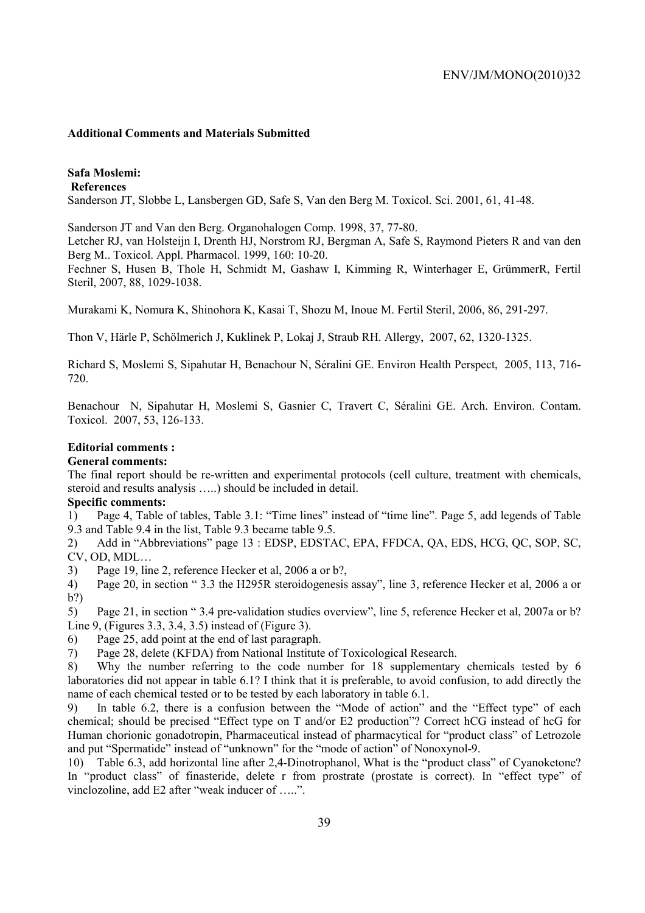**Additional Comments and Materials Submitted**

**Safa Moslemi:**

**References**

Sanderson JT, Slobbe L, Lansbergen GD, Safe S, Van den Berg M. Toxicol. Sci. 2001, 61, 41-48.

Sanderson JT and Van den Berg. Organohalogen Comp. 1998, 37, 77-80.

Letcher RJ, van Holsteijn I, Drenth HJ, Norstrom RJ, Bergman A, Safe S, Raymond Pieters R and van den Berg M.. Toxicol. Appl. Pharmacol. 1999, 160: 10-20.

Fechner S, Husen B, Thole H, Schmidt M, Gashaw I, Kimming R, Winterhager E, GrümmerR, Fertil Steril, 2007, 88, 1029-1038.

Murakami K, Nomura K, Shinohora K, Kasai T, Shozu M, Inoue M. Fertil Steril, 2006, 86, 291-297.

Thon V, Härle P, Schölmerich J, Kuklinek P, Lokaj J, Straub RH. Allergy, 2007, 62, 1320-1325.

Richard S, Moslemi S, Sipahutar H, Benachour N, Séralini GE. Environ Health Perspect, 2005, 113, 716-720.

Benachour N, Sipahutar H, Moslemi S, Gasnier C, Travert C, Séralini GE. Arch. Environ. Contam. Toxicol. 2007, 53, 126-133.

**Editorial comments :**

**General comments:**

The final report should be re-written and experimental protocols (cell culture, treatment with chemicals, steroid and results analysis …..) should be included in detail.

**Specific comments:**

1) Page 4, Table of tables, Table 3.1: “Time lines” instead of “time line”. Page 5, add legends of Table 9.3 and Table 9.4 in the list, Table 9.3 became table 9.5.
2) Add in “Abbreviations” page 13 : EDSP, EDSTAC, EPA, FFDCA, QA, EDS, HCG, QC, SOP, SC, CV, OD, MDL…
3) Page 19, line 2, reference Hecker et al, 2006 a or b?,
4) Page 20, in section “ 3.3 the H295R steroidogenesis assay”, line 3, reference Hecker et al, 2006 a or b?)
5) Page 21, in section “ 3.4 pre-validation studies overview”, line 5, reference Hecker et al, 2007a or b? Line 9, (Figures 3.3, 3.4, 3.5) instead of (Figure 3).
6) Page 25, add point at the end of last paragraph.
7) Page 28, delete (KFDA) from National Institute of Toxicological Research.
8) Why the number referring to the code number for 18 supplementary chemicals tested by 6 laboratories did not appear in table 6.1? I think that it is preferable, to avoid confusion, to add directly the name of each chemical tested or to be tested by each laboratory in table 6.1.
9) In table 6.2, there is a confusion between the “Mode of action” and the “Effect type” of each chemical; should be precised “Effect type on T and/or E2 production”? Correct hCG instead of hcG for Human chorionic gonadotropin, Pharmaceutical instead of pharmacytical for “product class” of Letrozole and put “Spermatide” instead of “unknown” for the “mode of action” of Nonoxynol-9.
10) Table 6.3, add horizontal line after 2,4-Dinotrophanol, What is the “product class” of Cyanoketone? In “product class” of finasteride, delete r from prostrate (prostate is correct). In “effect type” of vinclozoline, add E2 after “weak inducer of …..”.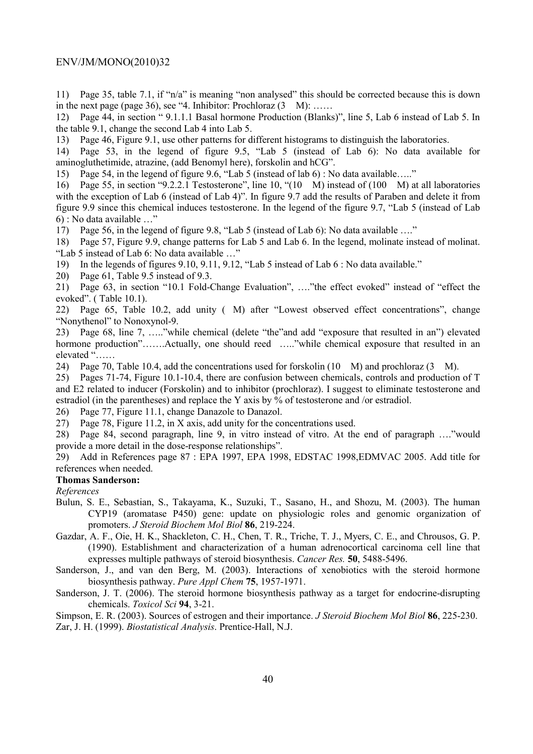11) Page 35, table 7.1, if "n/a" is meaning "non analysed" this should be corrected because this is down in the next page (page 36), see "4. Inhibitor: Prochloraz (3 µM): ……

12) Page 44, in section " 9.1.1.1 Basal hormone Production (Blanks)", line 5, Lab 6 instead of Lab 5. In the table 9.1, change the second Lab 4 into Lab 5.

13) Page 46, Figure 9.1, use other patterns for different histograms to distinguish the laboratories.

14) Page 53, in the legend of figure 9.5, "Lab 5 (instead of Lab 6): No data available for aminogluthetimide, atrazine, (add Benomyl here), forskolin and hCG".

15) Page 54, in the legend of figure 9.6, "Lab 5 (instead of lab 6) : No data available….."

16) Page 55, in section "9.2.2.1 Testosterone", line 10, "(10 µM) instead of (100 µM) at all laboratories with the exception of Lab 6 (instead of Lab 4)". In figure 9.7 add the results of Paraben and delete it from figure 9.9 since this chemical induces testosterone. In the legend of the figure 9.7, "Lab 5 (instead of Lab 6) : No data available …"

17) Page 56, in the legend of figure 9.8, "Lab 5 (instead of Lab 6): No data available …."

18) Page 57, Figure 9.9, change patterns for Lab 5 and Lab 6. In the legend, molinate instead of molinat. "Lab 5 instead of Lab 6: No data available …"

19) In the legends of figures 9.10, 9.11, 9.12, "Lab 5 instead of Lab 6 : No data available."

20) Page 61, Table 9.5 instead of 9.3.

21) Page 63, in section "10.1 Fold-Change Evaluation", …."the effect evoked" instead of "effect the evoked". ( Table 10.1).

22) Page 65, Table 10.2, add unity ( µM) after "Lowest observed effect concentrations", change "Nonythenol" to Nonoxynol-9.

23) Page 68, line 7, ….."while chemical (delete "the"and add "exposure that resulted in an") elevated hormone production"…….Actually, one should reed ….."while chemical exposure that resulted in an elevated "……

24) Page 70, Table 10.4, add the concentrations used for forskolin (10 µM) and prochloraz (3 µM).

25) Pages 71-74, Figure 10.1-10.4, there are confusion between chemicals, controls and production of T and E2 related to inducer (Forskolin) and to inhibitor (prochloraz). I suggest to eliminate testosterone and estradiol (in the parentheses) and replace the Y axis by % of testosterone and /or estradiol.

26) Page 77, Figure 11.1, change Danazole to Danazol.

27) Page 78, Figure 11.2, in X axis, add unity for the concentrations used.

28) Page 84, second paragraph, line 9, in vitro instead of vitro. At the end of paragraph …."would provide a more detail in the dose-response relationships".

29) Add in References page 87 : EPA 1997, EPA 1998, EDSTAC 1998,EDMVAC 2005. Add title for references when needed.

**Thomas Sanderson:**

*References*

Bulun, S. E., Sebastian, S., Takayama, K., Suzuki, T., Sasano, H., and Shozu, M. (2003). The human CYP19 (aromatase P450) gene: update on physiologic roles and genomic organization of promoters. *J Steroid Biochem Mol Biol* **86**, 219-224.

Gazdar, A. F., Oie, H. K., Shackleton, C. H., Chen, T. R., Triche, T. J., Myers, C. E., and Chrousos, G. P. (1990). Establishment and characterization of a human adrenocortical carcinoma cell line that expresses multiple pathways of steroid biosynthesis. *Cancer Res.* **50**, 5488-5496.

Sanderson, J., and van den Berg, M. (2003). Interactions of xenobiotics with the steroid hormone biosynthesis pathway. *Pure Appl Chem* **75**, 1957-1971.

Sanderson, J. T. (2006). The steroid hormone biosynthesis pathway as a target for endocrine-disrupting chemicals. *Toxicol Sci* **94**, 3-21.

Simpson, E. R. (2003). Sources of estrogen and their importance. *J Steroid Biochem Mol Biol* **86**, 225-230.

Zar, J. H. (1999). *Biostatistical Analysis*. Prentice-Hall, N.J.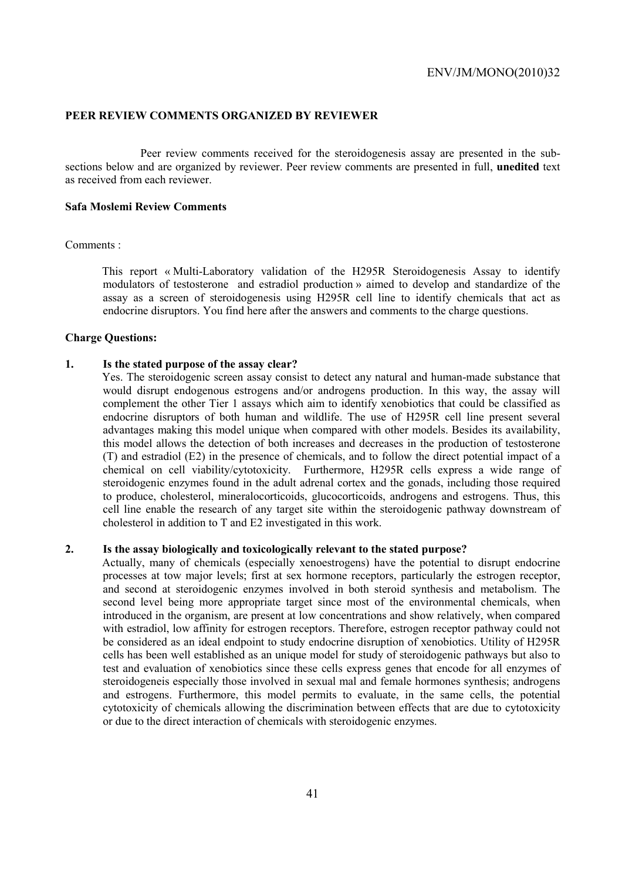## PEER REVIEW COMMENTS ORGANIZED BY REVIEWER

Peer review comments received for the steroidogenesis assay are presented in the sub-sections below and are organized by reviewer. Peer review comments are presented in full, **unedited** text as received from each reviewer.

### Safa Moslemi Review Comments

Comments :

This report « Multi-Laboratory validation of the H295R Steroidogenesis Assay to identify modulators of testosterone and estradiol production » aimed to develop and standardize of the assay as a screen of steroidogenesis using H295R cell line to identify chemicals that act as endocrine disruptors. You find here after the answers and comments to the charge questions.

### Charge Questions:

**1. Is the stated purpose of the assay clear?**

Yes. The steroidogenic screen assay consist to detect any natural and human-made substance that would disrupt endogenous estrogens and/or androgens production. In this way, the assay will complement the other Tier 1 assays which aim to identify xenobiotics that could be classified as endocrine disruptors of both human and wildlife. The use of H295R cell line present several advantages making this model unique when compared with other models. Besides its availability, this model allows the detection of both increases and decreases in the production of testosterone (T) and estradiol (E2) in the presence of chemicals, and to follow the direct potential impact of a chemical on cell viability/cytotoxicity. Furthermore, H295R cells express a wide range of steroidogenic enzymes found in the adult adrenal cortex and the gonads, including those required to produce, cholesterol, mineralocorticoids, glucocorticoids, androgens and estrogens. Thus, this cell line enable the research of any target site within the steroidogenic pathway downstream of cholesterol in addition to T and E2 investigated in this work.

**2. Is the assay biologically and toxicologically relevant to the stated purpose?**

Actually, many of chemicals (especially xenoestrogens) have the potential to disrupt endocrine processes at tow major levels; first at sex hormone receptors, particularly the estrogen receptor, and second at steroidogenic enzymes involved in both steroid synthesis and metabolism. The second level being more appropriate target since most of the environmental chemicals, when introduced in the organism, are present at low concentrations and show relatively, when compared with estradiol, low affinity for estrogen receptors. Therefore, estrogen receptor pathway could not be considered as an ideal endpoint to study endocrine disruption of xenobiotics. Utility of H295R cells has been well established as an unique model for study of steroidogenic pathways but also to test and evaluation of xenobiotics since these cells express genes that encode for all enzymes of steroidogeneis especially those involved in sexual mal and female hormones synthesis; androgens and estrogens. Furthermore, this model permits to evaluate, in the same cells, the potential cytotoxicity of chemicals allowing the discrimination between effects that are due to cytotoxicity or due to the direct interaction of chemicals with steroidogenic enzymes.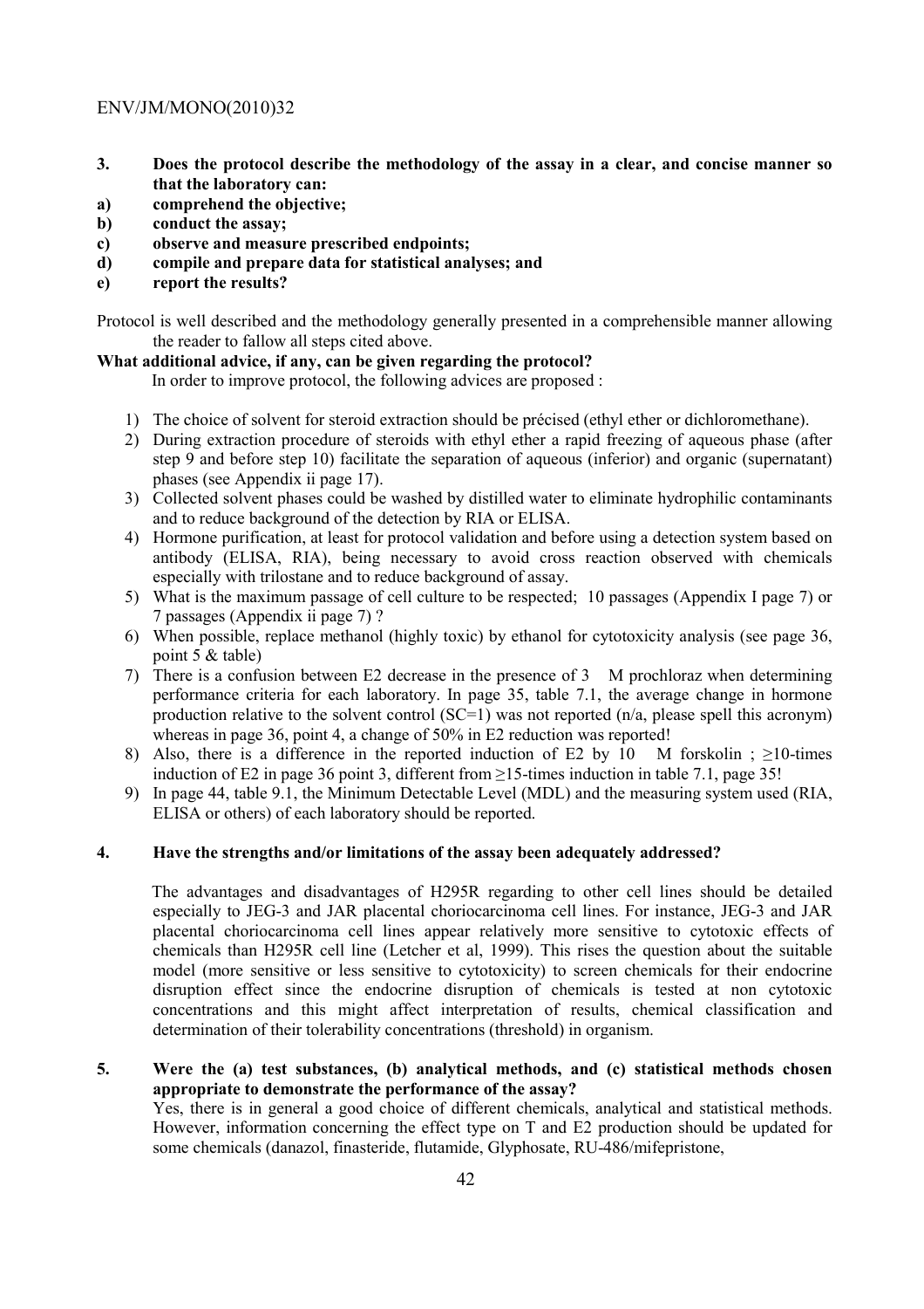**3. Does the protocol describe the methodology of the assay in a clear, and concise manner so that the laboratory can:**

**a) comprehend the objective;**

**b) conduct the assay;**

**c) observe and measure prescribed endpoints;**

**d) compile and prepare data for statistical analyses; and**

**e) report the results?**

Protocol is well described and the methodology generally presented in a comprehensible manner allowing the reader to fallow all steps cited above.

**What additional advice, if any, can be given regarding the protocol?**

In order to improve protocol, the following advices are proposed :

1) The choice of solvent for steroid extraction should be précised (ethyl ether or dichloromethane).
2) During extraction procedure of steroids with ethyl ether a rapid freezing of aqueous phase (after step 9 and before step 10) facilitate the separation of aqueous (inferior) and organic (supernatant) phases (see Appendix ii page 17).
3) Collected solvent phases could be washed by distilled water to eliminate hydrophilic contaminants and to reduce background of the detection by RIA or ELISA.
4) Hormone purification, at least for protocol validation and before using a detection system based on antibody (ELISA, RIA), being necessary to avoid cross reaction observed with chemicals especially with trilostane and to reduce background of assay.
5) What is the maximum passage of cell culture to be respected; 10 passages (Appendix I page 7) or 7 passages (Appendix ii page 7) ?
6) When possible, replace methanol (highly toxic) by ethanol for cytotoxicity analysis (see page 36, point 5 & table)
7) There is a confusion between E2 decrease in the presence of 3 M prochloraz when determining performance criteria for each laboratory. In page 35, table 7.1, the average change in hormone production relative to the solvent control (SC=1) was not reported (n/a, please spell this acronym) whereas in page 36, point 4, a change of 50% in E2 reduction was reported!
8) Also, there is a difference in the reported induction of E2 by 10 M forskolin ; ≥10-times induction of E2 in page 36 point 3, different from ≥15-times induction in table 7.1, page 35!
9) In page 44, table 9.1, the Minimum Detectable Level (MDL) and the measuring system used (RIA, ELISA or others) of each laboratory should be reported.

**4. Have the strengths and/or limitations of the assay been adequately addressed?**

The advantages and disadvantages of H295R regarding to other cell lines should be detailed especially to JEG-3 and JAR placental choriocarcinoma cell lines. For instance, JEG-3 and JAR placental choriocarcinoma cell lines appear relatively more sensitive to cytotoxic effects of chemicals than H295R cell line (Letcher et al, 1999). This rises the question about the suitable model (more sensitive or less sensitive to cytotoxicity) to screen chemicals for their endocrine disruption effect since the endocrine disruption of chemicals is tested at non cytotoxic concentrations and this might affect interpretation of results, chemical classification and determination of their tolerability concentrations (threshold) in organism.

**5. Were the (a) test substances, (b) analytical methods, and (c) statistical methods chosen appropriate to demonstrate the performance of the assay?**

Yes, there is in general a good choice of different chemicals, analytical and statistical methods. However, information concerning the effect type on T and E2 production should be updated for some chemicals (danazol, finasteride, flutamide, Glyphosate, RU-486/mifepristone,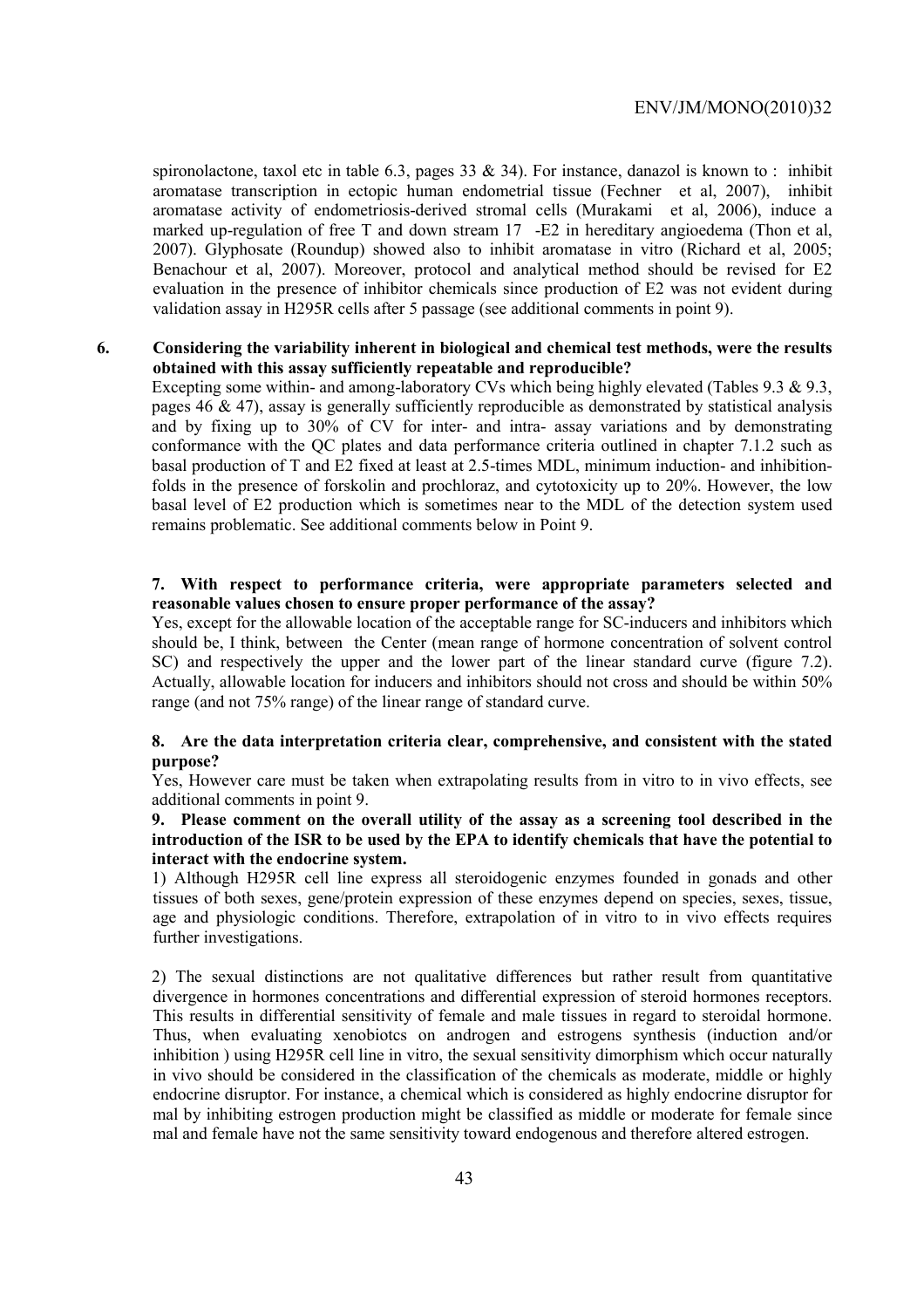spironolactone, taxol etc in table 6.3, pages 33 & 34). For instance, danazol is known to : inhibit aromatase transcription in ectopic human endometrial tissue (Fechner et al, 2007), inhibit aromatase activity of endometriosis-derived stromal cells (Murakami et al, 2006), induce a marked up-regulation of free T and down stream 17 -E2 in hereditary angioedema (Thon et al, 2007). Glyphosate (Roundup) showed also to inhibit aromatase in vitro (Richard et al, 2005; Benachour et al, 2007). Moreover, protocol and analytical method should be revised for E2 evaluation in the presence of inhibitor chemicals since production of E2 was not evident during validation assay in H295R cells after 5 passage (see additional comments in point 9).

**6. Considering the variability inherent in biological and chemical test methods, were the results obtained with this assay sufficiently repeatable and reproducible?**

Excepting some within- and among-laboratory CVs which being highly elevated (Tables 9.3 & 9.3, pages 46 & 47), assay is generally sufficiently reproducible as demonstrated by statistical analysis and by fixing up to 30% of CV for inter- and intra- assay variations and by demonstrating conformance with the QC plates and data performance criteria outlined in chapter 7.1.2 such as basal production of T and E2 fixed at least at 2.5-times MDL, minimum induction- and inhibition-folds in the presence of forskolin and prochloraz, and cytotoxicity up to 20%. However, the low basal level of E2 production which is sometimes near to the MDL of the detection system used remains problematic. See additional comments below in Point 9.

**7. With respect to performance criteria, were appropriate parameters selected and reasonable values chosen to ensure proper performance of the assay?**

Yes, except for the allowable location of the acceptable range for SC-inducers and inhibitors which should be, I think, between the Center (mean range of hormone concentration of solvent control SC) and respectively the upper and the lower part of the linear standard curve (figure 7.2). Actually, allowable location for inducers and inhibitors should not cross and should be within 50% range (and not 75% range) of the linear range of standard curve.

**8. Are the data interpretation criteria clear, comprehensive, and consistent with the stated purpose?**

Yes, However care must be taken when extrapolating results from in vitro to in vivo effects, see additional comments in point 9.

**9. Please comment on the overall utility of the assay as a screening tool described in the introduction of the ISR to be used by the EPA to identify chemicals that have the potential to interact with the endocrine system.**

1) Although H295R cell line express all steroidogenic enzymes founded in gonads and other tissues of both sexes, gene/protein expression of these enzymes depend on species, sexes, tissue, age and physiologic conditions. Therefore, extrapolation of in vitro to in vivo effects requires further investigations.

2) The sexual distinctions are not qualitative differences but rather result from quantitative divergence in hormones concentrations and differential expression of steroid hormones receptors. This results in differential sensitivity of female and male tissues in regard to steroidal hormone. Thus, when evaluating xenobiotcs on androgen and estrogens synthesis (induction and/or inhibition ) using H295R cell line in vitro, the sexual sensitivity dimorphism which occur naturally in vivo should be considered in the classification of the chemicals as moderate, middle or highly endocrine disruptor. For instance, a chemical which is considered as highly endocrine disruptor for mal by inhibiting estrogen production might be classified as middle or moderate for female since mal and female have not the same sensitivity toward endogenous and therefore altered estrogen.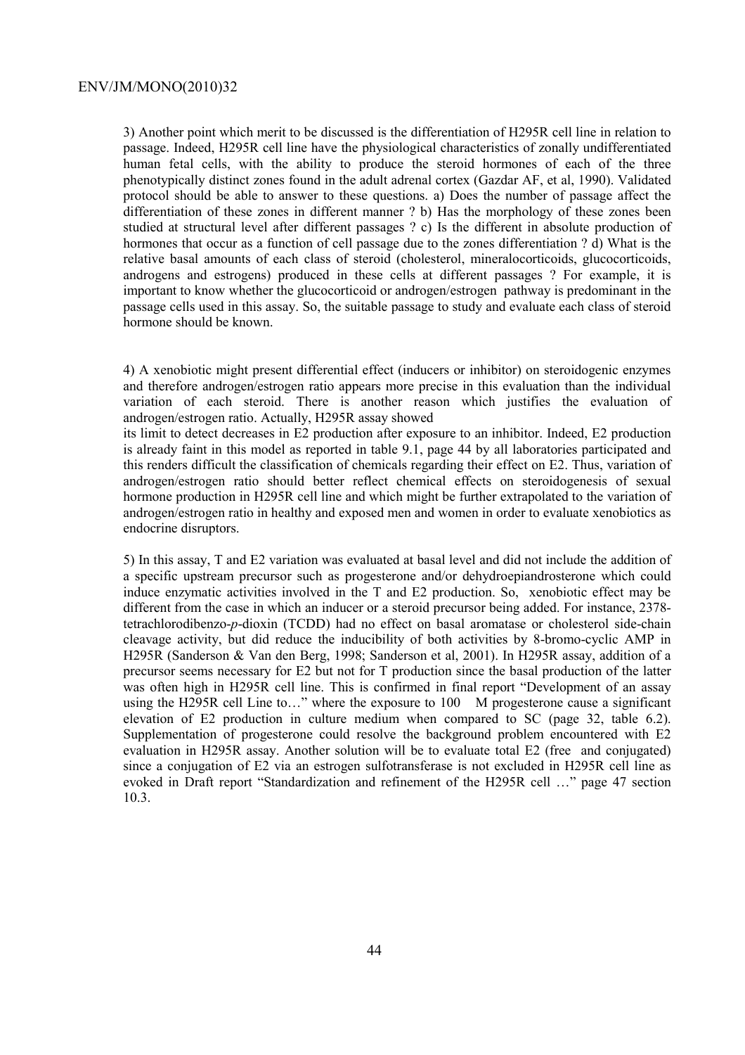3) Another point which merit to be discussed is the differentiation of H295R cell line in relation to passage. Indeed, H295R cell line have the physiological characteristics of zonally undifferentiated human fetal cells, with the ability to produce the steroid hormones of each of the three phenotypically distinct zones found in the adult adrenal cortex (Gazdar AF, et al, 1990). Validated protocol should be able to answer to these questions. a) Does the number of passage affect the differentiation of these zones in different manner ? b) Has the morphology of these zones been studied at structural level after different passages ? c) Is the different in absolute production of hormones that occur as a function of cell passage due to the zones differentiation ? d) What is the relative basal amounts of each class of steroid (cholesterol, mineralocorticoids, glucocorticoids, androgens and estrogens) produced in these cells at different passages ? For example, it is important to know whether the glucocorticoid or androgen/estrogen pathway is predominant in the passage cells used in this assay. So, the suitable passage to study and evaluate each class of steroid hormone should be known.

4) A xenobiotic might present differential effect (inducers or inhibitor) on steroidogenic enzymes and therefore androgen/estrogen ratio appears more precise in this evaluation than the individual variation of each steroid. There is another reason which justifies the evaluation of androgen/estrogen ratio. Actually, H295R assay showed its limit to detect decreases in E2 production after exposure to an inhibitor. Indeed, E2 production is already faint in this model as reported in table 9.1, page 44 by all laboratories participated and this renders difficult the classification of chemicals regarding their effect on E2. Thus, variation of androgen/estrogen ratio should better reflect chemical effects on steroidogenesis of sexual hormone production in H295R cell line and which might be further extrapolated to the variation of androgen/estrogen ratio in healthy and exposed men and women in order to evaluate xenobiotics as endocrine disruptors.

5) In this assay, T and E2 variation was evaluated at basal level and did not include the addition of a specific upstream precursor such as progesterone and/or dehydroepiandrosterone which could induce enzymatic activities involved in the T and E2 production. So, xenobiotic effect may be different from the case in which an inducer or a steroid precursor being added. For instance, 2378-tetrachlorodibenzo-*p*-dioxin (TCDD) had no effect on basal aromatase or cholesterol side-chain cleavage activity, but did reduce the inducibility of both activities by 8-bromo-cyclic AMP in H295R (Sanderson & Van den Berg, 1998; Sanderson et al, 2001). In H295R assay, addition of a precursor seems necessary for E2 but not for T production since the basal production of the latter was often high in H295R cell line. This is confirmed in final report "Development of an assay using the H295R cell Line to…" where the exposure to 100 M progesterone cause a significant elevation of E2 production in culture medium when compared to SC (page 32, table 6.2). Supplementation of progesterone could resolve the background problem encountered with E2 evaluation in H295R assay. Another solution will be to evaluate total E2 (free and conjugated) since a conjugation of E2 via an estrogen sulfotransferase is not excluded in H295R cell line as evoked in Draft report "Standardization and refinement of the H295R cell …" page 47 section 10.3.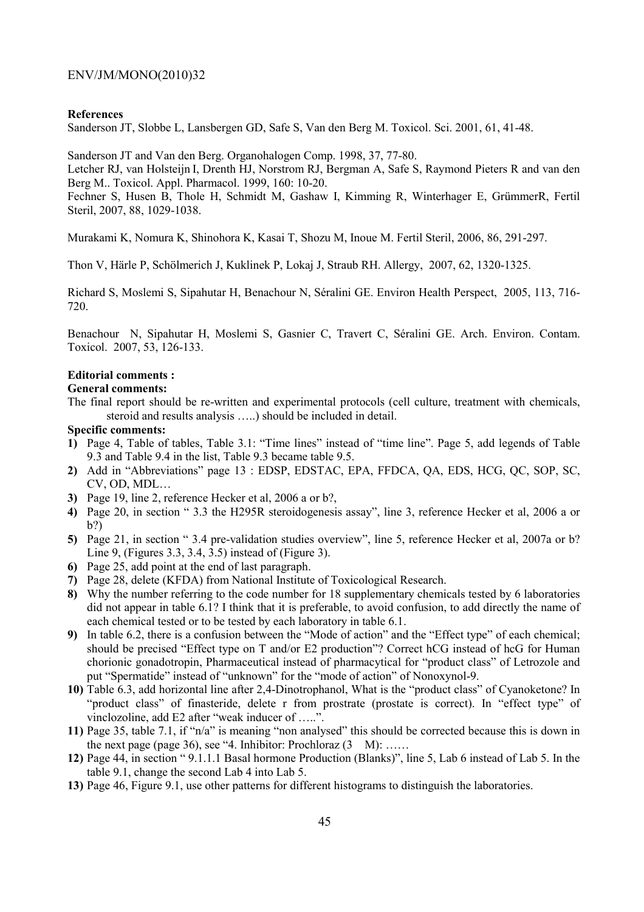**References**

Sanderson JT, Slobbe L, Lansbergen GD, Safe S, Van den Berg M. Toxicol. Sci. 2001, 61, 41-48.

Sanderson JT and Van den Berg. Organohalogen Comp. 1998, 37, 77-80.

Letcher RJ, van Holsteijn I, Drenth HJ, Norstrom RJ, Bergman A, Safe S, Raymond Pieters R and van den Berg M.. Toxicol. Appl. Pharmacol. 1999, 160: 10-20.

Fechner S, Husen B, Thole H, Schmidt M, Gashaw I, Kimming R, Winterhager E, GrümmerR, Fertil Steril, 2007, 88, 1029-1038.

Murakami K, Nomura K, Shinohora K, Kasai T, Shozu M, Inoue M. Fertil Steril, 2006, 86, 291-297.

Thon V, Härle P, Schölmerich J, Kuklinek P, Lokaj J, Straub RH. Allergy, 2007, 62, 1320-1325.

Richard S, Moslemi S, Sipahutar H, Benachour N, Séralini GE. Environ Health Perspect, 2005, 113, 716-720.

Benachour N, Sipahutar H, Moslemi S, Gasnier C, Travert C, Séralini GE. Arch. Environ. Contam. Toxicol. 2007, 53, 126-133.

**Editorial comments :**

**General comments:**

The final report should be re-written and experimental protocols (cell culture, treatment with chemicals, steroid and results analysis …..) should be included in detail.

**Specific comments:**

1) Page 4, Table of tables, Table 3.1: "Time lines" instead of "time line". Page 5, add legends of Table 9.3 and Table 9.4 in the list, Table 9.3 became table 9.5.
2) Add in "Abbreviations" page 13 : EDSP, EDSTAC, EPA, FFDCA, QA, EDS, HCG, QC, SOP, SC, CV, OD, MDL…
3) Page 19, line 2, reference Hecker et al, 2006 a or b?,
4) Page 20, in section " 3.3 the H295R steroidogenesis assay", line 3, reference Hecker et al, 2006 a or b?)
5) Page 21, in section " 3.4 pre-validation studies overview", line 5, reference Hecker et al, 2007a or b? Line 9, (Figures 3.3, 3.4, 3.5) instead of (Figure 3).
6) Page 25, add point at the end of last paragraph.
7) Page 28, delete (KFDA) from National Institute of Toxicological Research.
8) Why the number referring to the code number for 18 supplementary chemicals tested by 6 laboratories did not appear in table 6.1? I think that it is preferable, to avoid confusion, to add directly the name of each chemical tested or to be tested by each laboratory in table 6.1.
9) In table 6.2, there is a confusion between the "Mode of action" and the "Effect type" of each chemical; should be precised "Effect type on T and/or E2 production"? Correct hCG instead of hcG for Human chorionic gonadotropin, Pharmaceutical instead of pharmacytical for "product class" of Letrozole and put "Spermatide" instead of "unknown" for the "mode of action" of Nonoxynol-9.
10) Table 6.3, add horizontal line after 2,4-Dinotrophanol, What is the "product class" of Cyanoketone? In "product class" of finasteride, delete r from prostrate (prostate is correct). In "effect type" of vinclozoline, add E2 after "weak inducer of …..".
11) Page 35, table 7.1, if "n/a" is meaning "non analysed" this should be corrected because this is down in the next page (page 36), see "4. Inhibitor: Prochloraz (3 M): ……
12) Page 44, in section " 9.1.1.1 Basal hormone Production (Blanks)", line 5, Lab 6 instead of Lab 5. In the table 9.1, change the second Lab 4 into Lab 5.
13) Page 46, Figure 9.1, use other patterns for different histograms to distinguish the laboratories.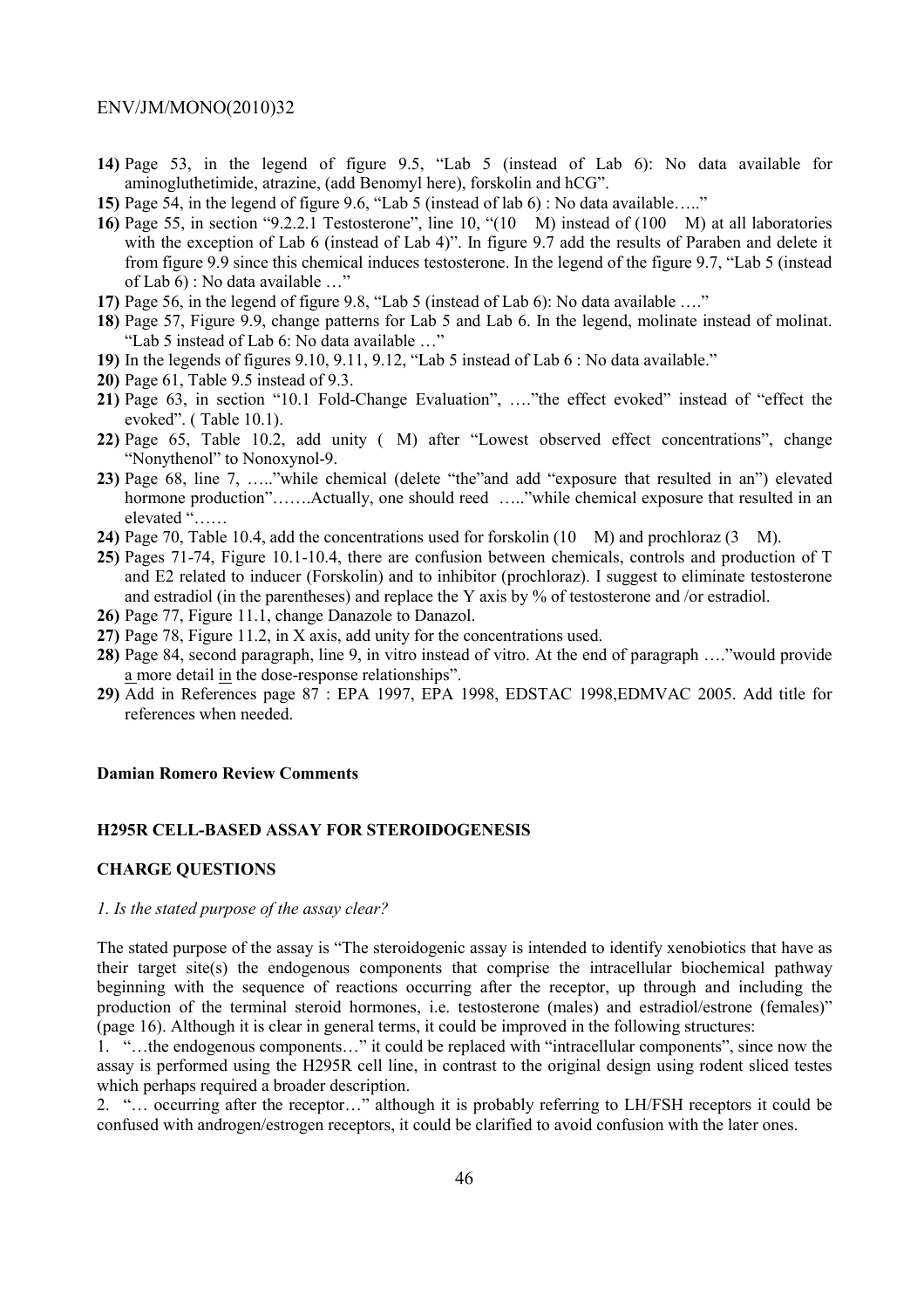14) Page 53, in the legend of figure 9.5, "Lab 5 (instead of Lab 6): No data available for aminogluthetimide, atrazine, (add Benomyl here), forskolin and hCG".
15) Page 54, in the legend of figure 9.6, "Lab 5 (instead of lab 6) : No data available….."
16) Page 55, in section "9.2.2.1 Testosterone", line 10, "(10 M) instead of (100 M) at all laboratories with the exception of Lab 6 (instead of Lab 4)". In figure 9.7 add the results of Paraben and delete it from figure 9.9 since this chemical induces testosterone. In the legend of the figure 9.7, "Lab 5 (instead of Lab 6) : No data available …"
17) Page 56, in the legend of figure 9.8, "Lab 5 (instead of Lab 6): No data available …."
18) Page 57, Figure 9.9, change patterns for Lab 5 and Lab 6. In the legend, molinate instead of molinat. "Lab 5 instead of Lab 6: No data available …"
19) In the legends of figures 9.10, 9.11, 9.12, "Lab 5 instead of Lab 6 : No data available."
20) Page 61, Table 9.5 instead of 9.3.
21) Page 63, in section "10.1 Fold-Change Evaluation", …."the effect evoked" instead of "effect the evoked". ( Table 10.1).
22) Page 65, Table 10.2, add unity ( M) after "Lowest observed effect concentrations", change "Nonythenol" to Nonoxynol-9.
23) Page 68, line 7, ….."while chemical (delete "the"and add "exposure that resulted in an") elevated hormone production"…….Actually, one should reed ….."while chemical exposure that resulted in an elevated "……
24) Page 70, Table 10.4, add the concentrations used for forskolin (10 M) and prochloraz (3 M).
25) Pages 71-74, Figure 10.1-10.4, there are confusion between chemicals, controls and production of T and E2 related to inducer (Forskolin) and to inhibitor (prochloraz). I suggest to eliminate testosterone and estradiol (in the parentheses) and replace the Y axis by % of testosterone and /or estradiol.
26) Page 77, Figure 11.1, change Danazole to Danazol.
27) Page 78, Figure 11.2, in X axis, add unity for the concentrations used.
28) Page 84, second paragraph, line 9, in vitro instead of vitro. At the end of paragraph …."would provide a more detail in the dose-response relationships".
29) Add in References page 87 : EPA 1997, EPA 1998, EDSTAC 1998,EDMVAC 2005. Add title for references when needed.

**Damian Romero Review Comments**

**H295R CELL-BASED ASSAY FOR STEROIDOGENESIS**

**CHARGE QUESTIONS**

*1. Is the stated purpose of the assay clear?*

The stated purpose of the assay is "The steroidogenic assay is intended to identify xenobiotics that have as their target site(s) the endogenous components that comprise the intracellular biochemical pathway beginning with the sequence of reactions occurring after the receptor, up through and including the production of the terminal steroid hormones, i.e. testosterone (males) and estradiol/estrone (females)" (page 16). Although it is clear in general terms, it could be improved in the following structures:

1. "…the endogenous components…" it could be replaced with "intracellular components", since now the assay is performed using the H295R cell line, in contrast to the original design using rodent sliced testes which perhaps required a broader description.
2. "… occurring after the receptor…" although it is probably referring to LH/FSH receptors it could be confused with androgen/estrogen receptors, it could be clarified to avoid confusion with the later ones.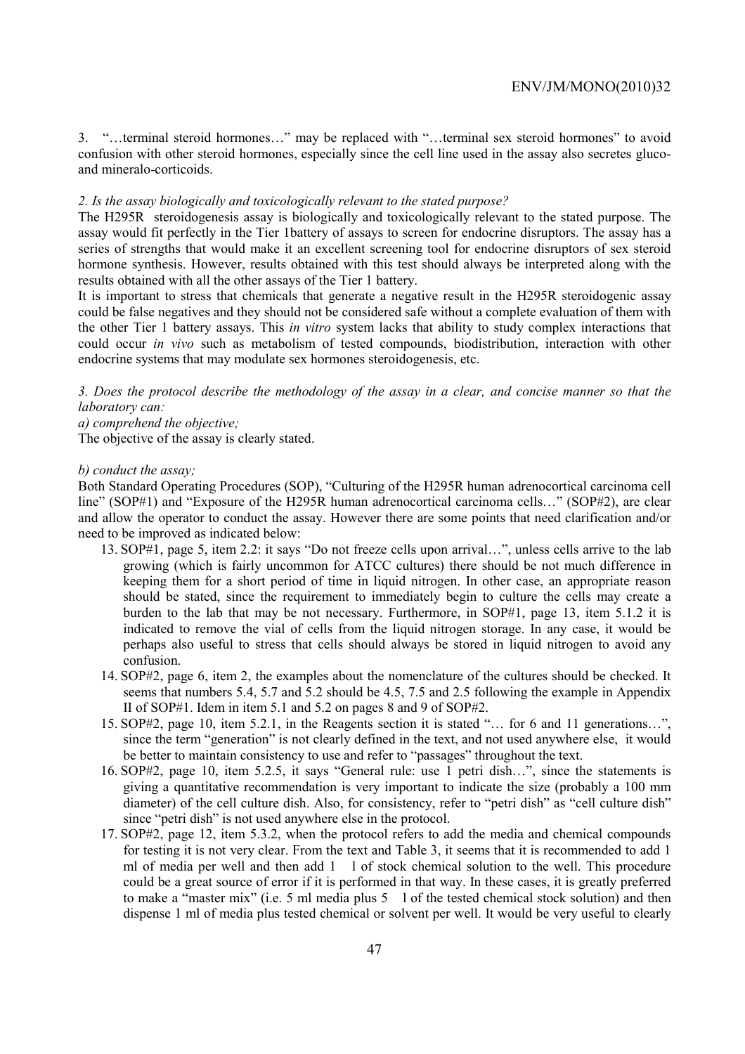3. "…terminal steroid hormones…" may be replaced with "…terminal sex steroid hormones" to avoid confusion with other steroid hormones, especially since the cell line used in the assay also secretes gluco- and mineralo-corticoids.

*2. Is the assay biologically and toxicologically relevant to the stated purpose?*

The H295R steroidogenesis assay is biologically and toxicologically relevant to the stated purpose. The assay would fit perfectly in the Tier 1battery of assays to screen for endocrine disruptors. The assay has a series of strengths that would make it an excellent screening tool for endocrine disruptors of sex steroid hormone synthesis. However, results obtained with this test should always be interpreted along with the results obtained with all the other assays of the Tier 1 battery.

It is important to stress that chemicals that generate a negative result in the H295R steroidogenic assay could be false negatives and they should not be considered safe without a complete evaluation of them with the other Tier 1 battery assays. This *in vitro* system lacks that ability to study complex interactions that could occur *in vivo* such as metabolism of tested compounds, biodistribution, interaction with other endocrine systems that may modulate sex hormones steroidogenesis, etc.

*3. Does the protocol describe the methodology of the assay in a clear, and concise manner so that the laboratory can:*

*a) comprehend the objective;*

The objective of the assay is clearly stated.

*b) conduct the assay;*

Both Standard Operating Procedures (SOP), "Culturing of the H295R human adrenocortical carcinoma cell line" (SOP#1) and "Exposure of the H295R human adrenocortical carcinoma cells…" (SOP#2), are clear and allow the operator to conduct the assay. However there are some points that need clarification and/or need to be improved as indicated below:

13. SOP#1, page 5, item 2.2: it says "Do not freeze cells upon arrival…", unless cells arrive to the lab growing (which is fairly uncommon for ATCC cultures) there should be not much difference in keeping them for a short period of time in liquid nitrogen. In other case, an appropriate reason should be stated, since the requirement to immediately begin to culture the cells may create a burden to the lab that may be not necessary. Furthermore, in SOP#1, page 13, item 5.1.2 it is indicated to remove the vial of cells from the liquid nitrogen storage. In any case, it would be perhaps also useful to stress that cells should always be stored in liquid nitrogen to avoid any confusion.
14. SOP#2, page 6, item 2, the examples about the nomenclature of the cultures should be checked. It seems that numbers 5.4, 5.7 and 5.2 should be 4.5, 7.5 and 2.5 following the example in Appendix II of SOP#1. Idem in item 5.1 and 5.2 on pages 8 and 9 of SOP#2.
15. SOP#2, page 10, item 5.2.1, in the Reagents section it is stated "… for 6 and 11 generations…", since the term "generation" is not clearly defined in the text, and not used anywhere else, it would be better to maintain consistency to use and refer to "passages" throughout the text.
16. SOP#2, page 10, item 5.2.5, it says "General rule: use 1 petri dish…", since the statements is giving a quantitative recommendation is very important to indicate the size (probably a 100 mm diameter) of the cell culture dish. Also, for consistency, refer to "petri dish" as "cell culture dish" since "petri dish" is not used anywhere else in the protocol.
17. SOP#2, page 12, item 5.3.2, when the protocol refers to add the media and chemical compounds for testing it is not very clear. From the text and Table 3, it seems that it is recommended to add 1 ml of media per well and then add 1 µl of stock chemical solution to the well. This procedure could be a great source of error if it is performed in that way. In these cases, it is greatly preferred to make a "master mix" (i.e. 5 ml media plus 5 µl of the tested chemical stock solution) and then dispense 1 ml of media plus tested chemical or solvent per well. It would be very useful to clearly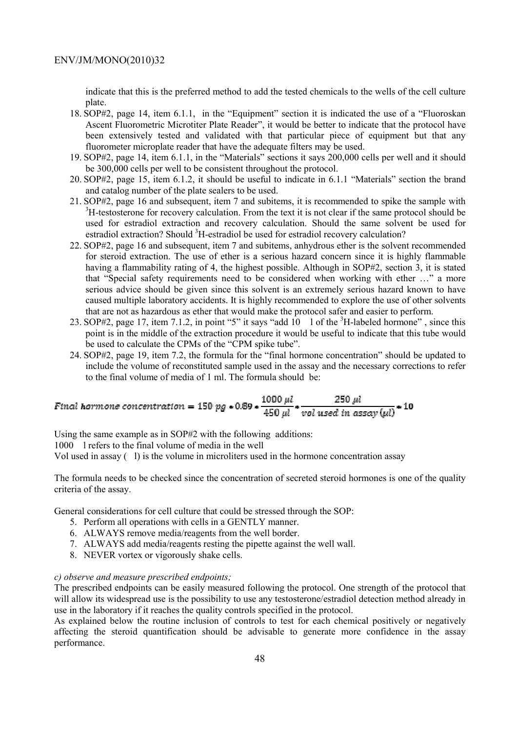indicate that this is the preferred method to add the tested chemicals to the wells of the cell culture plate.

18. SOP#2, page 14, item 6.1.1, in the "Equipment" section it is indicated the use of a "Fluoroskan Ascent Fluorometric Microtiter Plate Reader", it would be better to indicate that the protocol have been extensively tested and validated with that particular piece of equipment but that any fluorometer microplate reader that have the adequate filters may be used.
19. SOP#2, page 14, item 6.1.1, in the "Materials" sections it says 200,000 cells per well and it should be 300,000 cells per well to be consistent throughout the protocol.
20. SOP#2, page 15, item 6.1.2, it should be useful to indicate in 6.1.1 "Materials" section the brand and catalog number of the plate sealers to be used.
21. SOP#2, page 16 and subsequent, item 7 and subitems, it is recommended to spike the sample with $^{3}$H-testosterone for recovery calculation. From the text it is not clear if the same protocol should be used for estradiol extraction and recovery calculation. Should the same solvent be used for estradiol extraction? Should $^{3}$H-estradiol be used for estradiol recovery calculation?
22. SOP#2, page 16 and subsequent, item 7 and subitems, anhydrous ether is the solvent recommended for steroid extraction. The use of ether is a serious hazard concern since it is highly flammable having a flammability rating of 4, the highest possible. Although in SOP#2, section 3, it is stated that "Special safety requirements need to be considered when working with ether …" a more serious advice should be given since this solvent is an extremely serious hazard known to have caused multiple laboratory accidents. It is highly recommended to explore the use of other solvents that are not as hazardous as ether that would make the protocol safer and easier to perform.
23. SOP#2, page 17, item 7.1.2, in point "5" it says "add 10 l of the $^{3}$H-labeled hormone" , since this point is in the middle of the extraction procedure it would be useful to indicate that this tube would be used to calculate the CPMs of the "CPM spike tube".
24. SOP#2, page 19, item 7.2, the formula for the "final hormone concentration" should be updated to include the volume of reconstituted sample used in the assay and the necessary corrections to refer to the final volume of media of 1 ml. The formula should be:

$$Final\ hormone\ concentration = 150\ pg * 0.89 * \frac{1000\ \mu l}{450\ \mu l} * \frac{250\ \mu l}{vol\ used\ in\ assay\ (\mu l)} * 10$$

Using the same example as in SOP#2 with the following additions:

1000 l refers to the final volume of media in the well

Vol used in assay ( l) is the volume in microliters used in the hormone concentration assay

The formula needs to be checked since the concentration of secreted steroid hormones is one of the quality criteria of the assay.

General considerations for cell culture that could be stressed through the SOP:

5. Perform all operations with cells in a GENTLY manner.
6. ALWAYS remove media/reagents from the well border.
7. ALWAYS add media/reagents resting the pipette against the well wall.
8. NEVER vortex or vigorously shake cells.

*c) observe and measure prescribed endpoints;*

The prescribed endpoints can be easily measured following the protocol. One strength of the protocol that will allow its widespread use is the possibility to use any testosterone/estradiol detection method already in use in the laboratory if it reaches the quality controls specified in the protocol.

As explained below the routine inclusion of controls to test for each chemical positively or negatively affecting the steroid quantification should be advisable to generate more confidence in the assay performance.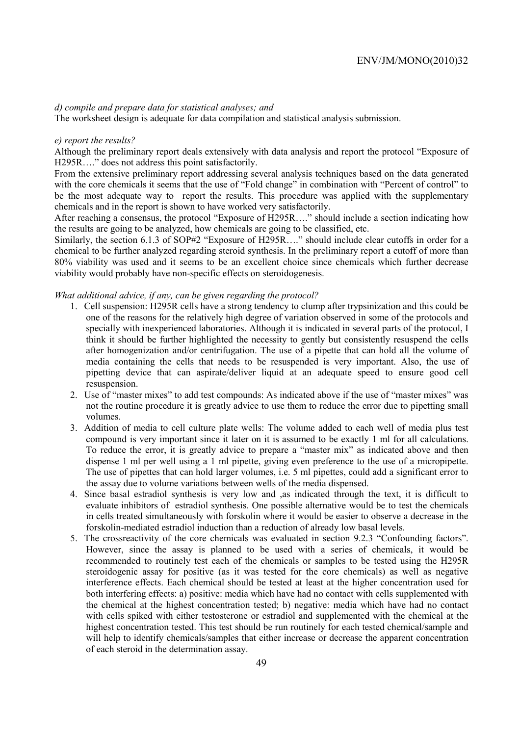*d) compile and prepare data for statistical analyses; and*

The worksheet design is adequate for data compilation and statistical analysis submission.

*e) report the results?*

Although the preliminary report deals extensively with data analysis and report the protocol "Exposure of H295R…." does not address this point satisfactorily.

From the extensive preliminary report addressing several analysis techniques based on the data generated with the core chemicals it seems that the use of "Fold change" in combination with "Percent of control" to be the most adequate way to report the results. This procedure was applied with the supplementary chemicals and in the report is shown to have worked very satisfactorily.

After reaching a consensus, the protocol "Exposure of H295R…." should include a section indicating how the results are going to be analyzed, how chemicals are going to be classified, etc.

Similarly, the section 6.1.3 of SOP#2 "Exposure of H295R…." should include clear cutoffs in order for a chemical to be further analyzed regarding steroid synthesis. In the preliminary report a cutoff of more than 80% viability was used and it seems to be an excellent choice since chemicals which further decrease viability would probably have non-specific effects on steroidogenesis.

*What additional advice, if any, can be given regarding the protocol?*

1. Cell suspension: H295R cells have a strong tendency to clump after trypsinization and this could be one of the reasons for the relatively high degree of variation observed in some of the protocols and specially with inexperienced laboratories. Although it is indicated in several parts of the protocol, I think it should be further highlighted the necessity to gently but consistently resuspend the cells after homogenization and/or centrifugation. The use of a pipette that can hold all the volume of media containing the cells that needs to be resuspended is very important. Also, the use of pipetting device that can aspirate/deliver liquid at an adequate speed to ensure good cell resuspension.
2. Use of "master mixes" to add test compounds: As indicated above if the use of "master mixes" was not the routine procedure it is greatly advice to use them to reduce the error due to pipetting small volumes.
3. Addition of media to cell culture plate wells: The volume added to each well of media plus test compound is very important since it later on it is assumed to be exactly 1 ml for all calculations. To reduce the error, it is greatly advice to prepare a "master mix" as indicated above and then dispense 1 ml per well using a 1 ml pipette, giving even preference to the use of a micropipette. The use of pipettes that can hold larger volumes, i.e. 5 ml pipettes, could add a significant error to the assay due to volume variations between wells of the media dispensed.
4. Since basal estradiol synthesis is very low and ,as indicated through the text, it is difficult to evaluate inhibitors of estradiol synthesis. One possible alternative would be to test the chemicals in cells treated simultaneously with forskolin where it would be easier to observe a decrease in the forskolin-mediated estradiol induction than a reduction of already low basal levels.
5. The crossreactivity of the core chemicals was evaluated in section 9.2.3 "Confounding factors". However, since the assay is planned to be used with a series of chemicals, it would be recommended to routinely test each of the chemicals or samples to be tested using the H295R steroidogenic assay for positive (as it was tested for the core chemicals) as well as negative interference effects. Each chemical should be tested at least at the higher concentration used for both interfering effects: a) positive: media which have had no contact with cells supplemented with the chemical at the highest concentration tested; b) negative: media which have had no contact with cells spiked with either testosterone or estradiol and supplemented with the chemical at the highest concentration tested. This test should be run routinely for each tested chemical/sample and will help to identify chemicals/samples that either increase or decrease the apparent concentration of each steroid in the determination assay.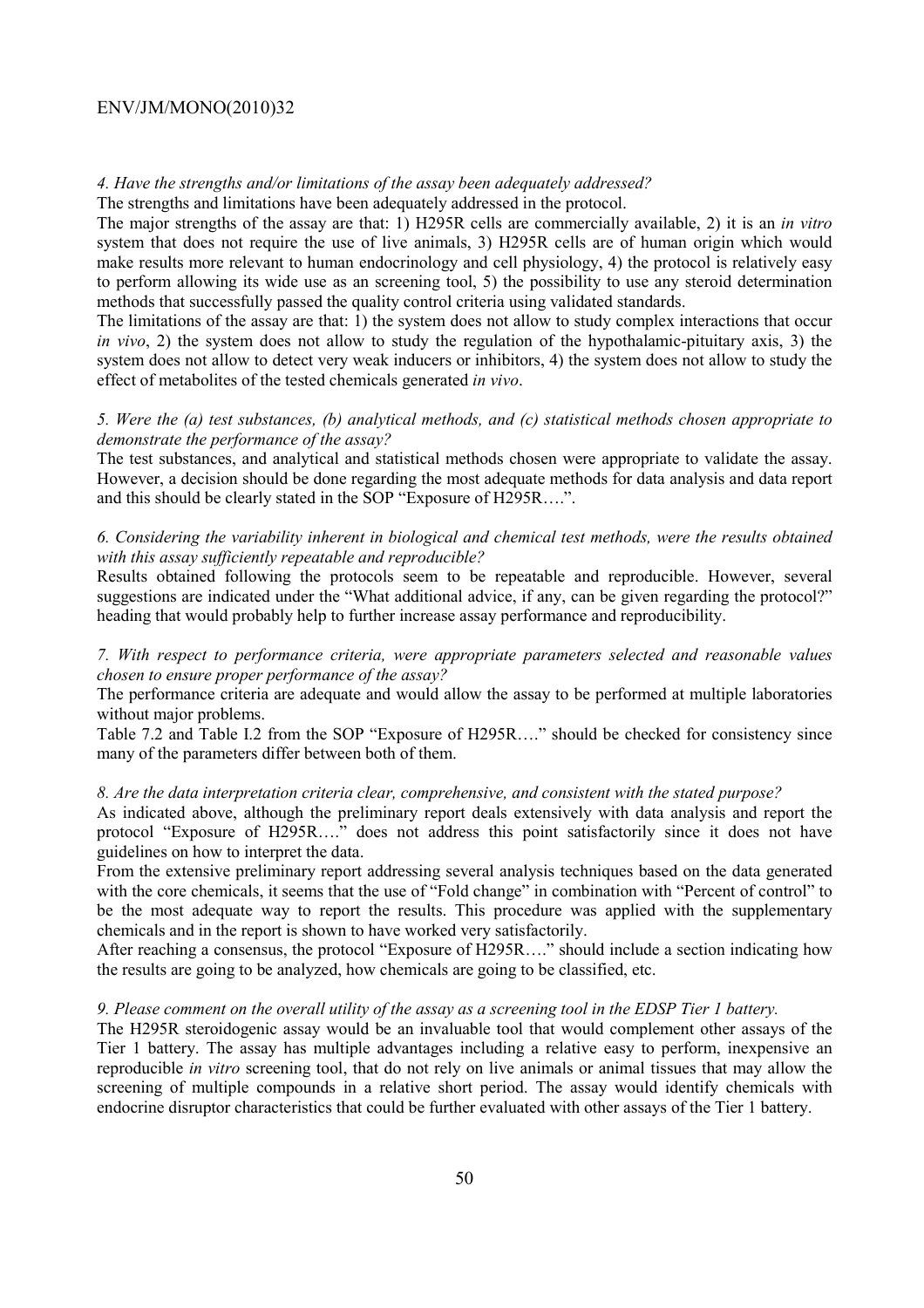*4. Have the strengths and/or limitations of the assay been adequately addressed?*

The strengths and limitations have been adequately addressed in the protocol.

The major strengths of the assay are that: 1) H295R cells are commercially available, 2) it is an *in vitro* system that does not require the use of live animals, 3) H295R cells are of human origin which would make results more relevant to human endocrinology and cell physiology, 4) the protocol is relatively easy to perform allowing its wide use as an screening tool, 5) the possibility to use any steroid determination methods that successfully passed the quality control criteria using validated standards.

The limitations of the assay are that: 1) the system does not allow to study complex interactions that occur *in vivo*, 2) the system does not allow to study the regulation of the hypothalamic-pituitary axis, 3) the system does not allow to detect very weak inducers or inhibitors, 4) the system does not allow to study the effect of metabolites of the tested chemicals generated *in vivo*.

*5. Were the (a) test substances, (b) analytical methods, and (c) statistical methods chosen appropriate to demonstrate the performance of the assay?*

The test substances, and analytical and statistical methods chosen were appropriate to validate the assay. However, a decision should be done regarding the most adequate methods for data analysis and data report and this should be clearly stated in the SOP "Exposure of H295R….".

*6. Considering the variability inherent in biological and chemical test methods, were the results obtained with this assay sufficiently repeatable and reproducible?*

Results obtained following the protocols seem to be repeatable and reproducible. However, several suggestions are indicated under the "What additional advice, if any, can be given regarding the protocol?" heading that would probably help to further increase assay performance and reproducibility.

*7. With respect to performance criteria, were appropriate parameters selected and reasonable values chosen to ensure proper performance of the assay?*

The performance criteria are adequate and would allow the assay to be performed at multiple laboratories without major problems.

Table 7.2 and Table I.2 from the SOP "Exposure of H295R…." should be checked for consistency since many of the parameters differ between both of them.

*8. Are the data interpretation criteria clear, comprehensive, and consistent with the stated purpose?*

As indicated above, although the preliminary report deals extensively with data analysis and report the protocol "Exposure of H295R…." does not address this point satisfactorily since it does not have guidelines on how to interpret the data.

From the extensive preliminary report addressing several analysis techniques based on the data generated with the core chemicals, it seems that the use of "Fold change" in combination with "Percent of control" to be the most adequate way to report the results. This procedure was applied with the supplementary chemicals and in the report is shown to have worked very satisfactorily.

After reaching a consensus, the protocol "Exposure of H295R…." should include a section indicating how the results are going to be analyzed, how chemicals are going to be classified, etc.

*9. Please comment on the overall utility of the assay as a screening tool in the EDSP Tier 1 battery.*

The H295R steroidogenic assay would be an invaluable tool that would complement other assays of the Tier 1 battery. The assay has multiple advantages including a relative easy to perform, inexpensive an reproducible *in vitro* screening tool, that do not rely on live animals or animal tissues that may allow the screening of multiple compounds in a relative short period. The assay would identify chemicals with endocrine disruptor characteristics that could be further evaluated with other assays of the Tier 1 battery.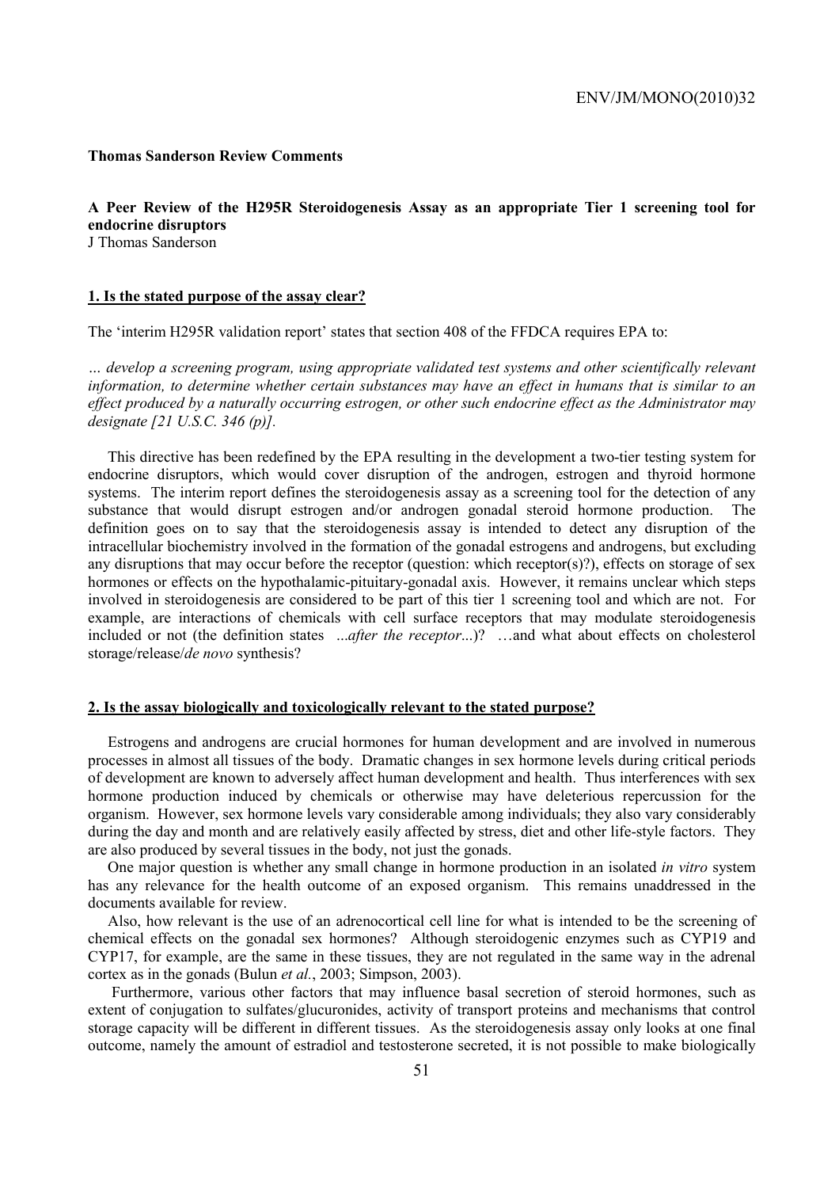**Thomas Sanderson Review Comments**

**A Peer Review of the H295R Steroidogenesis Assay as an appropriate Tier 1 screening tool for endocrine disruptors**
J Thomas Sanderson

**1. Is the stated purpose of the assay clear?**

The 'interim H295R validation report' states that section 408 of the FFDCA requires EPA to:

*… develop a screening program, using appropriate validated test systems and other scientifically relevant information, to determine whether certain substances may have an effect in humans that is similar to an effect produced by a naturally occurring estrogen, or other such endocrine effect as the Administrator may designate [21 U.S.C. 346 (p)].*

This directive has been redefined by the EPA resulting in the development a two-tier testing system for endocrine disruptors, which would cover disruption of the androgen, estrogen and thyroid hormone systems. The interim report defines the steroidogenesis assay as a screening tool for the detection of any substance that would disrupt estrogen and/or androgen gonadal steroid hormone production. The definition goes on to say that the steroidogenesis assay is intended to detect any disruption of the intracellular biochemistry involved in the formation of the gonadal estrogens and androgens, but excluding any disruptions that may occur before the receptor (question: which receptor(s)?), effects on storage of sex hormones or effects on the hypothalamic-pituitary-gonadal axis. However, it remains unclear which steps involved in steroidogenesis are considered to be part of this tier 1 screening tool and which are not. For example, are interactions of chemicals with cell surface receptors that may modulate steroidogenesis included or not (the definition states *...after the receptor...*)? …and what about effects on cholesterol storage/release/*de novo* synthesis?

**2. Is the assay biologically and toxicologically relevant to the stated purpose?**

Estrogens and androgens are crucial hormones for human development and are involved in numerous processes in almost all tissues of the body. Dramatic changes in sex hormone levels during critical periods of development are known to adversely affect human development and health. Thus interferences with sex hormone production induced by chemicals or otherwise may have deleterious repercussion for the organism. However, sex hormone levels vary considerable among individuals; they also vary considerably during the day and month and are relatively easily affected by stress, diet and other life-style factors. They are also produced by several tissues in the body, not just the gonads.

One major question is whether any small change in hormone production in an isolated *in vitro* system has any relevance for the health outcome of an exposed organism. This remains unaddressed in the documents available for review.

Also, how relevant is the use of an adrenocortical cell line for what is intended to be the screening of chemical effects on the gonadal sex hormones? Although steroidogenic enzymes such as CYP19 and CYP17, for example, are the same in these tissues, they are not regulated in the same way in the adrenal cortex as in the gonads (Bulun *et al.*, 2003; Simpson, 2003).

Furthermore, various other factors that may influence basal secretion of steroid hormones, such as extent of conjugation to sulfates/glucuronides, activity of transport proteins and mechanisms that control storage capacity will be different in different tissues. As the steroidogenesis assay only looks at one final outcome, namely the amount of estradiol and testosterone secreted, it is not possible to make biologically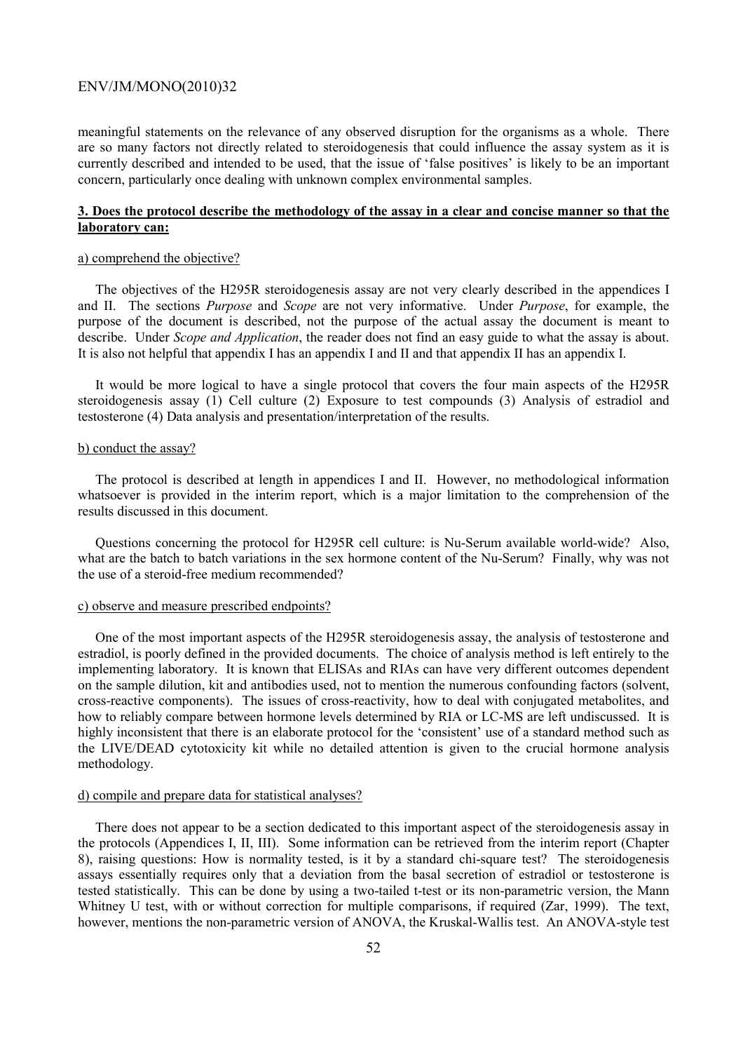meaningful statements on the relevance of any observed disruption for the organisms as a whole. There are so many factors not directly related to steroidogenesis that could influence the assay system as it is currently described and intended to be used, that the issue of 'false positives' is likely to be an important concern, particularly once dealing with unknown complex environmental samples.

**3. Does the protocol describe the methodology of the assay in a clear and concise manner so that the laboratory can:**

a) comprehend the objective?

The objectives of the H295R steroidogenesis assay are not very clearly described in the appendices I and II. The sections *Purpose* and *Scope* are not very informative. Under *Purpose*, for example, the purpose of the document is described, not the purpose of the actual assay the document is meant to describe. Under *Scope and Application*, the reader does not find an easy guide to what the assay is about. It is also not helpful that appendix I has an appendix I and II and that appendix II has an appendix I.

It would be more logical to have a single protocol that covers the four main aspects of the H295R steroidogenesis assay (1) Cell culture (2) Exposure to test compounds (3) Analysis of estradiol and testosterone (4) Data analysis and presentation/interpretation of the results.

b) conduct the assay?

The protocol is described at length in appendices I and II. However, no methodological information whatsoever is provided in the interim report, which is a major limitation to the comprehension of the results discussed in this document.

Questions concerning the protocol for H295R cell culture: is Nu-Serum available world-wide? Also, what are the batch to batch variations in the sex hormone content of the Nu-Serum? Finally, why was not the use of a steroid-free medium recommended?

c) observe and measure prescribed endpoints?

One of the most important aspects of the H295R steroidogenesis assay, the analysis of testosterone and estradiol, is poorly defined in the provided documents. The choice of analysis method is left entirely to the implementing laboratory. It is known that ELISAs and RIAs can have very different outcomes dependent on the sample dilution, kit and antibodies used, not to mention the numerous confounding factors (solvent, cross-reactive components). The issues of cross-reactivity, how to deal with conjugated metabolites, and how to reliably compare between hormone levels determined by RIA or LC-MS are left undiscussed. It is highly inconsistent that there is an elaborate protocol for the 'consistent' use of a standard method such as the LIVE/DEAD cytotoxicity kit while no detailed attention is given to the crucial hormone analysis methodology.

d) compile and prepare data for statistical analyses?

There does not appear to be a section dedicated to this important aspect of the steroidogenesis assay in the protocols (Appendices I, II, III). Some information can be retrieved from the interim report (Chapter 8), raising questions: How is normality tested, is it by a standard chi-square test? The steroidogenesis assays essentially requires only that a deviation from the basal secretion of estradiol or testosterone is tested statistically. This can be done by using a two-tailed t-test or its non-parametric version, the Mann Whitney U test, with or without correction for multiple comparisons, if required (Zar, 1999). The text, however, mentions the non-parametric version of ANOVA, the Kruskal-Wallis test. An ANOVA-style test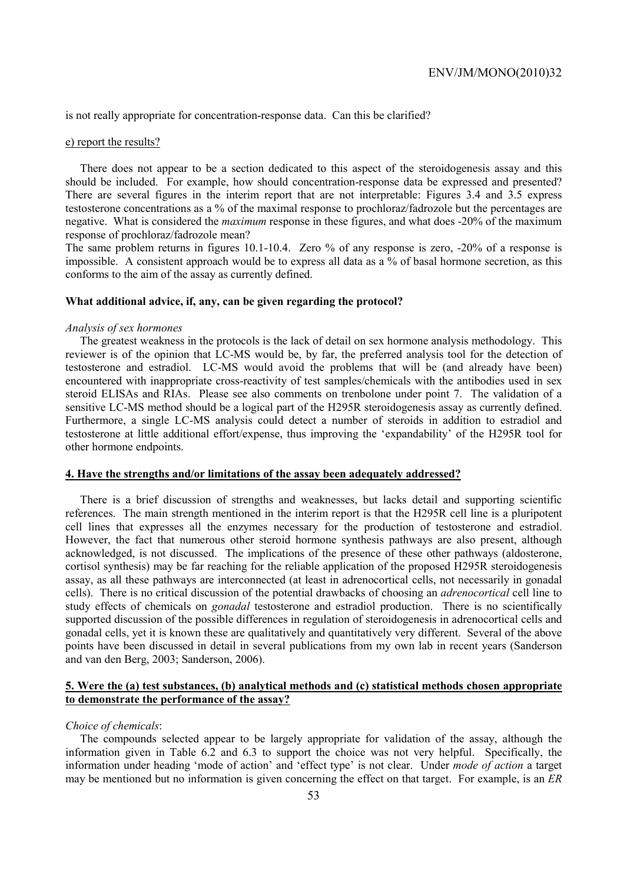is not really appropriate for concentration-response data. Can this be clarified?

e) report the results?

There does not appear to be a section dedicated to this aspect of the steroidogenesis assay and this should be included. For example, how should concentration-response data be expressed and presented? There are several figures in the interim report that are not interpretable: Figures 3.4 and 3.5 express testosterone concentrations as a % of the maximal response to prochloraz/fadrozole but the percentages are negative. What is considered the *maximum* response in these figures, and what does -20% of the maximum response of prochloraz/fadrozole mean?

The same problem returns in figures 10.1-10.4. Zero % of any response is zero, -20% of a response is impossible. A consistent approach would be to express all data as a % of basal hormone secretion, as this conforms to the aim of the assay as currently defined.

**What additional advice, if, any, can be given regarding the protocol?**

*Analysis of sex hormones*

The greatest weakness in the protocols is the lack of detail on sex hormone analysis methodology. This reviewer is of the opinion that LC-MS would be, by far, the preferred analysis tool for the detection of testosterone and estradiol. LC-MS would avoid the problems that will be (and already have been) encountered with inappropriate cross-reactivity of test samples/chemicals with the antibodies used in sex steroid ELISAs and RIAs. Please see also comments on trenbolone under point 7. The validation of a sensitive LC-MS method should be a logical part of the H295R steroidogenesis assay as currently defined. Furthermore, a single LC-MS analysis could detect a number of steroids in addition to estradiol and testosterone at little additional effort/expense, thus improving the 'expandability' of the H295R tool for other hormone endpoints.

**4. Have the strengths and/or limitations of the assay been adequately addressed?**

There is a brief discussion of strengths and weaknesses, but lacks detail and supporting scientific references. The main strength mentioned in the interim report is that the H295R cell line is a pluripotent cell lines that expresses all the enzymes necessary for the production of testosterone and estradiol. However, the fact that numerous other steroid hormone synthesis pathways are also present, although acknowledged, is not discussed. The implications of the presence of these other pathways (aldosterone, cortisol synthesis) may be far reaching for the reliable application of the proposed H295R steroidogenesis assay, as all these pathways are interconnected (at least in adrenocortical cells, not necessarily in gonadal cells). There is no critical discussion of the potential drawbacks of choosing an *adrenocortical* cell line to study effects of chemicals on *gonadal* testosterone and estradiol production. There is no scientifically supported discussion of the possible differences in regulation of steroidogenesis in adrenocortical cells and gonadal cells, yet it is known these are qualitatively and quantitatively very different. Several of the above points have been discussed in detail in several publications from my own lab in recent years (Sanderson and van den Berg, 2003; Sanderson, 2006).

**5. Were the (a) test substances, (b) analytical methods and (c) statistical methods chosen appropriate to demonstrate the performance of the assay?**

*Choice of chemicals*:

The compounds selected appear to be largely appropriate for validation of the assay, although the information given in Table 6.2 and 6.3 to support the choice was not very helpful. Specifically, the information under heading 'mode of action' and 'effect type' is not clear. Under *mode of action* a target may be mentioned but no information is given concerning the effect on that target. For example, is an *ER*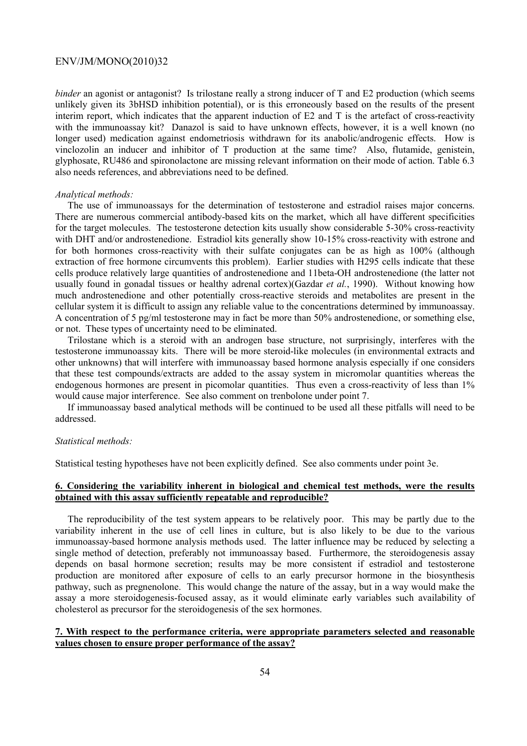*binder* an agonist or antagonist? Is trilostane really a strong inducer of T and E2 production (which seems unlikely given its 3bHSD inhibition potential), or is this erroneously based on the results of the present interim report, which indicates that the apparent induction of E2 and T is the artefact of cross-reactivity with the immunoassay kit? Danazol is said to have unknown effects, however, it is a well known (no longer used) medication against endometriosis withdrawn for its anabolic/androgenic effects. How is vinclozolin an inducer and inhibitor of T production at the same time? Also, flutamide, genistein, glyphosate, RU486 and spironolactone are missing relevant information on their mode of action. Table 6.3 also needs references, and abbreviations need to be defined.

*Analytical methods:*

The use of immunoassays for the determination of testosterone and estradiol raises major concerns. There are numerous commercial antibody-based kits on the market, which all have different specificities for the target molecules. The testosterone detection kits usually show considerable 5-30% cross-reactivity with DHT and/or androstenedione. Estradiol kits generally show 10-15% cross-reactivity with estrone and for both hormones cross-reactivity with their sulfate conjugates can be as high as 100% (although extraction of free hormone circumvents this problem). Earlier studies with H295 cells indicate that these cells produce relatively large quantities of androstenedione and 11beta-OH androstenedione (the latter not usually found in gonadal tissues or healthy adrenal cortex)(Gazdar *et al.*, 1990). Without knowing how much androstenedione and other potentially cross-reactive steroids and metabolites are present in the cellular system it is difficult to assign any reliable value to the concentrations determined by immunoassay. A concentration of 5 pg/ml testosterone may in fact be more than 50% androstenedione, or something else, or not. These types of uncertainty need to be eliminated.

Trilostane which is a steroid with an androgen base structure, not surprisingly, interferes with the testosterone immunoassay kits. There will be more steroid-like molecules (in environmental extracts and other unknowns) that will interfere with immunoassay based hormone analysis especially if one considers that these test compounds/extracts are added to the assay system in micromolar quantities whereas the endogenous hormones are present in picomolar quantities. Thus even a cross-reactivity of less than 1% would cause major interference. See also comment on trenbolone under point 7.

If immunoassay based analytical methods will be continued to be used all these pitfalls will need to be addressed.

*Statistical methods:*

Statistical testing hypotheses have not been explicitly defined. See also comments under point 3e.

**6. Considering the variability inherent in biological and chemical test methods, were the results obtained with this assay sufficiently repeatable and reproducible?**

The reproducibility of the test system appears to be relatively poor. This may be partly due to the variability inherent in the use of cell lines in culture, but is also likely to be due to the various immunoassay-based hormone analysis methods used. The latter influence may be reduced by selecting a single method of detection, preferably not immunoassay based. Furthermore, the steroidogenesis assay depends on basal hormone secretion; results may be more consistent if estradiol and testosterone production are monitored after exposure of cells to an early precursor hormone in the biosynthesis pathway, such as pregnenolone. This would change the nature of the assay, but in a way would make the assay a more steroidogenesis-focused assay, as it would eliminate early variables such availability of cholesterol as precursor for the steroidogenesis of the sex hormones.

**7. With respect to the performance criteria, were appropriate parameters selected and reasonable values chosen to ensure proper performance of the assay?**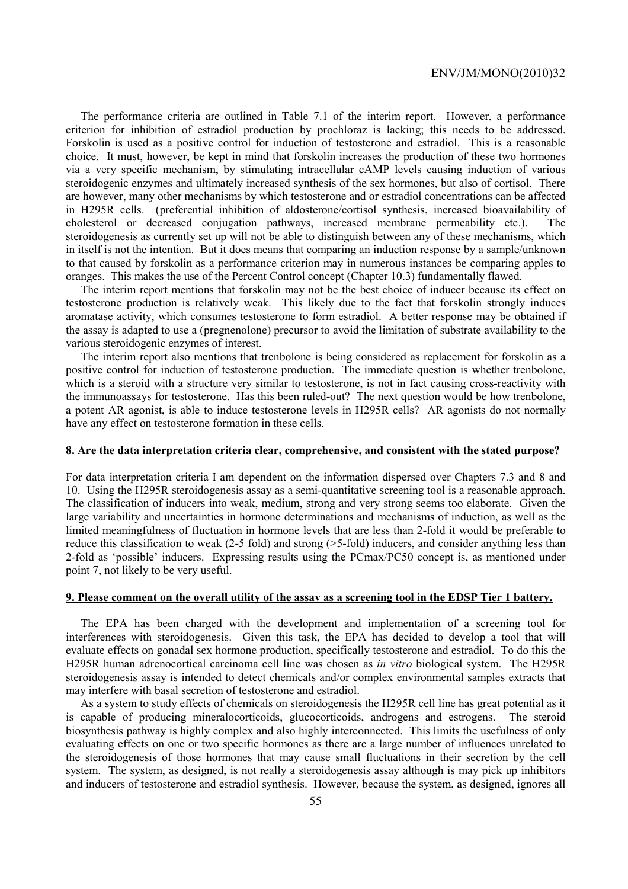The performance criteria are outlined in Table 7.1 of the interim report. However, a performance criterion for inhibition of estradiol production by prochloraz is lacking; this needs to be addressed. Forskolin is used as a positive control for induction of testosterone and estradiol. This is a reasonable choice. It must, however, be kept in mind that forskolin increases the production of these two hormones via a very specific mechanism, by stimulating intracellular cAMP levels causing induction of various steroidogenic enzymes and ultimately increased synthesis of the sex hormones, but also of cortisol. There are however, many other mechanisms by which testosterone and or estradiol concentrations can be affected in H295R cells. (preferential inhibition of aldosterone/cortisol synthesis, increased bioavailability of cholesterol or decreased conjugation pathways, increased membrane permeability etc.). The steroidogenesis as currently set up will not be able to distinguish between any of these mechanisms, which in itself is not the intention. But it does means that comparing an induction response by a sample/unknown to that caused by forskolin as a performance criterion may in numerous instances be comparing apples to oranges. This makes the use of the Percent Control concept (Chapter 10.3) fundamentally flawed.

The interim report mentions that forskolin may not be the best choice of inducer because its effect on testosterone production is relatively weak. This likely due to the fact that forskolin strongly induces aromatase activity, which consumes testosterone to form estradiol. A better response may be obtained if the assay is adapted to use a (pregnenolone) precursor to avoid the limitation of substrate availability to the various steroidogenic enzymes of interest.

The interim report also mentions that trenbolone is being considered as replacement for forskolin as a positive control for induction of testosterone production. The immediate question is whether trenbolone, which is a steroid with a structure very similar to testosterone, is not in fact causing cross-reactivity with the immunoassays for testosterone. Has this been ruled-out? The next question would be how trenbolone, a potent AR agonist, is able to induce testosterone levels in H295R cells? AR agonists do not normally have any effect on testosterone formation in these cells.

**8. Are the data interpretation criteria clear, comprehensive, and consistent with the stated purpose?**

For data interpretation criteria I am dependent on the information dispersed over Chapters 7.3 and 8 and 10. Using the H295R steroidogenesis assay as a semi-quantitative screening tool is a reasonable approach. The classification of inducers into weak, medium, strong and very strong seems too elaborate. Given the large variability and uncertainties in hormone determinations and mechanisms of induction, as well as the limited meaningfulness of fluctuation in hormone levels that are less than 2-fold it would be preferable to reduce this classification to weak (2-5 fold) and strong (>5-fold) inducers, and consider anything less than 2-fold as 'possible' inducers. Expressing results using the PCmax/PC50 concept is, as mentioned under point 7, not likely to be very useful.

**9. Please comment on the overall utility of the assay as a screening tool in the EDSP Tier 1 battery.**

The EPA has been charged with the development and implementation of a screening tool for interferences with steroidogenesis. Given this task, the EPA has decided to develop a tool that will evaluate effects on gonadal sex hormone production, specifically testosterone and estradiol. To do this the H295R human adrenocortical carcinoma cell line was chosen as *in vitro* biological system. The H295R steroidogenesis assay is intended to detect chemicals and/or complex environmental samples extracts that may interfere with basal secretion of testosterone and estradiol.

As a system to study effects of chemicals on steroidogenesis the H295R cell line has great potential as it is capable of producing mineralocorticoids, glucocorticoids, androgens and estrogens. The steroid biosynthesis pathway is highly complex and also highly interconnected. This limits the usefulness of only evaluating effects on one or two specific hormones as there are a large number of influences unrelated to the steroidogenesis of those hormones that may cause small fluctuations in their secretion by the cell system. The system, as designed, is not really a steroidogenesis assay although is may pick up inhibitors and inducers of testosterone and estradiol synthesis. However, because the system, as designed, ignores all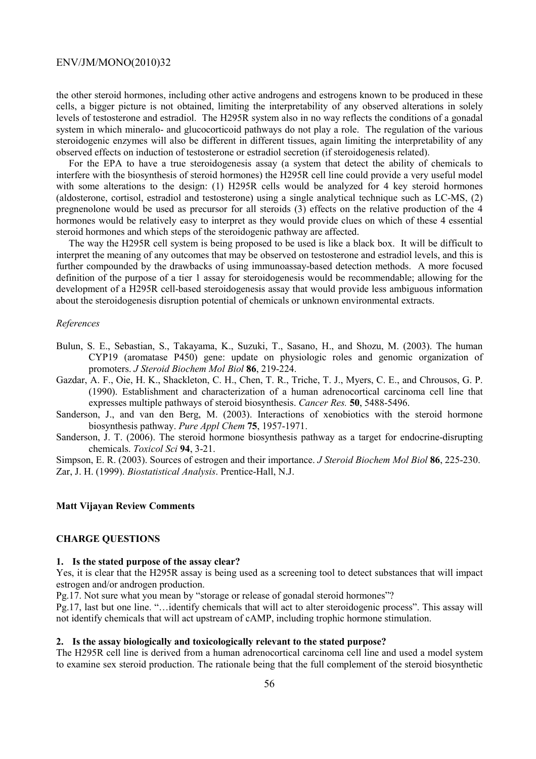the other steroid hormones, including other active androgens and estrogens known to be produced in these cells, a bigger picture is not obtained, limiting the interpretability of any observed alterations in solely levels of testosterone and estradiol. The H295R system also in no way reflects the conditions of a gonadal system in which mineralo- and glucocorticoid pathways do not play a role. The regulation of the various steroidogenic enzymes will also be different in different tissues, again limiting the interpretability of any observed effects on induction of testosterone or estradiol secretion (if steroidogenesis related).

For the EPA to have a true steroidogenesis assay (a system that detect the ability of chemicals to interfere with the biosynthesis of steroid hormones) the H295R cell line could provide a very useful model with some alterations to the design: (1) H295R cells would be analyzed for 4 key steroid hormones (aldosterone, cortisol, estradiol and testosterone) using a single analytical technique such as LC-MS, (2) pregnenolone would be used as precursor for all steroids (3) effects on the relative production of the 4 hormones would be relatively easy to interpret as they would provide clues on which of these 4 essential steroid hormones and which steps of the steroidogenic pathway are affected.

The way the H295R cell system is being proposed to be used is like a black box. It will be difficult to interpret the meaning of any outcomes that may be observed on testosterone and estradiol levels, and this is further compounded by the drawbacks of using immunoassay-based detection methods. A more focused definition of the purpose of a tier 1 assay for steroidogenesis would be recommendable; allowing for the development of a H295R cell-based steroidogenesis assay that would provide less ambiguous information about the steroidogenesis disruption potential of chemicals or unknown environmental extracts.

*References*

Bulun, S. E., Sebastian, S., Takayama, K., Suzuki, T., Sasano, H., and Shozu, M. (2003). The human CYP19 (aromatase P450) gene: update on physiologic roles and genomic organization of promoters. *J Steroid Biochem Mol Biol* **86**, 219-224.

Gazdar, A. F., Oie, H. K., Shackleton, C. H., Chen, T. R., Triche, T. J., Myers, C. E., and Chrousos, G. P. (1990). Establishment and characterization of a human adrenocortical carcinoma cell line that expresses multiple pathways of steroid biosynthesis. *Cancer Res.* **50**, 5488-5496.

Sanderson, J., and van den Berg, M. (2003). Interactions of xenobiotics with the steroid hormone biosynthesis pathway. *Pure Appl Chem* **75**, 1957-1971.

Sanderson, J. T. (2006). The steroid hormone biosynthesis pathway as a target for endocrine-disrupting chemicals. *Toxicol Sci* **94**, 3-21.

Simpson, E. R. (2003). Sources of estrogen and their importance. *J Steroid Biochem Mol Biol* **86**, 225-230.

Zar, J. H. (1999). *Biostatistical Analysis*. Prentice-Hall, N.J.

**Matt Vijayan Review Comments**

**CHARGE QUESTIONS**

**1. Is the stated purpose of the assay clear?**

Yes, it is clear that the H295R assay is being used as a screening tool to detect substances that will impact estrogen and/or androgen production.

Pg.17. Not sure what you mean by "storage or release of gonadal steroid hormones"?

Pg.17, last but one line. "…identify chemicals that will act to alter steroidogenic process". This assay will not identify chemicals that will act upstream of cAMP, including trophic hormone stimulation.

**2. Is the assay biologically and toxicologically relevant to the stated purpose?**

The H295R cell line is derived from a human adrenocortical carcinoma cell line and used a model system to examine sex steroid production. The rationale being that the full complement of the steroid biosynthetic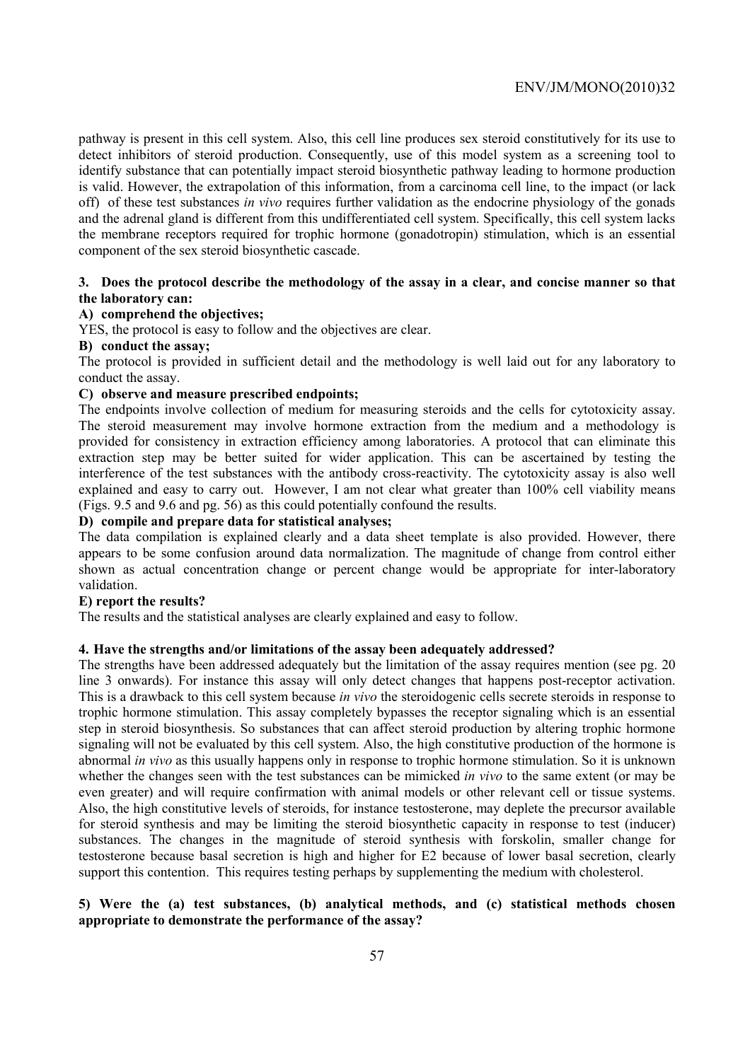pathway is present in this cell system. Also, this cell line produces sex steroid constitutively for its use to detect inhibitors of steroid production. Consequently, use of this model system as a screening tool to identify substance that can potentially impact steroid biosynthetic pathway leading to hormone production is valid. However, the extrapolation of this information, from a carcinoma cell line, to the impact (or lack off) of these test substances *in vivo* requires further validation as the endocrine physiology of the gonads and the adrenal gland is different from this undifferentiated cell system. Specifically, this cell system lacks the membrane receptors required for trophic hormone (gonadotropin) stimulation, which is an essential component of the sex steroid biosynthetic cascade.

**3. Does the protocol describe the methodology of the assay in a clear, and concise manner so that the laboratory can:**

**A) comprehend the objectives;**

YES, the protocol is easy to follow and the objectives are clear.

**B) conduct the assay;**

The protocol is provided in sufficient detail and the methodology is well laid out for any laboratory to conduct the assay.

**C) observe and measure prescribed endpoints;**

The endpoints involve collection of medium for measuring steroids and the cells for cytotoxicity assay. The steroid measurement may involve hormone extraction from the medium and a methodology is provided for consistency in extraction efficiency among laboratories. A protocol that can eliminate this extraction step may be better suited for wider application. This can be ascertained by testing the interference of the test substances with the antibody cross-reactivity. The cytotoxicity assay is also well explained and easy to carry out. However, I am not clear what greater than 100% cell viability means (Figs. 9.5 and 9.6 and pg. 56) as this could potentially confound the results.

**D) compile and prepare data for statistical analyses;**

The data compilation is explained clearly and a data sheet template is also provided. However, there appears to be some confusion around data normalization. The magnitude of change from control either shown as actual concentration change or percent change would be appropriate for inter-laboratory validation.

**E) report the results?**

The results and the statistical analyses are clearly explained and easy to follow.

**4. Have the strengths and/or limitations of the assay been adequately addressed?**

The strengths have been addressed adequately but the limitation of the assay requires mention (see pg. 20 line 3 onwards). For instance this assay will only detect changes that happens post-receptor activation. This is a drawback to this cell system because *in vivo* the steroidogenic cells secrete steroids in response to trophic hormone stimulation. This assay completely bypasses the receptor signaling which is an essential step in steroid biosynthesis. So substances that can affect steroid production by altering trophic hormone signaling will not be evaluated by this cell system. Also, the high constitutive production of the hormone is abnormal *in vivo* as this usually happens only in response to trophic hormone stimulation. So it is unknown whether the changes seen with the test substances can be mimicked *in vivo* to the same extent (or may be even greater) and will require confirmation with animal models or other relevant cell or tissue systems. Also, the high constitutive levels of steroids, for instance testosterone, may deplete the precursor available for steroid synthesis and may be limiting the steroid biosynthetic capacity in response to test (inducer) substances. The changes in the magnitude of steroid synthesis with forskolin, smaller change for testosterone because basal secretion is high and higher for E2 because of lower basal secretion, clearly support this contention. This requires testing perhaps by supplementing the medium with cholesterol.

**5) Were the (a) test substances, (b) analytical methods, and (c) statistical methods chosen appropriate to demonstrate the performance of the assay?**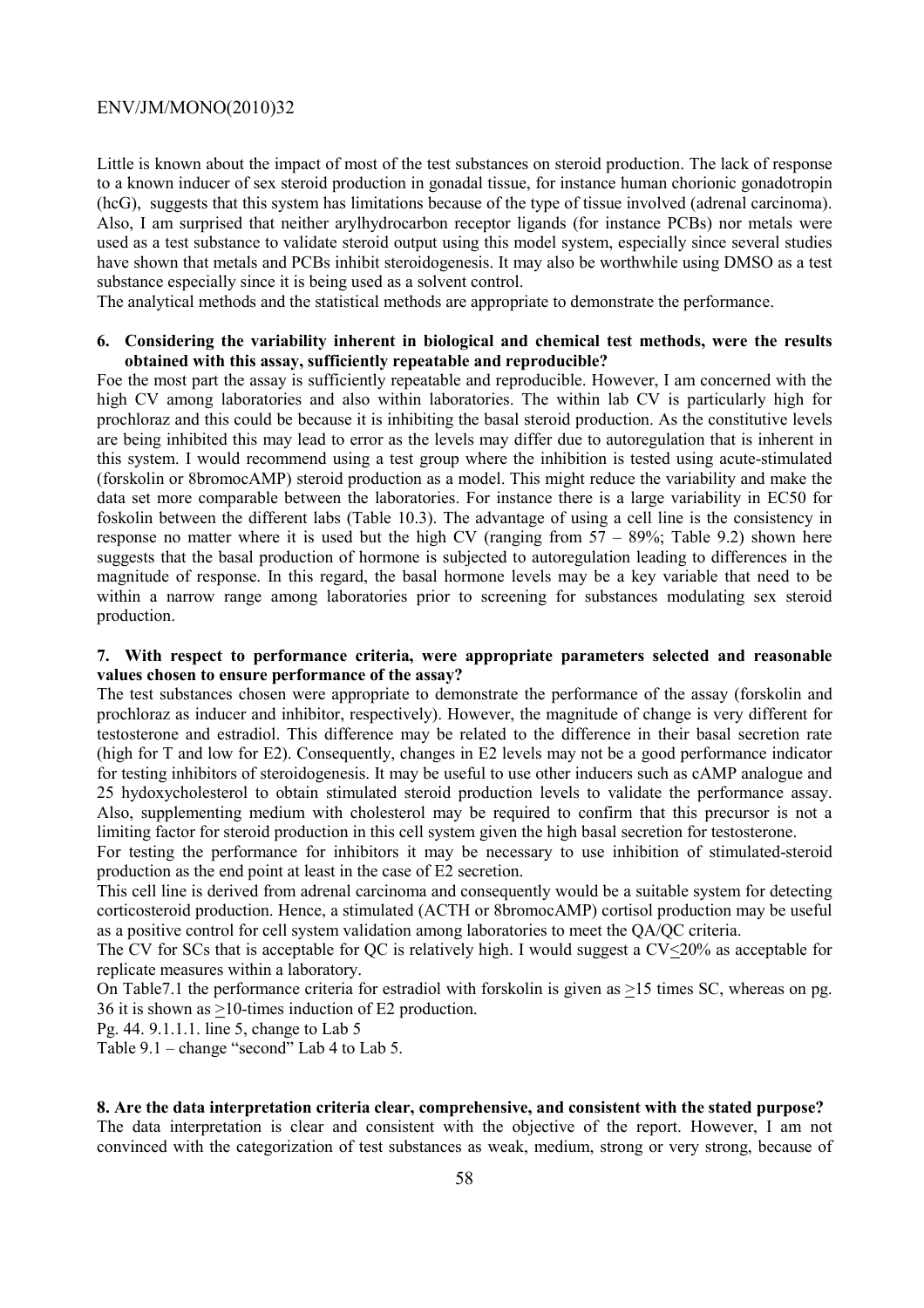Little is known about the impact of most of the test substances on steroid production. The lack of response to a known inducer of sex steroid production in gonadal tissue, for instance human chorionic gonadotropin (hcG), suggests that this system has limitations because of the type of tissue involved (adrenal carcinoma). Also, I am surprised that neither arylhydrocarbon receptor ligands (for instance PCBs) nor metals were used as a test substance to validate steroid output using this model system, especially since several studies have shown that metals and PCBs inhibit steroidogenesis. It may also be worthwhile using DMSO as a test substance especially since it is being used as a solvent control.

The analytical methods and the statistical methods are appropriate to demonstrate the performance.

**6. Considering the variability inherent in biological and chemical test methods, were the results obtained with this assay, sufficiently repeatable and reproducible?**

Foe the most part the assay is sufficiently repeatable and reproducible. However, I am concerned with the high CV among laboratories and also within laboratories. The within lab CV is particularly high for prochloraz and this could be because it is inhibiting the basal steroid production. As the constitutive levels are being inhibited this may lead to error as the levels may differ due to autoregulation that is inherent in this system. I would recommend using a test group where the inhibition is tested using acute-stimulated (forskolin or 8bromocAMP) steroid production as a model. This might reduce the variability and make the data set more comparable between the laboratories. For instance there is a large variability in EC50 for foskolin between the different labs (Table 10.3). The advantage of using a cell line is the consistency in response no matter where it is used but the high CV (ranging from 57 – 89%; Table 9.2) shown here suggests that the basal production of hormone is subjected to autoregulation leading to differences in the magnitude of response. In this regard, the basal hormone levels may be a key variable that need to be within a narrow range among laboratories prior to screening for substances modulating sex steroid production.

**7. With respect to performance criteria, were appropriate parameters selected and reasonable values chosen to ensure performance of the assay?**

The test substances chosen were appropriate to demonstrate the performance of the assay (forskolin and prochloraz as inducer and inhibitor, respectively). However, the magnitude of change is very different for testosterone and estradiol. This difference may be related to the difference in their basal secretion rate (high for T and low for E2). Consequently, changes in E2 levels may not be a good performance indicator for testing inhibitors of steroidogenesis. It may be useful to use other inducers such as cAMP analogue and 25 hydoxycholesterol to obtain stimulated steroid production levels to validate the performance assay. Also, supplementing medium with cholesterol may be required to confirm that this precursor is not a limiting factor for steroid production in this cell system given the high basal secretion for testosterone.

For testing the performance for inhibitors it may be necessary to use inhibition of stimulated-steroid production as the end point at least in the case of E2 secretion.

This cell line is derived from adrenal carcinoma and consequently would be a suitable system for detecting corticosteroid production. Hence, a stimulated (ACTH or 8bromocAMP) cortisol production may be useful as a positive control for cell system validation among laboratories to meet the QA/QC criteria.

The CV for SCs that is acceptable for QC is relatively high. I would suggest a CV$\leq$20% as acceptable for replicate measures within a laboratory.

On Table7.1 the performance criteria for estradiol with forskolin is given as $\geq$15 times SC, whereas on pg. 36 it is shown as $\geq$10-times induction of E2 production.

Pg. 44. 9.1.1.1. line 5, change to Lab 5

Table 9.1 – change "second" Lab 4 to Lab 5.

**8. Are the data interpretation criteria clear, comprehensive, and consistent with the stated purpose?**

The data interpretation is clear and consistent with the objective of the report. However, I am not convinced with the categorization of test substances as weak, medium, strong or very strong, because of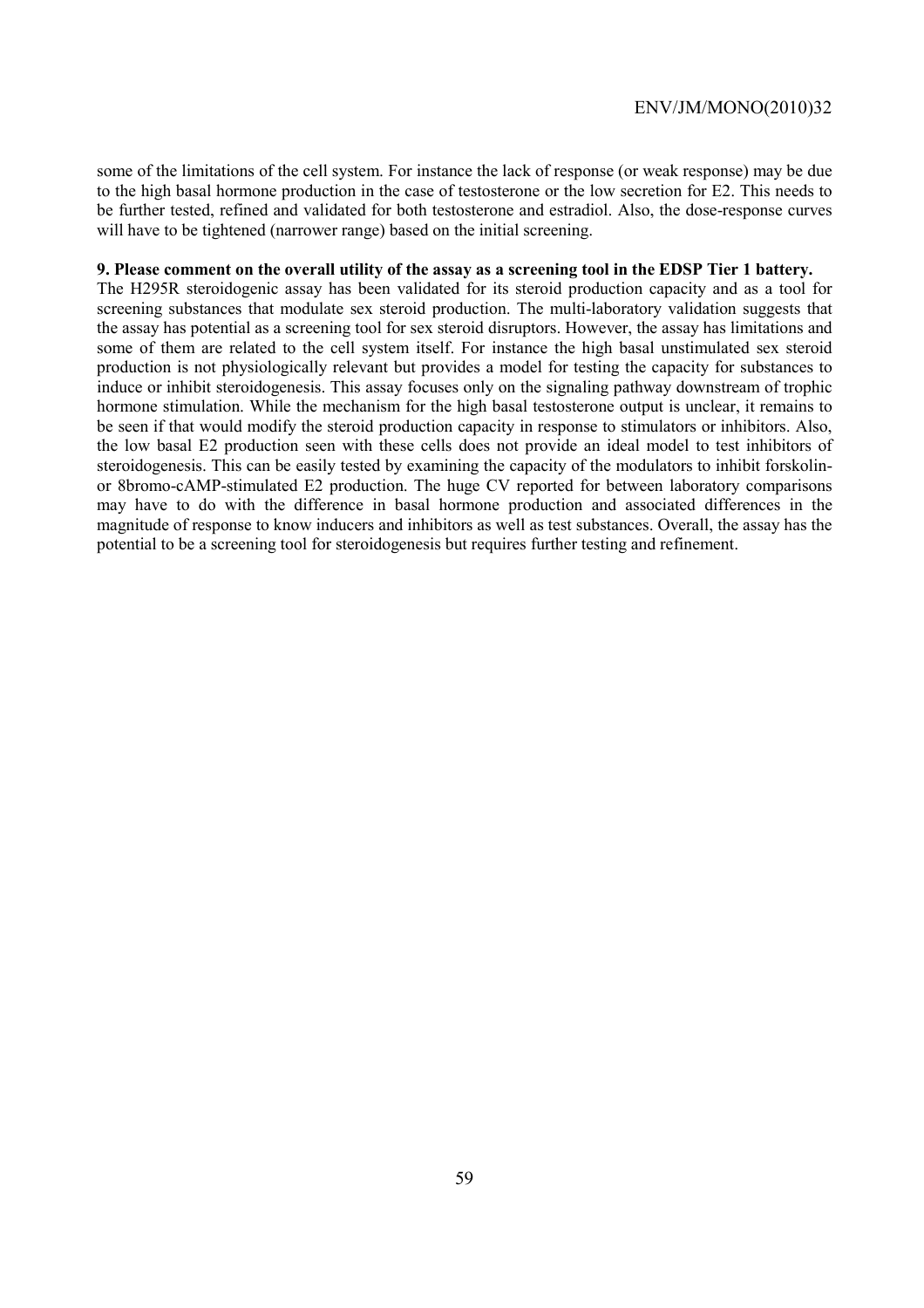some of the limitations of the cell system. For instance the lack of response (or weak response) may be due to the high basal hormone production in the case of testosterone or the low secretion for E2. This needs to be further tested, refined and validated for both testosterone and estradiol. Also, the dose-response curves will have to be tightened (narrower range) based on the initial screening.

**9. Please comment on the overall utility of the assay as a screening tool in the EDSP Tier 1 battery.**

The H295R steroidogenic assay has been validated for its steroid production capacity and as a tool for screening substances that modulate sex steroid production. The multi-laboratory validation suggests that the assay has potential as a screening tool for sex steroid disruptors. However, the assay has limitations and some of them are related to the cell system itself. For instance the high basal unstimulated sex steroid production is not physiologically relevant but provides a model for testing the capacity for substances to induce or inhibit steroidogenesis. This assay focuses only on the signaling pathway downstream of trophic hormone stimulation. While the mechanism for the high basal testosterone output is unclear, it remains to be seen if that would modify the steroid production capacity in response to stimulators or inhibitors. Also, the low basal E2 production seen with these cells does not provide an ideal model to test inhibitors of steroidogenesis. This can be easily tested by examining the capacity of the modulators to inhibit forskolin- or 8bromo-cAMP-stimulated E2 production. The huge CV reported for between laboratory comparisons may have to do with the difference in basal hormone production and associated differences in the magnitude of response to know inducers and inhibitors as well as test substances. Overall, the assay has the potential to be a screening tool for steroidogenesis but requires further testing and refinement.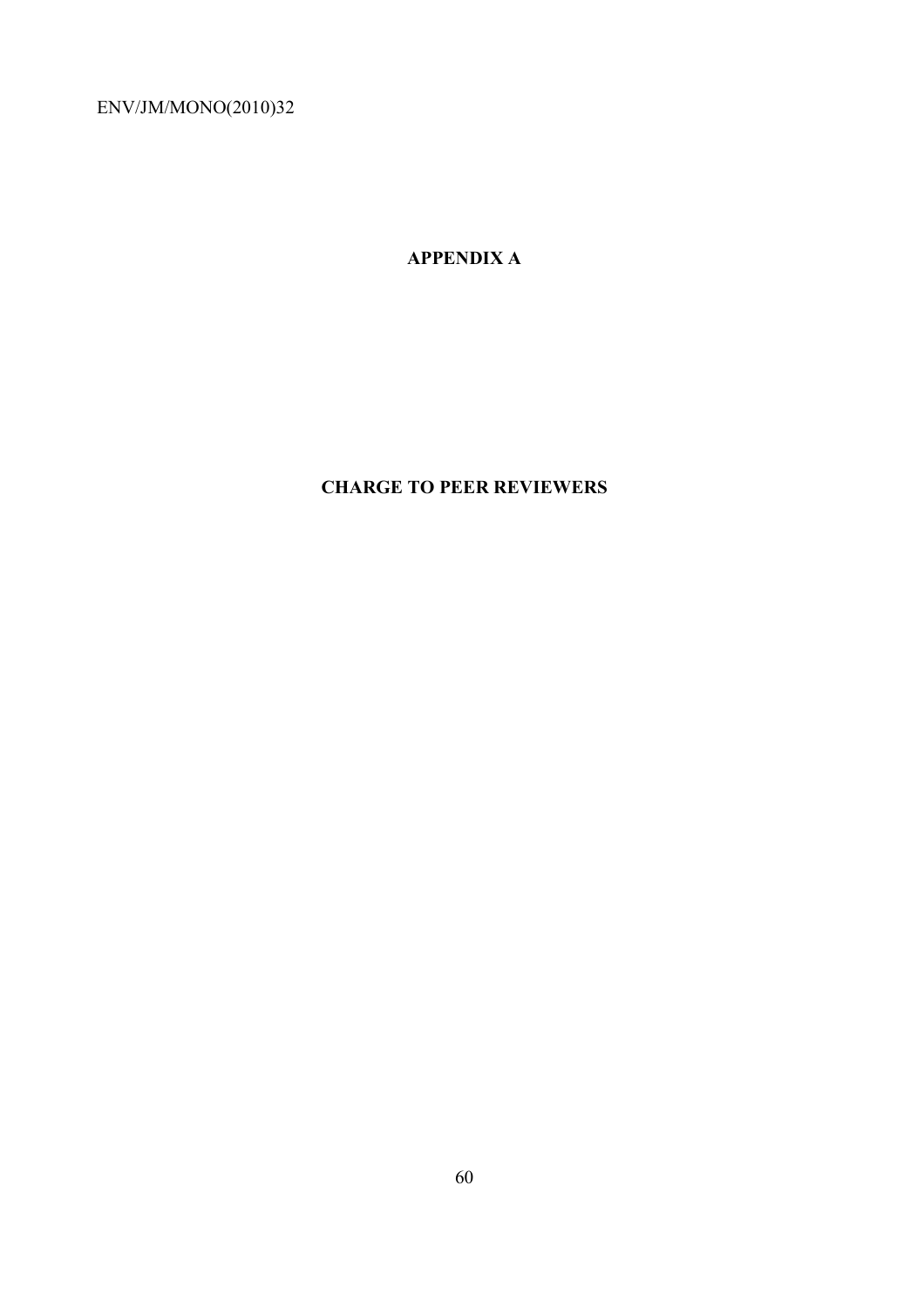# APPENDIX A

# CHARGE TO PEER REVIEWERS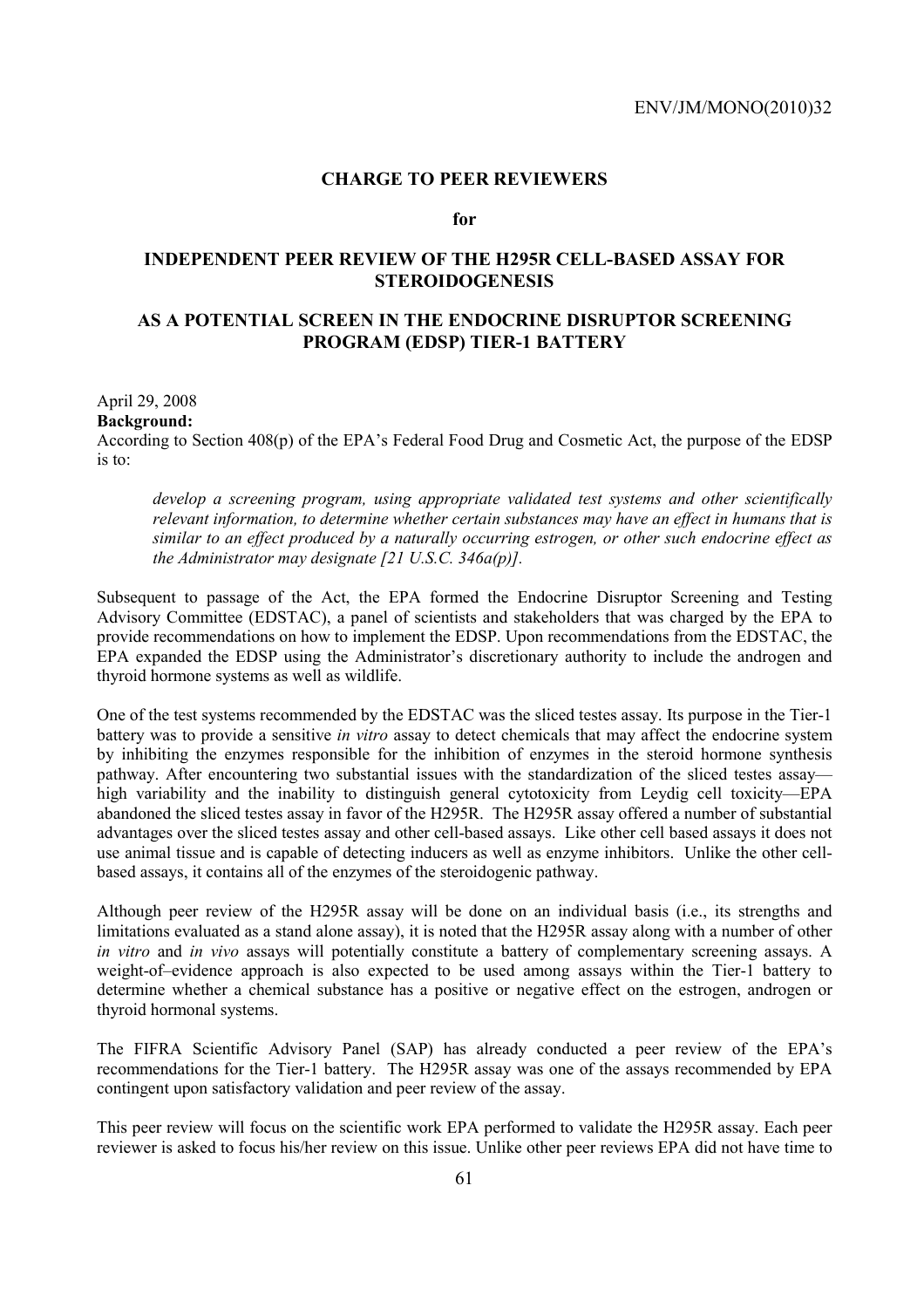## CHARGE TO PEER REVIEWERS

**for**

## INDEPENDENT PEER REVIEW OF THE H295R CELL-BASED ASSAY FOR STEROIDOGENESIS

## AS A POTENTIAL SCREEN IN THE ENDOCRINE DISRUPTOR SCREENING PROGRAM (EDSP) TIER-1 BATTERY

April 29, 2008

**Background:**

According to Section 408(p) of the EPA's Federal Food Drug and Cosmetic Act, the purpose of the EDSP is to:

> *develop a screening program, using appropriate validated test systems and other scientifically relevant information, to determine whether certain substances may have an effect in humans that is similar to an effect produced by a naturally occurring estrogen, or other such endocrine effect as the Administrator may designate [21 U.S.C. 346a(p)].*

Subsequent to passage of the Act, the EPA formed the Endocrine Disruptor Screening and Testing Advisory Committee (EDSTAC), a panel of scientists and stakeholders that was charged by the EPA to provide recommendations on how to implement the EDSP. Upon recommendations from the EDSTAC, the EPA expanded the EDSP using the Administrator's discretionary authority to include the androgen and thyroid hormone systems as well as wildlife.

One of the test systems recommended by the EDSTAC was the sliced testes assay. Its purpose in the Tier-1 battery was to provide a sensitive *in vitro* assay to detect chemicals that may affect the endocrine system by inhibiting the enzymes responsible for the inhibition of enzymes in the steroid hormone synthesis pathway. After encountering two substantial issues with the standardization of the sliced testes assay—high variability and the inability to distinguish general cytotoxicity from Leydig cell toxicity—EPA abandoned the sliced testes assay in favor of the H295R. The H295R assay offered a number of substantial advantages over the sliced testes assay and other cell-based assays. Like other cell based assays it does not use animal tissue and is capable of detecting inducers as well as enzyme inhibitors. Unlike the other cell-based assays, it contains all of the enzymes of the steroidogenic pathway.

Although peer review of the H295R assay will be done on an individual basis (i.e., its strengths and limitations evaluated as a stand alone assay), it is noted that the H295R assay along with a number of other *in vitro* and *in vivo* assays will potentially constitute a battery of complementary screening assays. A weight-of–evidence approach is also expected to be used among assays within the Tier-1 battery to determine whether a chemical substance has a positive or negative effect on the estrogen, androgen or thyroid hormonal systems.

The FIFRA Scientific Advisory Panel (SAP) has already conducted a peer review of the EPA's recommendations for the Tier-1 battery. The H295R assay was one of the assays recommended by EPA contingent upon satisfactory validation and peer review of the assay.

This peer review will focus on the scientific work EPA performed to validate the H295R assay. Each peer reviewer is asked to focus his/her review on this issue. Unlike other peer reviews EPA did not have time to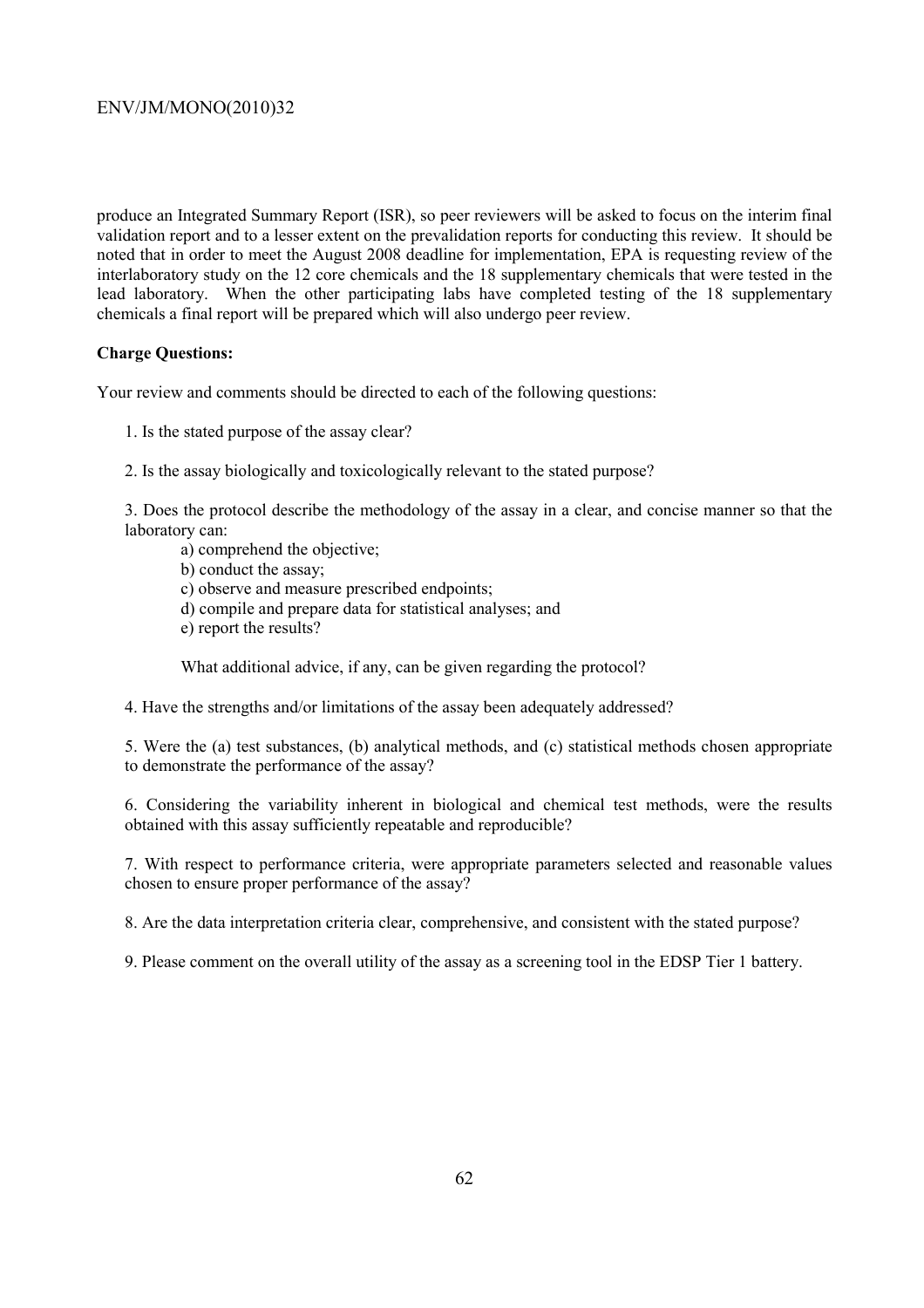produce an Integrated Summary Report (ISR), so peer reviewers will be asked to focus on the interim final validation report and to a lesser extent on the prevalidation reports for conducting this review. It should be noted that in order to meet the August 2008 deadline for implementation, EPA is requesting review of the interlaboratory study on the 12 core chemicals and the 18 supplementary chemicals that were tested in the lead laboratory. When the other participating labs have completed testing of the 18 supplementary chemicals a final report will be prepared which will also undergo peer review.

**Charge Questions:**

Your review and comments should be directed to each of the following questions:

1. Is the stated purpose of the assay clear?

2. Is the assay biologically and toxicologically relevant to the stated purpose?

3. Does the protocol describe the methodology of the assay in a clear, and concise manner so that the laboratory can:
    - a) comprehend the objective;
    - b) conduct the assay;
    - c) observe and measure prescribed endpoints;
    - d) compile and prepare data for statistical analyses; and
    - e) report the results?

    What additional advice, if any, can be given regarding the protocol?

4. Have the strengths and/or limitations of the assay been adequately addressed?

5. Were the (a) test substances, (b) analytical methods, and (c) statistical methods chosen appropriate to demonstrate the performance of the assay?

6. Considering the variability inherent in biological and chemical test methods, were the results obtained with this assay sufficiently repeatable and reproducible?

7. With respect to performance criteria, were appropriate parameters selected and reasonable values chosen to ensure proper performance of the assay?

8. Are the data interpretation criteria clear, comprehensive, and consistent with the stated purpose?

9. Please comment on the overall utility of the assay as a screening tool in the EDSP Tier 1 battery.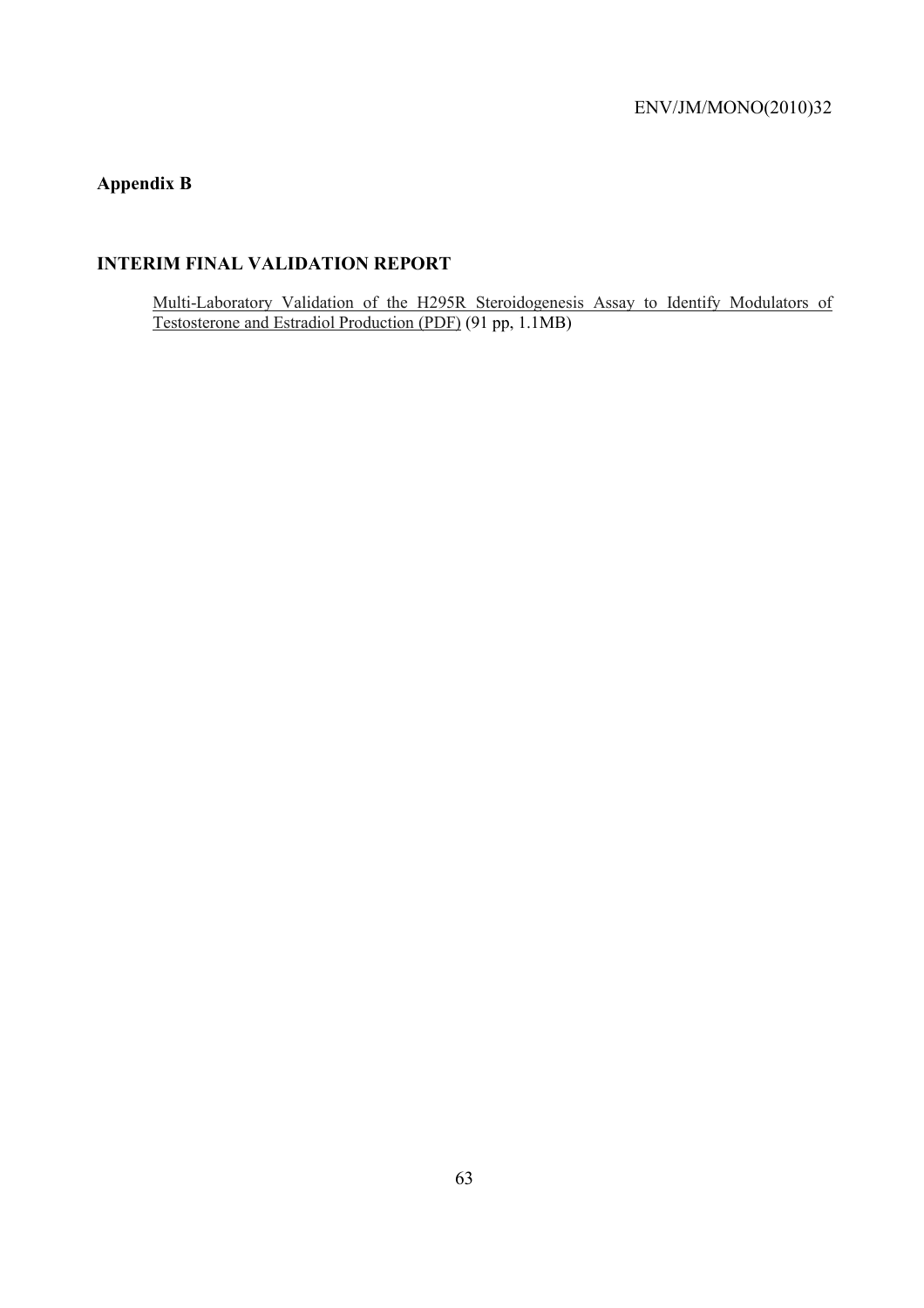## Appendix B

### INTERIM FINAL VALIDATION REPORT

Multi-Laboratory Validation of the H295R Steroidogenesis Assay to Identify Modulators of Testosterone and Estradiol Production (PDF) (91 pp, 1.1MB)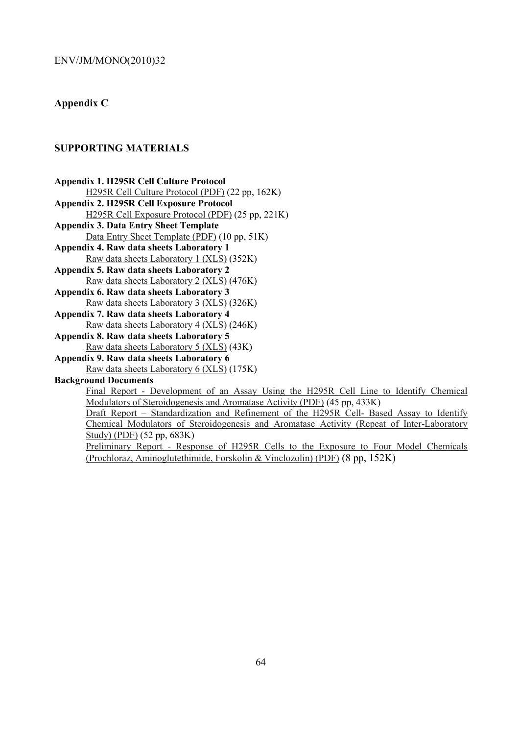## Appendix C

### SUPPORTING MATERIALS

**Appendix 1. H295R Cell Culture Protocol**

H295R Cell Culture Protocol (PDF) (22 pp, 162K)

**Appendix 2. H295R Cell Exposure Protocol**

H295R Cell Exposure Protocol (PDF) (25 pp, 221K)

**Appendix 3. Data Entry Sheet Template**

Data Entry Sheet Template (PDF) (10 pp, 51K)

**Appendix 4. Raw data sheets Laboratory 1**

Raw data sheets Laboratory 1 (XLS) (352K)

**Appendix 5. Raw data sheets Laboratory 2**

Raw data sheets Laboratory 2 (XLS) (476K)

**Appendix 6. Raw data sheets Laboratory 3**

Raw data sheets Laboratory 3 (XLS) (326K)

**Appendix 7. Raw data sheets Laboratory 4**

Raw data sheets Laboratory 4 (XLS) (246K)

**Appendix 8. Raw data sheets Laboratory 5**

Raw data sheets Laboratory 5 (XLS) (43K)

**Appendix 9. Raw data sheets Laboratory 6**

Raw data sheets Laboratory 6 (XLS) (175K)

**Background Documents**

Final Report - Development of an Assay Using the H295R Cell Line to Identify Chemical Modulators of Steroidogenesis and Aromatase Activity (PDF) (45 pp, 433K)

Draft Report – Standardization and Refinement of the H295R Cell- Based Assay to Identify Chemical Modulators of Steroidogenesis and Aromatase Activity (Repeat of Inter-Laboratory Study) (PDF) (52 pp, 683K)

Preliminary Report - Response of H295R Cells to the Exposure to Four Model Chemicals (Prochloraz, Aminoglutethimide, Forskolin & Vinclozolin) (PDF) (8 pp, 152K)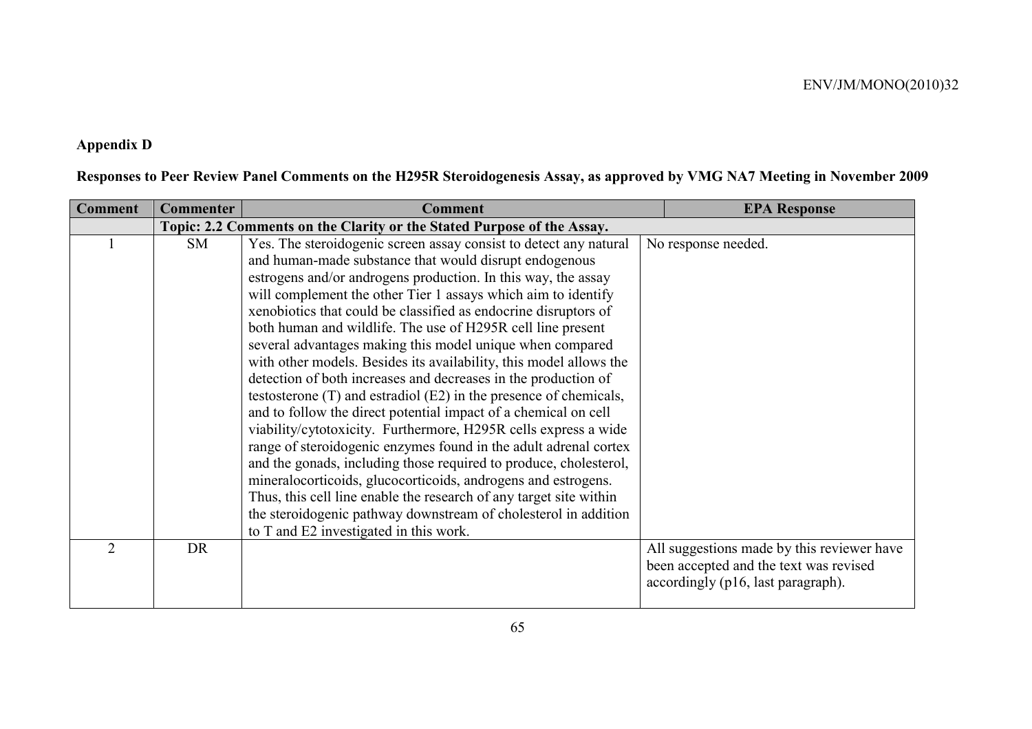## Appendix D

**Responses to Peer Review Panel Comments on the H295R Steroidogenesis Assay, as approved by VMG NA7 Meeting in November 2009**

| Comment | Commenter | Comment | EPA Response |
|---|---|---|---|
| | **Topic: 2.2 Comments on the Clarity or the Stated Purpose of the Assay.** | | |
| 1 | SM | Yes. The steroidogenic screen assay consist to detect any natural and human-made substance that would disrupt endogenous estrogens and/or androgens production. In this way, the assay will complement the other Tier 1 assays which aim to identify xenobiotics that could be classified as endocrine disruptors of both human and wildlife. The use of H295R cell line present several advantages making this model unique when compared with other models. Besides its availability, this model allows the detection of both increases and decreases in the production of testosterone (T) and estradiol (E2) in the presence of chemicals, and to follow the direct potential impact of a chemical on cell viability/cytotoxicity. Furthermore, H295R cells express a wide range of steroidogenic enzymes found in the adult adrenal cortex and the gonads, including those required to produce, cholesterol, mineralocorticoids, glucocorticoids, androgens and estrogens. Thus, this cell line enable the research of any target site within the steroidogenic pathway downstream of cholesterol in addition to T and E2 investigated in this work. | No response needed. |
| 2 | DR | | All suggestions made by this reviewer have been accepted and the text was revised accordingly (p16, last paragraph). |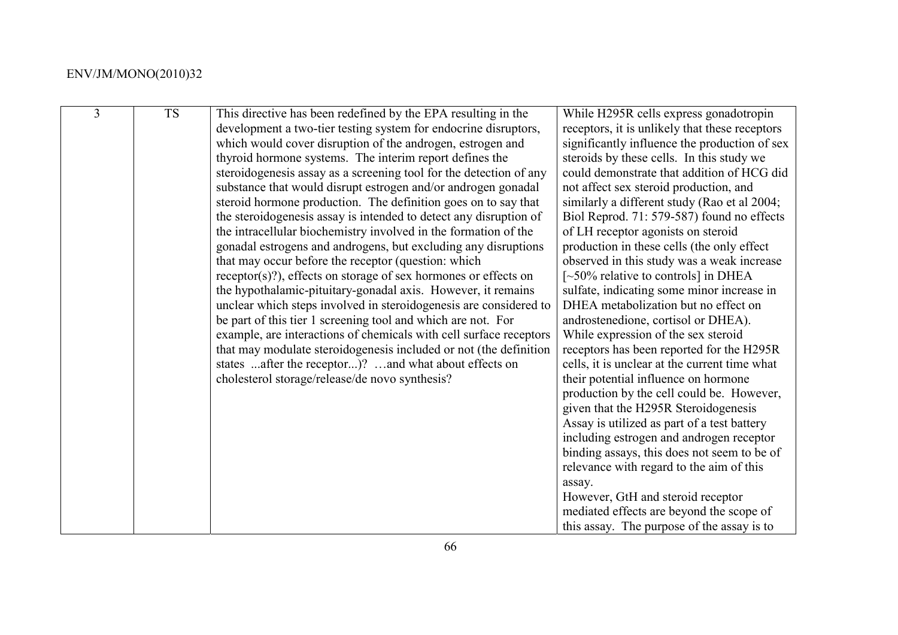| 3 | TS | This directive has been redefined by the EPA resulting in the development a two-tier testing system for endocrine disruptors, which would cover disruption of the androgen, estrogen and thyroid hormone systems. The interim report defines the steroidogenesis assay as a screening tool for the detection of any substance that would disrupt estrogen and/or androgen gonadal steroid hormone production. The definition goes on to say that the steroidogenesis assay is intended to detect any disruption of the intracellular biochemistry involved in the formation of the gonadal estrogens and androgens, but excluding any disruptions that may occur before the receptor (question: which receptor(s)?), effects on storage of sex hormones or effects on the hypothalamic-pituitary-gonadal axis. However, it remains unclear which steps involved in steroidogenesis are considered to be part of this tier 1 screening tool and which are not. For example, are interactions of chemicals with cell surface receptors that may modulate steroidogenesis included or not (the definition states ...after the receptor...)? …and what about effects on cholesterol storage/release/de novo synthesis? | While H295R cells express gonadotropin receptors, it is unlikely that these receptors significantly influence the production of sex steroids by these cells. In this study we could demonstrate that addition of HCG did not affect sex steroid production, and similarly a different study (Rao et al 2004; Biol Reprod. 71: 579-587) found no effects of LH receptor agonists on steroid production in these cells (the only effect observed in this study was a weak increase [~50% relative to controls] in DHEA sulfate, indicating some minor increase in DHEA metabolization but no effect on androstenedione, cortisol or DHEA). While expression of the sex steroid receptors has been reported for the H295R cells, it is unclear at the current time what their potential influence on hormone production by the cell could be. However, given that the H295R Steroidogenesis Assay is utilized as part of a test battery including estrogen and androgen receptor binding assays, this does not seem to be of relevance with regard to the aim of this assay.<br>However, GtH and steroid receptor mediated effects are beyond the scope of this assay. The purpose of the assay is to |
|---|---|---|---|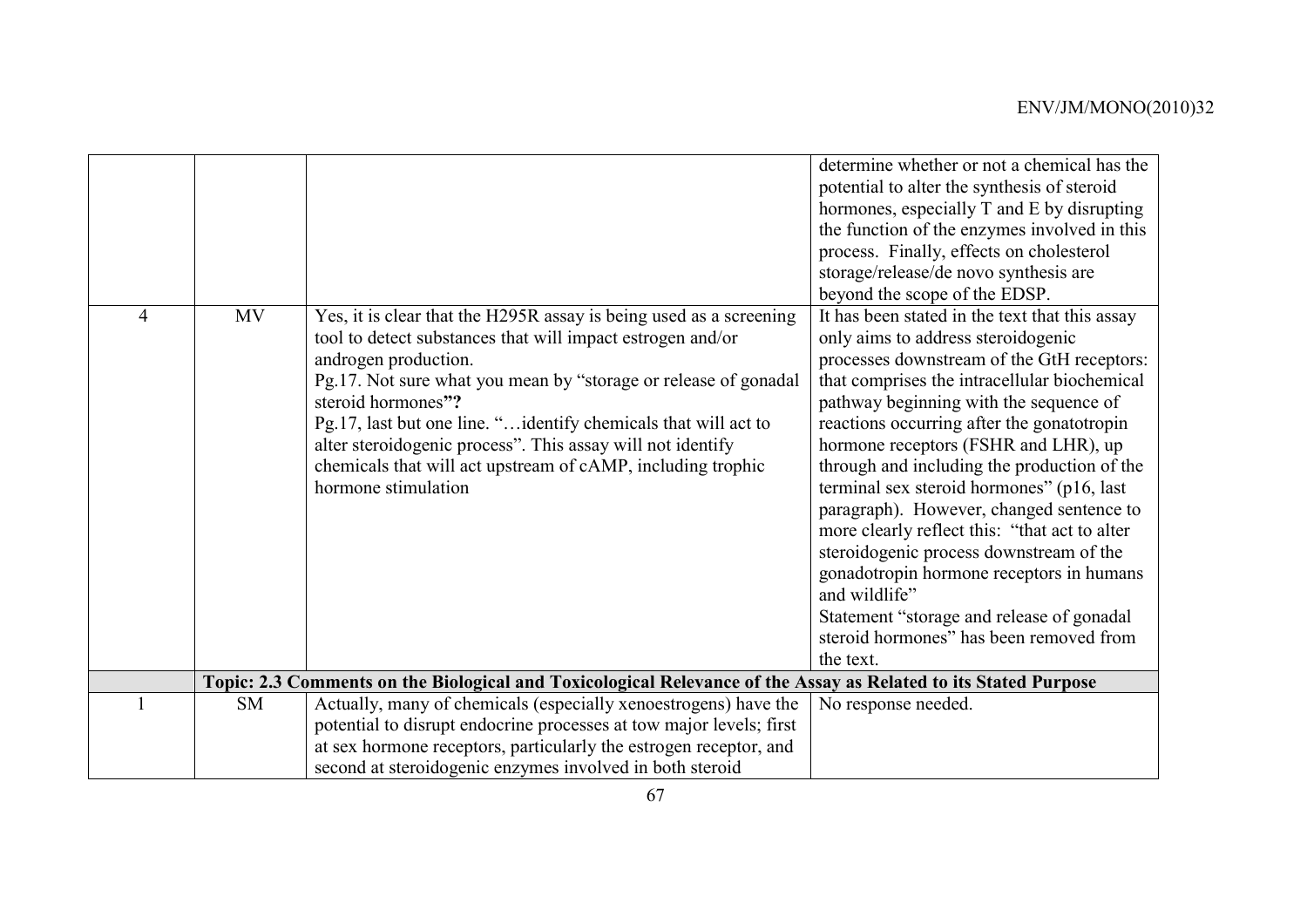| | | | |
|---|---|---|---|
| | | | determine whether or not a chemical has the potential to alter the synthesis of steroid hormones, especially T and E by disrupting the function of the enzymes involved in this process. Finally, effects on cholesterol storage/release/de novo synthesis are beyond the scope of the EDSP. |
| 4 | MV | Yes, it is clear that the H295R assay is being used as a screening tool to detect substances that will impact estrogen and/or androgen production.<br>Pg.17. Not sure what you mean by "storage or release of gonadal steroid hormones"?<br>Pg.17, last but one line. "…identify chemicals that will act to alter steroidogenic process". This assay will not identify chemicals that will act upstream of cAMP, including trophic hormone stimulation | It has been stated in the text that this assay only aims to address steroidogenic processes downstream of the GtH receptors: that comprises the intracellular biochemical pathway beginning with the sequence of reactions occurring after the gonatotropin hormone receptors (FSHR and LHR), up through and including the production of the terminal sex steroid hormones" (p16, last paragraph). However, changed sentence to more clearly reflect this: "that act to alter steroidogenic process downstream of the gonadotropin hormone receptors in humans and wildlife"<br>Statement "storage and release of gonadal steroid hormones" has been removed from the text. |
| | **Topic: 2.3 Comments on the Biological and Toxicological Relevance of the Assay as Related to its Stated Purpose** | | |
| 1 | SM | Actually, many of chemicals (especially xenoestrogens) have the potential to disrupt endocrine processes at tow major levels; first at sex hormone receptors, particularly the estrogen receptor, and second at steroidogenic enzymes involved in both steroid | No response needed. |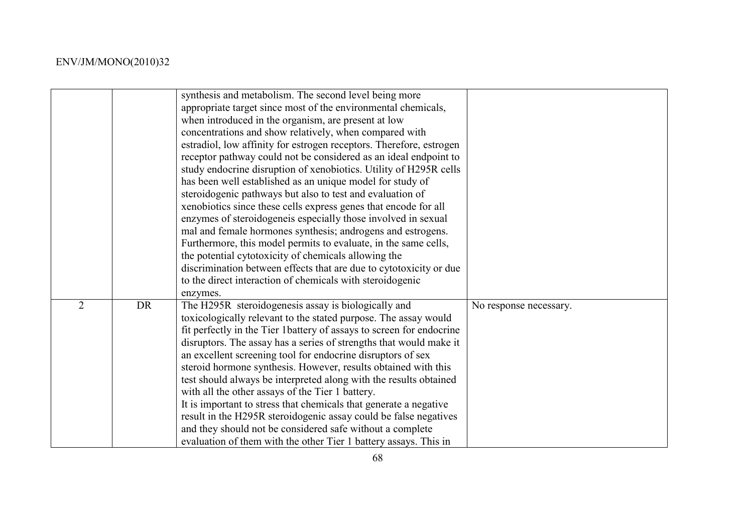|  |  |  |  |
|---|---|---|---|
|  |  | synthesis and metabolism. The second level being more appropriate target since most of the environmental chemicals, when introduced in the organism, are present at low concentrations and show relatively, when compared with estradiol, low affinity for estrogen receptors. Therefore, estrogen receptor pathway could not be considered as an ideal endpoint to study endocrine disruption of xenobiotics. Utility of H295R cells has been well established as an unique model for study of steroidogenic pathways but also to test and evaluation of xenobiotics since these cells express genes that encode for all enzymes of steroidogeneis especially those involved in sexual mal and female hormones synthesis; androgens and estrogens. Furthermore, this model permits to evaluate, in the same cells, the potential cytotoxicity of chemicals allowing the discrimination between effects that are due to cytotoxicity or due to the direct interaction of chemicals with steroidogenic enzymes. |  |
| 2 | DR | The H295R steroidogenesis assay is biologically and toxicologically relevant to the stated purpose. The assay would fit perfectly in the Tier 1battery of assays to screen for endocrine disruptors. The assay has a series of strengths that would make it an excellent screening tool for endocrine disruptors of sex steroid hormone synthesis. However, results obtained with this test should always be interpreted along with the results obtained with all the other assays of the Tier 1 battery.<br>It is important to stress that chemicals that generate a negative result in the H295R steroidogenic assay could be false negatives and they should not be considered safe without a complete evaluation of them with the other Tier 1 battery assays. This in | No response necessary. |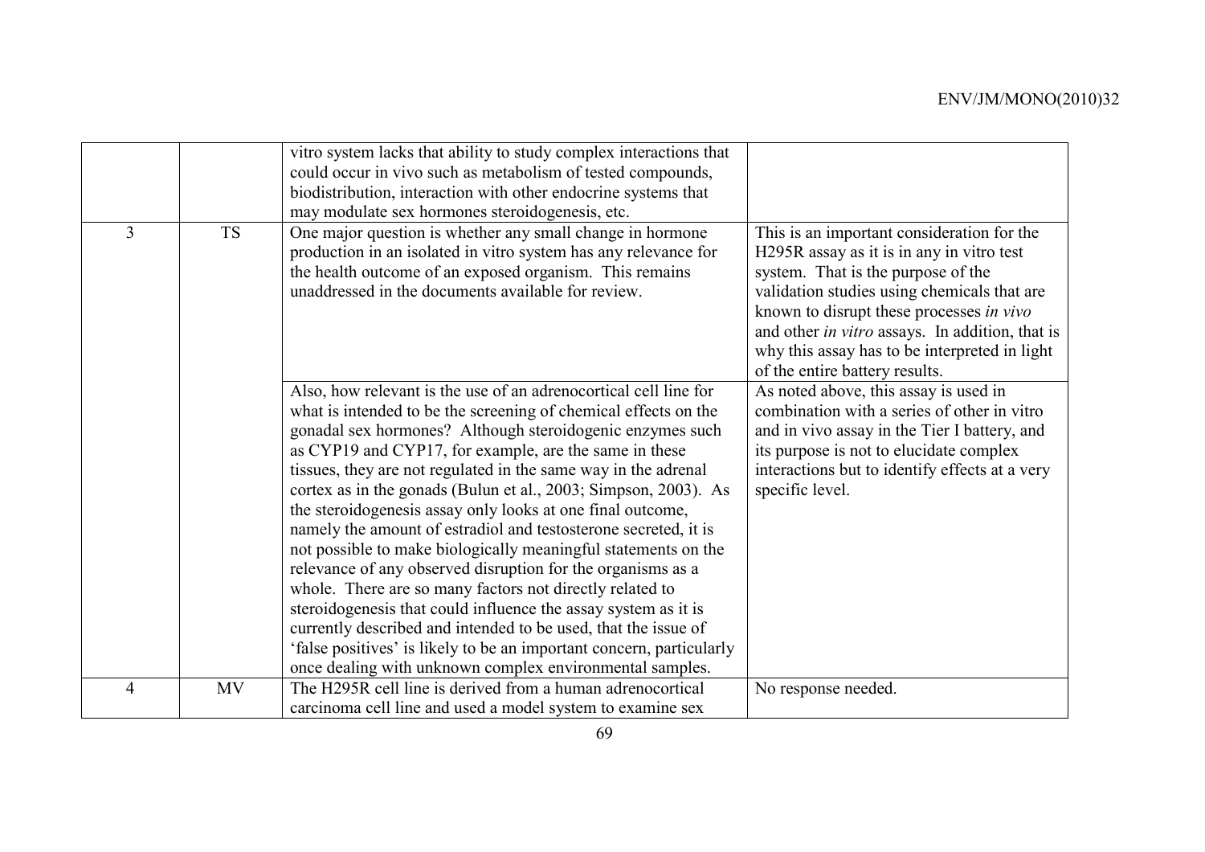| | | | |
|---|---|---|---|
| | | vitro system lacks that ability to study complex interactions that could occur in vivo such as metabolism of tested compounds, biodistribution, interaction with other endocrine systems that may modulate sex hormones steroidogenesis, etc. | |
| 3 | TS | One major question is whether any small change in hormone production in an isolated in vitro system has any relevance for the health outcome of an exposed organism. This remains unaddressed in the documents available for review. | This is an important consideration for the H295R assay as it is in any in vitro test system. That is the purpose of the validation studies using chemicals that are known to disrupt these processes *in vivo* and other *in vitro* assays. In addition, that is why this assay has to be interpreted in light of the entire battery results. |
| | | Also, how relevant is the use of an adrenocortical cell line for what is intended to be the screening of chemical effects on the gonadal sex hormones? Although steroidogenic enzymes such as CYP19 and CYP17, for example, are the same in these tissues, they are not regulated in the same way in the adrenal cortex as in the gonads (Bulun et al., 2003; Simpson, 2003). As the steroidogenesis assay only looks at one final outcome, namely the amount of estradiol and testosterone secreted, it is not possible to make biologically meaningful statements on the relevance of any observed disruption for the organisms as a whole. There are so many factors not directly related to steroidogenesis that could influence the assay system as it is currently described and intended to be used, that the issue of 'false positives' is likely to be an important concern, particularly once dealing with unknown complex environmental samples. | As noted above, this assay is used in combination with a series of other in vitro and in vivo assay in the Tier I battery, and its purpose is not to elucidate complex interactions but to identify effects at a very specific level. |
| 4 | MV | The H295R cell line is derived from a human adrenocortical carcinoma cell line and used a model system to examine sex | No response needed. |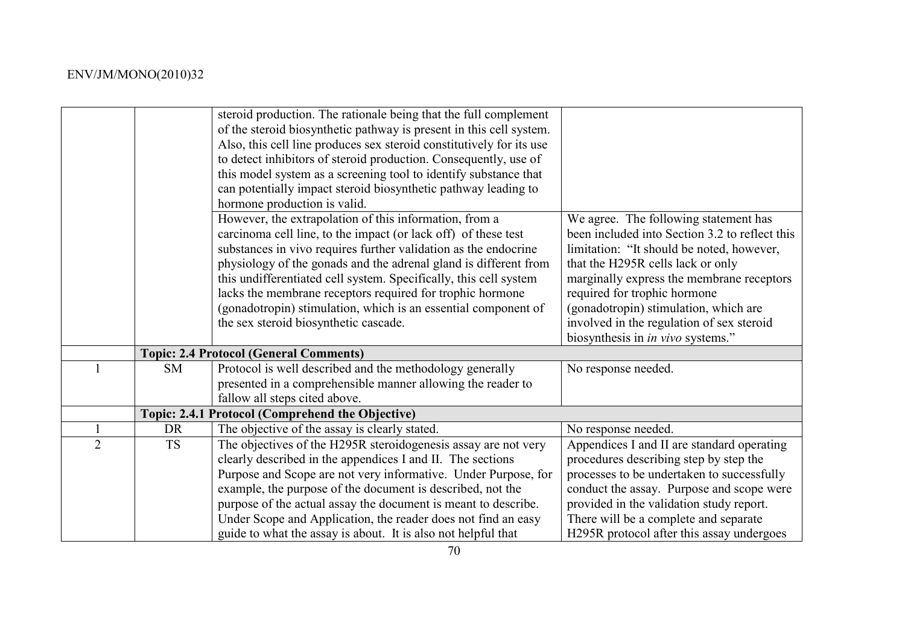| | | | |
|---|---|---|---|
| | | steroid production. The rationale being that the full complement of the steroid biosynthetic pathway is present in this cell system. Also, this cell line produces sex steroid constitutively for its use to detect inhibitors of steroid production. Consequently, use of this model system as a screening tool to identify substance that can potentially impact steroid biosynthetic pathway leading to hormone production is valid. | |
| | | However, the extrapolation of this information, from a carcinoma cell line, to the impact (or lack off) of these test substances in vivo requires further validation as the endocrine physiology of the gonads and the adrenal gland is different from this undifferentiated cell system. Specifically, this cell system lacks the membrane receptors required for trophic hormone (gonadotropin) stimulation, which is an essential component of the sex steroid biosynthetic cascade. | We agree. The following statement has been included into Section 3.2 to reflect this limitation: "It should be noted, however, that the H295R cells lack or only marginally express the membrane receptors required for trophic hormone (gonadotropin) stimulation, which are involved in the regulation of sex steroid biosynthesis in *in vivo* systems." |
| | **Topic: 2.4 Protocol (General Comments)** | | |
| 1 | SM | Protocol is well described and the methodology generally presented in a comprehensible manner allowing the reader to fallow all steps cited above. | No response needed. |
| | **Topic: 2.4.1 Protocol (Comprehend the Objective)** | | |
| 1 | DR | The objective of the assay is clearly stated. | No response needed. |
| 2 | TS | The objectives of the H295R steroidogenesis assay are not very clearly described in the appendices I and II. The sections Purpose and Scope are not very informative. Under Purpose, for example, the purpose of the document is described, not the purpose of the actual assay the document is meant to describe. Under Scope and Application, the reader does not find an easy guide to what the assay is about. It is also not helpful that | Appendices I and II are standard operating procedures describing step by step the processes to be undertaken to successfully conduct the assay. Purpose and scope were provided in the validation study report. There will be a complete and separate H295R protocol after this assay undergoes |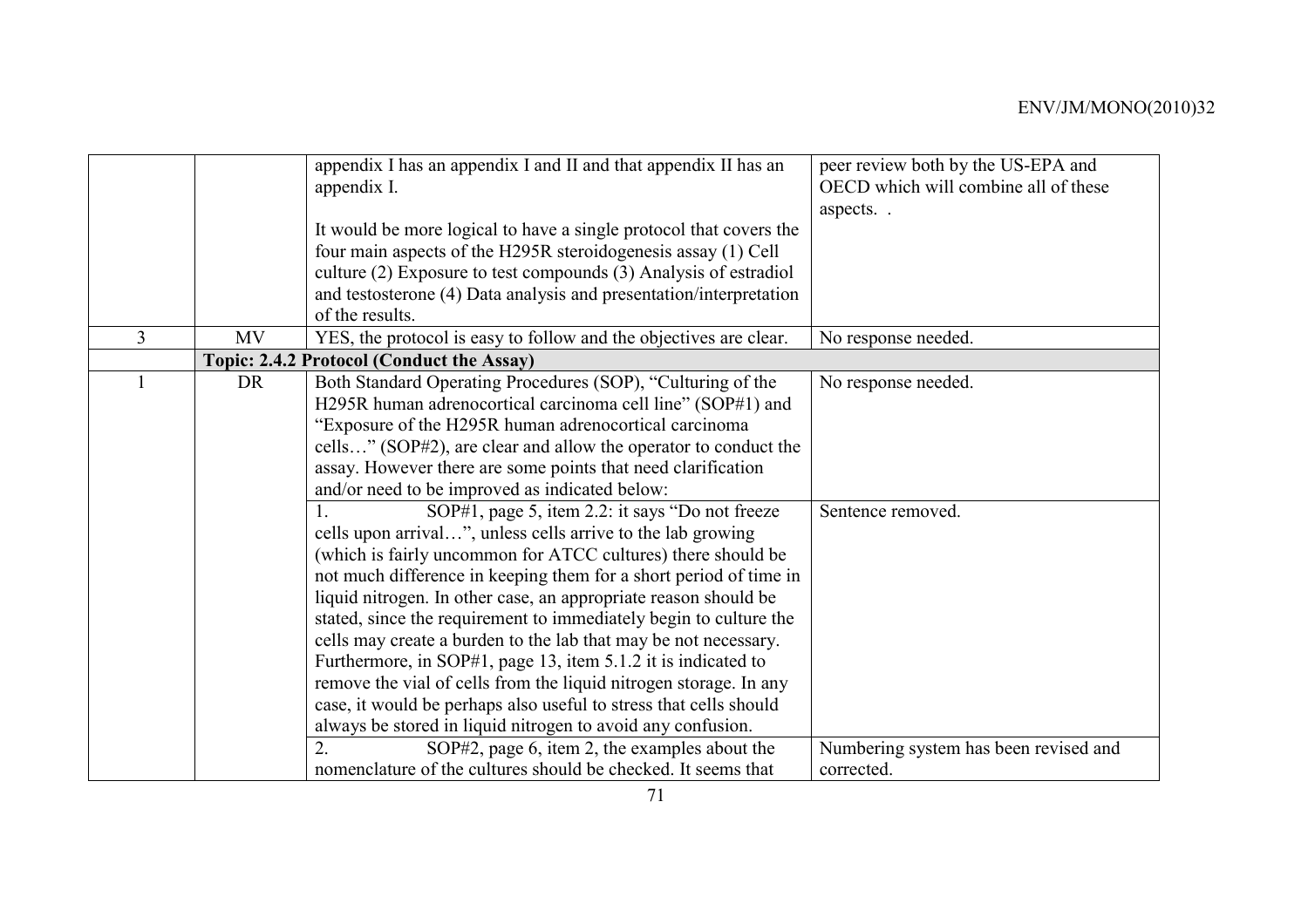| | | | |
|---|---|---|---|
| | | appendix I has an appendix I and II and that appendix II has an appendix I.<br><br>It would be more logical to have a single protocol that covers the four main aspects of the H295R steroidogenesis assay (1) Cell culture (2) Exposure to test compounds (3) Analysis of estradiol and testosterone (4) Data analysis and presentation/interpretation of the results. | peer review both by the US-EPA and OECD which will combine all of these aspects. . |
| 3 | MV | YES, the protocol is easy to follow and the objectives are clear. | No response needed. |
| | **Topic: 2.4.2 Protocol (Conduct the Assay)** | | |
| 1 | DR | Both Standard Operating Procedures (SOP), "Culturing of the H295R human adrenocortical carcinoma cell line" (SOP#1) and "Exposure of the H295R human adrenocortical carcinoma cells…" (SOP#2), are clear and allow the operator to conduct the assay. However there are some points that need clarification and/or need to be improved as indicated below: | No response needed. |
| | | 1. SOP#1, page 5, item 2.2: it says "Do not freeze cells upon arrival…", unless cells arrive to the lab growing (which is fairly uncommon for ATCC cultures) there should be not much difference in keeping them for a short period of time in liquid nitrogen. In other case, an appropriate reason should be stated, since the requirement to immediately begin to culture the cells may create a burden to the lab that may be not necessary. Furthermore, in SOP#1, page 13, item 5.1.2 it is indicated to remove the vial of cells from the liquid nitrogen storage. In any case, it would be perhaps also useful to stress that cells should always be stored in liquid nitrogen to avoid any confusion. | Sentence removed. |
| | | 2. SOP#2, page 6, item 2, the examples about the nomenclature of the cultures should be checked. It seems that | Numbering system has been revised and corrected. |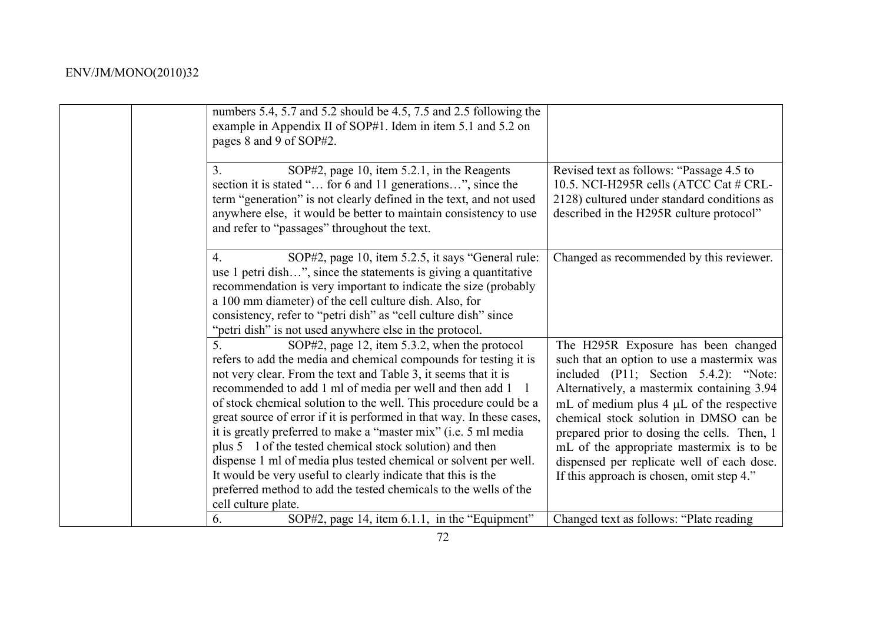| | | | |
|---|---|---|---|
| | | numbers 5.4, 5.7 and 5.2 should be 4.5, 7.5 and 2.5 following the example in Appendix II of SOP#1. Idem in item 5.1 and 5.2 on pages 8 and 9 of SOP#2. | |
| | | 3. SOP#2, page 10, item 5.2.1, in the Reagents section it is stated "… for 6 and 11 generations…", since the term "generation" is not clearly defined in the text, and not used anywhere else, it would be better to maintain consistency to use and refer to "passages" throughout the text. | Revised text as follows: "Passage 4.5 to 10.5. NCI-H295R cells (ATCC Cat # CRL-2128) cultured under standard conditions as described in the H295R culture protocol" |
| | | 4. SOP#2, page 10, item 5.2.5, it says "General rule: use 1 petri dish…", since the statements is giving a quantitative recommendation is very important to indicate the size (probably a 100 mm diameter) of the cell culture dish. Also, for consistency, refer to "petri dish" as "cell culture dish" since "petri dish" is not used anywhere else in the protocol. | Changed as recommended by this reviewer. |
| | | 5. SOP#2, page 12, item 5.3.2, when the protocol refers to add the media and chemical compounds for testing it is not very clear. From the text and Table 3, it seems that it is recommended to add 1 ml of media per well and then add 1 l of stock chemical solution to the well. This procedure could be a great source of error if it is performed in that way. In these cases, it is greatly preferred to make a "master mix" (i.e. 5 ml media plus 5 l of the tested chemical stock solution) and then dispense 1 ml of media plus tested chemical or solvent per well. It would be very useful to clearly indicate that this is the preferred method to add the tested chemicals to the wells of the cell culture plate. | The H295R Exposure has been changed such that an option to use a mastermix was included (P11; Section 5.4.2): "Note: Alternatively, a mastermix containing 3.94 mL of medium plus 4 µL of the respective chemical stock solution in DMSO can be prepared prior to dosing the cells. Then, 1 mL of the appropriate mastermix is to be dispensed per replicate well of each dose. If this approach is chosen, omit step 4." |
| | | 6. SOP#2, page 14, item 6.1.1, in the "Equipment" | Changed text as follows: "Plate reading |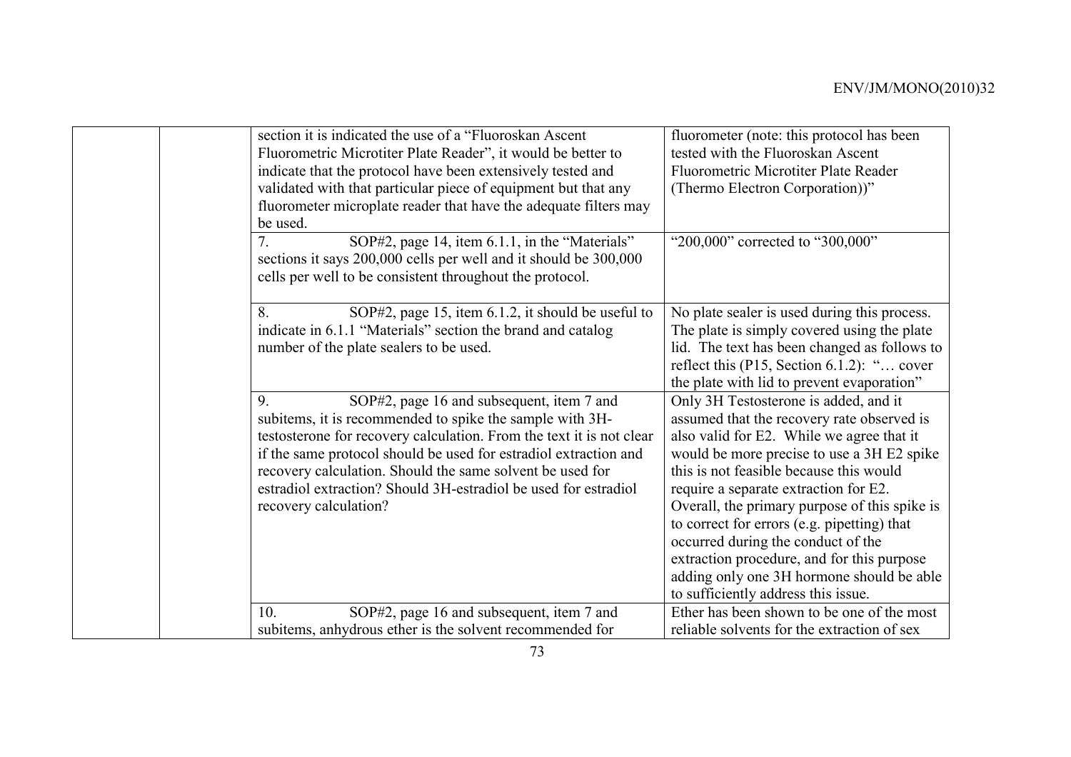| | | | |
|---|---|---|---|
| | | section it is indicated the use of a "Fluoroskan Ascent Fluorometric Microtiter Plate Reader", it would be better to indicate that the protocol have been extensively tested and validated with that particular piece of equipment but that any fluorometer microplate reader that have the adequate filters may be used. | fluorometer (note: this protocol has been tested with the Fluoroskan Ascent Fluorometric Microtiter Plate Reader (Thermo Electron Corporation))" |
| | | 7. SOP#2, page 14, item 6.1.1, in the "Materials" sections it says 200,000 cells per well and it should be 300,000 cells per well to be consistent throughout the protocol. | "200,000" corrected to "300,000" |
| | | 8. SOP#2, page 15, item 6.1.2, it should be useful to indicate in 6.1.1 "Materials" section the brand and catalog number of the plate sealers to be used. | No plate sealer is used during this process. The plate is simply covered using the plate lid. The text has been changed as follows to reflect this (P15, Section 6.1.2): "… cover the plate with lid to prevent evaporation" |
| | | 9. SOP#2, page 16 and subsequent, item 7 and subitems, it is recommended to spike the sample with 3H-testosterone for recovery calculation. From the text it is not clear if the same protocol should be used for estradiol extraction and recovery calculation. Should the same solvent be used for estradiol extraction? Should 3H-estradiol be used for estradiol recovery calculation? | Only 3H Testosterone is added, and it assumed that the recovery rate observed is also valid for E2. While we agree that it would be more precise to use a 3H E2 spike this is not feasible because this would require a separate extraction for E2. Overall, the primary purpose of this spike is to correct for errors (e.g. pipetting) that occurred during the conduct of the extraction procedure, and for this purpose adding only one 3H hormone should be able to sufficiently address this issue. |
| | | 10. SOP#2, page 16 and subsequent, item 7 and subitems, anhydrous ether is the solvent recommended for | Ether has been shown to be one of the most reliable solvents for the extraction of sex |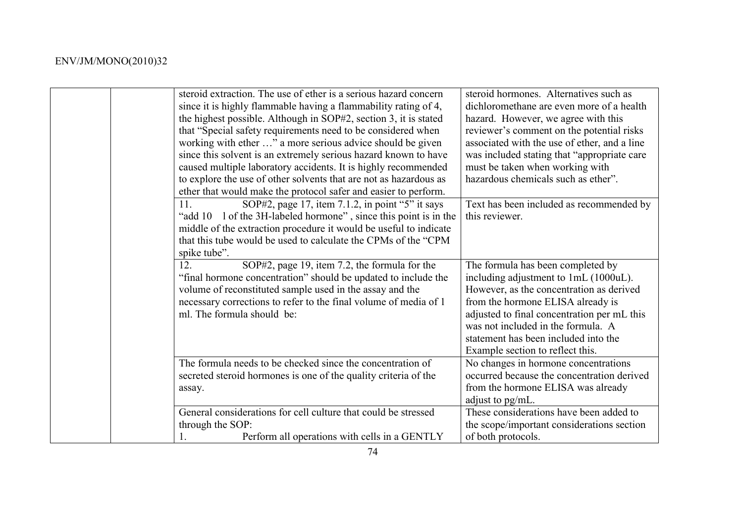| | | | |
|---|---|---|---|
| | | steroid extraction. The use of ether is a serious hazard concern since it is highly flammable having a flammability rating of 4, the highest possible. Although in SOP#2, section 3, it is stated that "Special safety requirements need to be considered when working with ether …" a more serious advice should be given since this solvent is an extremely serious hazard known to have caused multiple laboratory accidents. It is highly recommended to explore the use of other solvents that are not as hazardous as ether that would make the protocol safer and easier to perform. | steroid hormones. Alternatives such as dichloromethane are even more of a health hazard. However, we agree with this reviewer's comment on the potential risks associated with the use of ether, and a line was included stating that "appropriate care must be taken when working with hazardous chemicals such as ether". |
| | | 11. SOP#2, page 17, item 7.1.2, in point "5" it says "add 10 l of the 3H-labeled hormone" , since this point is in the middle of the extraction procedure it would be useful to indicate that this tube would be used to calculate the CPMs of the "CPM spike tube". | Text has been included as recommended by this reviewer. |
| | | 12. SOP#2, page 19, item 7.2, the formula for the "final hormone concentration" should be updated to include the volume of reconstituted sample used in the assay and the necessary corrections to refer to the final volume of media of 1 ml. The formula should be: | The formula has been completed by including adjustment to 1mL (1000uL). However, as the concentration as derived from the hormone ELISA already is adjusted to final concentration per mL this was not included in the formula. A statement has been included into the Example section to reflect this. |
| | | The formula needs to be checked since the concentration of secreted steroid hormones is one of the quality criteria of the assay. | No changes in hormone concentrations occurred because the concentration derived from the hormone ELISA was already adjust to pg/mL. |
| | | General considerations for cell culture that could be stressed through the SOP:<br>1. Perform all operations with cells in a GENTLY | These considerations have been added to the scope/important considerations section of both protocols. |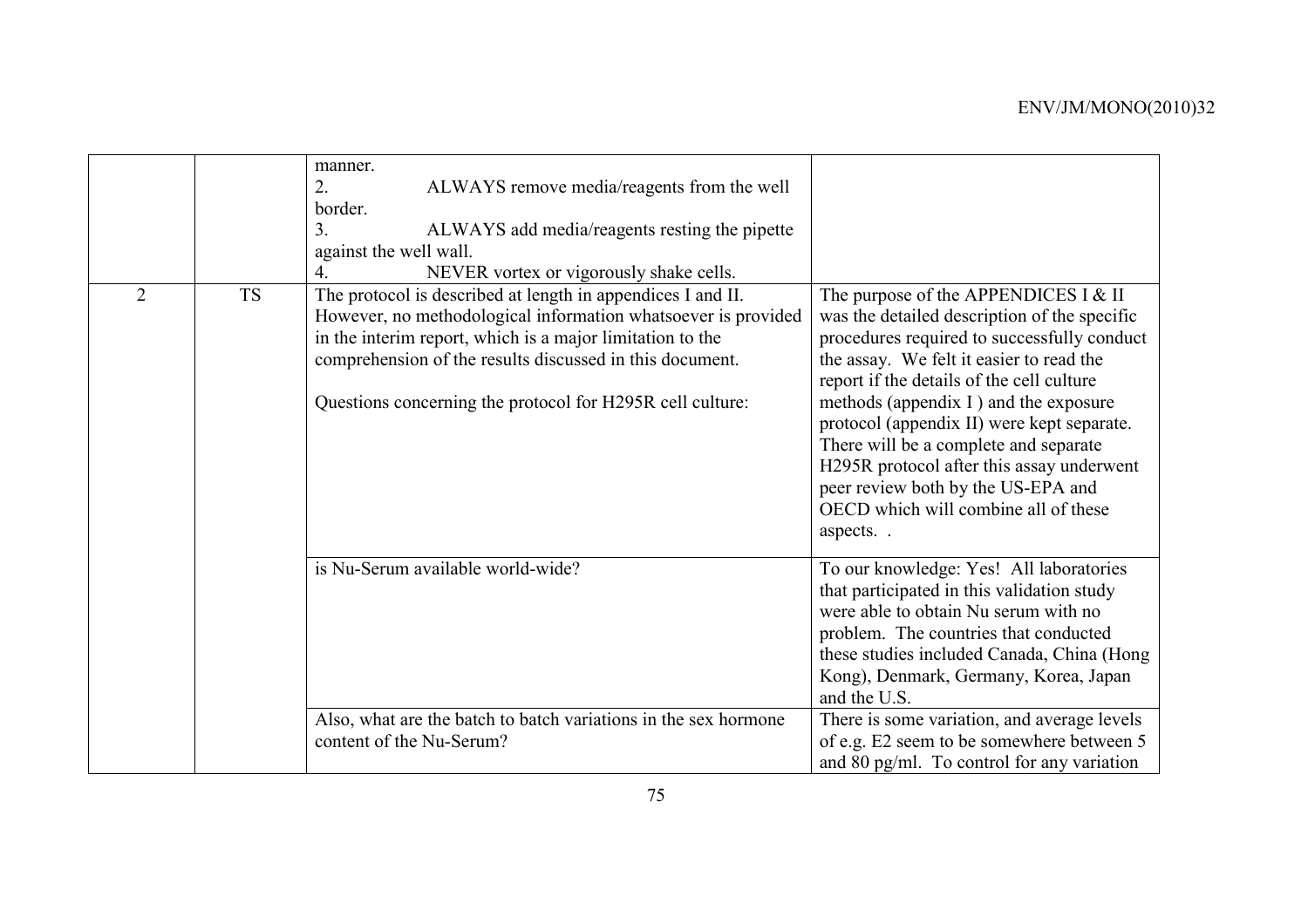| | | | |
|---|---|---|---|
| | | manner.<br>2. ALWAYS remove media/reagents from the well border.<br>3. ALWAYS add media/reagents resting the pipette against the well wall.<br>4. NEVER vortex or vigorously shake cells. | |
| 2 | TS | The protocol is described at length in appendices I and II. However, no methodological information whatsoever is provided in the interim report, which is a major limitation to the comprehension of the results discussed in this document.<br><br>Questions concerning the protocol for H295R cell culture: | The purpose of the APPENDICES I & II was the detailed description of the specific procedures required to successfully conduct the assay. We felt it easier to read the report if the details of the cell culture methods (appendix I ) and the exposure protocol (appendix II) were kept separate. There will be a complete and separate H295R protocol after this assay underwent peer review both by the US-EPA and OECD which will combine all of these aspects. . |
| | | is Nu-Serum available world-wide? | To our knowledge: Yes! All laboratories that participated in this validation study were able to obtain Nu serum with no problem. The countries that conducted these studies included Canada, China (Hong Kong), Denmark, Germany, Korea, Japan and the U.S. |
| | | Also, what are the batch to batch variations in the sex hormone content of the Nu-Serum? | There is some variation, and average levels of e.g. E2 seem to be somewhere between 5 and 80 pg/ml. To control for any variation |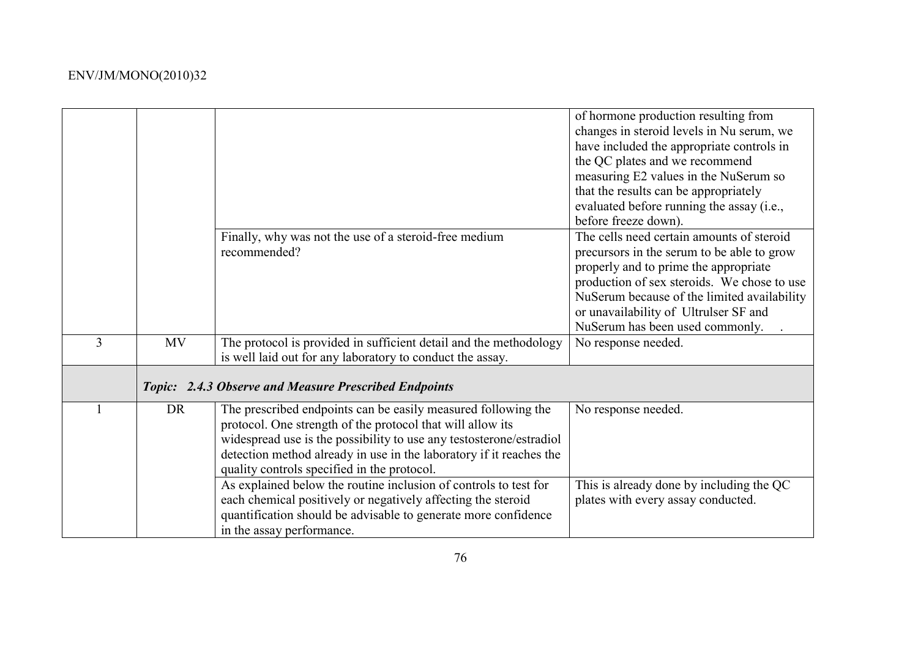| | | | |
|---|---|---|---|
| | | | of hormone production resulting from changes in steroid levels in Nu serum, we have included the appropriate controls in the QC plates and we recommend measuring E2 values in the NuSerum so that the results can be appropriately evaluated before running the assay (i.e., before freeze down). |
| | | Finally, why was not the use of a steroid-free medium recommended? | The cells need certain amounts of steroid precursors in the serum to be able to grow properly and to prime the appropriate production of sex steroids. We chose to use NuSerum because of the limited availability or unavailability of Ultrulser SF and NuSerum has been used commonly. . |
| 3 | MV | The protocol is provided in sufficient detail and the methodology is well laid out for any laboratory to conduct the assay. | No response needed. |
| | ***Topic: 2.4.3 Observe and Measure Prescribed Endpoints*** | | |
| 1 | DR | The prescribed endpoints can be easily measured following the protocol. One strength of the protocol that will allow its widespread use is the possibility to use any testosterone/estradiol detection method already in use in the laboratory if it reaches the quality controls specified in the protocol. | No response needed. |
| | | As explained below the routine inclusion of controls to test for each chemical positively or negatively affecting the steroid quantification should be advisable to generate more confidence in the assay performance. | This is already done by including the QC plates with every assay conducted. |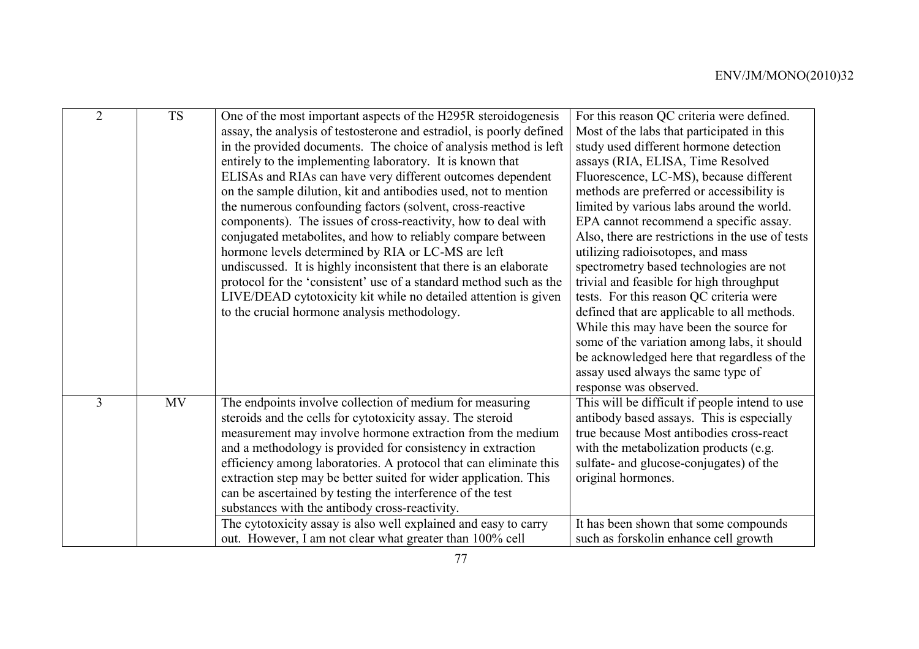| | | | |
|---|---|---|---|
| 2 | TS | One of the most important aspects of the H295R steroidogenesis assay, the analysis of testosterone and estradiol, is poorly defined in the provided documents. The choice of analysis method is left entirely to the implementing laboratory. It is known that ELISAs and RIAs can have very different outcomes dependent on the sample dilution, kit and antibodies used, not to mention the numerous confounding factors (solvent, cross-reactive components). The issues of cross-reactivity, how to deal with conjugated metabolites, and how to reliably compare between hormone levels determined by RIA or LC-MS are left undiscussed. It is highly inconsistent that there is an elaborate protocol for the 'consistent' use of a standard method such as the LIVE/DEAD cytotoxicity kit while no detailed attention is given to the crucial hormone analysis methodology. | For this reason QC criteria were defined. Most of the labs that participated in this study used different hormone detection assays (RIA, ELISA, Time Resolved Fluorescence, LC-MS), because different methods are preferred or accessibility is limited by various labs around the world. EPA cannot recommend a specific assay. Also, there are restrictions in the use of tests utilizing radioisotopes, and mass spectrometry based technologies are not trivial and feasible for high throughput tests. For this reason QC criteria were defined that are applicable to all methods. While this may have been the source for some of the variation among labs, it should be acknowledged here that regardless of the assay used always the same type of response was observed. |
| 3 | MV | The endpoints involve collection of medium for measuring steroids and the cells for cytotoxicity assay. The steroid measurement may involve hormone extraction from the medium and a methodology is provided for consistency in extraction efficiency among laboratories. A protocol that can eliminate this extraction step may be better suited for wider application. This can be ascertained by testing the interference of the test substances with the antibody cross-reactivity. | This will be difficult if people intend to use antibody based assays. This is especially true because Most antibodies cross-react with the metabolization products (e.g. sulfate- and glucose-conjugates) of the original hormones. |
| | | The cytotoxicity assay is also well explained and easy to carry out. However, I am not clear what greater than 100% cell | It has been shown that some compounds such as forskolin enhance cell growth |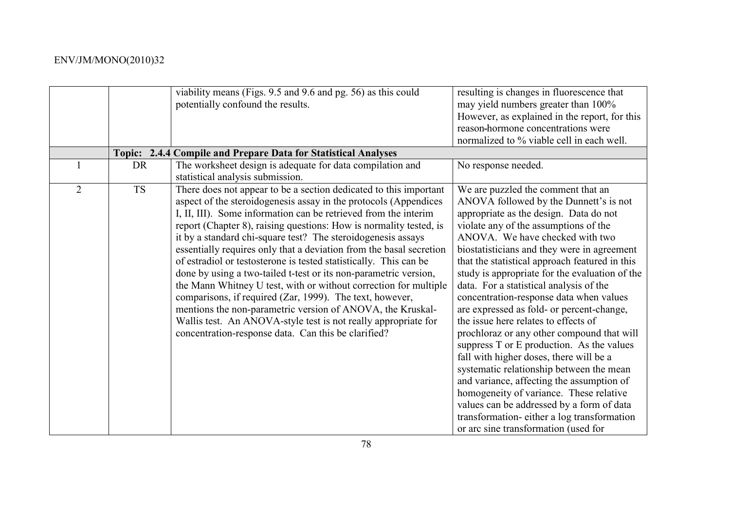| | | | |
|---|---|---|---|
| | | viability means (Figs. 9.5 and 9.6 and pg. 56) as this could potentially confound the results. | resulting is changes in fluorescence that may yield numbers greater than 100% However, as explained in the report, for this reason hormone concentrations were normalized to % viable cell in each well. |
| | **Topic: 2.4.4 Compile and Prepare Data for Statistical Analyses** | | |
| 1 | DR | The worksheet design is adequate for data compilation and statistical analysis submission. | No response needed. |
| 2 | TS | There does not appear to be a section dedicated to this important aspect of the steroidogenesis assay in the protocols (Appendices I, II, III). Some information can be retrieved from the interim report (Chapter 8), raising questions: How is normality tested, is it by a standard chi-square test? The steroidogenesis assays essentially requires only that a deviation from the basal secretion of estradiol or testosterone is tested statistically. This can be done by using a two-tailed t-test or its non-parametric version, the Mann Whitney U test, with or without correction for multiple comparisons, if required (Zar, 1999). The text, however, mentions the non-parametric version of ANOVA, the Kruskal-Wallis test. An ANOVA-style test is not really appropriate for concentration-response data. Can this be clarified? | We are puzzled the comment that an ANOVA followed by the Dunnett's is not appropriate as the design. Data do not violate any of the assumptions of the ANOVA. We have checked with two biostatisticians and they were in agreement that the statistical approach featured in this study is appropriate for the evaluation of the data. For a statistical analysis of the concentration-response data when values are expressed as fold- or percent-change, the issue here relates to effects of prochloraz or any other compound that will suppress T or E production. As the values fall with higher doses, there will be a systematic relationship between the mean and variance, affecting the assumption of homogeneity of variance. These relative values can be addressed by a form of data transformation- either a log transformation or arc sine transformation (used for |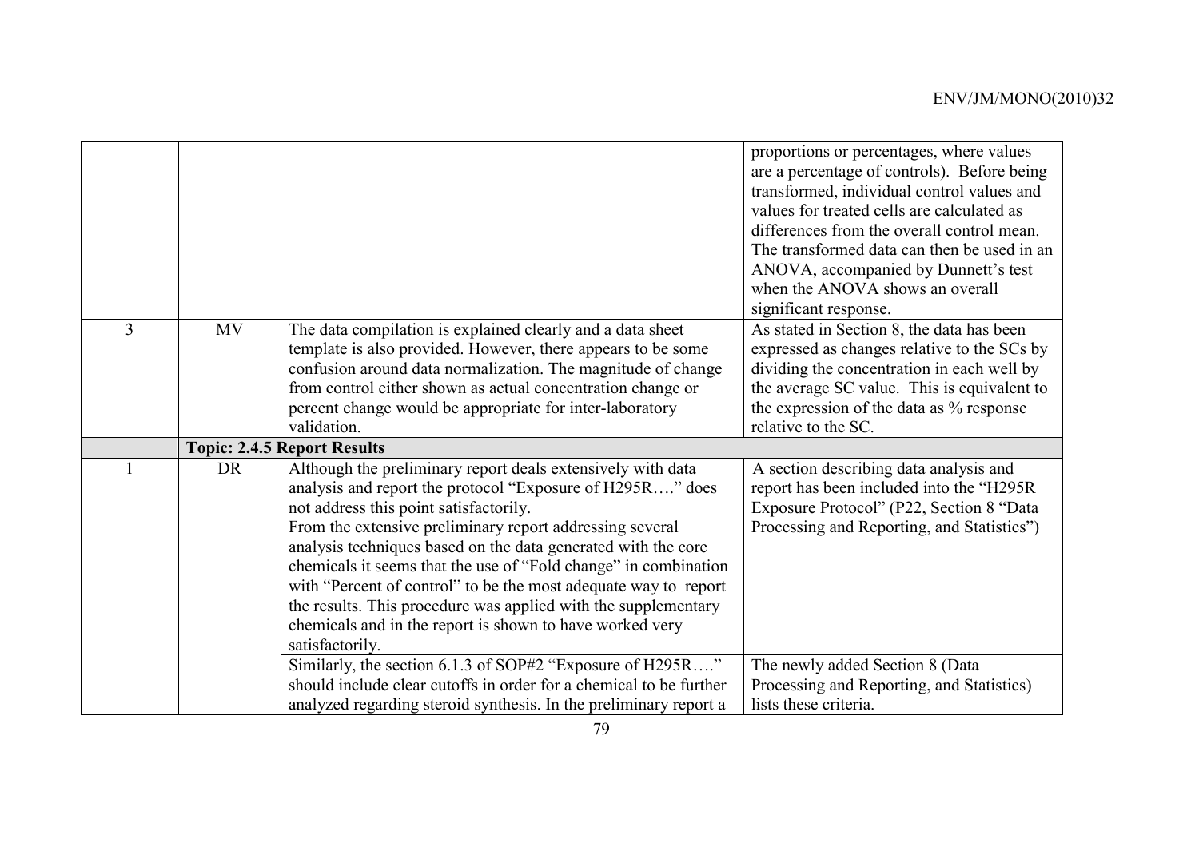| | | | |
|---|---|---|---|
| | | | proportions or percentages, where values are a percentage of controls). Before being transformed, individual control values and values for treated cells are calculated as differences from the overall control mean. The transformed data can then be used in an ANOVA, accompanied by Dunnett's test when the ANOVA shows an overall significant response. |
| 3 | MV | The data compilation is explained clearly and a data sheet template is also provided. However, there appears to be some confusion around data normalization. The magnitude of change from control either shown as actual concentration change or percent change would be appropriate for inter-laboratory validation. | As stated in Section 8, the data has been expressed as changes relative to the SCs by dividing the concentration in each well by the average SC value. This is equivalent to the expression of the data as % response relative to the SC. |
| | **Topic: 2.4.5 Report Results** | | |
| 1 | DR | Although the preliminary report deals extensively with data analysis and report the protocol "Exposure of H295R…." does not address this point satisfactorily. From the extensive preliminary report addressing several analysis techniques based on the data generated with the core chemicals it seems that the use of "Fold change" in combination with "Percent of control" to be the most adequate way to report the results. This procedure was applied with the supplementary chemicals and in the report is shown to have worked very satisfactorily. | A section describing data analysis and report has been included into the "H295R Exposure Protocol" (P22, Section 8 "Data Processing and Reporting, and Statistics") |
| | | Similarly, the section 6.1.3 of SOP#2 "Exposure of H295R…." should include clear cutoffs in order for a chemical to be further analyzed regarding steroid synthesis. In the preliminary report a | The newly added Section 8 (Data Processing and Reporting, and Statistics) lists these criteria. |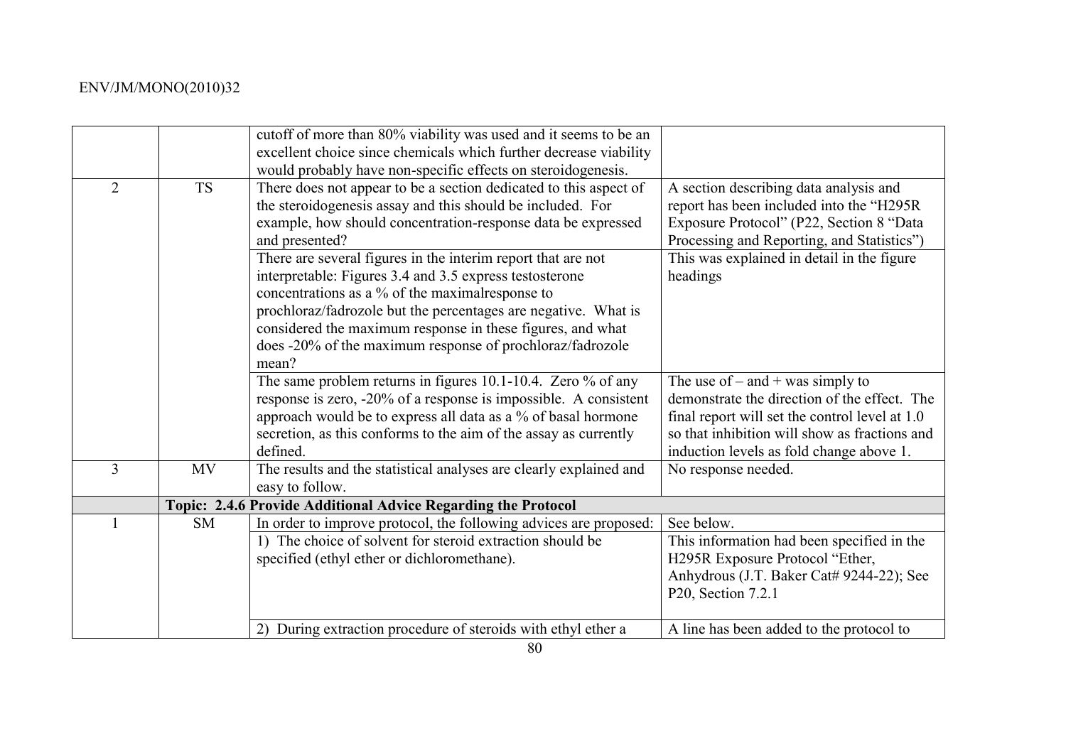| | | | |
|---|---|---|---|
| | | cutoff of more than 80% viability was used and it seems to be an excellent choice since chemicals which further decrease viability would probably have non-specific effects on steroidogenesis. | |
| 2 | TS | There does not appear to be a section dedicated to this aspect of the steroidogenesis assay and this should be included. For example, how should concentration-response data be expressed and presented? | A section describing data analysis and report has been included into the "H295R Exposure Protocol" (P22, Section 8 "Data Processing and Reporting, and Statistics") |
| | | There are several figures in the interim report that are not interpretable: Figures 3.4 and 3.5 express testosterone concentrations as a % of the maximalresponse to prochloraz/fadrozole but the percentages are negative. What is considered the maximum response in these figures, and what does -20% of the maximum response of prochloraz/fadrozole mean? | This was explained in detail in the figure headings |
| | | The same problem returns in figures 10.1-10.4. Zero % of any response is zero, -20% of a response is impossible. A consistent approach would be to express all data as a % of basal hormone secretion, as this conforms to the aim of the assay as currently defined. | The use of – and + was simply to demonstrate the direction of the effect. The final report will set the control level at 1.0 so that inhibition will show as fractions and induction levels as fold change above 1. |
| 3 | MV | The results and the statistical analyses are clearly explained and easy to follow. | No response needed. |
| | | **Topic: 2.4.6 Provide Additional Advice Regarding the Protocol** | |
| 1 | SM | In order to improve protocol, the following advices are proposed: | See below. |
| | | 1) The choice of solvent for steroid extraction should be specified (ethyl ether or dichloromethane). | This information had been specified in the H295R Exposure Protocol "Ether, Anhydrous (J.T. Baker Cat# 9244-22); See P20, Section 7.2.1 |
| | | 2) During extraction procedure of steroids with ethyl ether a | A line has been added to the protocol to |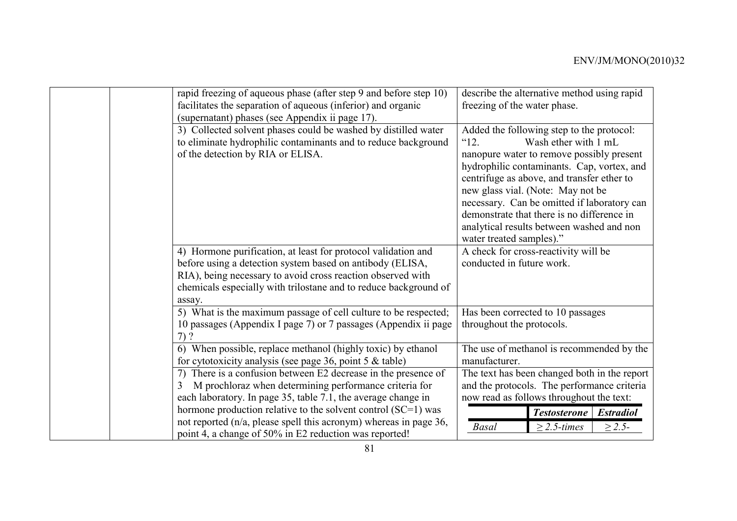| | | | |
|---|---|---|---|
| | | rapid freezing of aqueous phase (after step 9 and before step 10) facilitates the separation of aqueous (inferior) and organic (supernatant) phases (see Appendix ii page 17). | describe the alternative method using rapid freezing of the water phase. |
| | | 3) Collected solvent phases could be washed by distilled water to eliminate hydrophilic contaminants and to reduce background of the detection by RIA or ELISA. | Added the following step to the protocol: "12. Wash ether with 1 mL nanopure water to remove possibly present hydrophilic contaminants. Cap, vortex, and centrifuge as above, and transfer ether to new glass vial. (Note: May not be necessary. Can be omitted if laboratory can demonstrate that there is no difference in analytical results between washed and non water treated samples)." |
| | | 4) Hormone purification, at least for protocol validation and before using a detection system based on antibody (ELISA, RIA), being necessary to avoid cross reaction observed with chemicals especially with trilostane and to reduce background of assay. | A check for cross-reactivity will be conducted in future work. |
| | | 5) What is the maximum passage of cell culture to be respected; 10 passages (Appendix I page 7) or 7 passages (Appendix ii page 7) ? | Has been corrected to 10 passages throughout the protocols. |
| | | 6) When possible, replace methanol (highly toxic) by ethanol for cytotoxicity analysis (see page 36, point 5 & table) | The use of methanol is recommended by the manufacturer. |
| | | 7) There is a confusion between E2 decrease in the presence of 3 M prochloraz when determining performance criteria for each laboratory. In page 35, table 7.1, the average change in hormone production relative to the solvent control (SC=1) was not reported (n/a, please spell this acronym) whereas in page 36, point 4, a change of 50% in E2 reduction was reported! | The text has been changed both in the report and the protocols. The performance criteria now read as follows throughout the text: |

| | ***Testosterone*** | ***Estradiol*** |
|---|---|---|
| *Basal* | *≥ 2.5-times* | *≥ 2.5-* |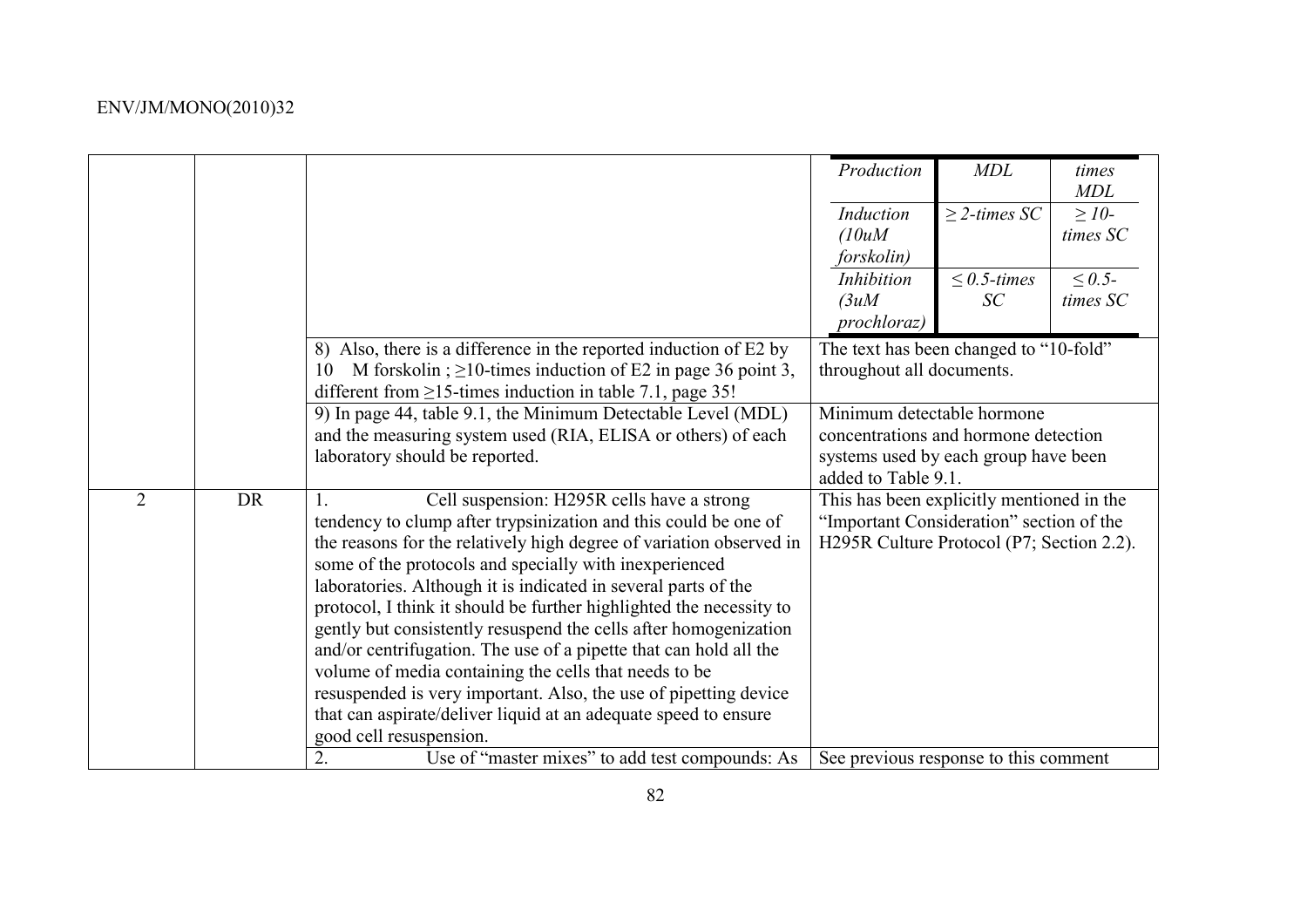| | | | | | |
|---|---|---|---|---|---|
| | | | *Production* | *MDL* | *times MDL* |
| | | | *Induction (10uM forskolin)* | *≥ 2-times SC* | *≥ 10-times SC* |
| | | | *Inhibition (3uM prochloraz)* | *≤ 0.5-times SC* | *≤ 0.5-times SC* |
| | | 8) Also, there is a difference in the reported induction of E2 by 10 M forskolin ; ≥10-times induction of E2 in page 36 point 3, different from ≥15-times induction in table 7.1, page 35! | The text has been changed to "10-fold" throughout all documents. | | |
| | | 9) In page 44, table 9.1, the Minimum Detectable Level (MDL) and the measuring system used (RIA, ELISA or others) of each laboratory should be reported. | Minimum detectable hormone concentrations and hormone detection systems used by each group have been added to Table 9.1. | | |
| 2 | DR | 1. Cell suspension: H295R cells have a strong tendency to clump after trypsinization and this could be one of the reasons for the relatively high degree of variation observed in some of the protocols and specially with inexperienced laboratories. Although it is indicated in several parts of the protocol, I think it should be further highlighted the necessity to gently but consistently resuspend the cells after homogenization and/or centrifugation. The use of a pipette that can hold all the volume of media containing the cells that needs to be resuspended is very important. Also, the use of pipetting device that can aspirate/deliver liquid at an adequate speed to ensure good cell resuspension. | This has been explicitly mentioned in the "Important Consideration" section of the H295R Culture Protocol (P7; Section 2.2). | | |
| | | 2. Use of "master mixes" to add test compounds: As | See previous response to this comment | | |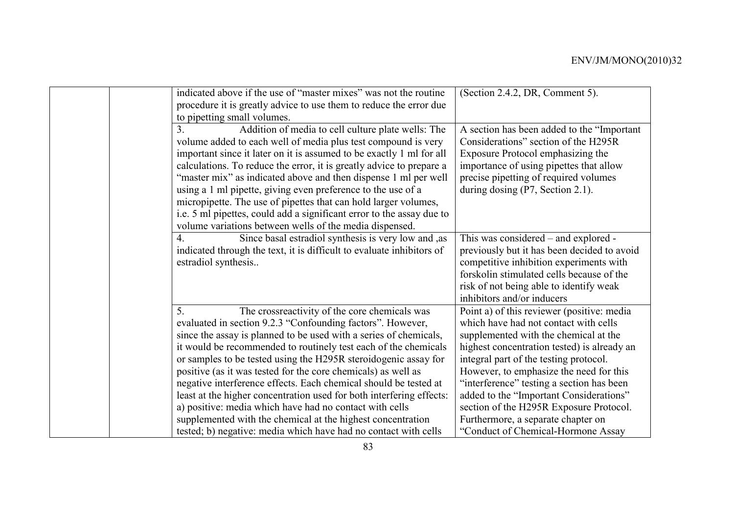|  |  |  |  |
|---|---|---|---|
|  |  | indicated above if the use of "master mixes" was not the routine procedure it is greatly advice to use them to reduce the error due to pipetting small volumes. | (Section 2.4.2, DR, Comment 5). |
|  |  | 3. Addition of media to cell culture plate wells: The volume added to each well of media plus test compound is very important since it later on it is assumed to be exactly 1 ml for all calculations. To reduce the error, it is greatly advice to prepare a "master mix" as indicated above and then dispense 1 ml per well using a 1 ml pipette, giving even preference to the use of a micropipette. The use of pipettes that can hold larger volumes, i.e. 5 ml pipettes, could add a significant error to the assay due to volume variations between wells of the media dispensed. | A section has been added to the "Important Considerations" section of the H295R Exposure Protocol emphasizing the importance of using pipettes that allow precise pipetting of required volumes during dosing (P7, Section 2.1). |
|  |  | 4. Since basal estradiol synthesis is very low and ,as indicated through the text, it is difficult to evaluate inhibitors of estradiol synthesis.. | This was considered – and explored - previously but it has been decided to avoid competitive inhibition experiments with forskolin stimulated cells because of the risk of not being able to identify weak inhibitors and/or inducers |
|  |  | 5. The crossreactivity of the core chemicals was evaluated in section 9.2.3 "Confounding factors". However, since the assay is planned to be used with a series of chemicals, it would be recommended to routinely test each of the chemicals or samples to be tested using the H295R steroidogenic assay for positive (as it was tested for the core chemicals) as well as negative interference effects. Each chemical should be tested at least at the higher concentration used for both interfering effects: a) positive: media which have had no contact with cells supplemented with the chemical at the highest concentration tested; b) negative: media which have had no contact with cells | Point a) of this reviewer (positive: media which have had not contact with cells supplemented with the chemical at the highest concentration tested) is already an integral part of the testing protocol. However, to emphasize the need for this "interference" testing a section has been added to the "Important Considerations" section of the H295R Exposure Protocol. Furthermore, a separate chapter on "Conduct of Chemical-Hormone Assay |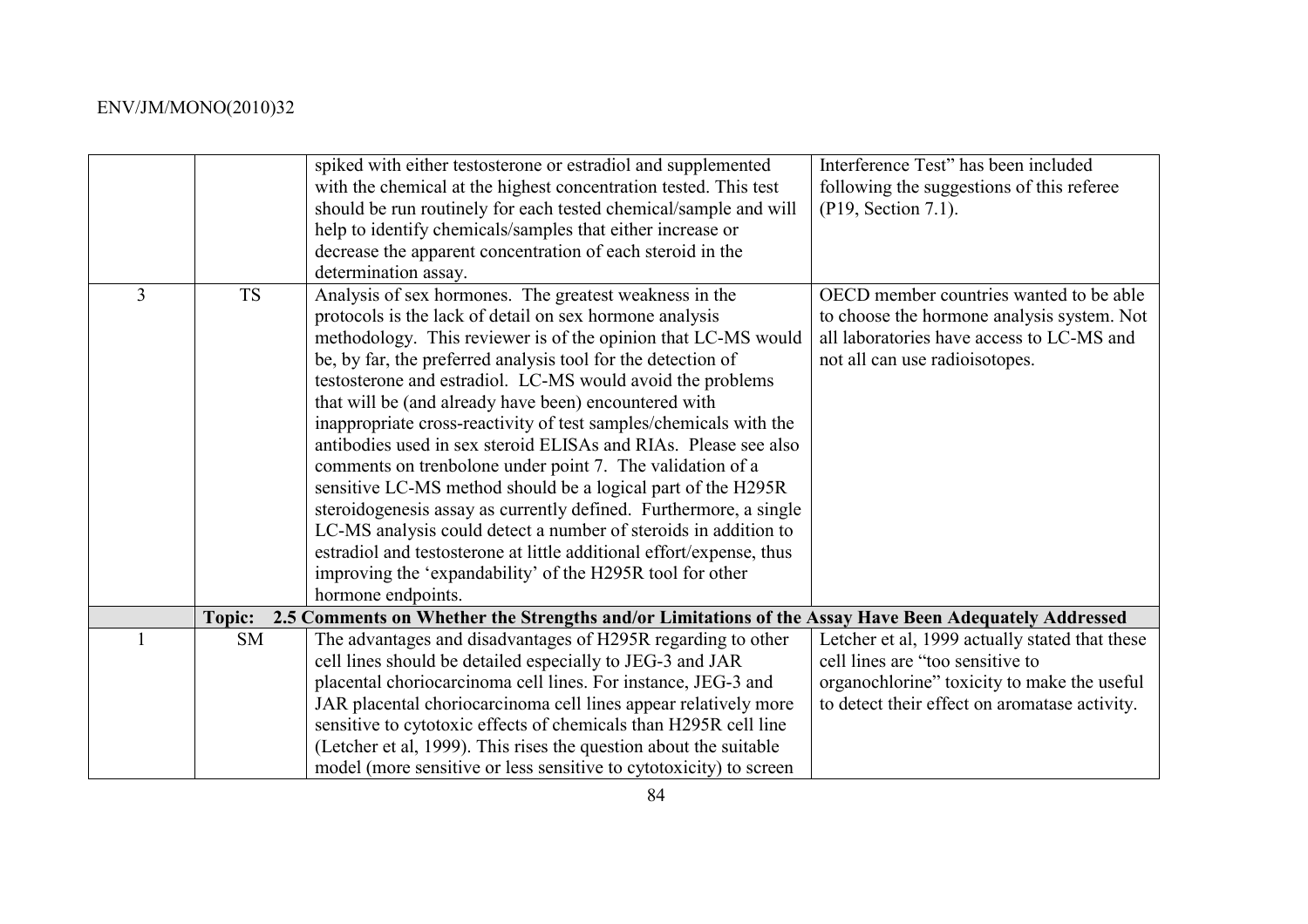| | | | |
|---|---|---|---|
| | | spiked with either testosterone or estradiol and supplemented with the chemical at the highest concentration tested. This test should be run routinely for each tested chemical/sample and will help to identify chemicals/samples that either increase or decrease the apparent concentration of each steroid in the determination assay. | Interference Test" has been included following the suggestions of this referee (P19, Section 7.1). |
| 3 | TS | Analysis of sex hormones. The greatest weakness in the protocols is the lack of detail on sex hormone analysis methodology. This reviewer is of the opinion that LC-MS would be, by far, the preferred analysis tool for the detection of testosterone and estradiol. LC-MS would avoid the problems that will be (and already have been) encountered with inappropriate cross-reactivity of test samples/chemicals with the antibodies used in sex steroid ELISAs and RIAs. Please see also comments on trenbolone under point 7. The validation of a sensitive LC-MS method should be a logical part of the H295R steroidogenesis assay as currently defined. Furthermore, a single LC-MS analysis could detect a number of steroids in addition to estradiol and testosterone at little additional effort/expense, thus improving the 'expandability' of the H295R tool for other hormone endpoints. | OECD member countries wanted to be able to choose the hormone analysis system. Not all laboratories have access to LC-MS and not all can use radioisotopes. |
| | **Topic:** | **2.5 Comments on Whether the Strengths and/or Limitations of the Assay Have Been Adequately Addressed** | |
| 1 | SM | The advantages and disadvantages of H295R regarding to other cell lines should be detailed especially to JEG-3 and JAR placental choriocarcinoma cell lines. For instance, JEG-3 and JAR placental choriocarcinoma cell lines appear relatively more sensitive to cytotoxic effects of chemicals than H295R cell line (Letcher et al, 1999). This rises the question about the suitable model (more sensitive or less sensitive to cytotoxicity) to screen | Letcher et al, 1999 actually stated that these cell lines are "too sensitive to organochlorine" toxicity to make the useful to detect their effect on aromatase activity. |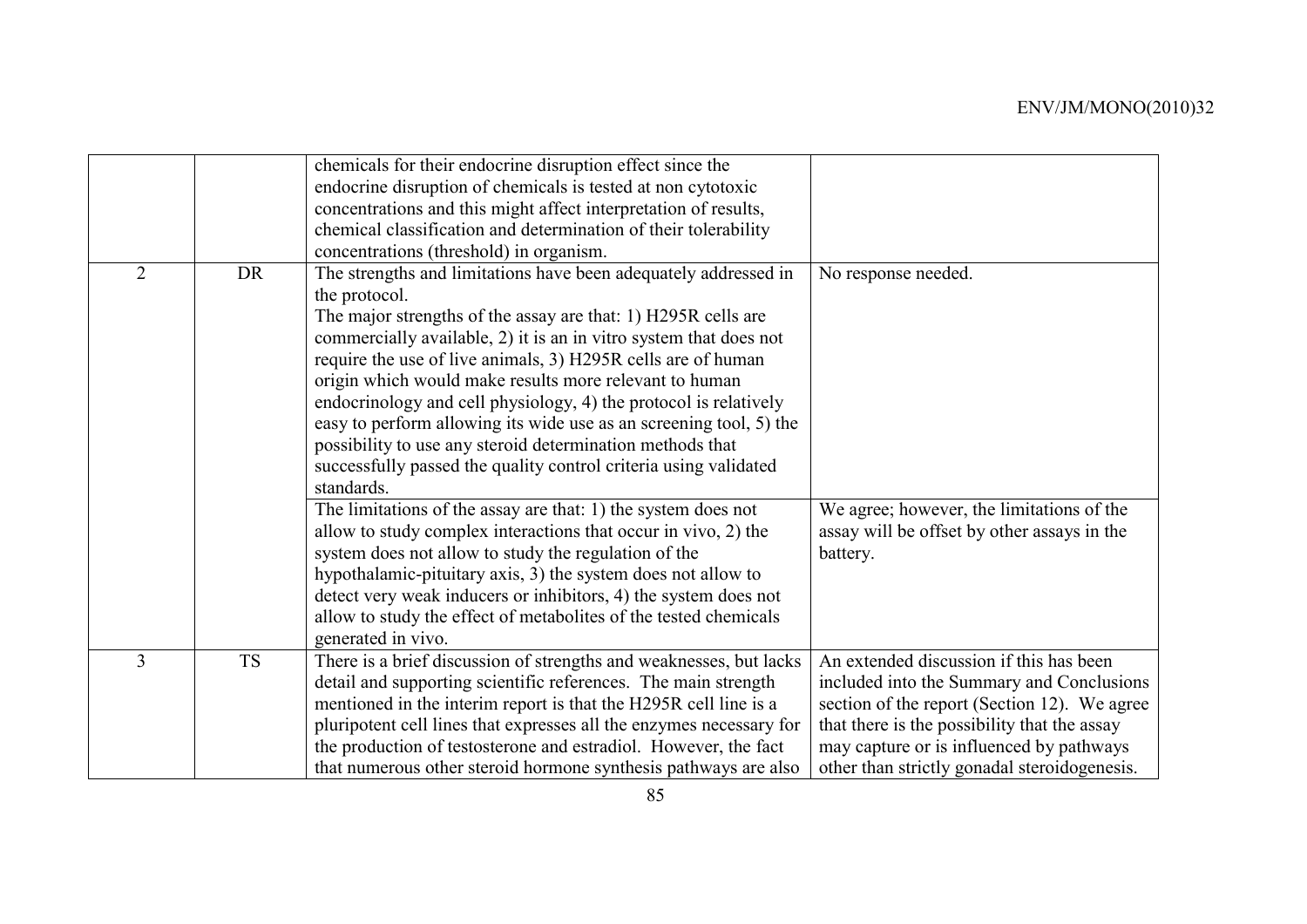| | | | |
|---|---|---|---|
| | | chemicals for their endocrine disruption effect since the endocrine disruption of chemicals is tested at non cytotoxic concentrations and this might affect interpretation of results, chemical classification and determination of their tolerability concentrations (threshold) in organism. | |
| 2 | DR | The strengths and limitations have been adequately addressed in the protocol.<br>The major strengths of the assay are that: 1) H295R cells are commercially available, 2) it is an in vitro system that does not require the use of live animals, 3) H295R cells are of human origin which would make results more relevant to human endocrinology and cell physiology, 4) the protocol is relatively easy to perform allowing its wide use as an screening tool, 5) the possibility to use any steroid determination methods that successfully passed the quality control criteria using validated standards. | No response needed. |
| | | The limitations of the assay are that: 1) the system does not allow to study complex interactions that occur in vivo, 2) the system does not allow to study the regulation of the hypothalamic-pituitary axis, 3) the system does not allow to detect very weak inducers or inhibitors, 4) the system does not allow to study the effect of metabolites of the tested chemicals generated in vivo. | We agree; however, the limitations of the assay will be offset by other assays in the battery. |
| 3 | TS | There is a brief discussion of strengths and weaknesses, but lacks detail and supporting scientific references. The main strength mentioned in the interim report is that the H295R cell line is a pluripotent cell lines that expresses all the enzymes necessary for the production of testosterone and estradiol. However, the fact that numerous other steroid hormone synthesis pathways are also | An extended discussion if this has been included into the Summary and Conclusions section of the report (Section 12). We agree that there is the possibility that the assay may capture or is influenced by pathways other than strictly gonadal steroidogenesis. |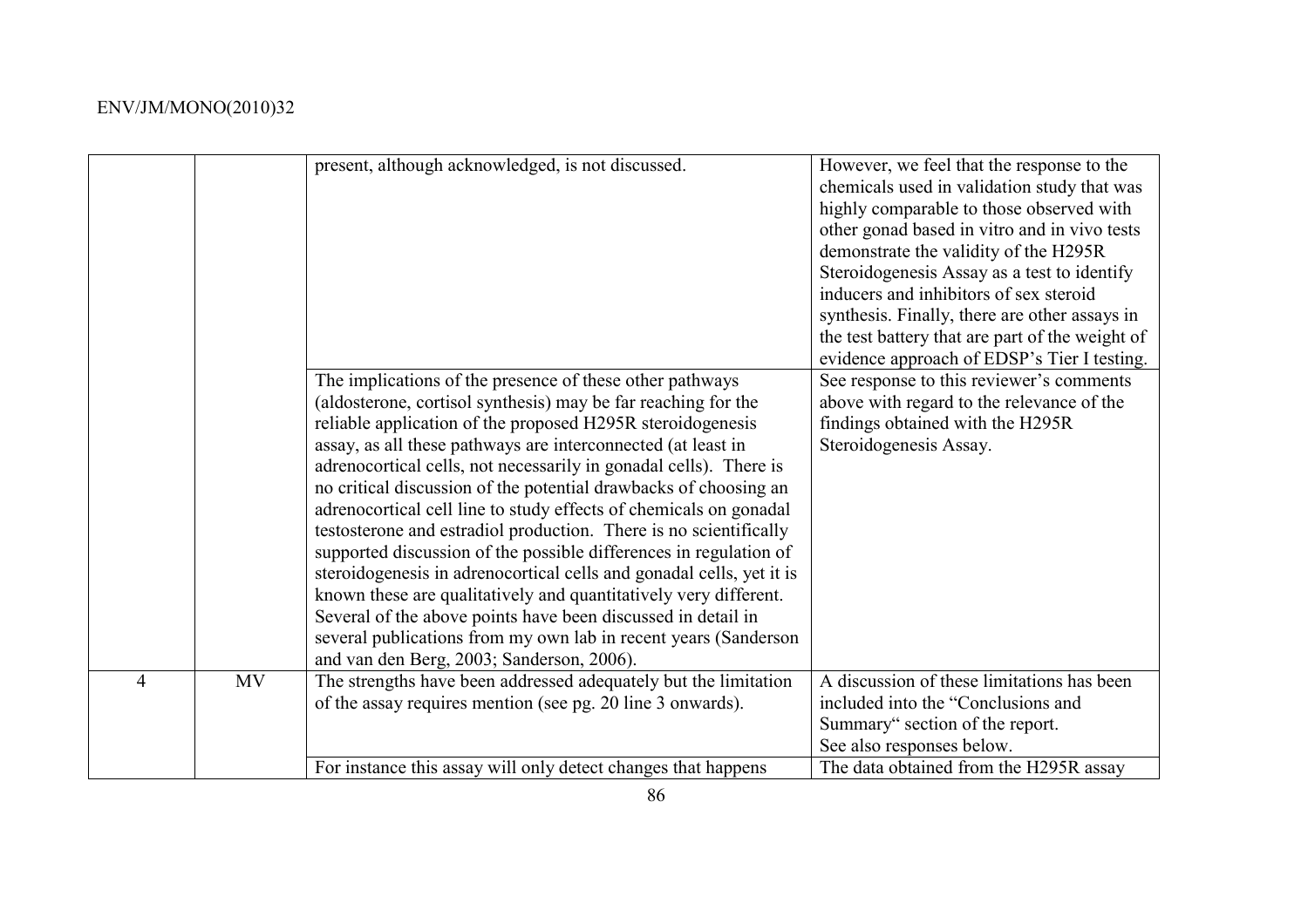| | | | |
|---|---|---|---|
| | | present, although acknowledged, is not discussed. | However, we feel that the response to the chemicals used in validation study that was highly comparable to those observed with other gonad based in vitro and in vivo tests demonstrate the validity of the H295R Steroidogenesis Assay as a test to identify inducers and inhibitors of sex steroid synthesis. Finally, there are other assays in the test battery that are part of the weight of evidence approach of EDSP's Tier I testing. |
| | | The implications of the presence of these other pathways (aldosterone, cortisol synthesis) may be far reaching for the reliable application of the proposed H295R steroidogenesis assay, as all these pathways are interconnected (at least in adrenocortical cells, not necessarily in gonadal cells). There is no critical discussion of the potential drawbacks of choosing an adrenocortical cell line to study effects of chemicals on gonadal testosterone and estradiol production. There is no scientifically supported discussion of the possible differences in regulation of steroidogenesis in adrenocortical cells and gonadal cells, yet it is known these are qualitatively and quantitatively very different. Several of the above points have been discussed in detail in several publications from my own lab in recent years (Sanderson and van den Berg, 2003; Sanderson, 2006). | See response to this reviewer's comments above with regard to the relevance of the findings obtained with the H295R Steroidogenesis Assay. |
| 4 | MV | The strengths have been addressed adequately but the limitation of the assay requires mention (see pg. 20 line 3 onwards). | A discussion of these limitations has been included into the "Conclusions and Summary" section of the report. See also responses below. |
| | | For instance this assay will only detect changes that happens | The data obtained from the H295R assay |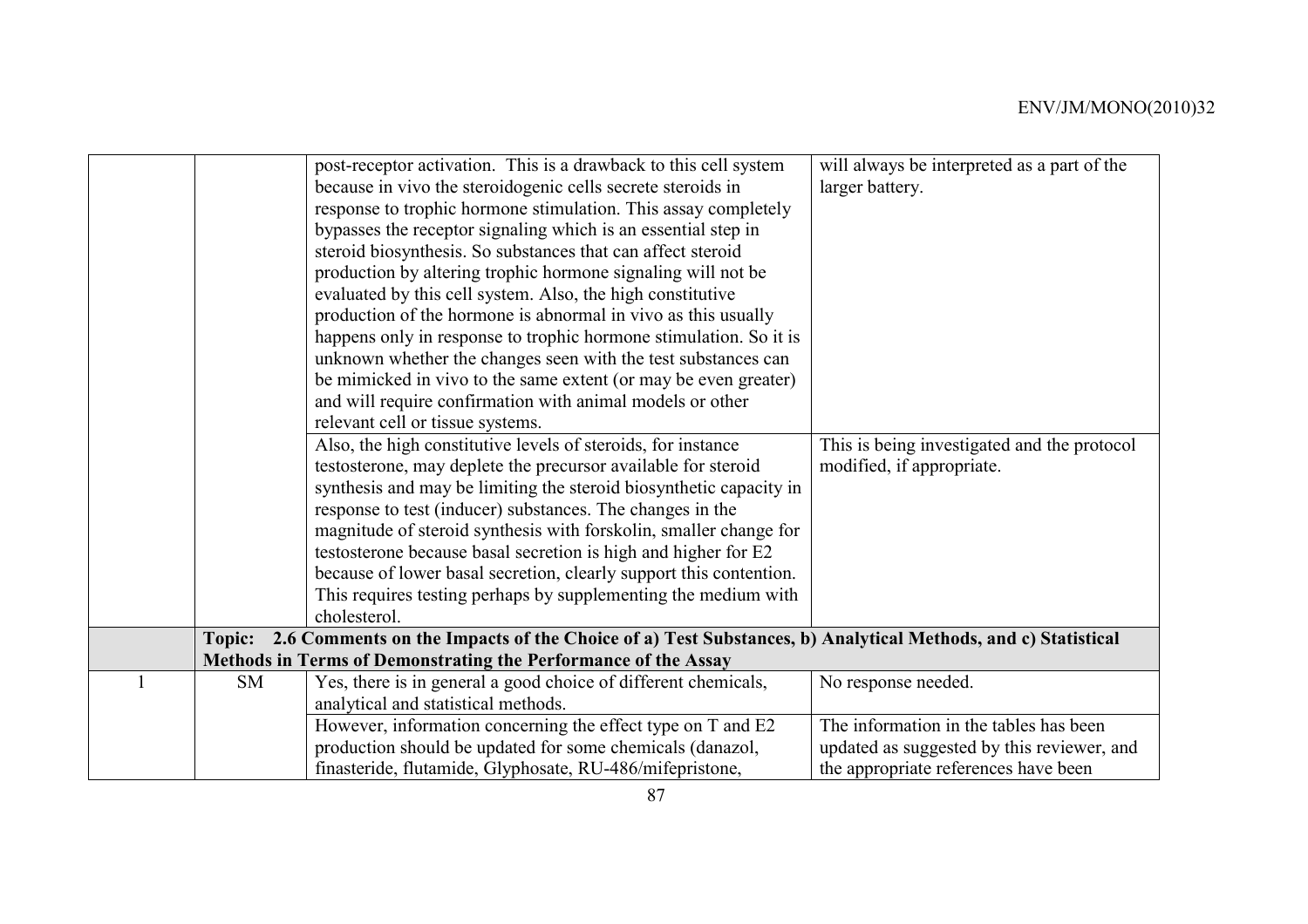| | | | |
|---|---|---|---|
| | | post-receptor activation. This is a drawback to this cell system because in vivo the steroidogenic cells secrete steroids in response to trophic hormone stimulation. This assay completely bypasses the receptor signaling which is an essential step in steroid biosynthesis. So substances that can affect steroid production by altering trophic hormone signaling will not be evaluated by this cell system. Also, the high constitutive production of the hormone is abnormal in vivo as this usually happens only in response to trophic hormone stimulation. So it is unknown whether the changes seen with the test substances can be mimicked in vivo to the same extent (or may be even greater) and will require confirmation with animal models or other relevant cell or tissue systems. | will always be interpreted as a part of the larger battery. |
| | | Also, the high constitutive levels of steroids, for instance testosterone, may deplete the precursor available for steroid synthesis and may be limiting the steroid biosynthetic capacity in response to test (inducer) substances. The changes in the magnitude of steroid synthesis with forskolin, smaller change for testosterone because basal secretion is high and higher for E2 because of lower basal secretion, clearly support this contention. This requires testing perhaps by supplementing the medium with cholesterol. | This is being investigated and the protocol modified, if appropriate. |
| | **Topic: 2.6 Comments on the Impacts of the Choice of a) Test Substances, b) Analytical Methods, and c) Statistical Methods in Terms of Demonstrating the Performance of the Assay** | | |
| 1 | SM | Yes, there is in general a good choice of different chemicals, analytical and statistical methods. | No response needed. |
| | | However, information concerning the effect type on T and E2 production should be updated for some chemicals (danazol, finasteride, flutamide, Glyphosate, RU-486/mifepristone, | The information in the tables has been updated as suggested by this reviewer, and the appropriate references have been |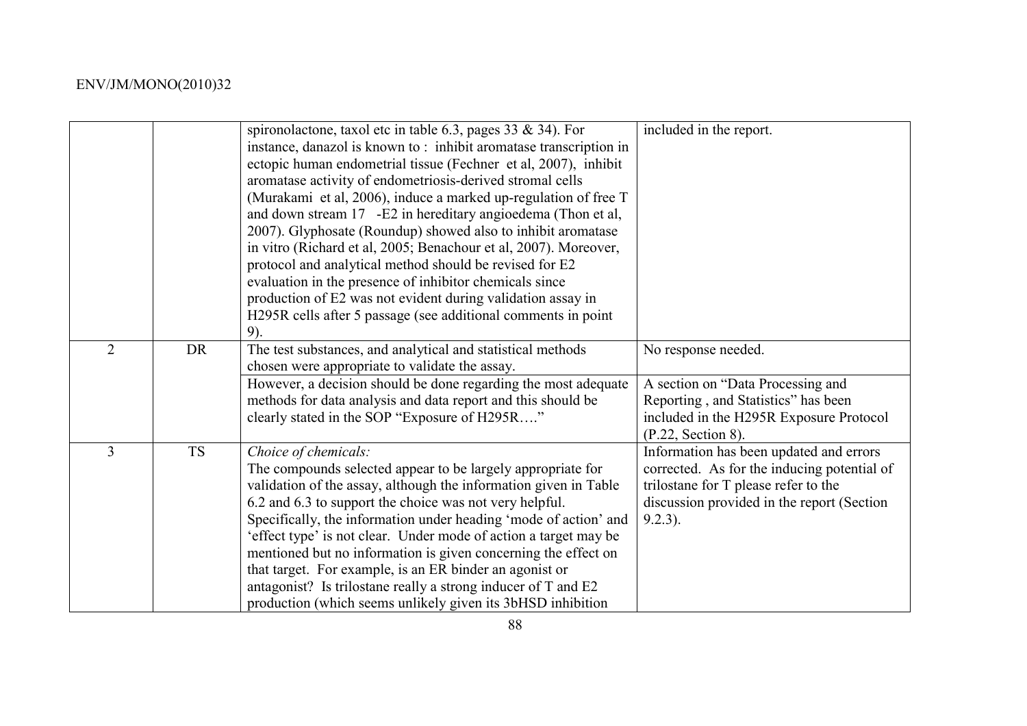| | | | |
|---|---|---|---|
| | | spironolactone, taxol etc in table 6.3, pages 33 & 34). For instance, danazol is known to : inhibit aromatase transcription in ectopic human endometrial tissue (Fechner et al, 2007), inhibit aromatase activity of endometriosis-derived stromal cells (Murakami et al, 2006), induce a marked up-regulation of free T and down stream 17 -E2 in hereditary angioedema (Thon et al, 2007). Glyphosate (Roundup) showed also to inhibit aromatase in vitro (Richard et al, 2005; Benachour et al, 2007). Moreover, protocol and analytical method should be revised for E2 evaluation in the presence of inhibitor chemicals since production of E2 was not evident during validation assay in H295R cells after 5 passage (see additional comments in point 9). | included in the report. |
| 2 | DR | The test substances, and analytical and statistical methods chosen were appropriate to validate the assay. | No response needed. |
| | | However, a decision should be done regarding the most adequate methods for data analysis and data report and this should be clearly stated in the SOP "Exposure of H295R…." | A section on "Data Processing and Reporting , and Statistics" has been included in the H295R Exposure Protocol (P.22, Section 8). |
| 3 | TS | *Choice of chemicals:*<br>The compounds selected appear to be largely appropriate for validation of the assay, although the information given in Table 6.2 and 6.3 to support the choice was not very helpful. Specifically, the information under heading 'mode of action' and 'effect type' is not clear. Under mode of action a target may be mentioned but no information is given concerning the effect on that target. For example, is an ER binder an agonist or antagonist? Is trilostane really a strong inducer of T and E2 production (which seems unlikely given its 3bHSD inhibition | Information has been updated and errors corrected. As for the inducing potential of trilostane for T please refer to the discussion provided in the report (Section 9.2.3). |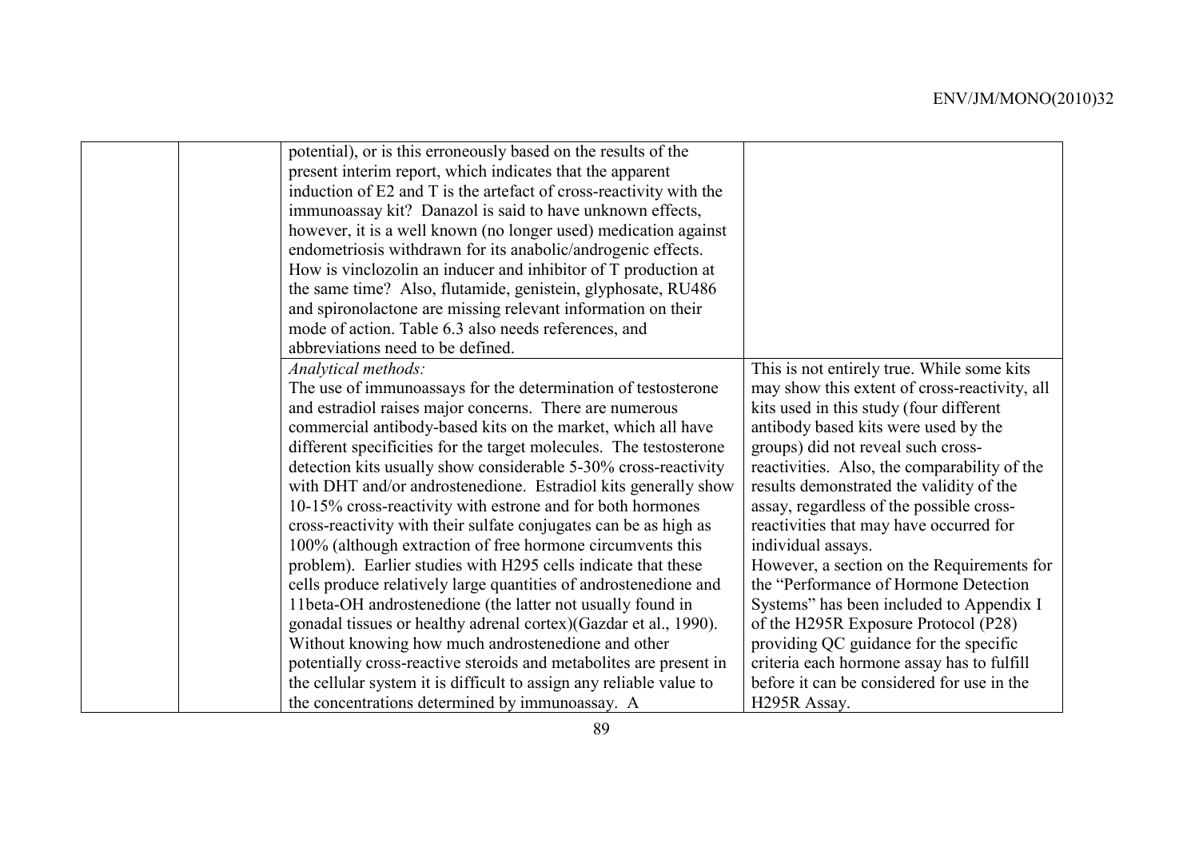| | | | |
|---|---|---|---|
| | | potential), or is this erroneously based on the results of the present interim report, which indicates that the apparent induction of E2 and T is the artefact of cross-reactivity with the immunoassay kit? Danazol is said to have unknown effects, however, it is a well known (no longer used) medication against endometriosis withdrawn for its anabolic/androgenic effects. How is vinclozolin an inducer and inhibitor of T production at the same time? Also, flutamide, genistein, glyphosate, RU486 and spironolactone are missing relevant information on their mode of action. Table 6.3 also needs references, and abbreviations need to be defined. | |
| | | *Analytical methods:*<br>The use of immunoassays for the determination of testosterone and estradiol raises major concerns. There are numerous commercial antibody-based kits on the market, which all have different specificities for the target molecules. The testosterone detection kits usually show considerable 5-30% cross-reactivity with DHT and/or androstenedione. Estradiol kits generally show 10-15% cross-reactivity with estrone and for both hormones cross-reactivity with their sulfate conjugates can be as high as 100% (although extraction of free hormone circumvents this problem). Earlier studies with H295 cells indicate that these cells produce relatively large quantities of androstenedione and 11beta-OH androstenedione (the latter not usually found in gonadal tissues or healthy adrenal cortex)(Gazdar et al., 1990). Without knowing how much androstenedione and other potentially cross-reactive steroids and metabolites are present in the cellular system it is difficult to assign any reliable value to the concentrations determined by immunoassay. A | This is not entirely true. While some kits may show this extent of cross-reactivity, all kits used in this study (four different antibody based kits were used by the groups) did not reveal such cross-reactivities. Also, the comparability of the results demonstrated the validity of the assay, regardless of the possible cross-reactivities that may have occurred for individual assays.<br>However, a section on the Requirements for the "Performance of Hormone Detection Systems" has been included to Appendix I of the H295R Exposure Protocol (P28) providing QC guidance for the specific criteria each hormone assay has to fulfill before it can be considered for use in the H295R Assay. |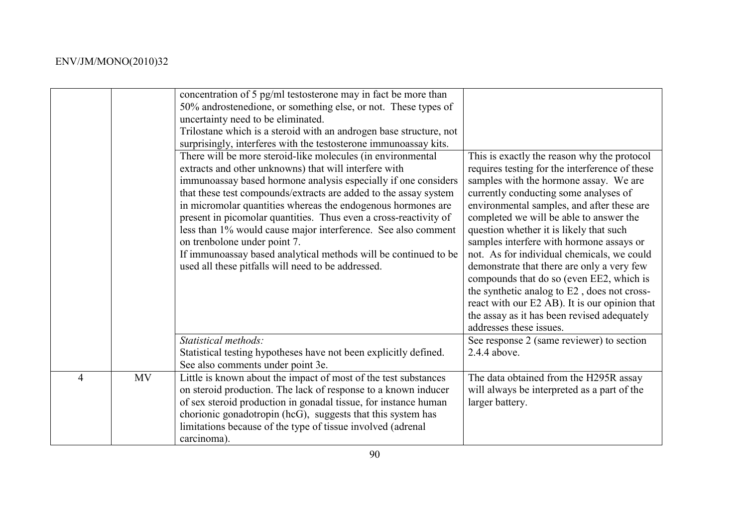| | | | |
|---|---|---|---|
| | | concentration of 5 pg/ml testosterone may in fact be more than 50% androstenedione, or something else, or not. These types of uncertainty need to be eliminated.<br>Trilostane which is a steroid with an androgen base structure, not surprisingly, interferes with the testosterone immunoassay kits. | |
| | | There will be more steroid-like molecules (in environmental extracts and other unknowns) that will interfere with immunoassay based hormone analysis especially if one considers that these test compounds/extracts are added to the assay system in micromolar quantities whereas the endogenous hormones are present in picomolar quantities. Thus even a cross-reactivity of less than 1% would cause major interference. See also comment on trenbolone under point 7.<br>If immunoassay based analytical methods will be continued to be used all these pitfalls will need to be addressed. | This is exactly the reason why the protocol requires testing for the interference of these samples with the hormone assay. We are currently conducting some analyses of environmental samples, and after these are completed we will be able to answer the question whether it is likely that such samples interfere with hormone assays or not. As for individual chemicals, we could demonstrate that there are only a very few compounds that do so (even EE2, which is the synthetic analog to E2 , does not cross-react with our E2 AB). It is our opinion that the assay as it has been revised adequately addresses these issues. |
| | | *Statistical methods:*<br>Statistical testing hypotheses have not been explicitly defined. See also comments under point 3e. | See response 2 (same reviewer) to section 2.4.4 above. |
| 4 | MV | Little is known about the impact of most of the test substances on steroid production. The lack of response to a known inducer of sex steroid production in gonadal tissue, for instance human chorionic gonadotropin (hcG), suggests that this system has limitations because of the type of tissue involved (adrenal carcinoma). | The data obtained from the H295R assay will always be interpreted as a part of the larger battery. |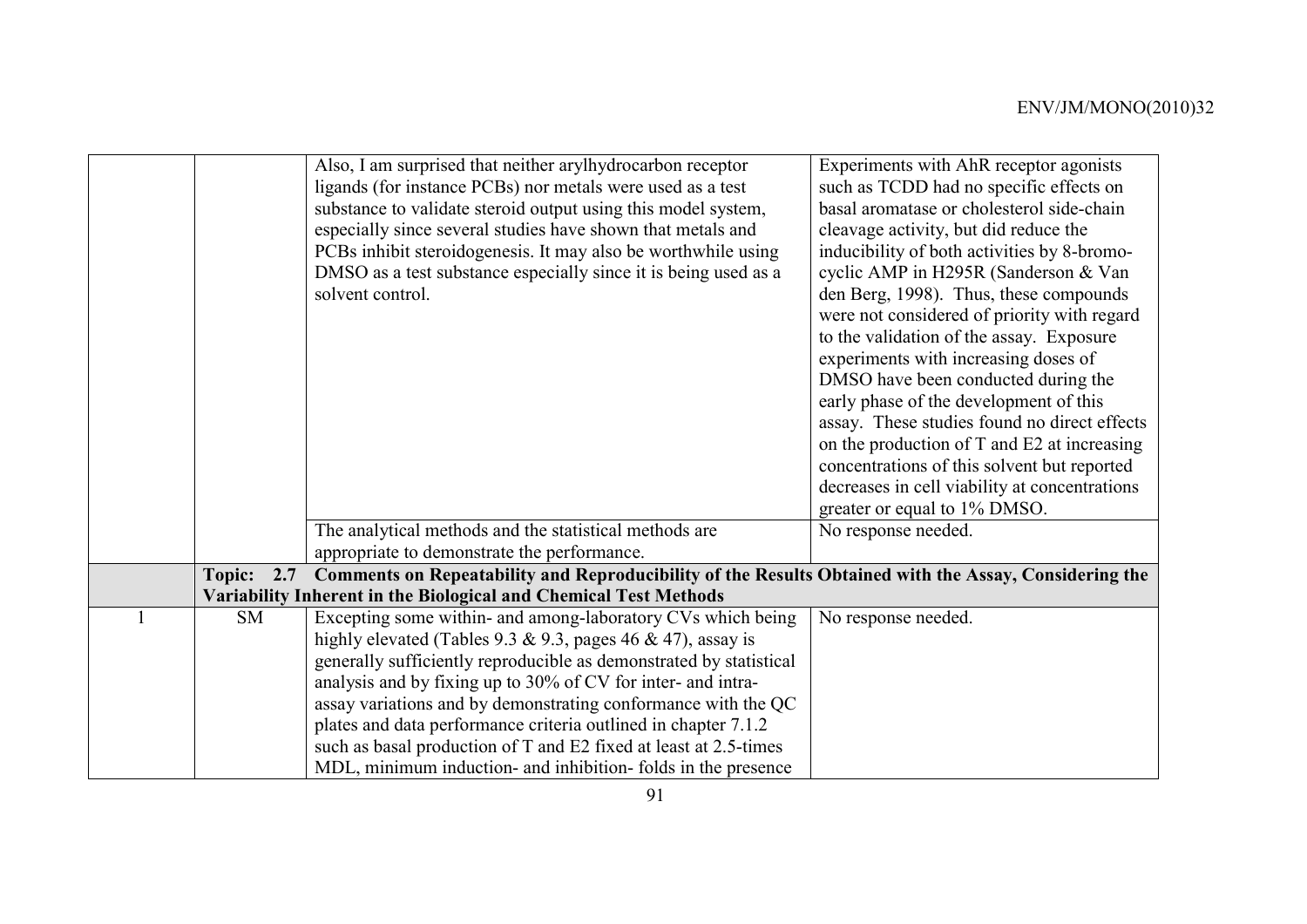| | | | |
|---|---|---|---|
| | | Also, I am surprised that neither arylhydrocarbon receptor ligands (for instance PCBs) nor metals were used as a test substance to validate steroid output using this model system, especially since several studies have shown that metals and PCBs inhibit steroidogenesis. It may also be worthwhile using DMSO as a test substance especially since it is being used as a solvent control. | Experiments with AhR receptor agonists such as TCDD had no specific effects on basal aromatase or cholesterol side-chain cleavage activity, but did reduce the inducibility of both activities by 8-bromo-cyclic AMP in H295R (Sanderson & Van den Berg, 1998). Thus, these compounds were not considered of priority with regard to the validation of the assay. Exposure experiments with increasing doses of DMSO have been conducted during the early phase of the development of this assay. These studies found no direct effects on the production of T and E2 at increasing concentrations of this solvent but reported decreases in cell viability at concentrations greater or equal to 1% DMSO. |
| | | The analytical methods and the statistical methods are appropriate to demonstrate the performance. | No response needed. |
| | **Topic: 2.7 Comments on Repeatability and Reproducibility of the Results Obtained with the Assay, Considering the Variability Inherent in the Biological and Chemical Test Methods** | | |
| 1 | SM | Excepting some within- and among-laboratory CVs which being highly elevated (Tables 9.3 & 9.3, pages 46 & 47), assay is generally sufficiently reproducible as demonstrated by statistical analysis and by fixing up to 30% of CV for inter- and intra-assay variations and by demonstrating conformance with the QC plates and data performance criteria outlined in chapter 7.1.2 such as basal production of T and E2 fixed at least at 2.5-times MDL, minimum induction- and inhibition- folds in the presence | No response needed. |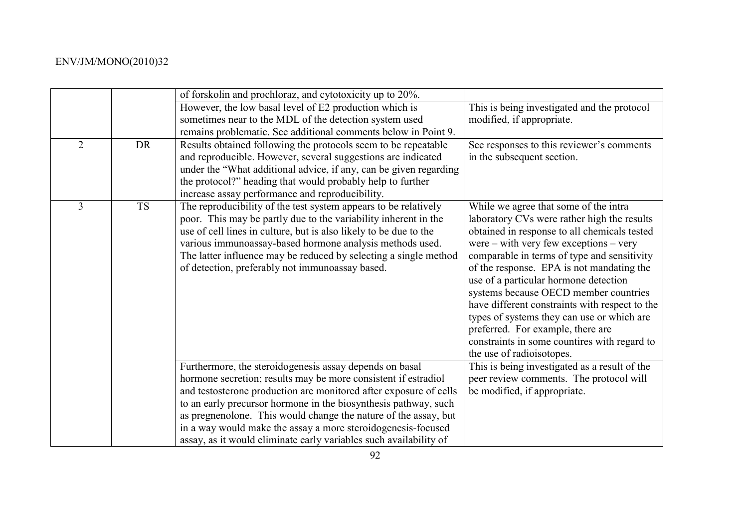| | | | |
|---|---|---|---|
| | | of forskolin and prochloraz, and cytotoxicity up to 20%. | |
| | | However, the low basal level of E2 production which is sometimes near to the MDL of the detection system used remains problematic. See additional comments below in Point 9. | This is being investigated and the protocol modified, if appropriate. |
| 2 | DR | Results obtained following the protocols seem to be repeatable and reproducible. However, several suggestions are indicated under the "What additional advice, if any, can be given regarding the protocol?" heading that would probably help to further increase assay performance and reproducibility. | See responses to this reviewer's comments in the subsequent section. |
| 3 | TS | The reproducibility of the test system appears to be relatively poor. This may be partly due to the variability inherent in the use of cell lines in culture, but is also likely to be due to the various immunoassay-based hormone analysis methods used. The latter influence may be reduced by selecting a single method of detection, preferably not immunoassay based. | While we agree that some of the intra laboratory CVs were rather high the results obtained in response to all chemicals tested were – with very few exceptions – very comparable in terms of type and sensitivity of the response. EPA is not mandating the use of a particular hormone detection systems because OECD member countries have different constraints with respect to the types of systems they can use or which are preferred. For example, there are constraints in some countires with regard to the use of radioisotopes. |
| | | Furthermore, the steroidogenesis assay depends on basal hormone secretion; results may be more consistent if estradiol and testosterone production are monitored after exposure of cells to an early precursor hormone in the biosynthesis pathway, such as pregnenolone. This would change the nature of the assay, but in a way would make the assay a more steroidogenesis-focused assay, as it would eliminate early variables such availability of | This is being investigated as a result of the peer review comments. The protocol will be modified, if appropriate. |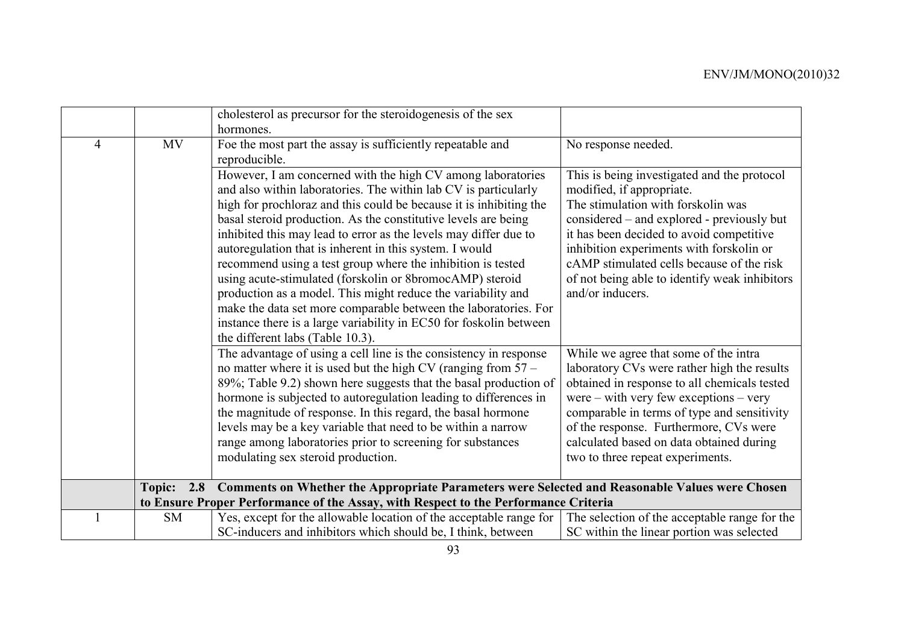| | | | |
|---|---|---|---|
| | | cholesterol as precursor for the steroidogenesis of the sex hormones. | |
| 4 | MV | Foe the most part the assay is sufficiently repeatable and reproducible. | No response needed. |
| | | However, I am concerned with the high CV among laboratories and also within laboratories. The within lab CV is particularly high for prochloraz and this could be because it is inhibiting the basal steroid production. As the constitutive levels are being inhibited this may lead to error as the levels may differ due to autoregulation that is inherent in this system. I would recommend using a test group where the inhibition is tested using acute-stimulated (forskolin or 8bromocAMP) steroid production as a model. This might reduce the variability and make the data set more comparable between the laboratories. For instance there is a large variability in EC50 for foskolin between the different labs (Table 10.3). | This is being investigated and the protocol modified, if appropriate. The stimulation with forskolin was considered – and explored - previously but it has been decided to avoid competitive inhibition experiments with forskolin or cAMP stimulated cells because of the risk of not being able to identify weak inhibitors and/or inducers. |
| | | The advantage of using a cell line is the consistency in response no matter where it is used but the high CV (ranging from 57 – 89%; Table 9.2) shown here suggests that the basal production of hormone is subjected to autoregulation leading to differences in the magnitude of response. In this regard, the basal hormone levels may be a key variable that need to be within a narrow range among laboratories prior to screening for substances modulating sex steroid production. | While we agree that some of the intra laboratory CVs were rather high the results obtained in response to all chemicals tested were – with very few exceptions – very comparable in terms of type and sensitivity of the response. Furthermore, CVs were calculated based on data obtained during two to three repeat experiments. |
| | **Topic: 2.8 Comments on Whether the Appropriate Parameters were Selected and Reasonable Values were Chosen to Ensure Proper Performance of the Assay, with Respect to the Performance Criteria** | | |
| 1 | SM | Yes, except for the allowable location of the acceptable range for SC-inducers and inhibitors which should be, I think, between | The selection of the acceptable range for the SC within the linear portion was selected |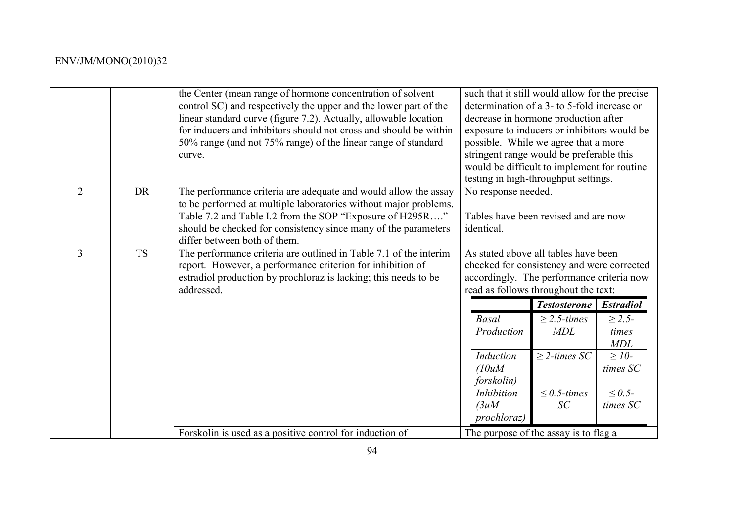| | | | |
|---|---|---|---|
| | | the Center (mean range of hormone concentration of solvent control SC) and respectively the upper and the lower part of the linear standard curve (figure 7.2). Actually, allowable location for inducers and inhibitors should not cross and should be within 50% range (and not 75% range) of the linear range of standard curve. | such that it still would allow for the precise determination of a 3- to 5-fold increase or decrease in hormone production after exposure to inducers or inhibitors would be possible. While we agree that a more stringent range would be preferable this would be difficult to implement for routine testing in high-throughput settings. |
| 2 | DR | The performance criteria are adequate and would allow the assay to be performed at multiple laboratories without major problems. | No response needed. |
| | | Table 7.2 and Table I.2 from the SOP "Exposure of H295R…." should be checked for consistency since many of the parameters differ between both of them. | Tables have been revised and are now identical. |
| 3 | TS | The performance criteria are outlined in Table 7.1 of the interim report. However, a performance criterion for inhibition of estradiol production by prochloraz is lacking; this needs to be addressed. | As stated above all tables have been checked for consistency and were corrected accordingly. The performance criteria now read as follows throughout the text:<br><br>\| \| ***Testosterone*** \| ***Estradiol*** \|<br>\| *Basal Production* \| *≥ 2.5-times MDL* \| *≥ 2.5-times MDL* \|<br>\| *Induction (10uM forskolin)* \| *≥ 2-times SC* \| *≥ 10-times SC* \|<br>\| *Inhibition (3uM prochloraz)* \| *≤ 0.5-times SC* \| *≤ 0.5-times SC* \| |
| | | Forskolin is used as a positive control for induction of | The purpose of the assay is to flag a |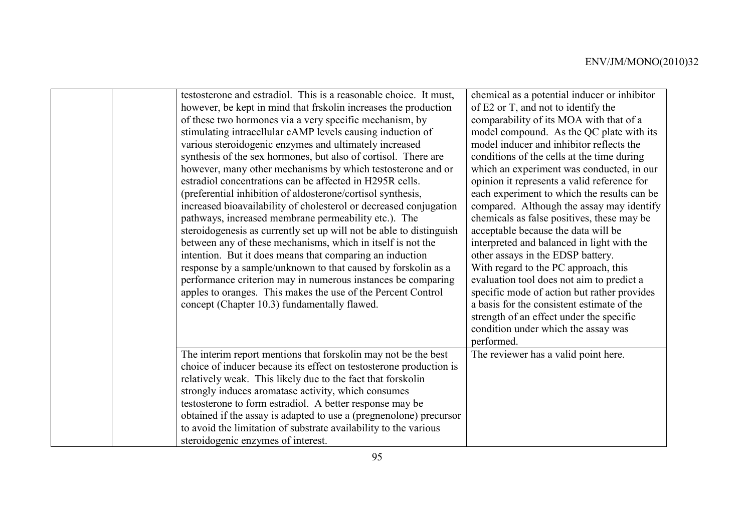| | | | |
|---|---|---|---|
| | | testosterone and estradiol. This is a reasonable choice. It must, however, be kept in mind that frskolin increases the production of these two hormones via a very specific mechanism, by stimulating intracellular cAMP levels causing induction of various steroidogenic enzymes and ultimately increased synthesis of the sex hormones, but also of cortisol. There are however, many other mechanisms by which testosterone and or estradiol concentrations can be affected in H295R cells. (preferential inhibition of aldosterone/cortisol synthesis, increased bioavailability of cholesterol or decreased conjugation pathways, increased membrane permeability etc.). The steroidogenesis as currently set up will not be able to distinguish between any of these mechanisms, which in itself is not the intention. But it does means that comparing an induction response by a sample/unknown to that caused by forskolin as a performance criterion may in numerous instances be comparing apples to oranges. This makes the use of the Percent Control concept (Chapter 10.3) fundamentally flawed. | chemical as a potential inducer or inhibitor of E2 or T, and not to identify the comparability of its MOA with that of a model compound. As the QC plate with its model inducer and inhibitor reflects the conditions of the cells at the time during which an experiment was conducted, in our opinion it represents a valid reference for each experiment to which the results can be compared. Although the assay may identify chemicals as false positives, these may be acceptable because the data will be interpreted and balanced in light with the other assays in the EDSP battery.<br>With regard to the PC approach, this evaluation tool does not aim to predict a specific mode of action but rather provides a basis for the consistent estimate of the strength of an effect under the specific condition under which the assay was performed. |
| | | The interim report mentions that forskolin may not be the best choice of inducer because its effect on testosterone production is relatively weak. This likely due to the fact that forskolin strongly induces aromatase activity, which consumes testosterone to form estradiol. A better response may be obtained if the assay is adapted to use a (pregnenolone) precursor to avoid the limitation of substrate availability to the various steroidogenic enzymes of interest. | The reviewer has a valid point here. |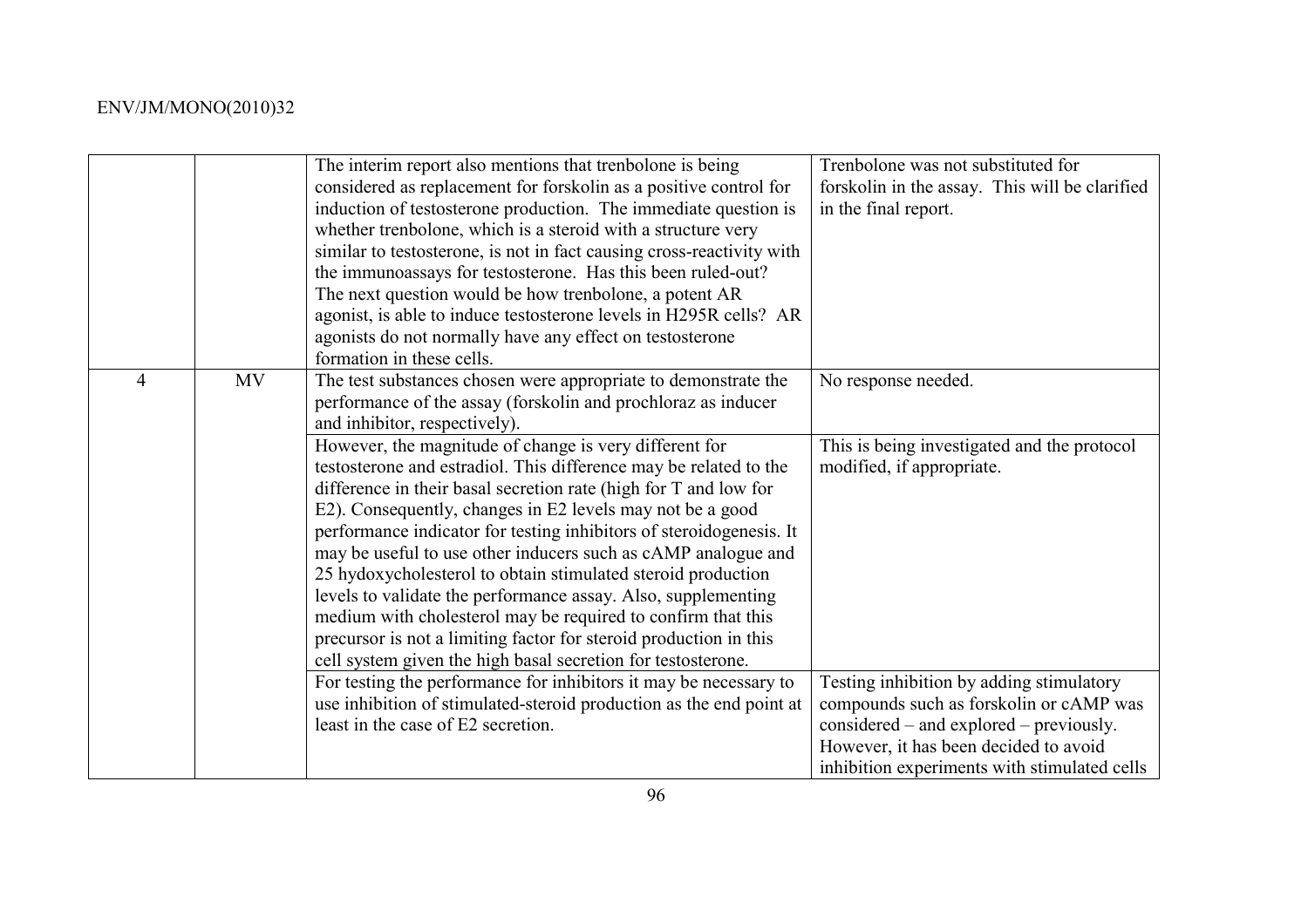| | | | |
|---|---|---|---|
| | | The interim report also mentions that trenbolone is being considered as replacement for forskolin as a positive control for induction of testosterone production. The immediate question is whether trenbolone, which is a steroid with a structure very similar to testosterone, is not in fact causing cross-reactivity with the immunoassays for testosterone. Has this been ruled-out? The next question would be how trenbolone, a potent AR agonist, is able to induce testosterone levels in H295R cells? AR agonists do not normally have any effect on testosterone formation in these cells. | Trenbolone was not substituted for forskolin in the assay. This will be clarified in the final report. |
| 4 | MV | The test substances chosen were appropriate to demonstrate the performance of the assay (forskolin and prochloraz as inducer and inhibitor, respectively). | No response needed. |
| | | However, the magnitude of change is very different for testosterone and estradiol. This difference may be related to the difference in their basal secretion rate (high for T and low for E2). Consequently, changes in E2 levels may not be a good performance indicator for testing inhibitors of steroidogenesis. It may be useful to use other inducers such as cAMP analogue and 25 hydoxycholesterol to obtain stimulated steroid production levels to validate the performance assay. Also, supplementing medium with cholesterol may be required to confirm that this precursor is not a limiting factor for steroid production in this cell system given the high basal secretion for testosterone. | This is being investigated and the protocol modified, if appropriate. |
| | | For testing the performance for inhibitors it may be necessary to use inhibition of stimulated-steroid production as the end point at least in the case of E2 secretion. | Testing inhibition by adding stimulatory compounds such as forskolin or cAMP was considered – and explored – previously. However, it has been decided to avoid inhibition experiments with stimulated cells |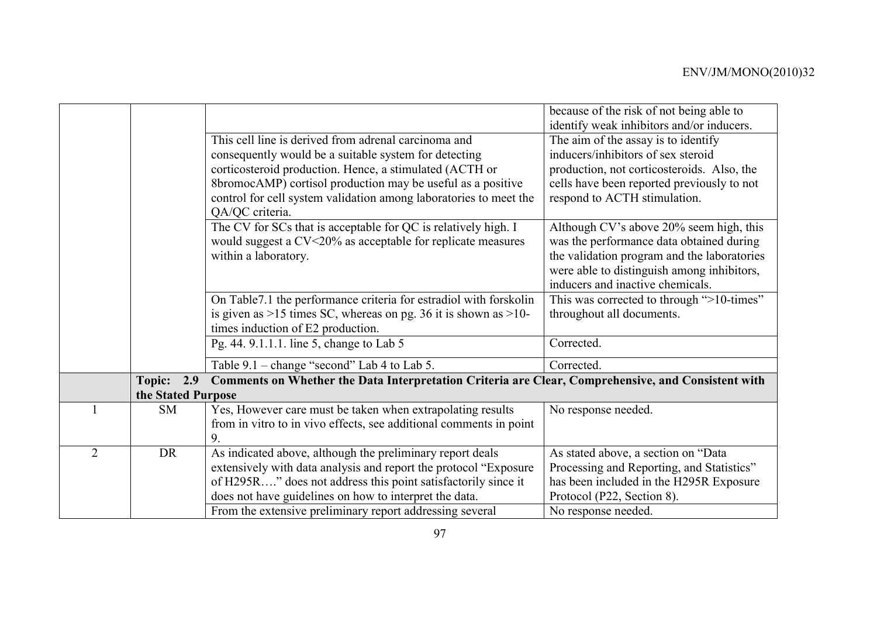|  |  |  |  |
|---|---|---|---|
|  |  |  | because of the risk of not being able to identify weak inhibitors and/or inducers. |
|  |  | This cell line is derived from adrenal carcinoma and consequently would be a suitable system for detecting corticosteroid production. Hence, a stimulated (ACTH or 8bromocAMP) cortisol production may be useful as a positive control for cell system validation among laboratories to meet the QA/QC criteria. | The aim of the assay is to identify inducers/inhibitors of sex steroid production, not corticosteroids. Also, the cells have been reported previously to not respond to ACTH stimulation. |
|  |  | The CV for SCs that is acceptable for QC is relatively high. I would suggest a CV<20% as acceptable for replicate measures within a laboratory. | Although CV's above 20% seem high, this was the performance data obtained during the validation program and the laboratories were able to distinguish among inhibitors, inducers and inactive chemicals. |
|  |  | On Table7.1 the performance criteria for estradiol with forskolin is given as >15 times SC, whereas on pg. 36 it is shown as >10-times induction of E2 production. | This was corrected to through ">10-times" throughout all documents. |
|  |  | Pg. 44. 9.1.1.1. line 5, change to Lab 5 | Corrected. |
|  |  | Table 9.1 – change "second" Lab 4 to Lab 5. | Corrected. |
|  | **Topic: 2.9 Comments on Whether the Data Interpretation Criteria are Clear, Comprehensive, and Consistent with the Stated Purpose** |  |  |
| 1 | SM | Yes, However care must be taken when extrapolating results from in vitro to in vivo effects, see additional comments in point 9. | No response needed. |
| 2 | DR | As indicated above, although the preliminary report deals extensively with data analysis and report the protocol "Exposure of H295R…." does not address this point satisfactorily since it does not have guidelines on how to interpret the data. | As stated above, a section on "Data Processing and Reporting, and Statistics" has been included in the H295R Exposure Protocol (P22, Section 8). |
|  |  | From the extensive preliminary report addressing several | No response needed. |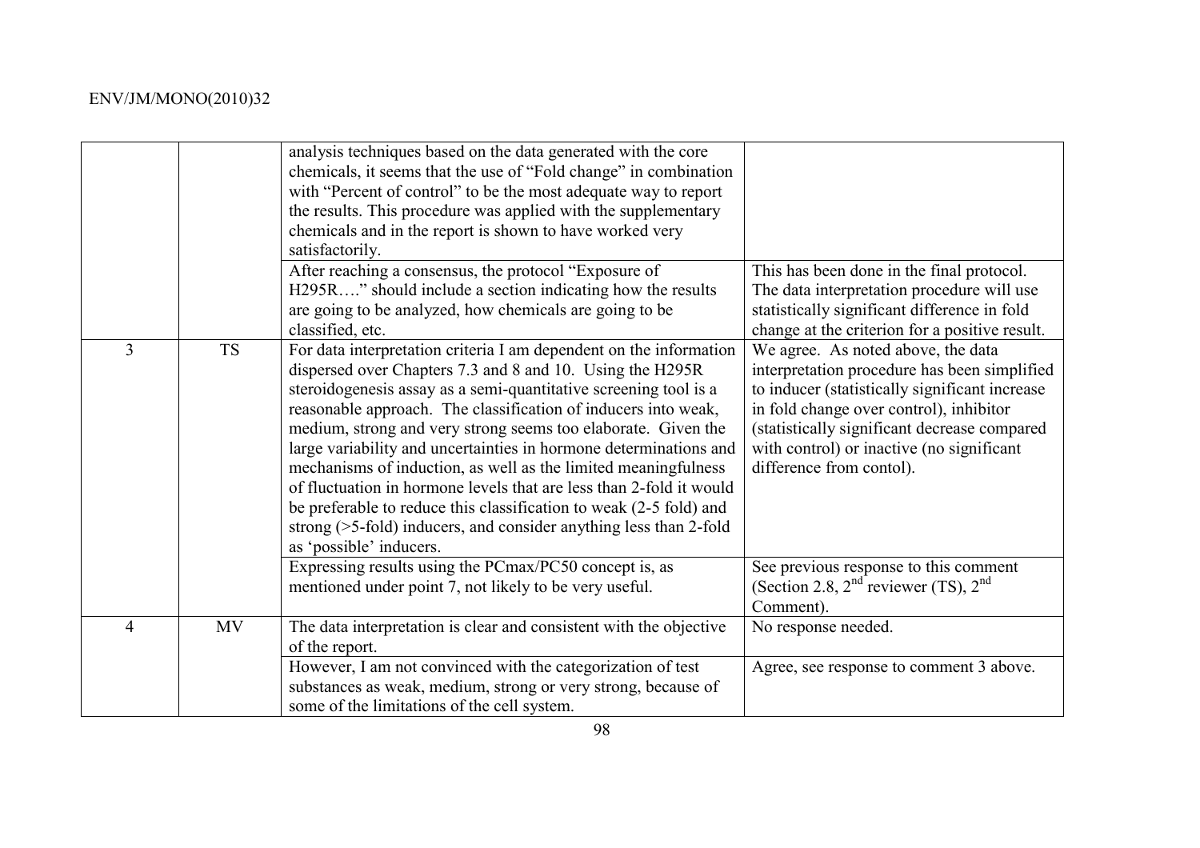| | | | |
|---|---|---|---|
| | | analysis techniques based on the data generated with the core chemicals, it seems that the use of "Fold change" in combination with "Percent of control" to be the most adequate way to report the results. This procedure was applied with the supplementary chemicals and in the report is shown to have worked very satisfactorily. | |
| | | After reaching a consensus, the protocol "Exposure of H295R…." should include a section indicating how the results are going to be analyzed, how chemicals are going to be classified, etc. | This has been done in the final protocol. The data interpretation procedure will use statistically significant difference in fold change at the criterion for a positive result. |
| 3 | TS | For data interpretation criteria I am dependent on the information dispersed over Chapters 7.3 and 8 and 10. Using the H295R steroidogenesis assay as a semi-quantitative screening tool is a reasonable approach. The classification of inducers into weak, medium, strong and very strong seems too elaborate. Given the large variability and uncertainties in hormone determinations and mechanisms of induction, as well as the limited meaningfulness of fluctuation in hormone levels that are less than 2-fold it would be preferable to reduce this classification to weak (2-5 fold) and strong (>5-fold) inducers, and consider anything less than 2-fold as 'possible' inducers. | We agree. As noted above, the data interpretation procedure has been simplified to inducer (statistically significant increase in fold change over control), inhibitor (statistically significant decrease compared with control) or inactive (no significant difference from contol). |
| | | Expressing results using the PCmax/PC50 concept is, as mentioned under point 7, not likely to be very useful. | See previous response to this comment (Section 2.8, 2nd reviewer (TS), 2nd Comment). |
| 4 | MV | The data interpretation is clear and consistent with the objective of the report. | No response needed. |
| | | However, I am not convinced with the categorization of test substances as weak, medium, strong or very strong, because of some of the limitations of the cell system. | Agree, see response to comment 3 above. |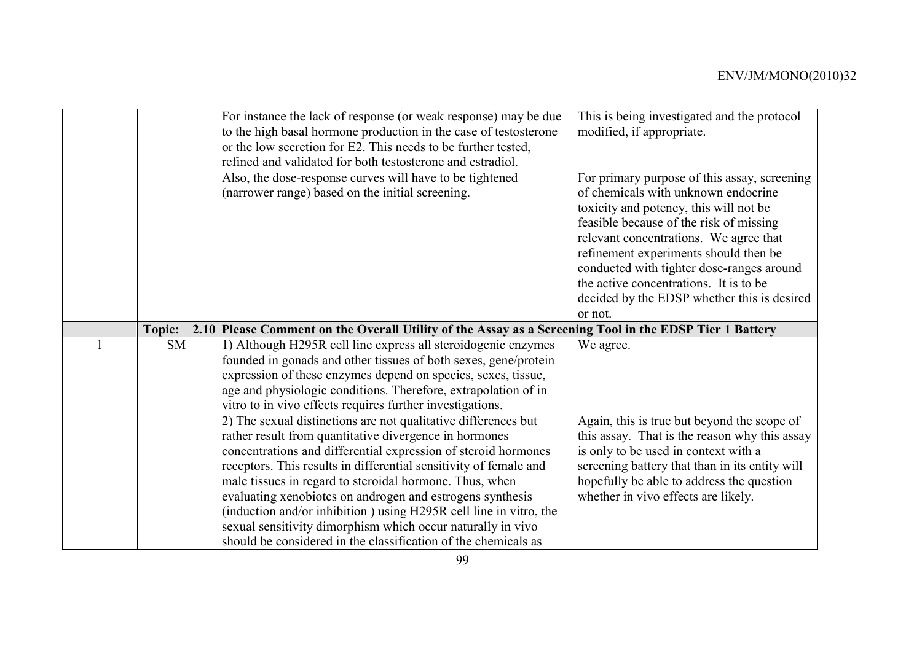| | | | |
|---|---|---|---|
| | | For instance the lack of response (or weak response) may be due to the high basal hormone production in the case of testosterone or the low secretion for E2. This needs to be further tested, refined and validated for both testosterone and estradiol. | This is being investigated and the protocol modified, if appropriate. |
| | | Also, the dose-response curves will have to be tightened (narrower range) based on the initial screening. | For primary purpose of this assay, screening of chemicals with unknown endocrine toxicity and potency, this will not be feasible because of the risk of missing relevant concentrations. We agree that refinement experiments should then be conducted with tighter dose-ranges around the active concentrations. It is to be decided by the EDSP whether this is desired or not. |
| | **Topic:** | **2.10 Please Comment on the Overall Utility of the Assay as a Screening Tool in the EDSP Tier 1 Battery** | |
| 1 | SM | 1) Although H295R cell line express all steroidogenic enzymes founded in gonads and other tissues of both sexes, gene/protein expression of these enzymes depend on species, sexes, tissue, age and physiologic conditions. Therefore, extrapolation of in vitro to in vivo effects requires further investigations. | We agree. |
| | | 2) The sexual distinctions are not qualitative differences but rather result from quantitative divergence in hormones concentrations and differential expression of steroid hormones receptors. This results in differential sensitivity of female and male tissues in regard to steroidal hormone. Thus, when evaluating xenobiotcs on androgen and estrogens synthesis (induction and/or inhibition ) using H295R cell line in vitro, the sexual sensitivity dimorphism which occur naturally in vivo should be considered in the classification of the chemicals as | Again, this is true but beyond the scope of this assay. That is the reason why this assay is only to be used in context with a screening battery that than in its entity will hopefully be able to address the question whether in vivo effects are likely. |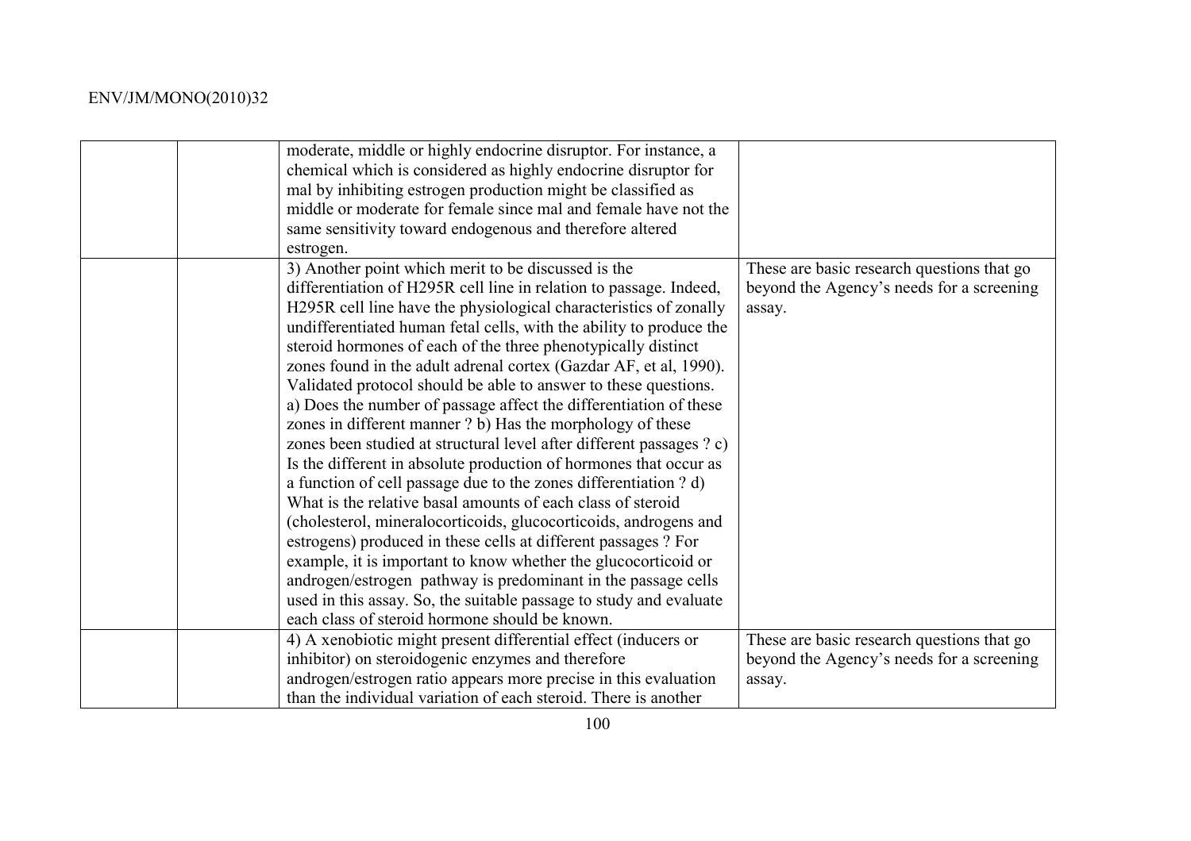|  |  |  |  |
|---|---|---|---|
|  |  | moderate, middle or highly endocrine disruptor. For instance, a chemical which is considered as highly endocrine disruptor for mal by inhibiting estrogen production might be classified as middle or moderate for female since mal and female have not the same sensitivity toward endogenous and therefore altered estrogen. |  |
|  |  | 3) Another point which merit to be discussed is the differentiation of H295R cell line in relation to passage. Indeed, H295R cell line have the physiological characteristics of zonally undifferentiated human fetal cells, with the ability to produce the steroid hormones of each of the three phenotypically distinct zones found in the adult adrenal cortex (Gazdar AF, et al, 1990). Validated protocol should be able to answer to these questions. a) Does the number of passage affect the differentiation of these zones in different manner ? b) Has the morphology of these zones been studied at structural level after different passages ? c) Is the different in absolute production of hormones that occur as a function of cell passage due to the zones differentiation ? d) What is the relative basal amounts of each class of steroid (cholesterol, mineralocorticoids, glucocorticoids, androgens and estrogens) produced in these cells at different passages ? For example, it is important to know whether the glucocorticoid or androgen/estrogen pathway is predominant in the passage cells used in this assay. So, the suitable passage to study and evaluate each class of steroid hormone should be known. | These are basic research questions that go beyond the Agency's needs for a screening assay. |
|  |  | 4) A xenobiotic might present differential effect (inducers or inhibitor) on steroidogenic enzymes and therefore androgen/estrogen ratio appears more precise in this evaluation than the individual variation of each steroid. There is another | These are basic research questions that go beyond the Agency's needs for a screening assay. |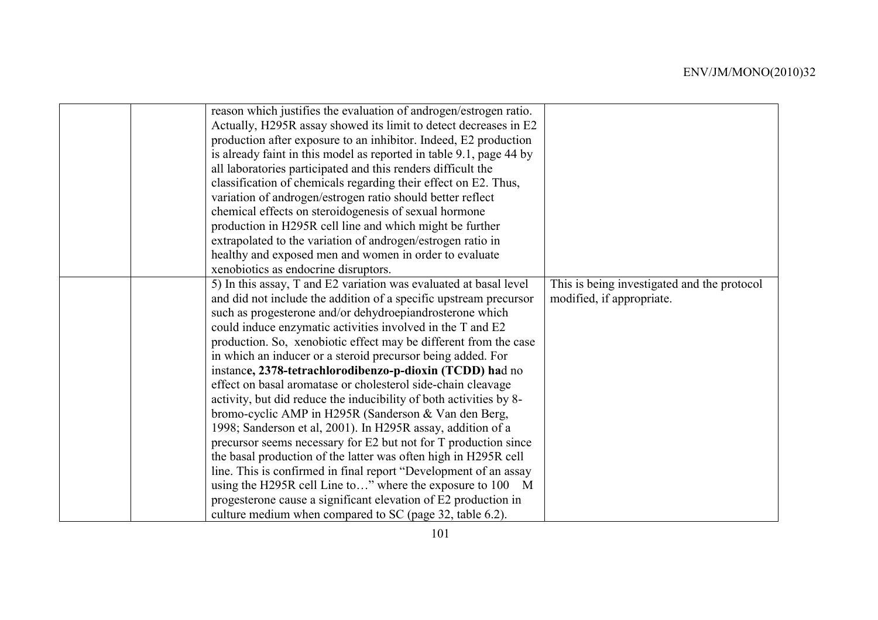| | | | |
|---|---|---|---|
| | | reason which justifies the evaluation of androgen/estrogen ratio. Actually, H295R assay showed its limit to detect decreases in E2 production after exposure to an inhibitor. Indeed, E2 production is already faint in this model as reported in table 9.1, page 44 by all laboratories participated and this renders difficult the classification of chemicals regarding their effect on E2. Thus, variation of androgen/estrogen ratio should better reflect chemical effects on steroidogenesis of sexual hormone production in H295R cell line and which might be further extrapolated to the variation of androgen/estrogen ratio in healthy and exposed men and women in order to evaluate xenobiotics as endocrine disruptors. | |
| | | 5) In this assay, T and E2 variation was evaluated at basal level and did not include the addition of a specific upstream precursor such as progesterone and/or dehydroepiandrosterone which could induce enzymatic activities involved in the T and E2 production. So, xenobiotic effect may be different from the case in which an inducer or a steroid precursor being added. For instanc**e, 2378-tetrachlorodibenzo-p-dioxin (TCDD) ha**d no effect on basal aromatase or cholesterol side-chain cleavage activity, but did reduce the inducibility of both activities by 8-bromo-cyclic AMP in H295R (Sanderson & Van den Berg, 1998; Sanderson et al, 2001). In H295R assay, addition of a precursor seems necessary for E2 but not for T production since the basal production of the latter was often high in H295R cell line. This is confirmed in final report "Development of an assay using the H295R cell Line to…" where the exposure to 100 M progesterone cause a significant elevation of E2 production in culture medium when compared to SC (page 32, table 6.2). | This is being investigated and the protocol modified, if appropriate. |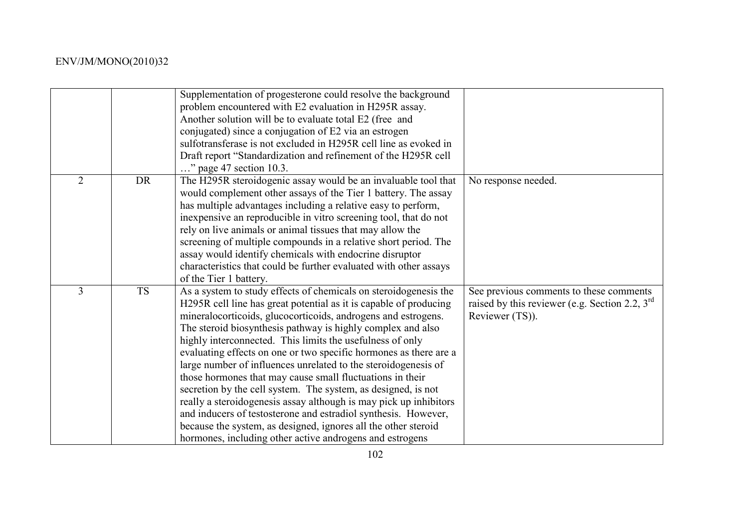| | | | |
|---|---|---|---|
| | | Supplementation of progesterone could resolve the background problem encountered with E2 evaluation in H295R assay. Another solution will be to evaluate total E2 (free and conjugated) since a conjugation of E2 via an estrogen sulfotransferase is not excluded in H295R cell line as evoked in Draft report "Standardization and refinement of the H295R cell …" page 47 section 10.3. | |
| 2 | DR | The H295R steroidogenic assay would be an invaluable tool that would complement other assays of the Tier 1 battery. The assay has multiple advantages including a relative easy to perform, inexpensive an reproducible in vitro screening tool, that do not rely on live animals or animal tissues that may allow the screening of multiple compounds in a relative short period. The assay would identify chemicals with endocrine disruptor characteristics that could be further evaluated with other assays of the Tier 1 battery. | No response needed. |
| 3 | TS | As a system to study effects of chemicals on steroidogenesis the H295R cell line has great potential as it is capable of producing mineralocorticoids, glucocorticoids, androgens and estrogens. The steroid biosynthesis pathway is highly complex and also highly interconnected. This limits the usefulness of only evaluating effects on one or two specific hormones as there are a large number of influences unrelated to the steroidogenesis of those hormones that may cause small fluctuations in their secretion by the cell system. The system, as designed, is not really a steroidogenesis assay although is may pick up inhibitors and inducers of testosterone and estradiol synthesis. However, because the system, as designed, ignores all the other steroid hormones, including other active androgens and estrogens | See previous comments to these comments raised by this reviewer (e.g. Section 2.2, 3rd Reviewer (TS)). |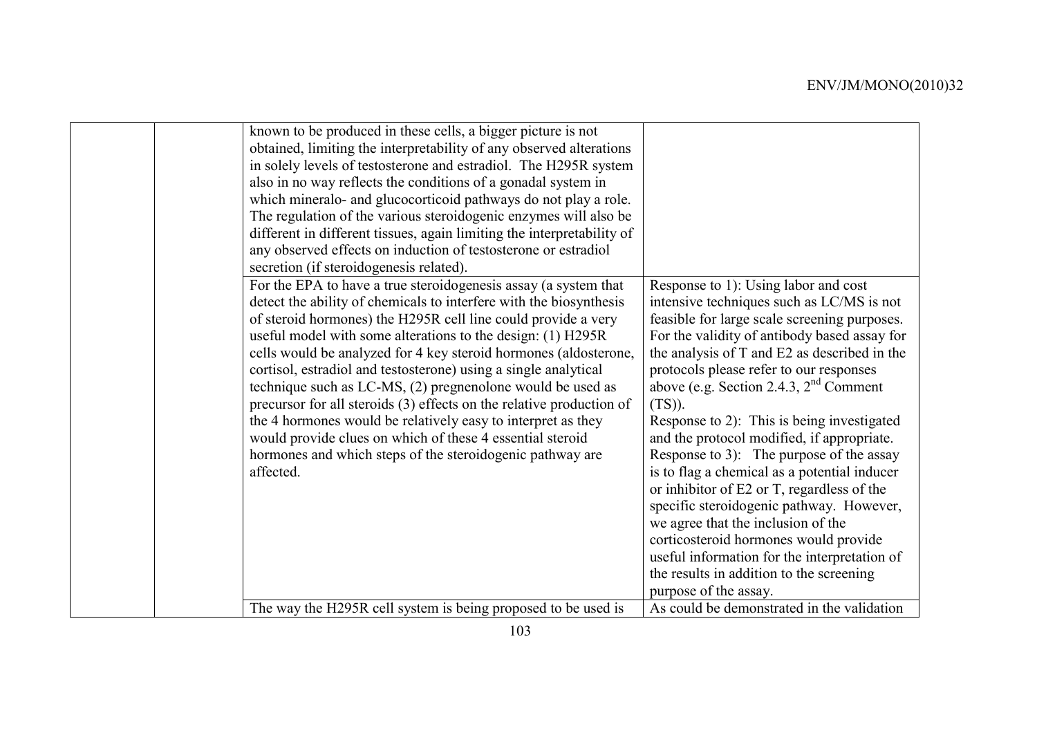| | | | |
|---|---|---|---|
| | | known to be produced in these cells, a bigger picture is not obtained, limiting the interpretability of any observed alterations in solely levels of testosterone and estradiol. The H295R system also in no way reflects the conditions of a gonadal system in which mineralo- and glucocorticoid pathways do not play a role. The regulation of the various steroidogenic enzymes will also be different in different tissues, again limiting the interpretability of any observed effects on induction of testosterone or estradiol secretion (if steroidogenesis related). | |
| | | For the EPA to have a true steroidogenesis assay (a system that detect the ability of chemicals to interfere with the biosynthesis of steroid hormones) the H295R cell line could provide a very useful model with some alterations to the design: (1) H295R cells would be analyzed for 4 key steroid hormones (aldosterone, cortisol, estradiol and testosterone) using a single analytical technique such as LC-MS, (2) pregnenolone would be used as precursor for all steroids (3) effects on the relative production of the 4 hormones would be relatively easy to interpret as they would provide clues on which of these 4 essential steroid hormones and which steps of the steroidogenic pathway are affected. | Response to 1): Using labor and cost intensive techniques such as LC/MS is not feasible for large scale screening purposes. For the validity of antibody based assay for the analysis of T and E2 as described in the protocols please refer to our responses above (e.g. Section 2.4.3, 2nd Comment (TS)).<br>Response to 2): This is being investigated and the protocol modified, if appropriate.<br>Response to 3): The purpose of the assay is to flag a chemical as a potential inducer or inhibitor of E2 or T, regardless of the specific steroidogenic pathway. However, we agree that the inclusion of the corticosteroid hormones would provide useful information for the interpretation of the results in addition to the screening purpose of the assay. |
| | | The way the H295R cell system is being proposed to be used is | As could be demonstrated in the validation |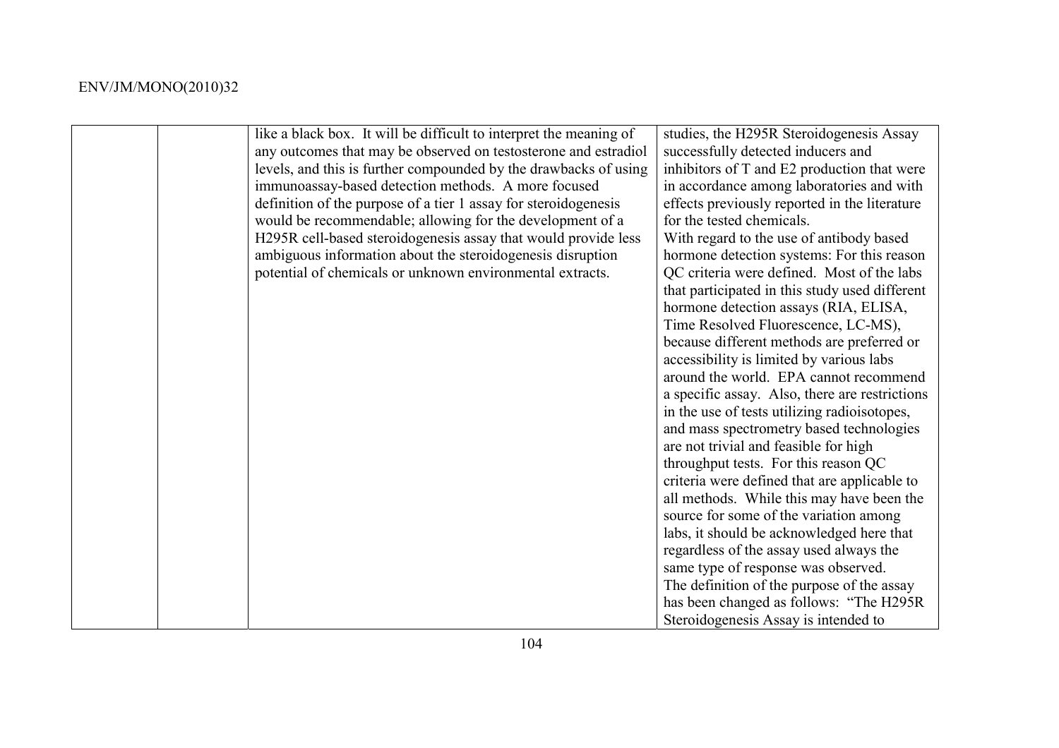| | | | |
|---|---|---|---|
| | | like a black box. It will be difficult to interpret the meaning of any outcomes that may be observed on testosterone and estradiol levels, and this is further compounded by the drawbacks of using immunoassay-based detection methods. A more focused definition of the purpose of a tier 1 assay for steroidogenesis would be recommendable; allowing for the development of a H295R cell-based steroidogenesis assay that would provide less ambiguous information about the steroidogenesis disruption potential of chemicals or unknown environmental extracts. | studies, the H295R Steroidogenesis Assay successfully detected inducers and inhibitors of T and E2 production that were in accordance among laboratories and with effects previously reported in the literature for the tested chemicals.<br>With regard to the use of antibody based hormone detection systems: For this reason QC criteria were defined. Most of the labs that participated in this study used different hormone detection assays (RIA, ELISA, Time Resolved Fluorescence, LC-MS), because different methods are preferred or accessibility is limited by various labs around the world. EPA cannot recommend a specific assay. Also, there are restrictions in the use of tests utilizing radioisotopes, and mass spectrometry based technologies are not trivial and feasible for high throughput tests. For this reason QC criteria were defined that are applicable to all methods. While this may have been the source for some of the variation among labs, it should be acknowledged here that regardless of the assay used always the same type of response was observed.<br>The definition of the purpose of the assay has been changed as follows: "The H295R Steroidogenesis Assay is intended to |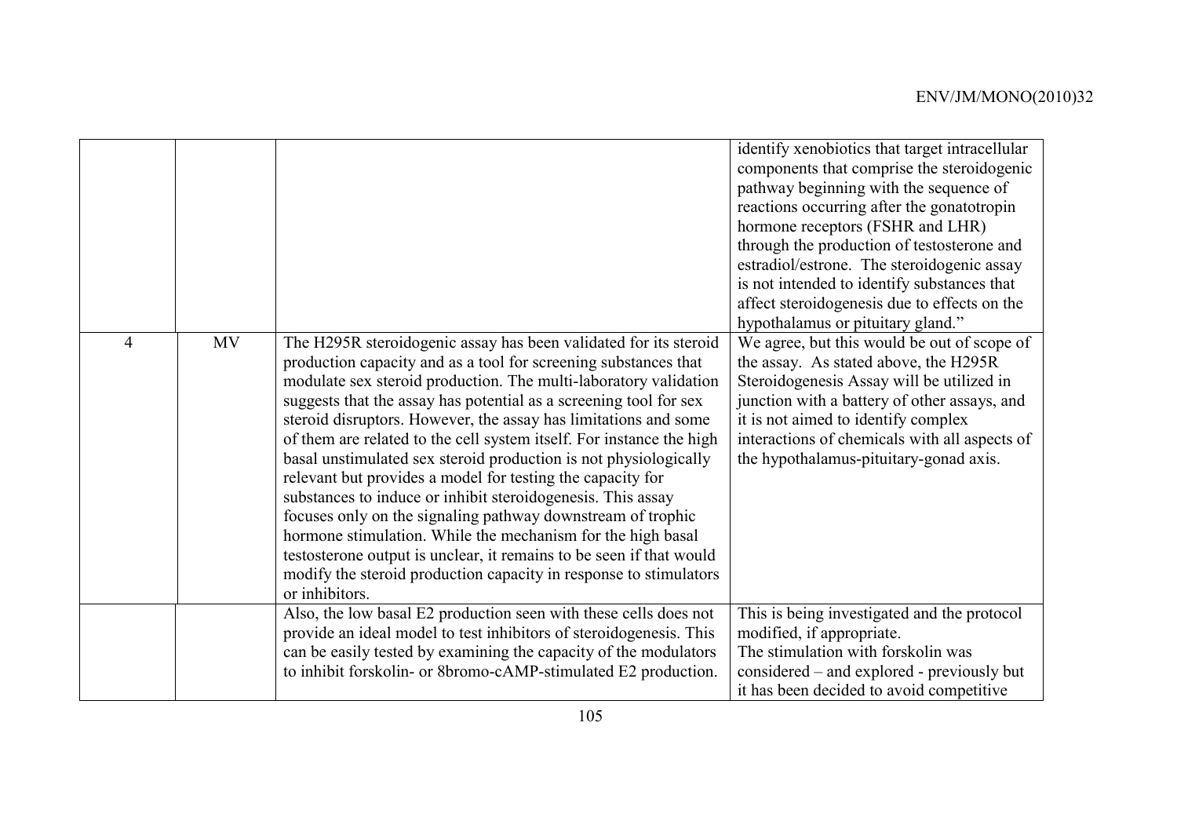| | | | |
|---|---|---|---|
| | | | identify xenobiotics that target intracellular components that comprise the steroidogenic pathway beginning with the sequence of reactions occurring after the gonatotropin hormone receptors (FSHR and LHR) through the production of testosterone and estradiol/estrone. The steroidogenic assay is not intended to identify substances that affect steroidogenesis due to effects on the hypothalamus or pituitary gland." |
| 4 | MV | The H295R steroidogenic assay has been validated for its steroid production capacity and as a tool for screening substances that modulate sex steroid production. The multi-laboratory validation suggests that the assay has potential as a screening tool for sex steroid disruptors. However, the assay has limitations and some of them are related to the cell system itself. For instance the high basal unstimulated sex steroid production is not physiologically relevant but provides a model for testing the capacity for substances to induce or inhibit steroidogenesis. This assay focuses only on the signaling pathway downstream of trophic hormone stimulation. While the mechanism for the high basal testosterone output is unclear, it remains to be seen if that would modify the steroid production capacity in response to stimulators or inhibitors. | We agree, but this would be out of scope of the assay. As stated above, the H295R Steroidogenesis Assay will be utilized in junction with a battery of other assays, and it is not aimed to identify complex interactions of chemicals with all aspects of the hypothalamus-pituitary-gonad axis. |
| | | Also, the low basal E2 production seen with these cells does not provide an ideal model to test inhibitors of steroidogenesis. This can be easily tested by examining the capacity of the modulators to inhibit forskolin- or 8bromo-cAMP-stimulated E2 production. | This is being investigated and the protocol modified, if appropriate.<br>The stimulation with forskolin was considered – and explored - previously but it has been decided to avoid competitive |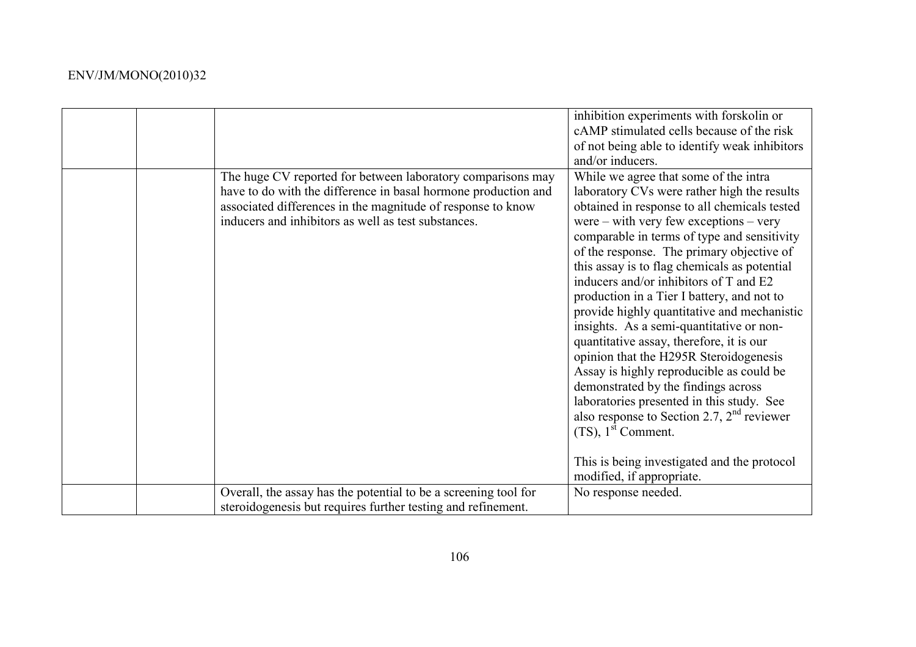|  |  |  |  |
|---|---|---|---|
|  |  |  | inhibition experiments with forskolin or cAMP stimulated cells because of the risk of not being able to identify weak inhibitors and/or inducers. |
|  |  | The huge CV reported for between laboratory comparisons may have to do with the difference in basal hormone production and associated differences in the magnitude of response to know inducers and inhibitors as well as test substances. | While we agree that some of the intra laboratory CVs were rather high the results obtained in response to all chemicals tested were – with very few exceptions – very comparable in terms of type and sensitivity of the response. The primary objective of this assay is to flag chemicals as potential inducers and/or inhibitors of T and E2 production in a Tier I battery, and not to provide highly quantitative and mechanistic insights. As a semi-quantitative or non-quantitative assay, therefore, it is our opinion that the H295R Steroidogenesis Assay is highly reproducible as could be demonstrated by the findings across laboratories presented in this study. See also response to Section 2.7, 2nd reviewer (TS), 1st Comment.<br><br>This is being investigated and the protocol modified, if appropriate. |
|  |  | Overall, the assay has the potential to be a screening tool for steroidogenesis but requires further testing and refinement. | No response needed. |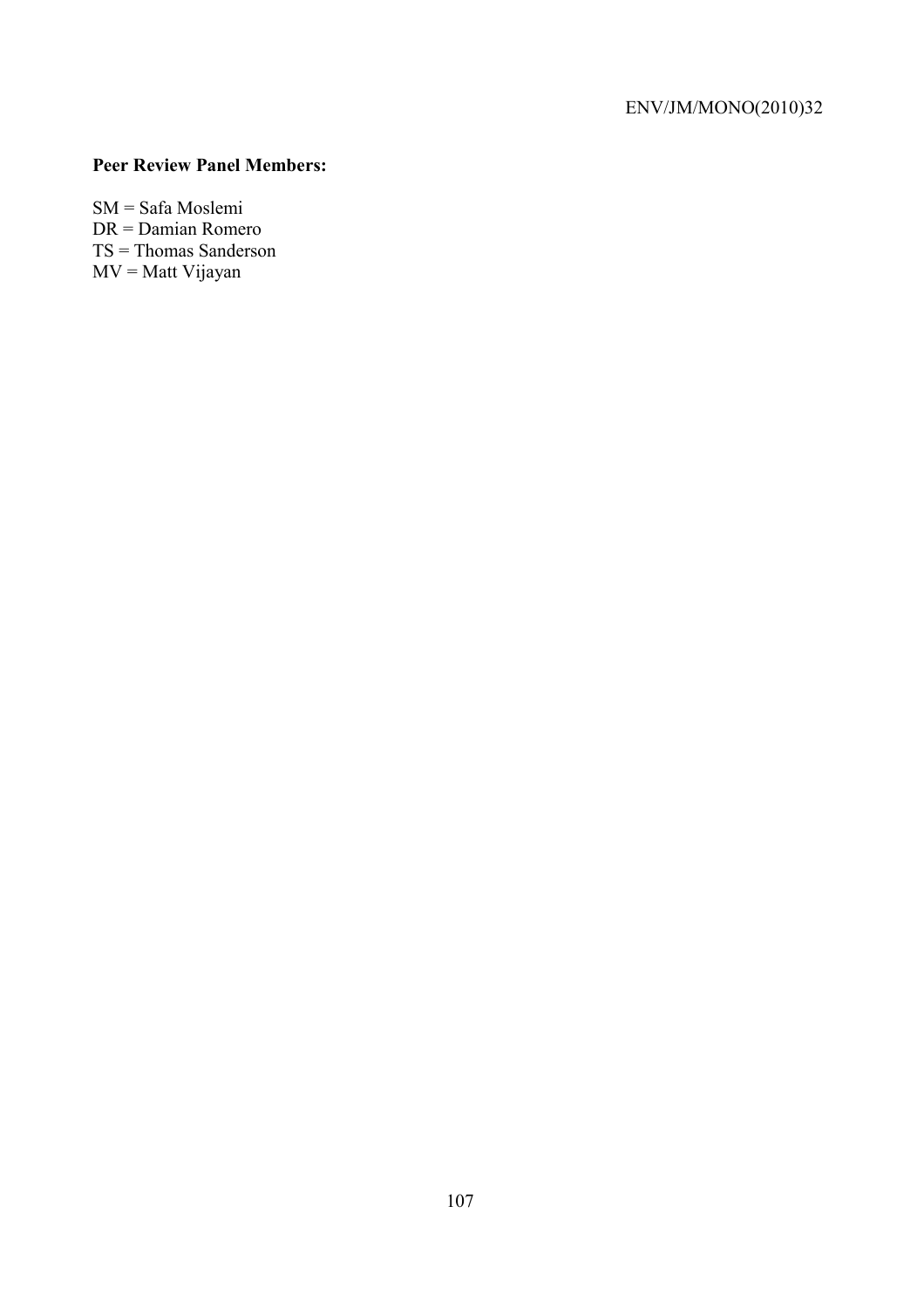**Peer Review Panel Members:**

SM = Safa Moslemi  
DR = Damian Romero  
TS = Thomas Sanderson  
MV = Matt Vijayan